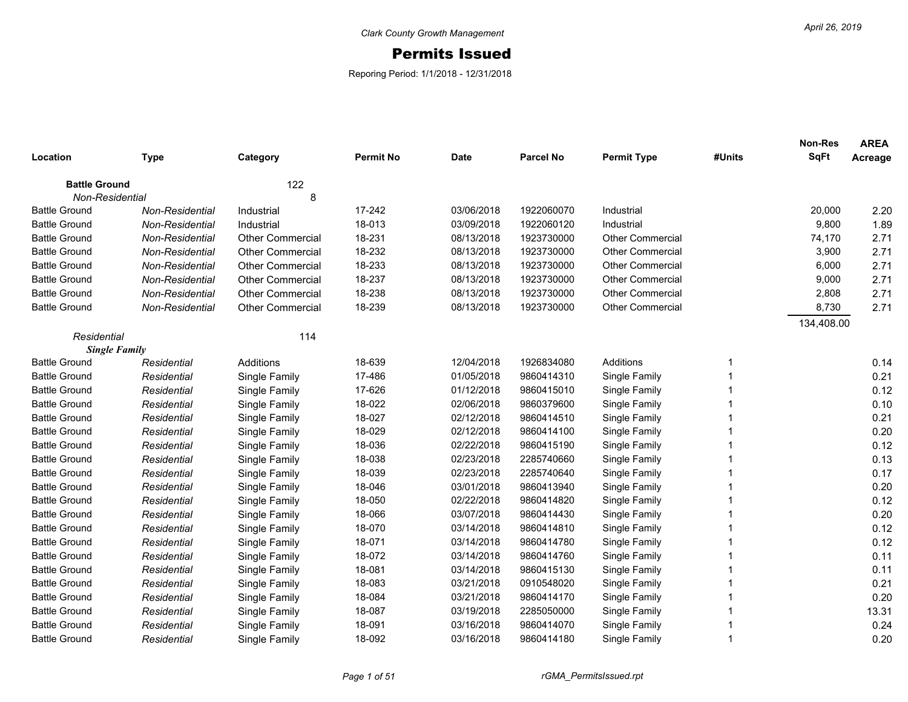*Clark County Growth Management*

April 26, 2019

# Permits Issued

Reporing Period: 1/1/2018 - 12/31/2018

| Location | Type | Category | Permit No | Date | Parcel No | Permit Type | #Units | Non-Res SqFt | AREA Acreage |
|---|---|---|---|---|---|---|---|---|---|
| **Battle Ground** | | 122 | | | | | | | |
| *Non-Residential* | | 8 | | | | | | | |
| Battle Ground | *Non-Residential* | Industrial | 17-242 | 03/06/2018 | 1922060070 | Industrial | | 20,000 | 2.20 |
| Battle Ground | *Non-Residential* | Industrial | 18-013 | 03/09/2018 | 1922060120 | Industrial | | 9,800 | 1.89 |
| Battle Ground | *Non-Residential* | Other Commercial | 18-231 | 08/13/2018 | 1923730000 | Other Commercial | | 74,170 | 2.71 |
| Battle Ground | *Non-Residential* | Other Commercial | 18-232 | 08/13/2018 | 1923730000 | Other Commercial | | 3,900 | 2.71 |
| Battle Ground | *Non-Residential* | Other Commercial | 18-233 | 08/13/2018 | 1923730000 | Other Commercial | | 6,000 | 2.71 |
| Battle Ground | *Non-Residential* | Other Commercial | 18-237 | 08/13/2018 | 1923730000 | Other Commercial | | 9,000 | 2.71 |
| Battle Ground | *Non-Residential* | Other Commercial | 18-238 | 08/13/2018 | 1923730000 | Other Commercial | | 2,808 | 2.71 |
| Battle Ground | *Non-Residential* | Other Commercial | 18-239 | 08/13/2018 | 1923730000 | Other Commercial | | 8,730 | 2.71 |
| | | | | | | | | 134,408.00 | |
| *Residential* | | 114 | | | | | | | |
| ***Single Family*** | | | | | | | | | |
| Battle Ground | *Residential* | Additions | 18-639 | 12/04/2018 | 1926834080 | Additions | 1 | | 0.14 |
| Battle Ground | *Residential* | Single Family | 17-486 | 01/05/2018 | 9860414310 | Single Family | 1 | | 0.21 |
| Battle Ground | *Residential* | Single Family | 17-626 | 01/12/2018 | 9860415010 | Single Family | 1 | | 0.12 |
| Battle Ground | *Residential* | Single Family | 18-022 | 02/06/2018 | 9860379600 | Single Family | 1 | | 0.10 |
| Battle Ground | *Residential* | Single Family | 18-027 | 02/12/2018 | 9860414510 | Single Family | 1 | | 0.21 |
| Battle Ground | *Residential* | Single Family | 18-029 | 02/12/2018 | 9860414100 | Single Family | 1 | | 0.20 |
| Battle Ground | *Residential* | Single Family | 18-036 | 02/22/2018 | 9860415190 | Single Family | 1 | | 0.12 |
| Battle Ground | *Residential* | Single Family | 18-038 | 02/23/2018 | 2285740660 | Single Family | 1 | | 0.13 |
| Battle Ground | *Residential* | Single Family | 18-039 | 02/23/2018 | 2285740640 | Single Family | 1 | | 0.17 |
| Battle Ground | *Residential* | Single Family | 18-046 | 03/01/2018 | 9860413940 | Single Family | 1 | | 0.20 |
| Battle Ground | *Residential* | Single Family | 18-050 | 02/22/2018 | 9860414820 | Single Family | 1 | | 0.12 |
| Battle Ground | *Residential* | Single Family | 18-066 | 03/07/2018 | 9860414430 | Single Family | 1 | | 0.20 |
| Battle Ground | *Residential* | Single Family | 18-070 | 03/14/2018 | 9860414810 | Single Family | 1 | | 0.12 |
| Battle Ground | *Residential* | Single Family | 18-071 | 03/14/2018 | 9860414780 | Single Family | 1 | | 0.12 |
| Battle Ground | *Residential* | Single Family | 18-072 | 03/14/2018 | 9860414760 | Single Family | 1 | | 0.11 |
| Battle Ground | *Residential* | Single Family | 18-081 | 03/14/2018 | 9860415130 | Single Family | 1 | | 0.11 |
| Battle Ground | *Residential* | Single Family | 18-083 | 03/21/2018 | 0910548020 | Single Family | 1 | | 0.21 |
| Battle Ground | *Residential* | Single Family | 18-084 | 03/21/2018 | 9860414170 | Single Family | 1 | | 0.20 |
| Battle Ground | *Residential* | Single Family | 18-087 | 03/19/2018 | 2285050000 | Single Family | 1 | | 13.31 |
| Battle Ground | *Residential* | Single Family | 18-091 | 03/16/2018 | 9860414070 | Single Family | 1 | | 0.24 |
| Battle Ground | *Residential* | Single Family | 18-092 | 03/16/2018 | 9860414180 | Single Family | 1 | | 0.20 |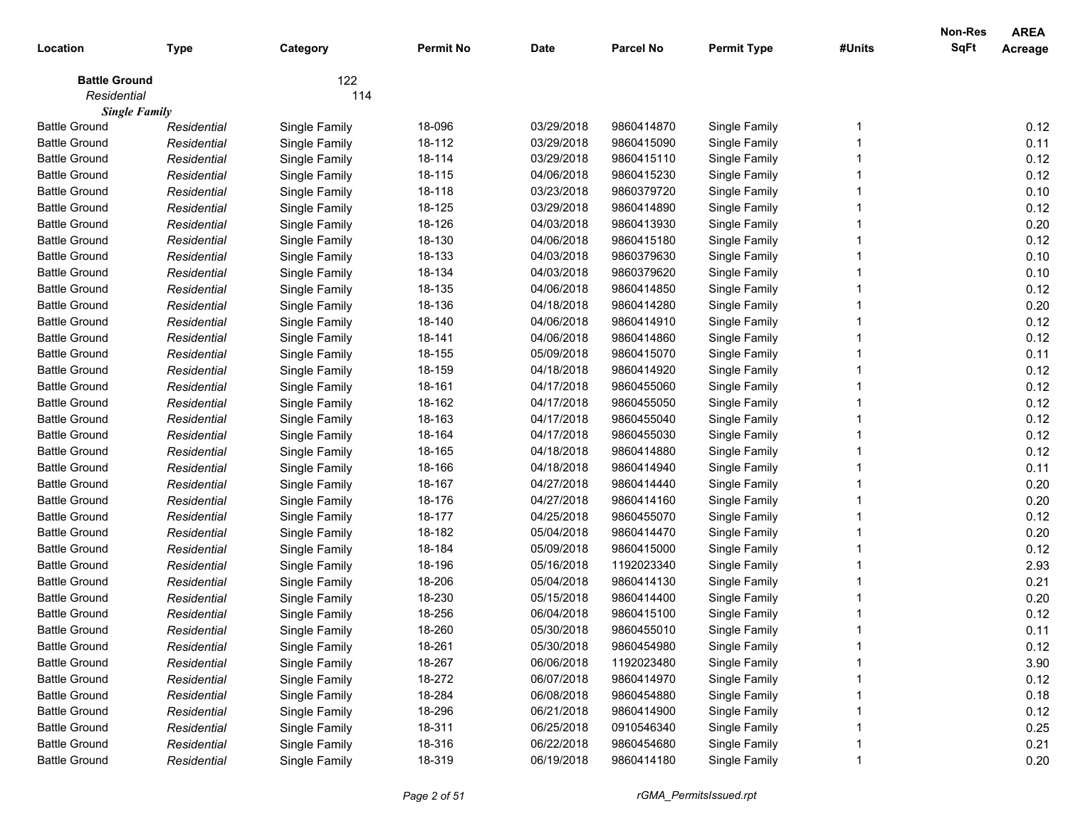| Location | Type | Category | Permit No | Date | Parcel No | Permit Type | #Units | Non-Res SqFt | AREA Acreage |
|---|---|---|---|---|---|---|---|---|---|
| **Battle Ground** | | 122 | | | | | | | |
| *Residential* | | 114 | | | | | | | |
| ***Single Family*** | | | | | | | | | |
| Battle Ground | *Residential* | Single Family | 18-096 | 03/29/2018 | 9860414870 | Single Family | 1 | | 0.12 |
| Battle Ground | *Residential* | Single Family | 18-112 | 03/29/2018 | 9860415090 | Single Family | 1 | | 0.11 |
| Battle Ground | *Residential* | Single Family | 18-114 | 03/29/2018 | 9860415110 | Single Family | 1 | | 0.12 |
| Battle Ground | *Residential* | Single Family | 18-115 | 04/06/2018 | 9860415230 | Single Family | 1 | | 0.12 |
| Battle Ground | *Residential* | Single Family | 18-118 | 03/23/2018 | 9860379720 | Single Family | 1 | | 0.10 |
| Battle Ground | *Residential* | Single Family | 18-125 | 03/29/2018 | 9860414890 | Single Family | 1 | | 0.12 |
| Battle Ground | *Residential* | Single Family | 18-126 | 04/03/2018 | 9860413930 | Single Family | 1 | | 0.20 |
| Battle Ground | *Residential* | Single Family | 18-130 | 04/06/2018 | 9860415180 | Single Family | 1 | | 0.12 |
| Battle Ground | *Residential* | Single Family | 18-133 | 04/03/2018 | 9860379630 | Single Family | 1 | | 0.10 |
| Battle Ground | *Residential* | Single Family | 18-134 | 04/03/2018 | 9860379620 | Single Family | 1 | | 0.10 |
| Battle Ground | *Residential* | Single Family | 18-135 | 04/06/2018 | 9860414850 | Single Family | 1 | | 0.12 |
| Battle Ground | *Residential* | Single Family | 18-136 | 04/18/2018 | 9860414280 | Single Family | 1 | | 0.20 |
| Battle Ground | *Residential* | Single Family | 18-140 | 04/06/2018 | 9860414910 | Single Family | 1 | | 0.12 |
| Battle Ground | *Residential* | Single Family | 18-141 | 04/06/2018 | 9860414860 | Single Family | 1 | | 0.12 |
| Battle Ground | *Residential* | Single Family | 18-155 | 05/09/2018 | 9860415070 | Single Family | 1 | | 0.11 |
| Battle Ground | *Residential* | Single Family | 18-159 | 04/18/2018 | 9860414920 | Single Family | 1 | | 0.12 |
| Battle Ground | *Residential* | Single Family | 18-161 | 04/17/2018 | 9860455060 | Single Family | 1 | | 0.12 |
| Battle Ground | *Residential* | Single Family | 18-162 | 04/17/2018 | 9860455050 | Single Family | 1 | | 0.12 |
| Battle Ground | *Residential* | Single Family | 18-163 | 04/17/2018 | 9860455040 | Single Family | 1 | | 0.12 |
| Battle Ground | *Residential* | Single Family | 18-164 | 04/17/2018 | 9860455030 | Single Family | 1 | | 0.12 |
| Battle Ground | *Residential* | Single Family | 18-165 | 04/18/2018 | 9860414880 | Single Family | 1 | | 0.12 |
| Battle Ground | *Residential* | Single Family | 18-166 | 04/18/2018 | 9860414940 | Single Family | 1 | | 0.11 |
| Battle Ground | *Residential* | Single Family | 18-167 | 04/27/2018 | 9860414440 | Single Family | 1 | | 0.20 |
| Battle Ground | *Residential* | Single Family | 18-176 | 04/27/2018 | 9860414160 | Single Family | 1 | | 0.20 |
| Battle Ground | *Residential* | Single Family | 18-177 | 04/25/2018 | 9860455070 | Single Family | 1 | | 0.12 |
| Battle Ground | *Residential* | Single Family | 18-182 | 05/04/2018 | 9860414470 | Single Family | 1 | | 0.20 |
| Battle Ground | *Residential* | Single Family | 18-184 | 05/09/2018 | 9860415000 | Single Family | 1 | | 0.12 |
| Battle Ground | *Residential* | Single Family | 18-196 | 05/16/2018 | 1192023340 | Single Family | 1 | | 2.93 |
| Battle Ground | *Residential* | Single Family | 18-206 | 05/04/2018 | 9860414130 | Single Family | 1 | | 0.21 |
| Battle Ground | *Residential* | Single Family | 18-230 | 05/15/2018 | 9860414400 | Single Family | 1 | | 0.20 |
| Battle Ground | *Residential* | Single Family | 18-256 | 06/04/2018 | 9860415100 | Single Family | 1 | | 0.12 |
| Battle Ground | *Residential* | Single Family | 18-260 | 05/30/2018 | 9860455010 | Single Family | 1 | | 0.11 |
| Battle Ground | *Residential* | Single Family | 18-261 | 05/30/2018 | 9860454980 | Single Family | 1 | | 0.12 |
| Battle Ground | *Residential* | Single Family | 18-267 | 06/06/2018 | 1192023480 | Single Family | 1 | | 3.90 |
| Battle Ground | *Residential* | Single Family | 18-272 | 06/07/2018 | 9860414970 | Single Family | 1 | | 0.12 |
| Battle Ground | *Residential* | Single Family | 18-284 | 06/08/2018 | 9860454880 | Single Family | 1 | | 0.18 |
| Battle Ground | *Residential* | Single Family | 18-296 | 06/21/2018 | 9860414900 | Single Family | 1 | | 0.12 |
| Battle Ground | *Residential* | Single Family | 18-311 | 06/25/2018 | 0910546340 | Single Family | 1 | | 0.25 |
| Battle Ground | *Residential* | Single Family | 18-316 | 06/22/2018 | 9860454680 | Single Family | 1 | | 0.21 |
| Battle Ground | *Residential* | Single Family | 18-319 | 06/19/2018 | 9860414180 | Single Family | 1 | | 0.20 |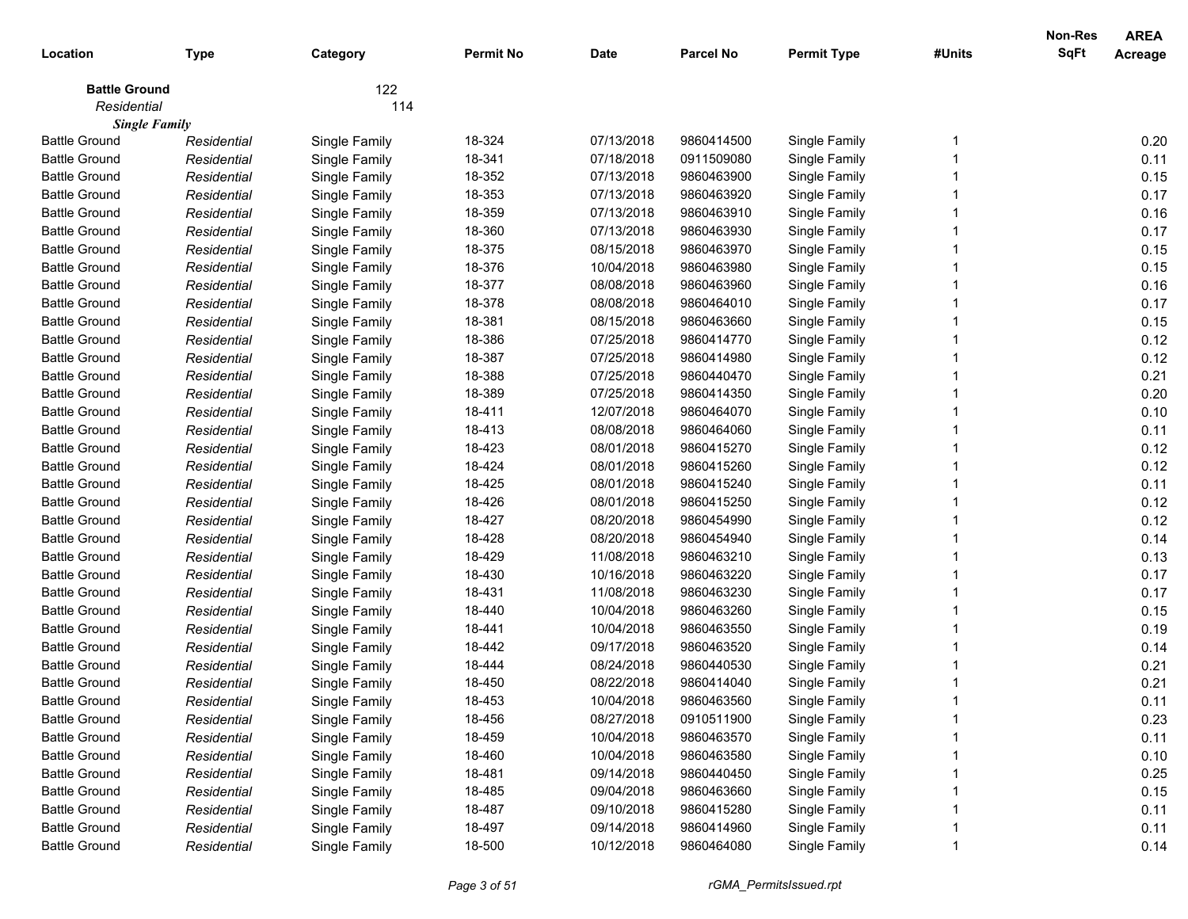| Location | Type | Category | Permit No | Date | Parcel No | Permit Type | #Units | Non-Res SqFt | AREA Acreage |
|---|---|---|---|---|---|---|---|---|---|
| **Battle Ground** | | 122 | | | | | | | |
| *Residential* | | 114 | | | | | | | |
| ***Single Family*** | | | | | | | | | |
| Battle Ground | *Residential* | Single Family | 18-324 | 07/13/2018 | 9860414500 | Single Family | 1 | | 0.20 |
| Battle Ground | *Residential* | Single Family | 18-341 | 07/18/2018 | 0911509080 | Single Family | 1 | | 0.11 |
| Battle Ground | *Residential* | Single Family | 18-352 | 07/13/2018 | 9860463900 | Single Family | 1 | | 0.15 |
| Battle Ground | *Residential* | Single Family | 18-353 | 07/13/2018 | 9860463920 | Single Family | 1 | | 0.17 |
| Battle Ground | *Residential* | Single Family | 18-359 | 07/13/2018 | 9860463910 | Single Family | 1 | | 0.16 |
| Battle Ground | *Residential* | Single Family | 18-360 | 07/13/2018 | 9860463930 | Single Family | 1 | | 0.17 |
| Battle Ground | *Residential* | Single Family | 18-375 | 08/15/2018 | 9860463970 | Single Family | 1 | | 0.15 |
| Battle Ground | *Residential* | Single Family | 18-376 | 10/04/2018 | 9860463980 | Single Family | 1 | | 0.15 |
| Battle Ground | *Residential* | Single Family | 18-377 | 08/08/2018 | 9860463960 | Single Family | 1 | | 0.16 |
| Battle Ground | *Residential* | Single Family | 18-378 | 08/08/2018 | 9860464010 | Single Family | 1 | | 0.17 |
| Battle Ground | *Residential* | Single Family | 18-381 | 08/15/2018 | 9860463660 | Single Family | 1 | | 0.15 |
| Battle Ground | *Residential* | Single Family | 18-386 | 07/25/2018 | 9860414770 | Single Family | 1 | | 0.12 |
| Battle Ground | *Residential* | Single Family | 18-387 | 07/25/2018 | 9860414980 | Single Family | 1 | | 0.12 |
| Battle Ground | *Residential* | Single Family | 18-388 | 07/25/2018 | 9860440470 | Single Family | 1 | | 0.21 |
| Battle Ground | *Residential* | Single Family | 18-389 | 07/25/2018 | 9860414350 | Single Family | 1 | | 0.20 |
| Battle Ground | *Residential* | Single Family | 18-411 | 12/07/2018 | 9860464070 | Single Family | 1 | | 0.10 |
| Battle Ground | *Residential* | Single Family | 18-413 | 08/08/2018 | 9860464060 | Single Family | 1 | | 0.11 |
| Battle Ground | *Residential* | Single Family | 18-423 | 08/01/2018 | 9860415270 | Single Family | 1 | | 0.12 |
| Battle Ground | *Residential* | Single Family | 18-424 | 08/01/2018 | 9860415260 | Single Family | 1 | | 0.12 |
| Battle Ground | *Residential* | Single Family | 18-425 | 08/01/2018 | 9860415240 | Single Family | 1 | | 0.11 |
| Battle Ground | *Residential* | Single Family | 18-426 | 08/01/2018 | 9860415250 | Single Family | 1 | | 0.12 |
| Battle Ground | *Residential* | Single Family | 18-427 | 08/20/2018 | 9860454990 | Single Family | 1 | | 0.12 |
| Battle Ground | *Residential* | Single Family | 18-428 | 08/20/2018 | 9860454940 | Single Family | 1 | | 0.14 |
| Battle Ground | *Residential* | Single Family | 18-429 | 11/08/2018 | 9860463210 | Single Family | 1 | | 0.13 |
| Battle Ground | *Residential* | Single Family | 18-430 | 10/16/2018 | 9860463220 | Single Family | 1 | | 0.17 |
| Battle Ground | *Residential* | Single Family | 18-431 | 11/08/2018 | 9860463230 | Single Family | 1 | | 0.17 |
| Battle Ground | *Residential* | Single Family | 18-440 | 10/04/2018 | 9860463260 | Single Family | 1 | | 0.15 |
| Battle Ground | *Residential* | Single Family | 18-441 | 10/04/2018 | 9860463550 | Single Family | 1 | | 0.19 |
| Battle Ground | *Residential* | Single Family | 18-442 | 09/17/2018 | 9860463520 | Single Family | 1 | | 0.14 |
| Battle Ground | *Residential* | Single Family | 18-444 | 08/24/2018 | 9860440530 | Single Family | 1 | | 0.21 |
| Battle Ground | *Residential* | Single Family | 18-450 | 08/22/2018 | 9860414040 | Single Family | 1 | | 0.21 |
| Battle Ground | *Residential* | Single Family | 18-453 | 10/04/2018 | 9860463560 | Single Family | 1 | | 0.11 |
| Battle Ground | *Residential* | Single Family | 18-456 | 08/27/2018 | 0910511900 | Single Family | 1 | | 0.23 |
| Battle Ground | *Residential* | Single Family | 18-459 | 10/04/2018 | 9860463570 | Single Family | 1 | | 0.11 |
| Battle Ground | *Residential* | Single Family | 18-460 | 10/04/2018 | 9860463580 | Single Family | 1 | | 0.10 |
| Battle Ground | *Residential* | Single Family | 18-481 | 09/14/2018 | 9860440450 | Single Family | 1 | | 0.25 |
| Battle Ground | *Residential* | Single Family | 18-485 | 09/04/2018 | 9860463660 | Single Family | 1 | | 0.15 |
| Battle Ground | *Residential* | Single Family | 18-487 | 09/10/2018 | 9860415280 | Single Family | 1 | | 0.11 |
| Battle Ground | *Residential* | Single Family | 18-497 | 09/14/2018 | 9860414960 | Single Family | 1 | | 0.11 |
| Battle Ground | *Residential* | Single Family | 18-500 | 10/12/2018 | 9860464080 | Single Family | 1 | | 0.14 |

rGMA_PermitsIssued.rpt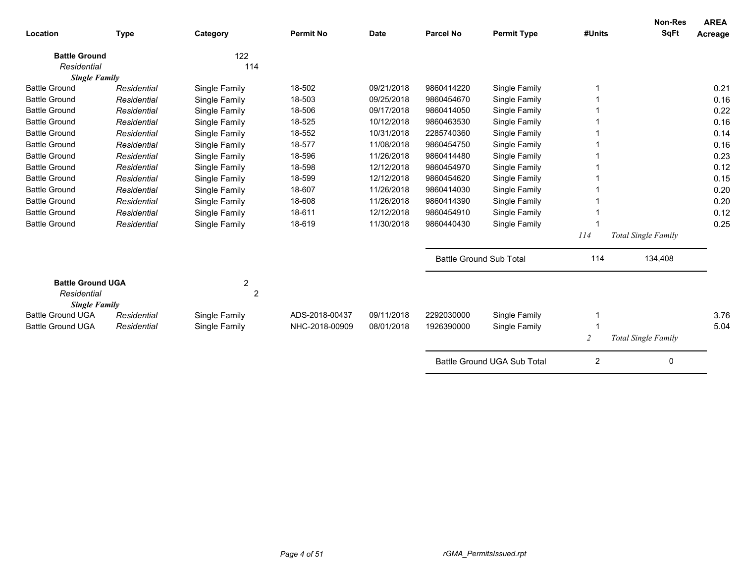| Location | Type | Category | Permit No | Date | Parcel No | Permit Type | #Units | Non-Res SqFt | AREA Acreage |
|---|---|---|---|---|---|---|---|---|---|
| **Battle Ground** | | 122 | | | | | | | |
| *Residential* | | 114 | | | | | | | |
| ***Single Family*** | | | | | | | | | |
| Battle Ground | *Residential* | Single Family | 18-502 | 09/21/2018 | 9860414220 | Single Family | 1 | | 0.21 |
| Battle Ground | *Residential* | Single Family | 18-503 | 09/25/2018 | 9860454670 | Single Family | 1 | | 0.16 |
| Battle Ground | *Residential* | Single Family | 18-506 | 09/17/2018 | 9860414050 | Single Family | 1 | | 0.22 |
| Battle Ground | *Residential* | Single Family | 18-525 | 10/12/2018 | 9860463530 | Single Family | 1 | | 0.16 |
| Battle Ground | *Residential* | Single Family | 18-552 | 10/31/2018 | 2285740360 | Single Family | 1 | | 0.14 |
| Battle Ground | *Residential* | Single Family | 18-577 | 11/08/2018 | 9860454750 | Single Family | 1 | | 0.16 |
| Battle Ground | *Residential* | Single Family | 18-596 | 11/26/2018 | 9860414480 | Single Family | 1 | | 0.23 |
| Battle Ground | *Residential* | Single Family | 18-598 | 12/12/2018 | 9860454970 | Single Family | 1 | | 0.12 |
| Battle Ground | *Residential* | Single Family | 18-599 | 12/12/2018 | 9860454620 | Single Family | 1 | | 0.15 |
| Battle Ground | *Residential* | Single Family | 18-607 | 11/26/2018 | 9860414030 | Single Family | 1 | | 0.20 |
| Battle Ground | *Residential* | Single Family | 18-608 | 11/26/2018 | 9860414390 | Single Family | 1 | | 0.20 |
| Battle Ground | *Residential* | Single Family | 18-611 | 12/12/2018 | 9860454910 | Single Family | 1 | | 0.12 |
| Battle Ground | *Residential* | Single Family | 18-619 | 11/30/2018 | 9860440430 | Single Family | 1 | | 0.25 |
| | | | | | | | *114* | *Total Single Family* | |
| | | | | | Battle Ground Sub Total | | 114 | 134,408 | |
| **Battle Ground UGA** | | 2 | | | | | | | |
| *Residential* | | 2 | | | | | | | |
| ***Single Family*** | | | | | | | | | |
| Battle Ground UGA | *Residential* | Single Family | ADS-2018-00437 | 09/11/2018 | 2292030000 | Single Family | 1 | | 3.76 |
| Battle Ground UGA | *Residential* | Single Family | NHC-2018-00909 | 08/01/2018 | 1926390000 | Single Family | 1 | | 5.04 |
| | | | | | | | *2* | *Total Single Family* | |
| | | | | | Battle Ground UGA Sub Total | | 2 | 0 | |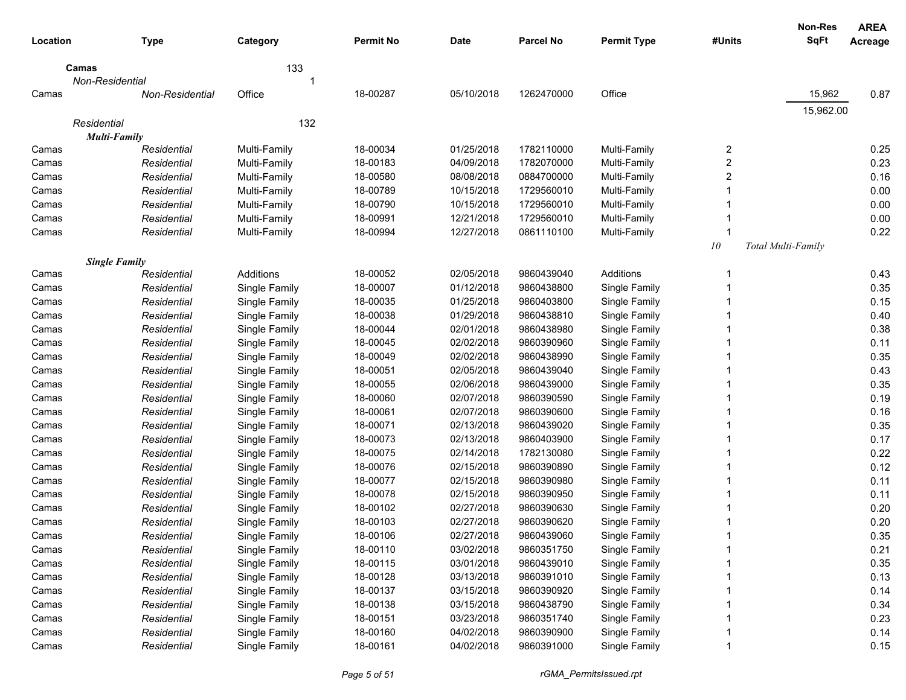| Location | Type | Category | Permit No | Date | Parcel No | Permit Type | #Units | Non-Res SqFt | AREA Acreage |
|---|---|---|---|---|---|---|---|---|---|
| **Camas** | | 133 | | | | | | | |
| *Non-Residential* | | 1 | | | | | | | |
| Camas | *Non-Residential* | Office | 18-00287 | 05/10/2018 | 1262470000 | Office | | 15,962 | 0.87 |
| | | | | | | | | 15,962.00 | |
| *Residential* | | 132 | | | | | | | |
| ***Multi-Family*** | | | | | | | | | |
| Camas | *Residential* | Multi-Family | 18-00034 | 01/25/2018 | 1782110000 | Multi-Family | 2 | | 0.25 |
| Camas | *Residential* | Multi-Family | 18-00183 | 04/09/2018 | 1782070000 | Multi-Family | 2 | | 0.23 |
| Camas | *Residential* | Multi-Family | 18-00580 | 08/08/2018 | 0884700000 | Multi-Family | 2 | | 0.16 |
| Camas | *Residential* | Multi-Family | 18-00789 | 10/15/2018 | 1729560010 | Multi-Family | 1 | | 0.00 |
| Camas | *Residential* | Multi-Family | 18-00790 | 10/15/2018 | 1729560010 | Multi-Family | 1 | | 0.00 |
| Camas | *Residential* | Multi-Family | 18-00991 | 12/21/2018 | 1729560010 | Multi-Family | 1 | | 0.00 |
| Camas | *Residential* | Multi-Family | 18-00994 | 12/27/2018 | 0861110100 | Multi-Family | 1 | | 0.22 |
| | | | | | | | *10* | *Total Multi-Family* | |
| ***Single Family*** | | | | | | | | | |
| Camas | *Residential* | Additions | 18-00052 | 02/05/2018 | 9860439040 | Additions | 1 | | 0.43 |
| Camas | *Residential* | Single Family | 18-00007 | 01/12/2018 | 9860438800 | Single Family | 1 | | 0.35 |
| Camas | *Residential* | Single Family | 18-00035 | 01/25/2018 | 9860403800 | Single Family | 1 | | 0.15 |
| Camas | *Residential* | Single Family | 18-00038 | 01/29/2018 | 9860438810 | Single Family | 1 | | 0.40 |
| Camas | *Residential* | Single Family | 18-00044 | 02/01/2018 | 9860438980 | Single Family | 1 | | 0.38 |
| Camas | *Residential* | Single Family | 18-00045 | 02/02/2018 | 9860390960 | Single Family | 1 | | 0.11 |
| Camas | *Residential* | Single Family | 18-00049 | 02/02/2018 | 9860438990 | Single Family | 1 | | 0.35 |
| Camas | *Residential* | Single Family | 18-00051 | 02/05/2018 | 9860439040 | Single Family | 1 | | 0.43 |
| Camas | *Residential* | Single Family | 18-00055 | 02/06/2018 | 9860439000 | Single Family | 1 | | 0.35 |
| Camas | *Residential* | Single Family | 18-00060 | 02/07/2018 | 9860390590 | Single Family | 1 | | 0.19 |
| Camas | *Residential* | Single Family | 18-00061 | 02/07/2018 | 9860390600 | Single Family | 1 | | 0.16 |
| Camas | *Residential* | Single Family | 18-00071 | 02/13/2018 | 9860439020 | Single Family | 1 | | 0.35 |
| Camas | *Residential* | Single Family | 18-00073 | 02/13/2018 | 9860403900 | Single Family | 1 | | 0.17 |
| Camas | *Residential* | Single Family | 18-00075 | 02/14/2018 | 1782130080 | Single Family | 1 | | 0.22 |
| Camas | *Residential* | Single Family | 18-00076 | 02/15/2018 | 9860390890 | Single Family | 1 | | 0.12 |
| Camas | *Residential* | Single Family | 18-00077 | 02/15/2018 | 9860390980 | Single Family | 1 | | 0.11 |
| Camas | *Residential* | Single Family | 18-00078 | 02/15/2018 | 9860390950 | Single Family | 1 | | 0.11 |
| Camas | *Residential* | Single Family | 18-00102 | 02/27/2018 | 9860390630 | Single Family | 1 | | 0.20 |
| Camas | *Residential* | Single Family | 18-00103 | 02/27/2018 | 9860390620 | Single Family | 1 | | 0.20 |
| Camas | *Residential* | Single Family | 18-00106 | 02/27/2018 | 9860439060 | Single Family | 1 | | 0.35 |
| Camas | *Residential* | Single Family | 18-00110 | 03/02/2018 | 9860351750 | Single Family | 1 | | 0.21 |
| Camas | *Residential* | Single Family | 18-00115 | 03/01/2018 | 9860439010 | Single Family | 1 | | 0.35 |
| Camas | *Residential* | Single Family | 18-00128 | 03/13/2018 | 9860391010 | Single Family | 1 | | 0.13 |
| Camas | *Residential* | Single Family | 18-00137 | 03/15/2018 | 9860390920 | Single Family | 1 | | 0.14 |
| Camas | *Residential* | Single Family | 18-00138 | 03/15/2018 | 9860438790 | Single Family | 1 | | 0.34 |
| Camas | *Residential* | Single Family | 18-00151 | 03/23/2018 | 9860351740 | Single Family | 1 | | 0.23 |
| Camas | *Residential* | Single Family | 18-00160 | 04/02/2018 | 9860390900 | Single Family | 1 | | 0.14 |
| Camas | *Residential* | Single Family | 18-00161 | 04/02/2018 | 9860391000 | Single Family | 1 | | 0.15 |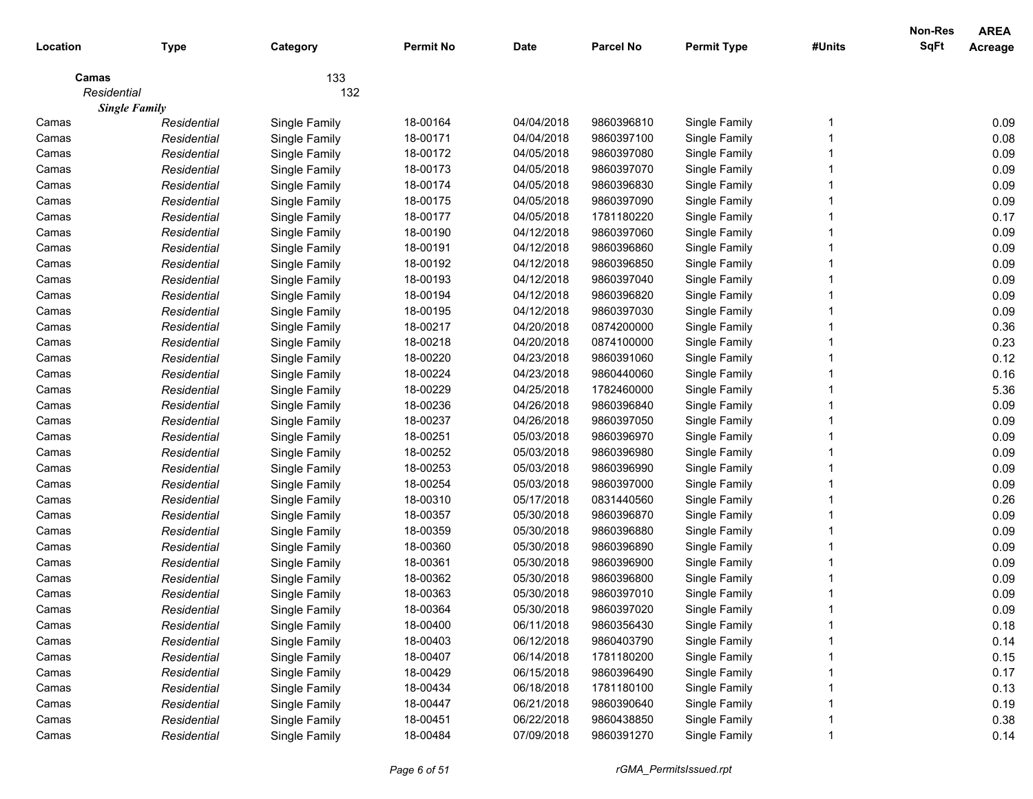| Location | Type | Category | Permit No | Date | Parcel No | Permit Type | #Units | Non-Res SqFt | AREA Acreage |
|---|---|---|---|---|---|---|---|---|---|
| **Camas** | | 133 | | | | | | | |
| *Residential* | | 132 | | | | | | | |
| ***Single Family*** | | | | | | | | | |
| Camas | *Residential* | Single Family | 18-00164 | 04/04/2018 | 9860396810 | Single Family | 1 | | 0.09 |
| Camas | *Residential* | Single Family | 18-00171 | 04/04/2018 | 9860397100 | Single Family | 1 | | 0.08 |
| Camas | *Residential* | Single Family | 18-00172 | 04/05/2018 | 9860397080 | Single Family | 1 | | 0.09 |
| Camas | *Residential* | Single Family | 18-00173 | 04/05/2018 | 9860397070 | Single Family | 1 | | 0.09 |
| Camas | *Residential* | Single Family | 18-00174 | 04/05/2018 | 9860396830 | Single Family | 1 | | 0.09 |
| Camas | *Residential* | Single Family | 18-00175 | 04/05/2018 | 9860397090 | Single Family | 1 | | 0.09 |
| Camas | *Residential* | Single Family | 18-00177 | 04/05/2018 | 1781180220 | Single Family | 1 | | 0.17 |
| Camas | *Residential* | Single Family | 18-00190 | 04/12/2018 | 9860397060 | Single Family | 1 | | 0.09 |
| Camas | *Residential* | Single Family | 18-00191 | 04/12/2018 | 9860396860 | Single Family | 1 | | 0.09 |
| Camas | *Residential* | Single Family | 18-00192 | 04/12/2018 | 9860396850 | Single Family | 1 | | 0.09 |
| Camas | *Residential* | Single Family | 18-00193 | 04/12/2018 | 9860397040 | Single Family | 1 | | 0.09 |
| Camas | *Residential* | Single Family | 18-00194 | 04/12/2018 | 9860396820 | Single Family | 1 | | 0.09 |
| Camas | *Residential* | Single Family | 18-00195 | 04/12/2018 | 9860397030 | Single Family | 1 | | 0.09 |
| Camas | *Residential* | Single Family | 18-00217 | 04/20/2018 | 0874200000 | Single Family | 1 | | 0.36 |
| Camas | *Residential* | Single Family | 18-00218 | 04/20/2018 | 0874100000 | Single Family | 1 | | 0.23 |
| Camas | *Residential* | Single Family | 18-00220 | 04/23/2018 | 9860391060 | Single Family | 1 | | 0.12 |
| Camas | *Residential* | Single Family | 18-00224 | 04/23/2018 | 9860440060 | Single Family | 1 | | 0.16 |
| Camas | *Residential* | Single Family | 18-00229 | 04/25/2018 | 1782460000 | Single Family | 1 | | 5.36 |
| Camas | *Residential* | Single Family | 18-00236 | 04/26/2018 | 9860396840 | Single Family | 1 | | 0.09 |
| Camas | *Residential* | Single Family | 18-00237 | 04/26/2018 | 9860397050 | Single Family | 1 | | 0.09 |
| Camas | *Residential* | Single Family | 18-00251 | 05/03/2018 | 9860396970 | Single Family | 1 | | 0.09 |
| Camas | *Residential* | Single Family | 18-00252 | 05/03/2018 | 9860396980 | Single Family | 1 | | 0.09 |
| Camas | *Residential* | Single Family | 18-00253 | 05/03/2018 | 9860396990 | Single Family | 1 | | 0.09 |
| Camas | *Residential* | Single Family | 18-00254 | 05/03/2018 | 9860397000 | Single Family | 1 | | 0.09 |
| Camas | *Residential* | Single Family | 18-00310 | 05/17/2018 | 0831440560 | Single Family | 1 | | 0.26 |
| Camas | *Residential* | Single Family | 18-00357 | 05/30/2018 | 9860396870 | Single Family | 1 | | 0.09 |
| Camas | *Residential* | Single Family | 18-00359 | 05/30/2018 | 9860396880 | Single Family | 1 | | 0.09 |
| Camas | *Residential* | Single Family | 18-00360 | 05/30/2018 | 9860396890 | Single Family | 1 | | 0.09 |
| Camas | *Residential* | Single Family | 18-00361 | 05/30/2018 | 9860396900 | Single Family | 1 | | 0.09 |
| Camas | *Residential* | Single Family | 18-00362 | 05/30/2018 | 9860396800 | Single Family | 1 | | 0.09 |
| Camas | *Residential* | Single Family | 18-00363 | 05/30/2018 | 9860397010 | Single Family | 1 | | 0.09 |
| Camas | *Residential* | Single Family | 18-00364 | 05/30/2018 | 9860397020 | Single Family | 1 | | 0.09 |
| Camas | *Residential* | Single Family | 18-00400 | 06/11/2018 | 9860356430 | Single Family | 1 | | 0.18 |
| Camas | *Residential* | Single Family | 18-00403 | 06/12/2018 | 9860403790 | Single Family | 1 | | 0.14 |
| Camas | *Residential* | Single Family | 18-00407 | 06/14/2018 | 1781180200 | Single Family | 1 | | 0.15 |
| Camas | *Residential* | Single Family | 18-00429 | 06/15/2018 | 9860396490 | Single Family | 1 | | 0.17 |
| Camas | *Residential* | Single Family | 18-00434 | 06/18/2018 | 1781180100 | Single Family | 1 | | 0.13 |
| Camas | *Residential* | Single Family | 18-00447 | 06/21/2018 | 9860390640 | Single Family | 1 | | 0.19 |
| Camas | *Residential* | Single Family | 18-00451 | 06/22/2018 | 9860438850 | Single Family | 1 | | 0.38 |
| Camas | *Residential* | Single Family | 18-00484 | 07/09/2018 | 9860391270 | Single Family | 1 | | 0.14 |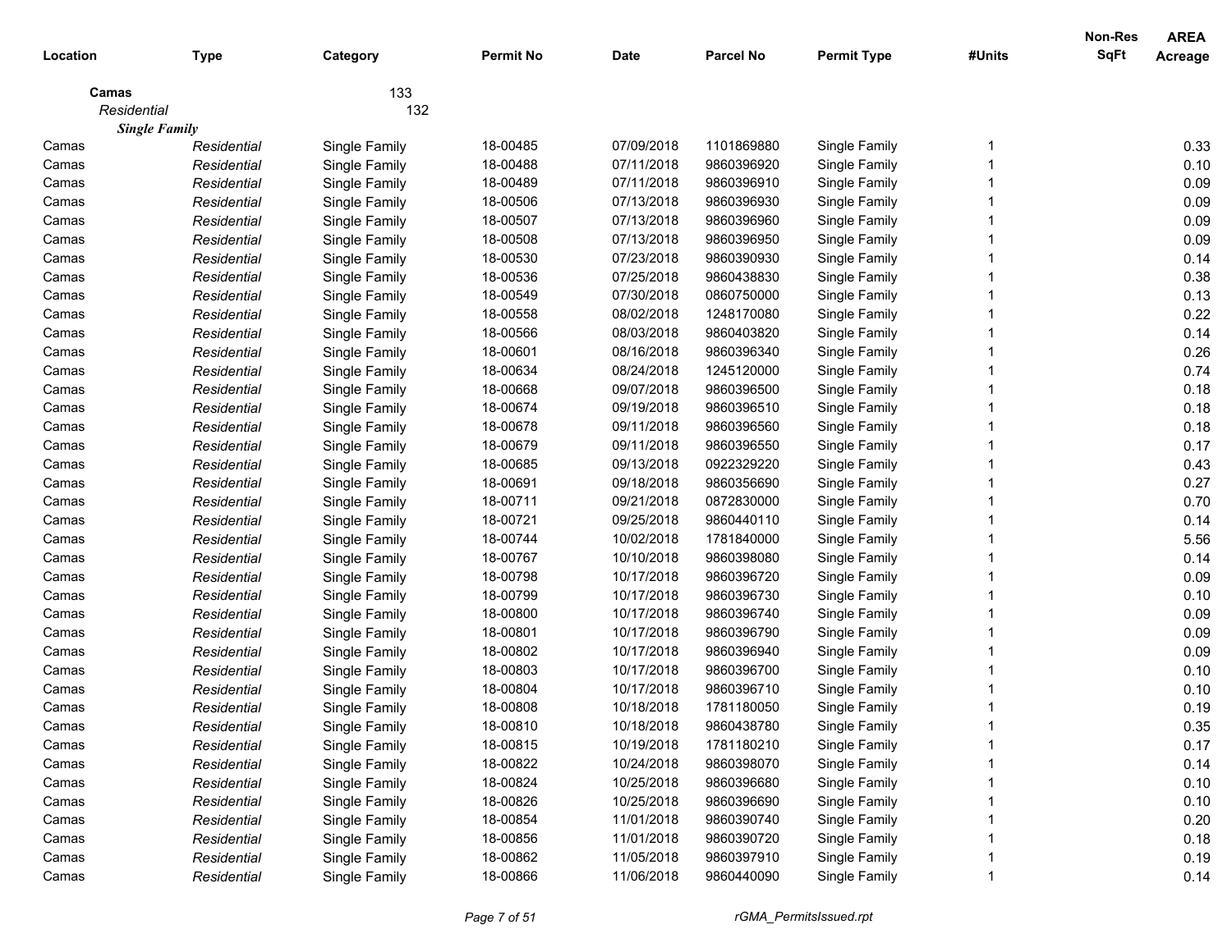| Location | Type | Category | Permit No | Date | Parcel No | Permit Type | #Units | Non-Res SqFt | AREA Acreage |
|---|---|---|---|---|---|---|---|---|---|
| **Camas** | | 133 | | | | | | | |
| *Residential* | | 132 | | | | | | | |
| ***Single Family*** | | | | | | | | | |
| Camas | *Residential* | Single Family | 18-00485 | 07/09/2018 | 1101869880 | Single Family | 1 | | 0.33 |
| Camas | *Residential* | Single Family | 18-00488 | 07/11/2018 | 9860396920 | Single Family | 1 | | 0.10 |
| Camas | *Residential* | Single Family | 18-00489 | 07/11/2018 | 9860396910 | Single Family | 1 | | 0.09 |
| Camas | *Residential* | Single Family | 18-00506 | 07/13/2018 | 9860396930 | Single Family | 1 | | 0.09 |
| Camas | *Residential* | Single Family | 18-00507 | 07/13/2018 | 9860396960 | Single Family | 1 | | 0.09 |
| Camas | *Residential* | Single Family | 18-00508 | 07/13/2018 | 9860396950 | Single Family | 1 | | 0.09 |
| Camas | *Residential* | Single Family | 18-00530 | 07/23/2018 | 9860390930 | Single Family | 1 | | 0.14 |
| Camas | *Residential* | Single Family | 18-00536 | 07/25/2018 | 9860438830 | Single Family | 1 | | 0.38 |
| Camas | *Residential* | Single Family | 18-00549 | 07/30/2018 | 0860750000 | Single Family | 1 | | 0.13 |
| Camas | *Residential* | Single Family | 18-00558 | 08/02/2018 | 1248170080 | Single Family | 1 | | 0.22 |
| Camas | *Residential* | Single Family | 18-00566 | 08/03/2018 | 9860403820 | Single Family | 1 | | 0.14 |
| Camas | *Residential* | Single Family | 18-00601 | 08/16/2018 | 9860396340 | Single Family | 1 | | 0.26 |
| Camas | *Residential* | Single Family | 18-00634 | 08/24/2018 | 1245120000 | Single Family | 1 | | 0.74 |
| Camas | *Residential* | Single Family | 18-00668 | 09/07/2018 | 9860396500 | Single Family | 1 | | 0.18 |
| Camas | *Residential* | Single Family | 18-00674 | 09/19/2018 | 9860396510 | Single Family | 1 | | 0.18 |
| Camas | *Residential* | Single Family | 18-00678 | 09/11/2018 | 9860396560 | Single Family | 1 | | 0.18 |
| Camas | *Residential* | Single Family | 18-00679 | 09/11/2018 | 9860396550 | Single Family | 1 | | 0.17 |
| Camas | *Residential* | Single Family | 18-00685 | 09/13/2018 | 0922329220 | Single Family | 1 | | 0.43 |
| Camas | *Residential* | Single Family | 18-00691 | 09/18/2018 | 9860356690 | Single Family | 1 | | 0.27 |
| Camas | *Residential* | Single Family | 18-00711 | 09/21/2018 | 0872830000 | Single Family | 1 | | 0.70 |
| Camas | *Residential* | Single Family | 18-00721 | 09/25/2018 | 9860440110 | Single Family | 1 | | 0.14 |
| Camas | *Residential* | Single Family | 18-00744 | 10/02/2018 | 1781840000 | Single Family | 1 | | 5.56 |
| Camas | *Residential* | Single Family | 18-00767 | 10/10/2018 | 9860398080 | Single Family | 1 | | 0.14 |
| Camas | *Residential* | Single Family | 18-00798 | 10/17/2018 | 9860396720 | Single Family | 1 | | 0.09 |
| Camas | *Residential* | Single Family | 18-00799 | 10/17/2018 | 9860396730 | Single Family | 1 | | 0.10 |
| Camas | *Residential* | Single Family | 18-00800 | 10/17/2018 | 9860396740 | Single Family | 1 | | 0.09 |
| Camas | *Residential* | Single Family | 18-00801 | 10/17/2018 | 9860396790 | Single Family | 1 | | 0.09 |
| Camas | *Residential* | Single Family | 18-00802 | 10/17/2018 | 9860396940 | Single Family | 1 | | 0.09 |
| Camas | *Residential* | Single Family | 18-00803 | 10/17/2018 | 9860396700 | Single Family | 1 | | 0.10 |
| Camas | *Residential* | Single Family | 18-00804 | 10/17/2018 | 9860396710 | Single Family | 1 | | 0.10 |
| Camas | *Residential* | Single Family | 18-00808 | 10/18/2018 | 1781180050 | Single Family | 1 | | 0.19 |
| Camas | *Residential* | Single Family | 18-00810 | 10/18/2018 | 9860438780 | Single Family | 1 | | 0.35 |
| Camas | *Residential* | Single Family | 18-00815 | 10/19/2018 | 1781180210 | Single Family | 1 | | 0.17 |
| Camas | *Residential* | Single Family | 18-00822 | 10/24/2018 | 9860398070 | Single Family | 1 | | 0.14 |
| Camas | *Residential* | Single Family | 18-00824 | 10/25/2018 | 9860396680 | Single Family | 1 | | 0.10 |
| Camas | *Residential* | Single Family | 18-00826 | 10/25/2018 | 9860396690 | Single Family | 1 | | 0.10 |
| Camas | *Residential* | Single Family | 18-00854 | 11/01/2018 | 9860390740 | Single Family | 1 | | 0.20 |
| Camas | *Residential* | Single Family | 18-00856 | 11/01/2018 | 9860390720 | Single Family | 1 | | 0.18 |
| Camas | *Residential* | Single Family | 18-00862 | 11/05/2018 | 9860397910 | Single Family | 1 | | 0.19 |
| Camas | *Residential* | Single Family | 18-00866 | 11/06/2018 | 9860440090 | Single Family | 1 | | 0.14 |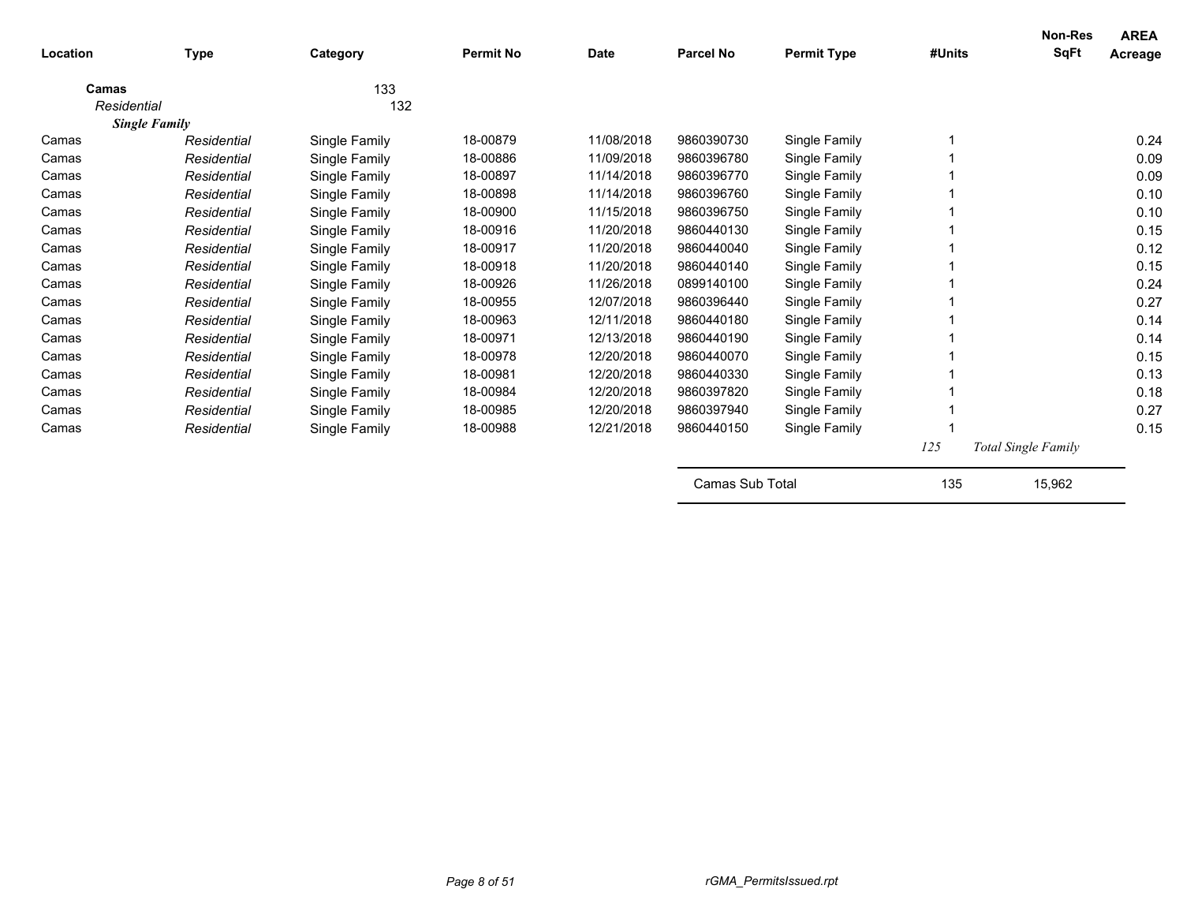| Location | Type | Category | Permit No | Date | Parcel No | Permit Type | #Units | Non-Res SqFt | AREA Acreage |
|---|---|---|---|---|---|---|---|---|---|
| **Camas** | | 133 | | | | | | | |
| *Residential* | | 132 | | | | | | | |
| ***Single Family*** | | | | | | | | | |
| Camas | *Residential* | Single Family | 18-00879 | 11/08/2018 | 9860390730 | Single Family | 1 | | 0.24 |
| Camas | *Residential* | Single Family | 18-00886 | 11/09/2018 | 9860396780 | Single Family | 1 | | 0.09 |
| Camas | *Residential* | Single Family | 18-00897 | 11/14/2018 | 9860396770 | Single Family | 1 | | 0.09 |
| Camas | *Residential* | Single Family | 18-00898 | 11/14/2018 | 9860396760 | Single Family | 1 | | 0.10 |
| Camas | *Residential* | Single Family | 18-00900 | 11/15/2018 | 9860396750 | Single Family | 1 | | 0.10 |
| Camas | *Residential* | Single Family | 18-00916 | 11/20/2018 | 9860440130 | Single Family | 1 | | 0.15 |
| Camas | *Residential* | Single Family | 18-00917 | 11/20/2018 | 9860440040 | Single Family | 1 | | 0.12 |
| Camas | *Residential* | Single Family | 18-00918 | 11/20/2018 | 9860440140 | Single Family | 1 | | 0.15 |
| Camas | *Residential* | Single Family | 18-00926 | 11/26/2018 | 0899140100 | Single Family | 1 | | 0.24 |
| Camas | *Residential* | Single Family | 18-00955 | 12/07/2018 | 9860396440 | Single Family | 1 | | 0.27 |
| Camas | *Residential* | Single Family | 18-00963 | 12/11/2018 | 9860440180 | Single Family | 1 | | 0.14 |
| Camas | *Residential* | Single Family | 18-00971 | 12/13/2018 | 9860440190 | Single Family | 1 | | 0.14 |
| Camas | *Residential* | Single Family | 18-00978 | 12/20/2018 | 9860440070 | Single Family | 1 | | 0.15 |
| Camas | *Residential* | Single Family | 18-00981 | 12/20/2018 | 9860440330 | Single Family | 1 | | 0.13 |
| Camas | *Residential* | Single Family | 18-00984 | 12/20/2018 | 9860397820 | Single Family | 1 | | 0.18 |
| Camas | *Residential* | Single Family | 18-00985 | 12/20/2018 | 9860397940 | Single Family | 1 | | 0.27 |
| Camas | *Residential* | Single Family | 18-00988 | 12/21/2018 | 9860440150 | Single Family | 1 | | 0.15 |
| | | | | | | | *125* | *Total Single Family* | |
| | | | | | Camas Sub Total | | 135 | 15,962 | |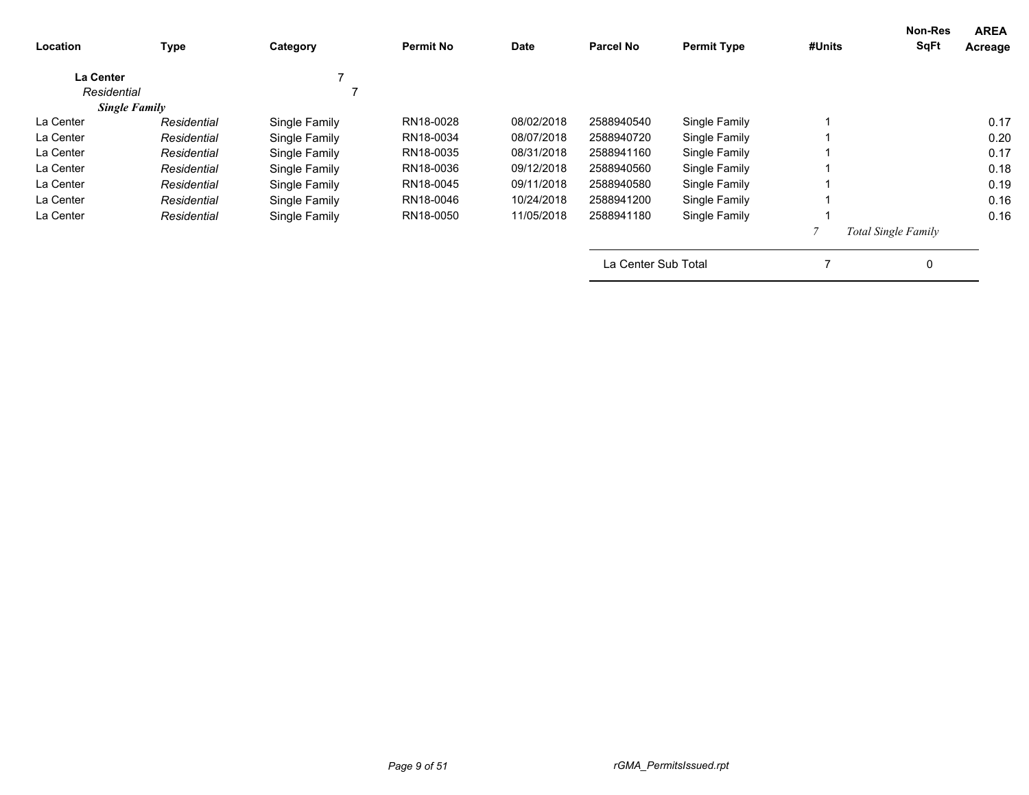| Location | Type | Category | Permit No | Date | Parcel No | Permit Type | #Units | Non-Res SqFt | AREA Acreage |
|---|---|---|---|---|---|---|---|---|---|
| **La Center** | | 7 | | | | | | | |
| *Residential* | | 7 | | | | | | | |
| ***Single Family*** | | | | | | | | | |
| La Center | *Residential* | Single Family | RN18-0028 | 08/02/2018 | 2588940540 | Single Family | 1 | | 0.17 |
| La Center | *Residential* | Single Family | RN18-0034 | 08/07/2018 | 2588940720 | Single Family | 1 | | 0.20 |
| La Center | *Residential* | Single Family | RN18-0035 | 08/31/2018 | 2588941160 | Single Family | 1 | | 0.17 |
| La Center | *Residential* | Single Family | RN18-0036 | 09/12/2018 | 2588940560 | Single Family | 1 | | 0.18 |
| La Center | *Residential* | Single Family | RN18-0045 | 09/11/2018 | 2588940580 | Single Family | 1 | | 0.19 |
| La Center | *Residential* | Single Family | RN18-0046 | 10/24/2018 | 2588941200 | Single Family | 1 | | 0.16 |
| La Center | *Residential* | Single Family | RN18-0050 | 11/05/2018 | 2588941180 | Single Family | 1 | | 0.16 |
| | | | | | | | *7* | *Total Single Family* | |
| | | | | | La Center Sub Total | | 7 | 0 | |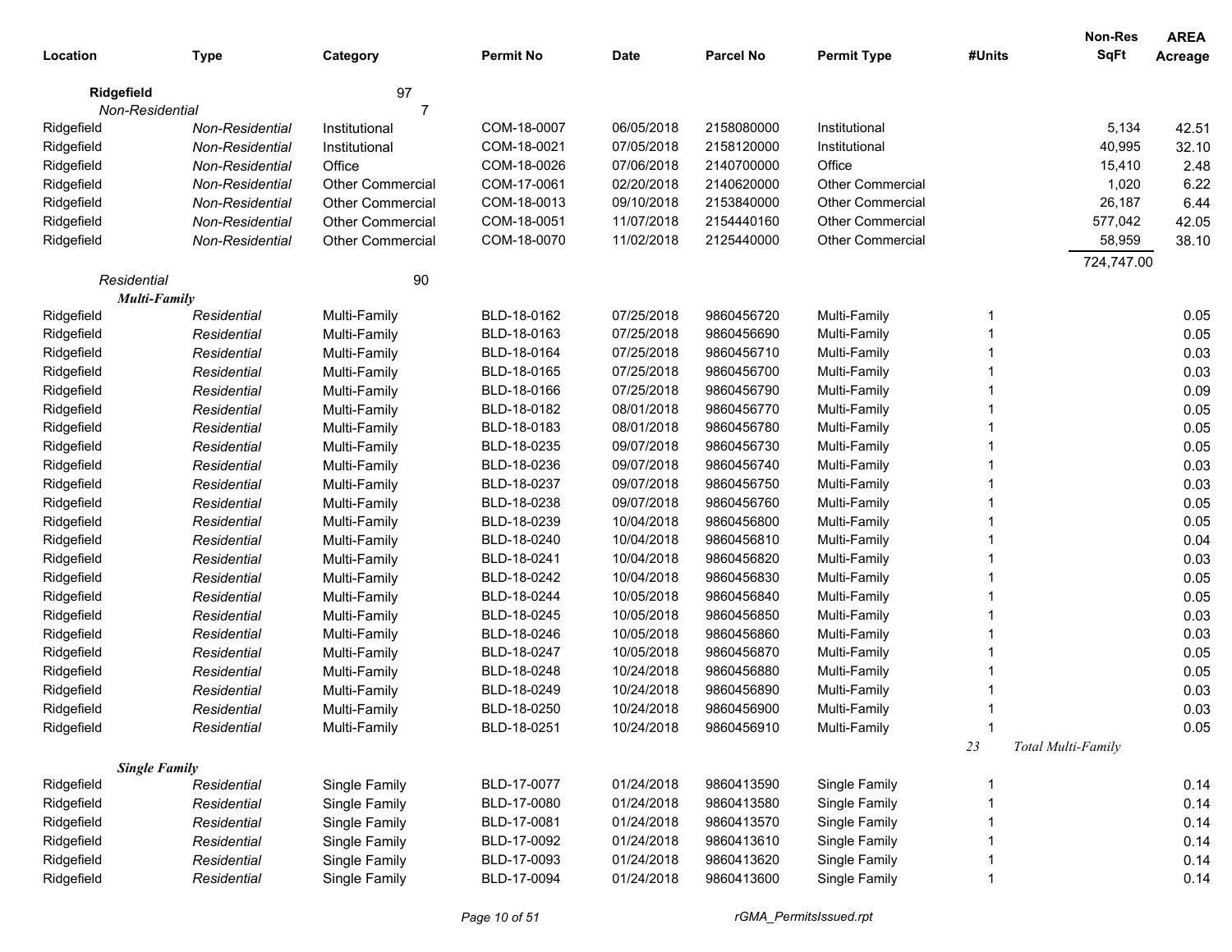| Location | Type | Category | Permit No | Date | Parcel No | Permit Type | #Units | Non-Res SqFt | AREA Acreage |
|---|---|---|---|---|---|---|---|---|---|
| **Ridgefield** | | 97 | | | | | | | |
| *Non-Residential* | | 7 | | | | | | | |
| Ridgefield | *Non-Residential* | Institutional | COM-18-0007 | 06/05/2018 | 2158080000 | Institutional | | 5,134 | 42.51 |
| Ridgefield | *Non-Residential* | Institutional | COM-18-0021 | 07/05/2018 | 2158120000 | Institutional | | 40,995 | 32.10 |
| Ridgefield | *Non-Residential* | Office | COM-18-0026 | 07/06/2018 | 2140700000 | Office | | 15,410 | 2.48 |
| Ridgefield | *Non-Residential* | Other Commercial | COM-17-0061 | 02/20/2018 | 2140620000 | Other Commercial | | 1,020 | 6.22 |
| Ridgefield | *Non-Residential* | Other Commercial | COM-18-0013 | 09/10/2018 | 2153840000 | Other Commercial | | 26,187 | 6.44 |
| Ridgefield | *Non-Residential* | Other Commercial | COM-18-0051 | 11/07/2018 | 2154440160 | Other Commercial | | 577,042 | 42.05 |
| Ridgefield | *Non-Residential* | Other Commercial | COM-18-0070 | 11/02/2018 | 2125440000 | Other Commercial | | 58,959 | 38.10 |
| | | | | | | | | 724,747.00 | |
| *Residential* | | 90 | | | | | | | |
| ***Multi-Family*** | | | | | | | | | |
| Ridgefield | *Residential* | Multi-Family | BLD-18-0162 | 07/25/2018 | 9860456720 | Multi-Family | 1 | | 0.05 |
| Ridgefield | *Residential* | Multi-Family | BLD-18-0163 | 07/25/2018 | 9860456690 | Multi-Family | 1 | | 0.05 |
| Ridgefield | *Residential* | Multi-Family | BLD-18-0164 | 07/25/2018 | 9860456710 | Multi-Family | 1 | | 0.03 |
| Ridgefield | *Residential* | Multi-Family | BLD-18-0165 | 07/25/2018 | 9860456700 | Multi-Family | 1 | | 0.03 |
| Ridgefield | *Residential* | Multi-Family | BLD-18-0166 | 07/25/2018 | 9860456790 | Multi-Family | 1 | | 0.09 |
| Ridgefield | *Residential* | Multi-Family | BLD-18-0182 | 08/01/2018 | 9860456770 | Multi-Family | 1 | | 0.05 |
| Ridgefield | *Residential* | Multi-Family | BLD-18-0183 | 08/01/2018 | 9860456780 | Multi-Family | 1 | | 0.05 |
| Ridgefield | *Residential* | Multi-Family | BLD-18-0235 | 09/07/2018 | 9860456730 | Multi-Family | 1 | | 0.05 |
| Ridgefield | *Residential* | Multi-Family | BLD-18-0236 | 09/07/2018 | 9860456740 | Multi-Family | 1 | | 0.03 |
| Ridgefield | *Residential* | Multi-Family | BLD-18-0237 | 09/07/2018 | 9860456750 | Multi-Family | 1 | | 0.03 |
| Ridgefield | *Residential* | Multi-Family | BLD-18-0238 | 09/07/2018 | 9860456760 | Multi-Family | 1 | | 0.05 |
| Ridgefield | *Residential* | Multi-Family | BLD-18-0239 | 10/04/2018 | 9860456800 | Multi-Family | 1 | | 0.05 |
| Ridgefield | *Residential* | Multi-Family | BLD-18-0240 | 10/04/2018 | 9860456810 | Multi-Family | 1 | | 0.04 |
| Ridgefield | *Residential* | Multi-Family | BLD-18-0241 | 10/04/2018 | 9860456820 | Multi-Family | 1 | | 0.03 |
| Ridgefield | *Residential* | Multi-Family | BLD-18-0242 | 10/04/2018 | 9860456830 | Multi-Family | 1 | | 0.05 |
| Ridgefield | *Residential* | Multi-Family | BLD-18-0244 | 10/05/2018 | 9860456840 | Multi-Family | 1 | | 0.05 |
| Ridgefield | *Residential* | Multi-Family | BLD-18-0245 | 10/05/2018 | 9860456850 | Multi-Family | 1 | | 0.03 |
| Ridgefield | *Residential* | Multi-Family | BLD-18-0246 | 10/05/2018 | 9860456860 | Multi-Family | 1 | | 0.03 |
| Ridgefield | *Residential* | Multi-Family | BLD-18-0247 | 10/05/2018 | 9860456870 | Multi-Family | 1 | | 0.05 |
| Ridgefield | *Residential* | Multi-Family | BLD-18-0248 | 10/24/2018 | 9860456880 | Multi-Family | 1 | | 0.05 |
| Ridgefield | *Residential* | Multi-Family | BLD-18-0249 | 10/24/2018 | 9860456890 | Multi-Family | 1 | | 0.03 |
| Ridgefield | *Residential* | Multi-Family | BLD-18-0250 | 10/24/2018 | 9860456900 | Multi-Family | 1 | | 0.03 |
| Ridgefield | *Residential* | Multi-Family | BLD-18-0251 | 10/24/2018 | 9860456910 | Multi-Family | 1 | | 0.05 |
| | | | | | | | *23* | *Total Multi-Family* | |
| ***Single Family*** | | | | | | | | | |
| Ridgefield | *Residential* | Single Family | BLD-17-0077 | 01/24/2018 | 9860413590 | Single Family | 1 | | 0.14 |
| Ridgefield | *Residential* | Single Family | BLD-17-0080 | 01/24/2018 | 9860413580 | Single Family | 1 | | 0.14 |
| Ridgefield | *Residential* | Single Family | BLD-17-0081 | 01/24/2018 | 9860413570 | Single Family | 1 | | 0.14 |
| Ridgefield | *Residential* | Single Family | BLD-17-0092 | 01/24/2018 | 9860413610 | Single Family | 1 | | 0.14 |
| Ridgefield | *Residential* | Single Family | BLD-17-0093 | 01/24/2018 | 9860413620 | Single Family | 1 | | 0.14 |
| Ridgefield | *Residential* | Single Family | BLD-17-0094 | 01/24/2018 | 9860413600 | Single Family | 1 | | 0.14 |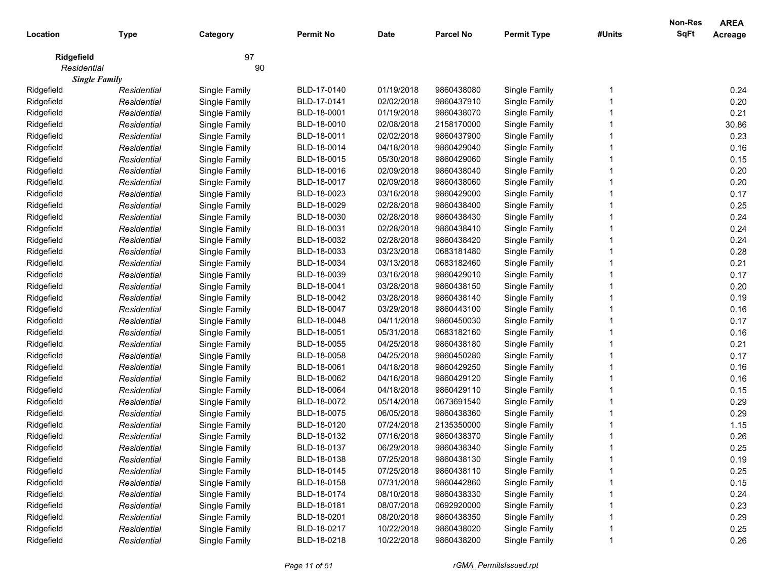| Location | Type | Category | Permit No | Date | Parcel No | Permit Type | #Units | Non-Res SqFt | AREA Acreage |
|---|---|---|---|---|---|---|---|---|---|
| **Ridgefield** | | 97 | | | | | | | |
| *Residential* | | 90 | | | | | | | |
| ***Single Family*** | | | | | | | | | |
| Ridgefield | *Residential* | Single Family | BLD-17-0140 | 01/19/2018 | 9860438080 | Single Family | 1 | | 0.24 |
| Ridgefield | *Residential* | Single Family | BLD-17-0141 | 02/02/2018 | 9860437910 | Single Family | 1 | | 0.20 |
| Ridgefield | *Residential* | Single Family | BLD-18-0001 | 01/19/2018 | 9860438070 | Single Family | 1 | | 0.21 |
| Ridgefield | *Residential* | Single Family | BLD-18-0010 | 02/08/2018 | 2158170000 | Single Family | 1 | | 30.86 |
| Ridgefield | *Residential* | Single Family | BLD-18-0011 | 02/02/2018 | 9860437900 | Single Family | 1 | | 0.23 |
| Ridgefield | *Residential* | Single Family | BLD-18-0014 | 04/18/2018 | 9860429040 | Single Family | 1 | | 0.16 |
| Ridgefield | *Residential* | Single Family | BLD-18-0015 | 05/30/2018 | 9860429060 | Single Family | 1 | | 0.15 |
| Ridgefield | *Residential* | Single Family | BLD-18-0016 | 02/09/2018 | 9860438040 | Single Family | 1 | | 0.20 |
| Ridgefield | *Residential* | Single Family | BLD-18-0017 | 02/09/2018 | 9860438060 | Single Family | 1 | | 0.20 |
| Ridgefield | *Residential* | Single Family | BLD-18-0023 | 03/16/2018 | 9860429000 | Single Family | 1 | | 0.17 |
| Ridgefield | *Residential* | Single Family | BLD-18-0029 | 02/28/2018 | 9860438400 | Single Family | 1 | | 0.25 |
| Ridgefield | *Residential* | Single Family | BLD-18-0030 | 02/28/2018 | 9860438430 | Single Family | 1 | | 0.24 |
| Ridgefield | *Residential* | Single Family | BLD-18-0031 | 02/28/2018 | 9860438410 | Single Family | 1 | | 0.24 |
| Ridgefield | *Residential* | Single Family | BLD-18-0032 | 02/28/2018 | 9860438420 | Single Family | 1 | | 0.24 |
| Ridgefield | *Residential* | Single Family | BLD-18-0033 | 03/23/2018 | 0683181480 | Single Family | 1 | | 0.28 |
| Ridgefield | *Residential* | Single Family | BLD-18-0034 | 03/13/2018 | 0683182460 | Single Family | 1 | | 0.21 |
| Ridgefield | *Residential* | Single Family | BLD-18-0039 | 03/16/2018 | 9860429010 | Single Family | 1 | | 0.17 |
| Ridgefield | *Residential* | Single Family | BLD-18-0041 | 03/28/2018 | 9860438150 | Single Family | 1 | | 0.20 |
| Ridgefield | *Residential* | Single Family | BLD-18-0042 | 03/28/2018 | 9860438140 | Single Family | 1 | | 0.19 |
| Ridgefield | *Residential* | Single Family | BLD-18-0047 | 03/29/2018 | 9860443100 | Single Family | 1 | | 0.16 |
| Ridgefield | *Residential* | Single Family | BLD-18-0048 | 04/11/2018 | 9860450030 | Single Family | 1 | | 0.17 |
| Ridgefield | *Residential* | Single Family | BLD-18-0051 | 05/31/2018 | 0683182160 | Single Family | 1 | | 0.16 |
| Ridgefield | *Residential* | Single Family | BLD-18-0055 | 04/25/2018 | 9860438180 | Single Family | 1 | | 0.21 |
| Ridgefield | *Residential* | Single Family | BLD-18-0058 | 04/25/2018 | 9860450280 | Single Family | 1 | | 0.17 |
| Ridgefield | *Residential* | Single Family | BLD-18-0061 | 04/18/2018 | 9860429250 | Single Family | 1 | | 0.16 |
| Ridgefield | *Residential* | Single Family | BLD-18-0062 | 04/16/2018 | 9860429120 | Single Family | 1 | | 0.16 |
| Ridgefield | *Residential* | Single Family | BLD-18-0064 | 04/18/2018 | 9860429110 | Single Family | 1 | | 0.15 |
| Ridgefield | *Residential* | Single Family | BLD-18-0072 | 05/14/2018 | 0673691540 | Single Family | 1 | | 0.29 |
| Ridgefield | *Residential* | Single Family | BLD-18-0075 | 06/05/2018 | 9860438360 | Single Family | 1 | | 0.29 |
| Ridgefield | *Residential* | Single Family | BLD-18-0120 | 07/24/2018 | 2135350000 | Single Family | 1 | | 1.15 |
| Ridgefield | *Residential* | Single Family | BLD-18-0132 | 07/16/2018 | 9860438370 | Single Family | 1 | | 0.26 |
| Ridgefield | *Residential* | Single Family | BLD-18-0137 | 06/29/2018 | 9860438340 | Single Family | 1 | | 0.25 |
| Ridgefield | *Residential* | Single Family | BLD-18-0138 | 07/25/2018 | 9860438130 | Single Family | 1 | | 0.19 |
| Ridgefield | *Residential* | Single Family | BLD-18-0145 | 07/25/2018 | 9860438110 | Single Family | 1 | | 0.25 |
| Ridgefield | *Residential* | Single Family | BLD-18-0158 | 07/31/2018 | 9860442860 | Single Family | 1 | | 0.15 |
| Ridgefield | *Residential* | Single Family | BLD-18-0174 | 08/10/2018 | 9860438330 | Single Family | 1 | | 0.24 |
| Ridgefield | *Residential* | Single Family | BLD-18-0181 | 08/07/2018 | 0692920000 | Single Family | 1 | | 0.23 |
| Ridgefield | *Residential* | Single Family | BLD-18-0201 | 08/20/2018 | 9860438350 | Single Family | 1 | | 0.29 |
| Ridgefield | *Residential* | Single Family | BLD-18-0217 | 10/22/2018 | 9860438020 | Single Family | 1 | | 0.25 |
| Ridgefield | *Residential* | Single Family | BLD-18-0218 | 10/22/2018 | 9860438200 | Single Family | 1 | | 0.26 |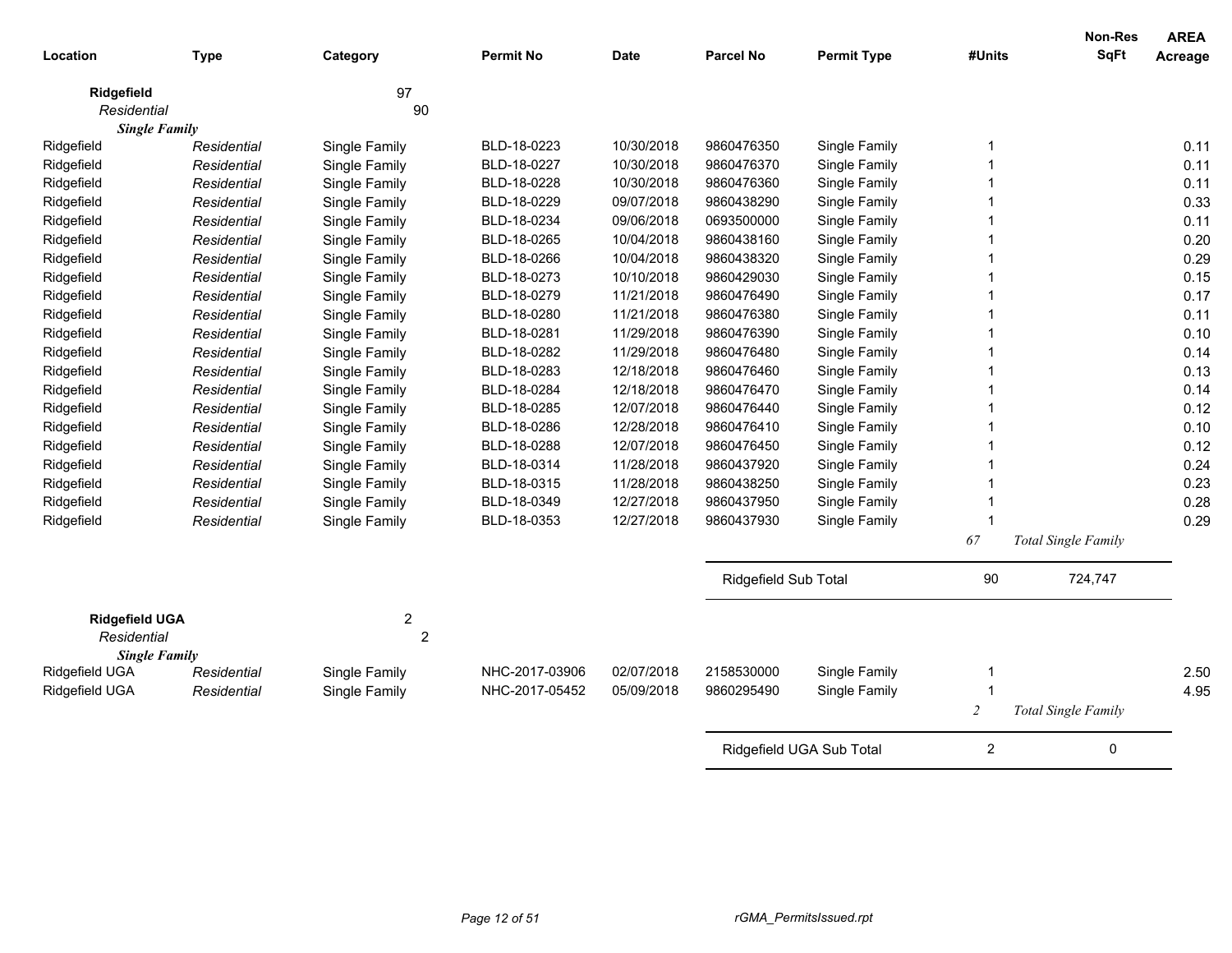| Location | Type | Category | Permit No | Date | Parcel No | Permit Type | #Units | Non-Res SqFt | AREA Acreage |
|---|---|---|---|---|---|---|---|---|---|
| **Ridgefield** | | 97 | | | | | | | |
| *Residential* | | 90 | | | | | | | |
| ***Single Family*** | | | | | | | | | |
| Ridgefield | *Residential* | Single Family | BLD-18-0223 | 10/30/2018 | 9860476350 | Single Family | 1 | | 0.11 |
| Ridgefield | *Residential* | Single Family | BLD-18-0227 | 10/30/2018 | 9860476370 | Single Family | 1 | | 0.11 |
| Ridgefield | *Residential* | Single Family | BLD-18-0228 | 10/30/2018 | 9860476360 | Single Family | 1 | | 0.11 |
| Ridgefield | *Residential* | Single Family | BLD-18-0229 | 09/07/2018 | 9860438290 | Single Family | 1 | | 0.33 |
| Ridgefield | *Residential* | Single Family | BLD-18-0234 | 09/06/2018 | 0693500000 | Single Family | 1 | | 0.11 |
| Ridgefield | *Residential* | Single Family | BLD-18-0265 | 10/04/2018 | 9860438160 | Single Family | 1 | | 0.20 |
| Ridgefield | *Residential* | Single Family | BLD-18-0266 | 10/04/2018 | 9860438320 | Single Family | 1 | | 0.29 |
| Ridgefield | *Residential* | Single Family | BLD-18-0273 | 10/10/2018 | 9860429030 | Single Family | 1 | | 0.15 |
| Ridgefield | *Residential* | Single Family | BLD-18-0279 | 11/21/2018 | 9860476490 | Single Family | 1 | | 0.17 |
| Ridgefield | *Residential* | Single Family | BLD-18-0280 | 11/21/2018 | 9860476380 | Single Family | 1 | | 0.11 |
| Ridgefield | *Residential* | Single Family | BLD-18-0281 | 11/29/2018 | 9860476390 | Single Family | 1 | | 0.10 |
| Ridgefield | *Residential* | Single Family | BLD-18-0282 | 11/29/2018 | 9860476480 | Single Family | 1 | | 0.14 |
| Ridgefield | *Residential* | Single Family | BLD-18-0283 | 12/18/2018 | 9860476460 | Single Family | 1 | | 0.13 |
| Ridgefield | *Residential* | Single Family | BLD-18-0284 | 12/18/2018 | 9860476470 | Single Family | 1 | | 0.14 |
| Ridgefield | *Residential* | Single Family | BLD-18-0285 | 12/07/2018 | 9860476440 | Single Family | 1 | | 0.12 |
| Ridgefield | *Residential* | Single Family | BLD-18-0286 | 12/28/2018 | 9860476410 | Single Family | 1 | | 0.10 |
| Ridgefield | *Residential* | Single Family | BLD-18-0288 | 12/07/2018 | 9860476450 | Single Family | 1 | | 0.12 |
| Ridgefield | *Residential* | Single Family | BLD-18-0314 | 11/28/2018 | 9860437920 | Single Family | 1 | | 0.24 |
| Ridgefield | *Residential* | Single Family | BLD-18-0315 | 11/28/2018 | 9860438250 | Single Family | 1 | | 0.23 |
| Ridgefield | *Residential* | Single Family | BLD-18-0349 | 12/27/2018 | 9860437950 | Single Family | 1 | | 0.28 |
| Ridgefield | *Residential* | Single Family | BLD-18-0353 | 12/27/2018 | 9860437930 | Single Family | 1 | | 0.29 |
| | | | | | | | *67* | *Total Single Family* | |
| | | | | | Ridgefield Sub Total | | 90 | 724,747 | |
| **Ridgefield UGA** | | 2 | | | | | | | |
| *Residential* | | 2 | | | | | | | |
| ***Single Family*** | | | | | | | | | |
| Ridgefield UGA | *Residential* | Single Family | NHC-2017-03906 | 02/07/2018 | 2158530000 | Single Family | 1 | | 2.50 |
| Ridgefield UGA | *Residential* | Single Family | NHC-2017-05452 | 05/09/2018 | 9860295490 | Single Family | 1 | | 4.95 |
| | | | | | | | *2* | *Total Single Family* | |
| | | | | | Ridgefield UGA Sub Total | | 2 | 0 | |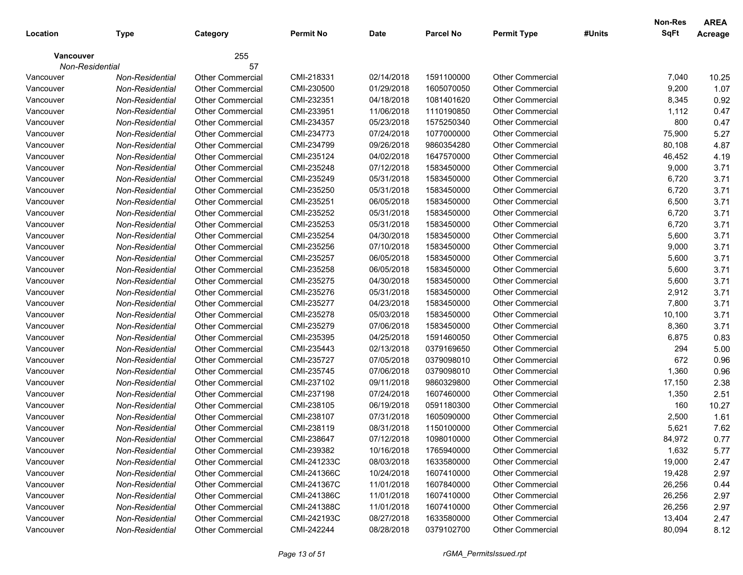| Location | Type | Category | Permit No | Date | Parcel No | Permit Type | #Units | Non-Res SqFt | AREA Acreage |
|---|---|---|---|---|---|---|---|---|---|
| **Vancouver** | | 255 | | | | | | | |
| *Non-Residential* | | 57 | | | | | | | |
| Vancouver | *Non-Residential* | Other Commercial | CMI-218331 | 02/14/2018 | 1591100000 | Other Commercial | | 7,040 | 10.25 |
| Vancouver | *Non-Residential* | Other Commercial | CMI-230500 | 01/29/2018 | 1605070050 | Other Commercial | | 9,200 | 1.07 |
| Vancouver | *Non-Residential* | Other Commercial | CMI-232351 | 04/18/2018 | 1081401620 | Other Commercial | | 8,345 | 0.92 |
| Vancouver | *Non-Residential* | Other Commercial | CMI-233951 | 11/06/2018 | 1110190850 | Other Commercial | | 1,112 | 0.47 |
| Vancouver | *Non-Residential* | Other Commercial | CMI-234357 | 05/23/2018 | 1575250340 | Other Commercial | | 800 | 0.47 |
| Vancouver | *Non-Residential* | Other Commercial | CMI-234773 | 07/24/2018 | 1077000000 | Other Commercial | | 75,900 | 5.27 |
| Vancouver | *Non-Residential* | Other Commercial | CMI-234799 | 09/26/2018 | 9860354280 | Other Commercial | | 80,108 | 4.87 |
| Vancouver | *Non-Residential* | Other Commercial | CMI-235124 | 04/02/2018 | 1647570000 | Other Commercial | | 46,452 | 4.19 |
| Vancouver | *Non-Residential* | Other Commercial | CMI-235248 | 07/12/2018 | 1583450000 | Other Commercial | | 9,000 | 3.71 |
| Vancouver | *Non-Residential* | Other Commercial | CMI-235249 | 05/31/2018 | 1583450000 | Other Commercial | | 6,720 | 3.71 |
| Vancouver | *Non-Residential* | Other Commercial | CMI-235250 | 05/31/2018 | 1583450000 | Other Commercial | | 6,720 | 3.71 |
| Vancouver | *Non-Residential* | Other Commercial | CMI-235251 | 06/05/2018 | 1583450000 | Other Commercial | | 6,500 | 3.71 |
| Vancouver | *Non-Residential* | Other Commercial | CMI-235252 | 05/31/2018 | 1583450000 | Other Commercial | | 6,720 | 3.71 |
| Vancouver | *Non-Residential* | Other Commercial | CMI-235253 | 05/31/2018 | 1583450000 | Other Commercial | | 6,720 | 3.71 |
| Vancouver | *Non-Residential* | Other Commercial | CMI-235254 | 04/30/2018 | 1583450000 | Other Commercial | | 5,600 | 3.71 |
| Vancouver | *Non-Residential* | Other Commercial | CMI-235256 | 07/10/2018 | 1583450000 | Other Commercial | | 9,000 | 3.71 |
| Vancouver | *Non-Residential* | Other Commercial | CMI-235257 | 06/05/2018 | 1583450000 | Other Commercial | | 5,600 | 3.71 |
| Vancouver | *Non-Residential* | Other Commercial | CMI-235258 | 06/05/2018 | 1583450000 | Other Commercial | | 5,600 | 3.71 |
| Vancouver | *Non-Residential* | Other Commercial | CMI-235275 | 04/30/2018 | 1583450000 | Other Commercial | | 5,600 | 3.71 |
| Vancouver | *Non-Residential* | Other Commercial | CMI-235276 | 05/31/2018 | 1583450000 | Other Commercial | | 2,912 | 3.71 |
| Vancouver | *Non-Residential* | Other Commercial | CMI-235277 | 04/23/2018 | 1583450000 | Other Commercial | | 7,800 | 3.71 |
| Vancouver | *Non-Residential* | Other Commercial | CMI-235278 | 05/03/2018 | 1583450000 | Other Commercial | | 10,100 | 3.71 |
| Vancouver | *Non-Residential* | Other Commercial | CMI-235279 | 07/06/2018 | 1583450000 | Other Commercial | | 8,360 | 3.71 |
| Vancouver | *Non-Residential* | Other Commercial | CMI-235395 | 04/25/2018 | 1591460050 | Other Commercial | | 6,875 | 0.83 |
| Vancouver | *Non-Residential* | Other Commercial | CMI-235443 | 02/13/2018 | 0379169650 | Other Commercial | | 294 | 5.00 |
| Vancouver | *Non-Residential* | Other Commercial | CMI-235727 | 07/05/2018 | 0379098010 | Other Commercial | | 672 | 0.96 |
| Vancouver | *Non-Residential* | Other Commercial | CMI-235745 | 07/06/2018 | 0379098010 | Other Commercial | | 1,360 | 0.96 |
| Vancouver | *Non-Residential* | Other Commercial | CMI-237102 | 09/11/2018 | 9860329800 | Other Commercial | | 17,150 | 2.38 |
| Vancouver | *Non-Residential* | Other Commercial | CMI-237198 | 07/24/2018 | 1607460000 | Other Commercial | | 1,350 | 2.51 |
| Vancouver | *Non-Residential* | Other Commercial | CMI-238105 | 06/19/2018 | 0591180300 | Other Commercial | | 160 | 10.27 |
| Vancouver | *Non-Residential* | Other Commercial | CMI-238107 | 07/31/2018 | 1605090000 | Other Commercial | | 2,500 | 1.61 |
| Vancouver | *Non-Residential* | Other Commercial | CMI-238119 | 08/31/2018 | 1150100000 | Other Commercial | | 5,621 | 7.62 |
| Vancouver | *Non-Residential* | Other Commercial | CMI-238647 | 07/12/2018 | 1098010000 | Other Commercial | | 84,972 | 0.77 |
| Vancouver | *Non-Residential* | Other Commercial | CMI-239382 | 10/16/2018 | 1765940000 | Other Commercial | | 1,632 | 5.77 |
| Vancouver | *Non-Residential* | Other Commercial | CMI-241233C | 08/03/2018 | 1633580000 | Other Commercial | | 19,000 | 2.47 |
| Vancouver | *Non-Residential* | Other Commercial | CMI-241366C | 10/24/2018 | 1607410000 | Other Commercial | | 19,428 | 2.97 |
| Vancouver | *Non-Residential* | Other Commercial | CMI-241367C | 11/01/2018 | 1607840000 | Other Commercial | | 26,256 | 0.44 |
| Vancouver | *Non-Residential* | Other Commercial | CMI-241386C | 11/01/2018 | 1607410000 | Other Commercial | | 26,256 | 2.97 |
| Vancouver | *Non-Residential* | Other Commercial | CMI-241388C | 11/01/2018 | 1607410000 | Other Commercial | | 26,256 | 2.97 |
| Vancouver | *Non-Residential* | Other Commercial | CMI-242193C | 08/27/2018 | 1633580000 | Other Commercial | | 13,404 | 2.47 |
| Vancouver | *Non-Residential* | Other Commercial | CMI-242244 | 08/28/2018 | 0379102700 | Other Commercial | | 80,094 | 8.12 |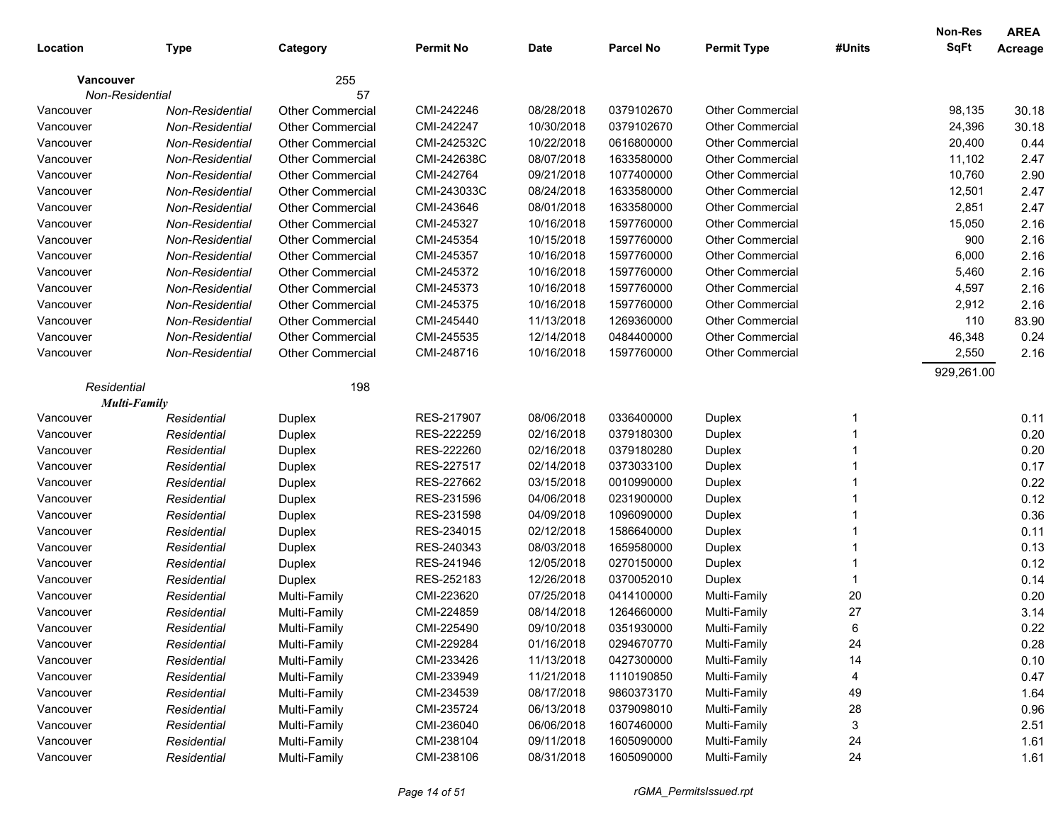| Location | Type | Category | Permit No | Date | Parcel No | Permit Type | #Units | Non-Res SqFt | AREA Acreage |
|---|---|---|---|---|---|---|---|---|---|
| **Vancouver** | | 255 | | | | | | | |
| *Non-Residential* | | 57 | | | | | | | |
| Vancouver | *Non-Residential* | Other Commercial | CMI-242246 | 08/28/2018 | 0379102670 | Other Commercial | | 98,135 | 30.18 |
| Vancouver | *Non-Residential* | Other Commercial | CMI-242247 | 10/30/2018 | 0379102670 | Other Commercial | | 24,396 | 30.18 |
| Vancouver | *Non-Residential* | Other Commercial | CMI-242532C | 10/22/2018 | 0616800000 | Other Commercial | | 20,400 | 0.44 |
| Vancouver | *Non-Residential* | Other Commercial | CMI-242638C | 08/07/2018 | 1633580000 | Other Commercial | | 11,102 | 2.47 |
| Vancouver | *Non-Residential* | Other Commercial | CMI-242764 | 09/21/2018 | 1077400000 | Other Commercial | | 10,760 | 2.90 |
| Vancouver | *Non-Residential* | Other Commercial | CMI-243033C | 08/24/2018 | 1633580000 | Other Commercial | | 12,501 | 2.47 |
| Vancouver | *Non-Residential* | Other Commercial | CMI-243646 | 08/01/2018 | 1633580000 | Other Commercial | | 2,851 | 2.47 |
| Vancouver | *Non-Residential* | Other Commercial | CMI-245327 | 10/16/2018 | 1597760000 | Other Commercial | | 15,050 | 2.16 |
| Vancouver | *Non-Residential* | Other Commercial | CMI-245354 | 10/15/2018 | 1597760000 | Other Commercial | | 900 | 2.16 |
| Vancouver | *Non-Residential* | Other Commercial | CMI-245357 | 10/16/2018 | 1597760000 | Other Commercial | | 6,000 | 2.16 |
| Vancouver | *Non-Residential* | Other Commercial | CMI-245372 | 10/16/2018 | 1597760000 | Other Commercial | | 5,460 | 2.16 |
| Vancouver | *Non-Residential* | Other Commercial | CMI-245373 | 10/16/2018 | 1597760000 | Other Commercial | | 4,597 | 2.16 |
| Vancouver | *Non-Residential* | Other Commercial | CMI-245375 | 10/16/2018 | 1597760000 | Other Commercial | | 2,912 | 2.16 |
| Vancouver | *Non-Residential* | Other Commercial | CMI-245440 | 11/13/2018 | 1269360000 | Other Commercial | | 110 | 83.90 |
| Vancouver | *Non-Residential* | Other Commercial | CMI-245535 | 12/14/2018 | 0484400000 | Other Commercial | | 46,348 | 0.24 |
| Vancouver | *Non-Residential* | Other Commercial | CMI-248716 | 10/16/2018 | 1597760000 | Other Commercial | | 2,550 | 2.16 |
| | | | | | | | | 929,261.00 | |
| *Residential* | | 198 | | | | | | | |
| ***Multi-Family*** | | | | | | | | | |
| Vancouver | *Residential* | Duplex | RES-217907 | 08/06/2018 | 0336400000 | Duplex | 1 | | 0.11 |
| Vancouver | *Residential* | Duplex | RES-222259 | 02/16/2018 | 0379180300 | Duplex | 1 | | 0.20 |
| Vancouver | *Residential* | Duplex | RES-222260 | 02/16/2018 | 0379180280 | Duplex | 1 | | 0.20 |
| Vancouver | *Residential* | Duplex | RES-227517 | 02/14/2018 | 0373033100 | Duplex | 1 | | 0.17 |
| Vancouver | *Residential* | Duplex | RES-227662 | 03/15/2018 | 0010990000 | Duplex | 1 | | 0.22 |
| Vancouver | *Residential* | Duplex | RES-231596 | 04/06/2018 | 0231900000 | Duplex | 1 | | 0.12 |
| Vancouver | *Residential* | Duplex | RES-231598 | 04/09/2018 | 1096090000 | Duplex | 1 | | 0.36 |
| Vancouver | *Residential* | Duplex | RES-234015 | 02/12/2018 | 1586640000 | Duplex | 1 | | 0.11 |
| Vancouver | *Residential* | Duplex | RES-240343 | 08/03/2018 | 1659580000 | Duplex | 1 | | 0.13 |
| Vancouver | *Residential* | Duplex | RES-241946 | 12/05/2018 | 0270150000 | Duplex | 1 | | 0.12 |
| Vancouver | *Residential* | Duplex | RES-252183 | 12/26/2018 | 0370052010 | Duplex | 1 | | 0.14 |
| Vancouver | *Residential* | Multi-Family | CMI-223620 | 07/25/2018 | 0414100000 | Multi-Family | 20 | | 0.20 |
| Vancouver | *Residential* | Multi-Family | CMI-224859 | 08/14/2018 | 1264660000 | Multi-Family | 27 | | 3.14 |
| Vancouver | *Residential* | Multi-Family | CMI-225490 | 09/10/2018 | 0351930000 | Multi-Family | 6 | | 0.22 |
| Vancouver | *Residential* | Multi-Family | CMI-229284 | 01/16/2018 | 0294670770 | Multi-Family | 24 | | 0.28 |
| Vancouver | *Residential* | Multi-Family | CMI-233426 | 11/13/2018 | 0427300000 | Multi-Family | 14 | | 0.10 |
| Vancouver | *Residential* | Multi-Family | CMI-233949 | 11/21/2018 | 1110190850 | Multi-Family | 4 | | 0.47 |
| Vancouver | *Residential* | Multi-Family | CMI-234539 | 08/17/2018 | 9860373170 | Multi-Family | 49 | | 1.64 |
| Vancouver | *Residential* | Multi-Family | CMI-235724 | 06/13/2018 | 0379098010 | Multi-Family | 28 | | 0.96 |
| Vancouver | *Residential* | Multi-Family | CMI-236040 | 06/06/2018 | 1607460000 | Multi-Family | 3 | | 2.51 |
| Vancouver | *Residential* | Multi-Family | CMI-238104 | 09/11/2018 | 1605090000 | Multi-Family | 24 | | 1.61 |
| Vancouver | *Residential* | Multi-Family | CMI-238106 | 08/31/2018 | 1605090000 | Multi-Family | 24 | | 1.61 |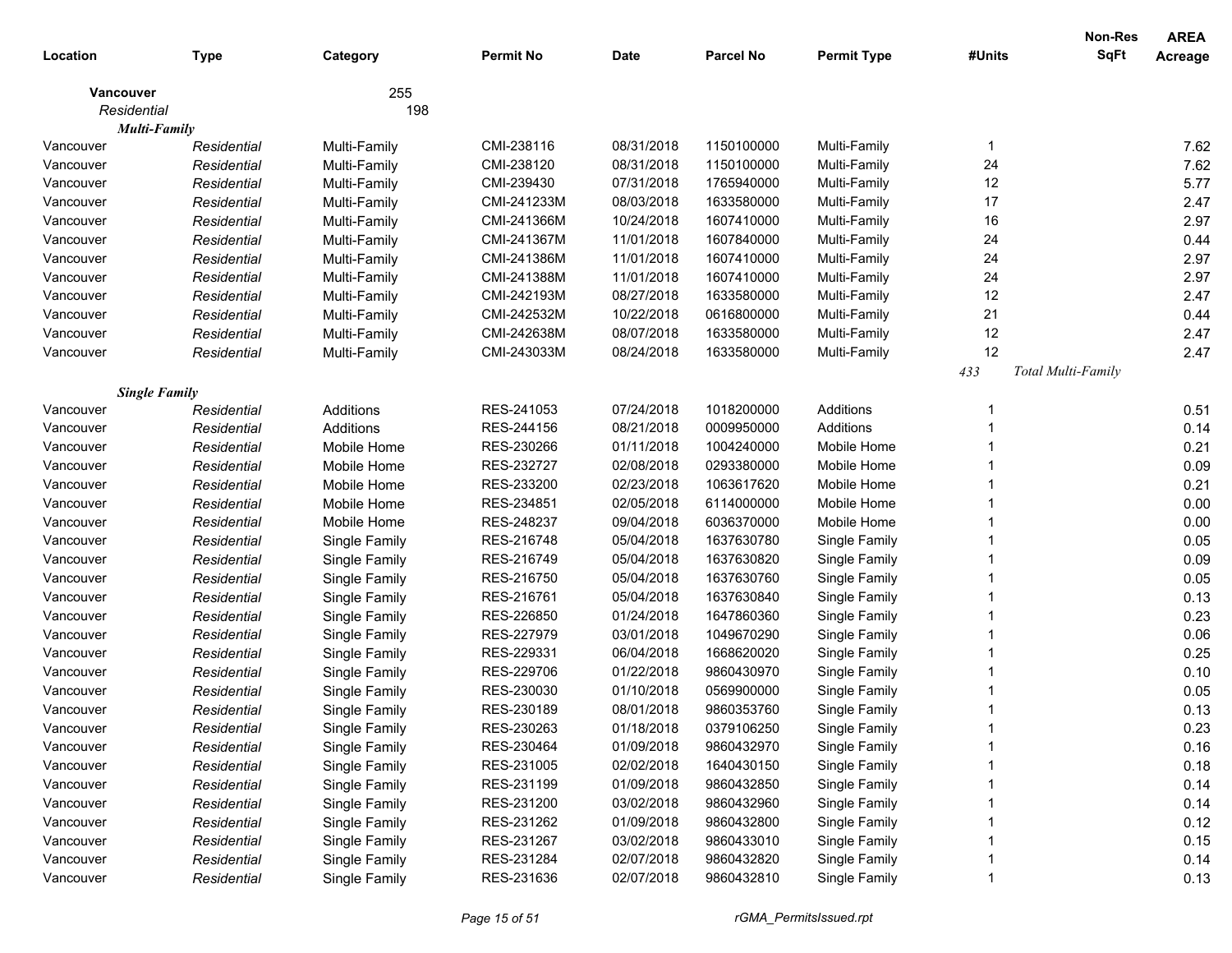| Location | Type | Category | Permit No | Date | Parcel No | Permit Type | #Units | Non-Res SqFt | AREA Acreage |
|---|---|---|---|---|---|---|---|---|---|
| **Vancouver** | | 255 | | | | | | | |
| *Residential* | | 198 | | | | | | | |
| ***Multi-Family*** | | | | | | | | | |
| Vancouver | *Residential* | Multi-Family | CMI-238116 | 08/31/2018 | 1150100000 | Multi-Family | 1 | | 7.62 |
| Vancouver | *Residential* | Multi-Family | CMI-238120 | 08/31/2018 | 1150100000 | Multi-Family | 24 | | 7.62 |
| Vancouver | *Residential* | Multi-Family | CMI-239430 | 07/31/2018 | 1765940000 | Multi-Family | 12 | | 5.77 |
| Vancouver | *Residential* | Multi-Family | CMI-241233M | 08/03/2018 | 1633580000 | Multi-Family | 17 | | 2.47 |
| Vancouver | *Residential* | Multi-Family | CMI-241366M | 10/24/2018 | 1607410000 | Multi-Family | 16 | | 2.97 |
| Vancouver | *Residential* | Multi-Family | CMI-241367M | 11/01/2018 | 1607840000 | Multi-Family | 24 | | 0.44 |
| Vancouver | *Residential* | Multi-Family | CMI-241386M | 11/01/2018 | 1607410000 | Multi-Family | 24 | | 2.97 |
| Vancouver | *Residential* | Multi-Family | CMI-241388M | 11/01/2018 | 1607410000 | Multi-Family | 24 | | 2.97 |
| Vancouver | *Residential* | Multi-Family | CMI-242193M | 08/27/2018 | 1633580000 | Multi-Family | 12 | | 2.47 |
| Vancouver | *Residential* | Multi-Family | CMI-242532M | 10/22/2018 | 0616800000 | Multi-Family | 21 | | 0.44 |
| Vancouver | *Residential* | Multi-Family | CMI-242638M | 08/07/2018 | 1633580000 | Multi-Family | 12 | | 2.47 |
| Vancouver | *Residential* | Multi-Family | CMI-243033M | 08/24/2018 | 1633580000 | Multi-Family | 12 | | 2.47 |
| | | | | | | | *433* | *Total Multi-Family* | |
| ***Single Family*** | | | | | | | | | |
| Vancouver | *Residential* | Additions | RES-241053 | 07/24/2018 | 1018200000 | Additions | 1 | | 0.51 |
| Vancouver | *Residential* | Additions | RES-244156 | 08/21/2018 | 0009950000 | Additions | 1 | | 0.14 |
| Vancouver | *Residential* | Mobile Home | RES-230266 | 01/11/2018 | 1004240000 | Mobile Home | 1 | | 0.21 |
| Vancouver | *Residential* | Mobile Home | RES-232727 | 02/08/2018 | 0293380000 | Mobile Home | 1 | | 0.09 |
| Vancouver | *Residential* | Mobile Home | RES-233200 | 02/23/2018 | 1063617620 | Mobile Home | 1 | | 0.21 |
| Vancouver | *Residential* | Mobile Home | RES-234851 | 02/05/2018 | 6114000000 | Mobile Home | 1 | | 0.00 |
| Vancouver | *Residential* | Mobile Home | RES-248237 | 09/04/2018 | 6036370000 | Mobile Home | 1 | | 0.00 |
| Vancouver | *Residential* | Single Family | RES-216748 | 05/04/2018 | 1637630780 | Single Family | 1 | | 0.05 |
| Vancouver | *Residential* | Single Family | RES-216749 | 05/04/2018 | 1637630820 | Single Family | 1 | | 0.09 |
| Vancouver | *Residential* | Single Family | RES-216750 | 05/04/2018 | 1637630760 | Single Family | 1 | | 0.05 |
| Vancouver | *Residential* | Single Family | RES-216761 | 05/04/2018 | 1637630840 | Single Family | 1 | | 0.13 |
| Vancouver | *Residential* | Single Family | RES-226850 | 01/24/2018 | 1647860360 | Single Family | 1 | | 0.23 |
| Vancouver | *Residential* | Single Family | RES-227979 | 03/01/2018 | 1049670290 | Single Family | 1 | | 0.06 |
| Vancouver | *Residential* | Single Family | RES-229331 | 06/04/2018 | 1668620020 | Single Family | 1 | | 0.25 |
| Vancouver | *Residential* | Single Family | RES-229706 | 01/22/2018 | 9860430970 | Single Family | 1 | | 0.10 |
| Vancouver | *Residential* | Single Family | RES-230030 | 01/10/2018 | 0569900000 | Single Family | 1 | | 0.05 |
| Vancouver | *Residential* | Single Family | RES-230189 | 08/01/2018 | 9860353760 | Single Family | 1 | | 0.13 |
| Vancouver | *Residential* | Single Family | RES-230263 | 01/18/2018 | 0379106250 | Single Family | 1 | | 0.23 |
| Vancouver | *Residential* | Single Family | RES-230464 | 01/09/2018 | 9860432970 | Single Family | 1 | | 0.16 |
| Vancouver | *Residential* | Single Family | RES-231005 | 02/02/2018 | 1640430150 | Single Family | 1 | | 0.18 |
| Vancouver | *Residential* | Single Family | RES-231199 | 01/09/2018 | 9860432850 | Single Family | 1 | | 0.14 |
| Vancouver | *Residential* | Single Family | RES-231200 | 03/02/2018 | 9860432960 | Single Family | 1 | | 0.14 |
| Vancouver | *Residential* | Single Family | RES-231262 | 01/09/2018 | 9860432800 | Single Family | 1 | | 0.12 |
| Vancouver | *Residential* | Single Family | RES-231267 | 03/02/2018 | 9860433010 | Single Family | 1 | | 0.15 |
| Vancouver | *Residential* | Single Family | RES-231284 | 02/07/2018 | 9860432820 | Single Family | 1 | | 0.14 |
| Vancouver | *Residential* | Single Family | RES-231636 | 02/07/2018 | 9860432810 | Single Family | 1 | | 0.13 |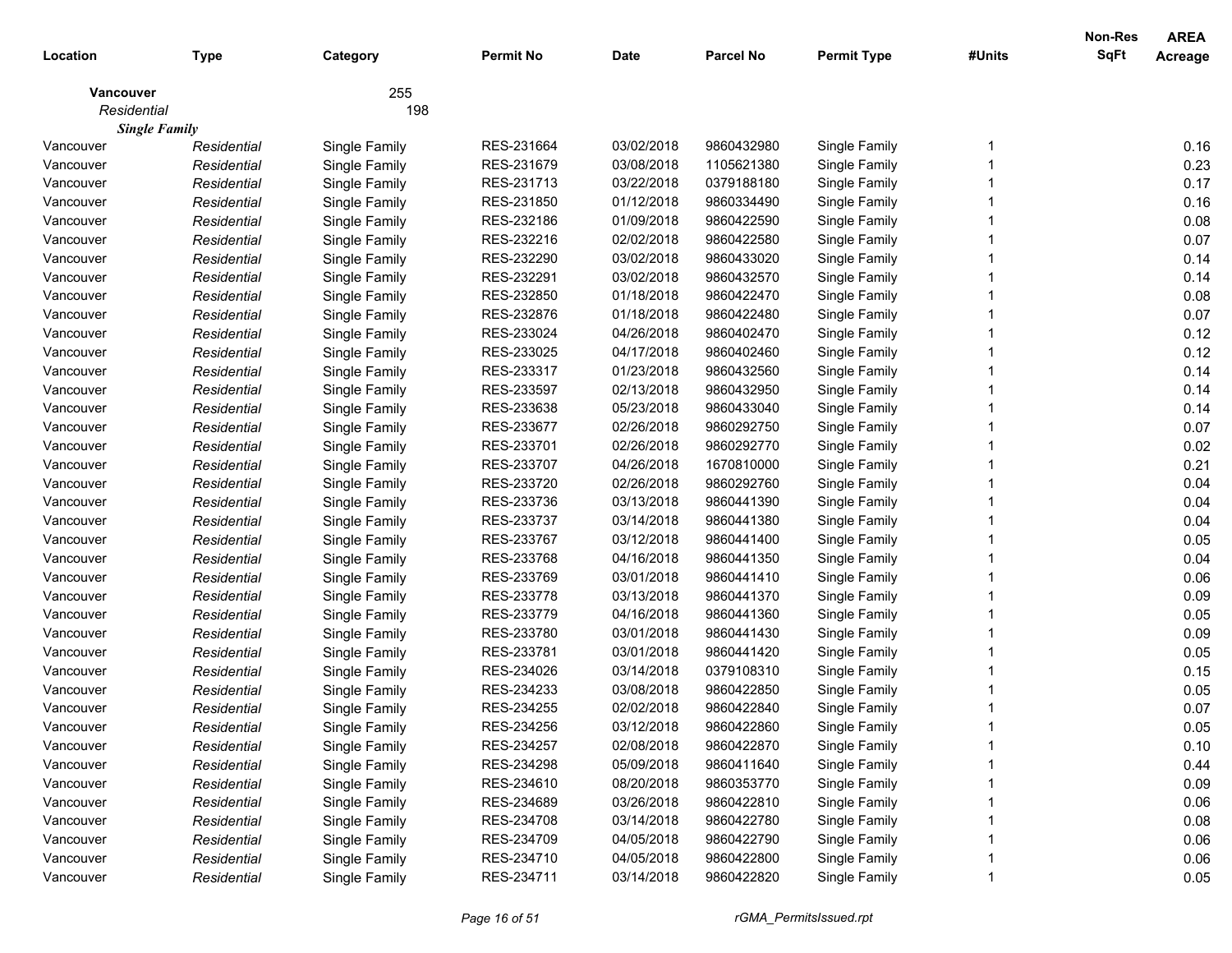| Location | Type | Category | Permit No | Date | Parcel No | Permit Type | #Units | Non-Res SqFt | AREA Acreage |
|---|---|---|---|---|---|---|---|---|---|
| **Vancouver** | | 255 | | | | | | | |
| *Residential* | | 198 | | | | | | | |
| ***Single Family*** | | | | | | | | | |
| Vancouver | *Residential* | Single Family | RES-231664 | 03/02/2018 | 9860432980 | Single Family | 1 | | 0.16 |
| Vancouver | *Residential* | Single Family | RES-231679 | 03/08/2018 | 1105621380 | Single Family | 1 | | 0.23 |
| Vancouver | *Residential* | Single Family | RES-231713 | 03/22/2018 | 0379188180 | Single Family | 1 | | 0.17 |
| Vancouver | *Residential* | Single Family | RES-231850 | 01/12/2018 | 9860334490 | Single Family | 1 | | 0.16 |
| Vancouver | *Residential* | Single Family | RES-232186 | 01/09/2018 | 9860422590 | Single Family | 1 | | 0.08 |
| Vancouver | *Residential* | Single Family | RES-232216 | 02/02/2018 | 9860422580 | Single Family | 1 | | 0.07 |
| Vancouver | *Residential* | Single Family | RES-232290 | 03/02/2018 | 9860433020 | Single Family | 1 | | 0.14 |
| Vancouver | *Residential* | Single Family | RES-232291 | 03/02/2018 | 9860432570 | Single Family | 1 | | 0.14 |
| Vancouver | *Residential* | Single Family | RES-232850 | 01/18/2018 | 9860422470 | Single Family | 1 | | 0.08 |
| Vancouver | *Residential* | Single Family | RES-232876 | 01/18/2018 | 9860422480 | Single Family | 1 | | 0.07 |
| Vancouver | *Residential* | Single Family | RES-233024 | 04/26/2018 | 9860402470 | Single Family | 1 | | 0.12 |
| Vancouver | *Residential* | Single Family | RES-233025 | 04/17/2018 | 9860402460 | Single Family | 1 | | 0.12 |
| Vancouver | *Residential* | Single Family | RES-233317 | 01/23/2018 | 9860432560 | Single Family | 1 | | 0.14 |
| Vancouver | *Residential* | Single Family | RES-233597 | 02/13/2018 | 9860432950 | Single Family | 1 | | 0.14 |
| Vancouver | *Residential* | Single Family | RES-233638 | 05/23/2018 | 9860433040 | Single Family | 1 | | 0.14 |
| Vancouver | *Residential* | Single Family | RES-233677 | 02/26/2018 | 9860292750 | Single Family | 1 | | 0.07 |
| Vancouver | *Residential* | Single Family | RES-233701 | 02/26/2018 | 9860292770 | Single Family | 1 | | 0.02 |
| Vancouver | *Residential* | Single Family | RES-233707 | 04/26/2018 | 1670810000 | Single Family | 1 | | 0.21 |
| Vancouver | *Residential* | Single Family | RES-233720 | 02/26/2018 | 9860292760 | Single Family | 1 | | 0.04 |
| Vancouver | *Residential* | Single Family | RES-233736 | 03/13/2018 | 9860441390 | Single Family | 1 | | 0.04 |
| Vancouver | *Residential* | Single Family | RES-233737 | 03/14/2018 | 9860441380 | Single Family | 1 | | 0.04 |
| Vancouver | *Residential* | Single Family | RES-233767 | 03/12/2018 | 9860441400 | Single Family | 1 | | 0.05 |
| Vancouver | *Residential* | Single Family | RES-233768 | 04/16/2018 | 9860441350 | Single Family | 1 | | 0.04 |
| Vancouver | *Residential* | Single Family | RES-233769 | 03/01/2018 | 9860441410 | Single Family | 1 | | 0.06 |
| Vancouver | *Residential* | Single Family | RES-233778 | 03/13/2018 | 9860441370 | Single Family | 1 | | 0.09 |
| Vancouver | *Residential* | Single Family | RES-233779 | 04/16/2018 | 9860441360 | Single Family | 1 | | 0.05 |
| Vancouver | *Residential* | Single Family | RES-233780 | 03/01/2018 | 9860441430 | Single Family | 1 | | 0.09 |
| Vancouver | *Residential* | Single Family | RES-233781 | 03/01/2018 | 9860441420 | Single Family | 1 | | 0.05 |
| Vancouver | *Residential* | Single Family | RES-234026 | 03/14/2018 | 0379108310 | Single Family | 1 | | 0.15 |
| Vancouver | *Residential* | Single Family | RES-234233 | 03/08/2018 | 9860422850 | Single Family | 1 | | 0.05 |
| Vancouver | *Residential* | Single Family | RES-234255 | 02/02/2018 | 9860422840 | Single Family | 1 | | 0.07 |
| Vancouver | *Residential* | Single Family | RES-234256 | 03/12/2018 | 9860422860 | Single Family | 1 | | 0.05 |
| Vancouver | *Residential* | Single Family | RES-234257 | 02/08/2018 | 9860422870 | Single Family | 1 | | 0.10 |
| Vancouver | *Residential* | Single Family | RES-234298 | 05/09/2018 | 9860411640 | Single Family | 1 | | 0.44 |
| Vancouver | *Residential* | Single Family | RES-234610 | 08/20/2018 | 9860353770 | Single Family | 1 | | 0.09 |
| Vancouver | *Residential* | Single Family | RES-234689 | 03/26/2018 | 9860422810 | Single Family | 1 | | 0.06 |
| Vancouver | *Residential* | Single Family | RES-234708 | 03/14/2018 | 9860422780 | Single Family | 1 | | 0.08 |
| Vancouver | *Residential* | Single Family | RES-234709 | 04/05/2018 | 9860422790 | Single Family | 1 | | 0.06 |
| Vancouver | *Residential* | Single Family | RES-234710 | 04/05/2018 | 9860422800 | Single Family | 1 | | 0.06 |
| Vancouver | *Residential* | Single Family | RES-234711 | 03/14/2018 | 9860422820 | Single Family | 1 | | 0.05 |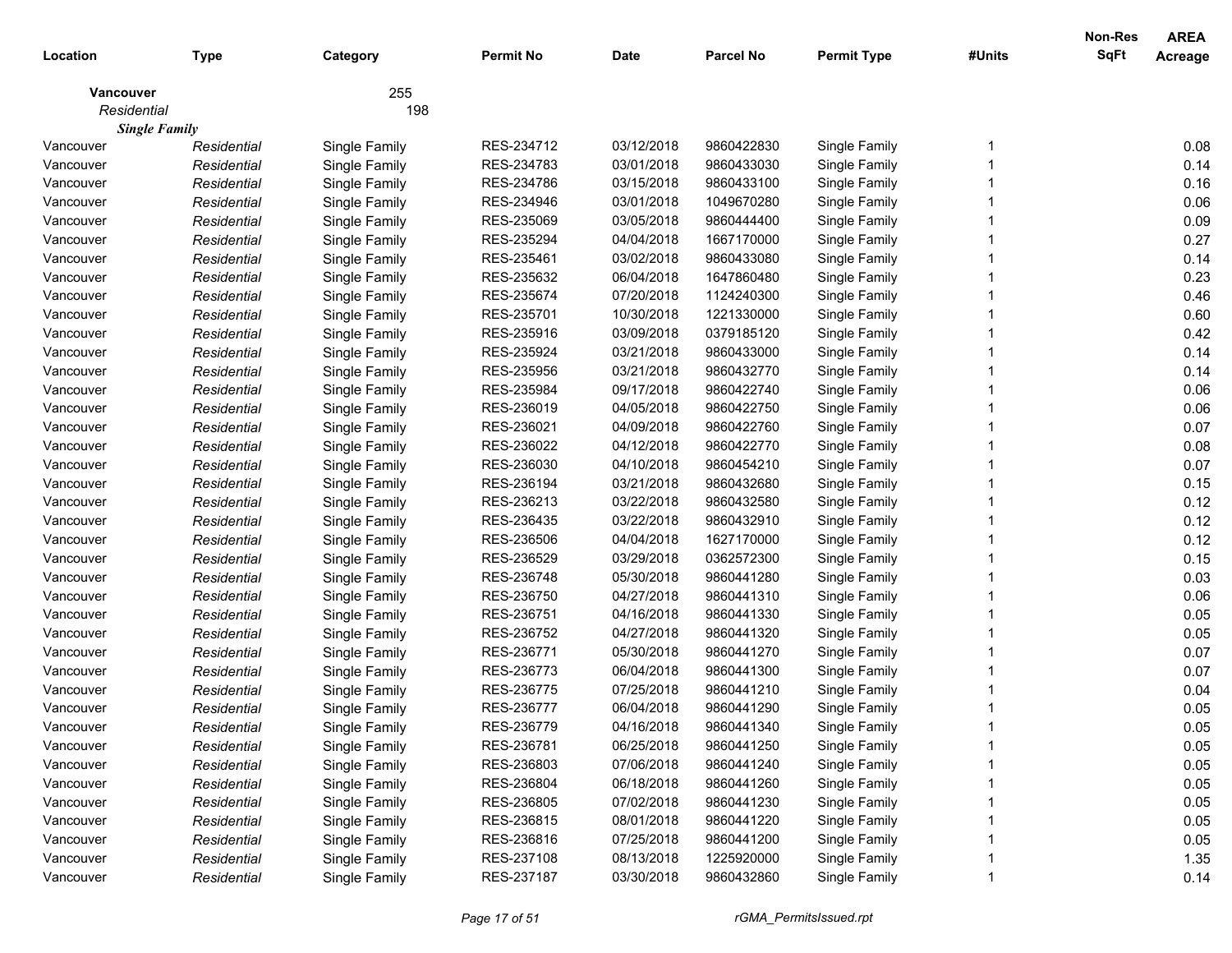| Location | Type | Category | Permit No | Date | Parcel No | Permit Type | #Units | Non-Res SqFt | AREA Acreage |
|---|---|---|---|---|---|---|---|---|---|
| **Vancouver** | | 255 | | | | | | | |
| *Residential* | | 198 | | | | | | | |
| ***Single Family*** | | | | | | | | | |
| Vancouver | *Residential* | Single Family | RES-234712 | 03/12/2018 | 9860422830 | Single Family | 1 | | 0.08 |
| Vancouver | *Residential* | Single Family | RES-234783 | 03/01/2018 | 9860433030 | Single Family | 1 | | 0.14 |
| Vancouver | *Residential* | Single Family | RES-234786 | 03/15/2018 | 9860433100 | Single Family | 1 | | 0.16 |
| Vancouver | *Residential* | Single Family | RES-234946 | 03/01/2018 | 1049670280 | Single Family | 1 | | 0.06 |
| Vancouver | *Residential* | Single Family | RES-235069 | 03/05/2018 | 9860444400 | Single Family | 1 | | 0.09 |
| Vancouver | *Residential* | Single Family | RES-235294 | 04/04/2018 | 1667170000 | Single Family | 1 | | 0.27 |
| Vancouver | *Residential* | Single Family | RES-235461 | 03/02/2018 | 9860433080 | Single Family | 1 | | 0.14 |
| Vancouver | *Residential* | Single Family | RES-235632 | 06/04/2018 | 1647860480 | Single Family | 1 | | 0.23 |
| Vancouver | *Residential* | Single Family | RES-235674 | 07/20/2018 | 1124240300 | Single Family | 1 | | 0.46 |
| Vancouver | *Residential* | Single Family | RES-235701 | 10/30/2018 | 1221330000 | Single Family | 1 | | 0.60 |
| Vancouver | *Residential* | Single Family | RES-235916 | 03/09/2018 | 0379185120 | Single Family | 1 | | 0.42 |
| Vancouver | *Residential* | Single Family | RES-235924 | 03/21/2018 | 9860433000 | Single Family | 1 | | 0.14 |
| Vancouver | *Residential* | Single Family | RES-235956 | 03/21/2018 | 9860432770 | Single Family | 1 | | 0.14 |
| Vancouver | *Residential* | Single Family | RES-235984 | 09/17/2018 | 9860422740 | Single Family | 1 | | 0.06 |
| Vancouver | *Residential* | Single Family | RES-236019 | 04/05/2018 | 9860422750 | Single Family | 1 | | 0.06 |
| Vancouver | *Residential* | Single Family | RES-236021 | 04/09/2018 | 9860422760 | Single Family | 1 | | 0.07 |
| Vancouver | *Residential* | Single Family | RES-236022 | 04/12/2018 | 9860422770 | Single Family | 1 | | 0.08 |
| Vancouver | *Residential* | Single Family | RES-236030 | 04/10/2018 | 9860454210 | Single Family | 1 | | 0.07 |
| Vancouver | *Residential* | Single Family | RES-236194 | 03/21/2018 | 9860432680 | Single Family | 1 | | 0.15 |
| Vancouver | *Residential* | Single Family | RES-236213 | 03/22/2018 | 9860432580 | Single Family | 1 | | 0.12 |
| Vancouver | *Residential* | Single Family | RES-236435 | 03/22/2018 | 9860432910 | Single Family | 1 | | 0.12 |
| Vancouver | *Residential* | Single Family | RES-236506 | 04/04/2018 | 1627170000 | Single Family | 1 | | 0.12 |
| Vancouver | *Residential* | Single Family | RES-236529 | 03/29/2018 | 0362572300 | Single Family | 1 | | 0.15 |
| Vancouver | *Residential* | Single Family | RES-236748 | 05/30/2018 | 9860441280 | Single Family | 1 | | 0.03 |
| Vancouver | *Residential* | Single Family | RES-236750 | 04/27/2018 | 9860441310 | Single Family | 1 | | 0.06 |
| Vancouver | *Residential* | Single Family | RES-236751 | 04/16/2018 | 9860441330 | Single Family | 1 | | 0.05 |
| Vancouver | *Residential* | Single Family | RES-236752 | 04/27/2018 | 9860441320 | Single Family | 1 | | 0.05 |
| Vancouver | *Residential* | Single Family | RES-236771 | 05/30/2018 | 9860441270 | Single Family | 1 | | 0.07 |
| Vancouver | *Residential* | Single Family | RES-236773 | 06/04/2018 | 9860441300 | Single Family | 1 | | 0.07 |
| Vancouver | *Residential* | Single Family | RES-236775 | 07/25/2018 | 9860441210 | Single Family | 1 | | 0.04 |
| Vancouver | *Residential* | Single Family | RES-236777 | 06/04/2018 | 9860441290 | Single Family | 1 | | 0.05 |
| Vancouver | *Residential* | Single Family | RES-236779 | 04/16/2018 | 9860441340 | Single Family | 1 | | 0.05 |
| Vancouver | *Residential* | Single Family | RES-236781 | 06/25/2018 | 9860441250 | Single Family | 1 | | 0.05 |
| Vancouver | *Residential* | Single Family | RES-236803 | 07/06/2018 | 9860441240 | Single Family | 1 | | 0.05 |
| Vancouver | *Residential* | Single Family | RES-236804 | 06/18/2018 | 9860441260 | Single Family | 1 | | 0.05 |
| Vancouver | *Residential* | Single Family | RES-236805 | 07/02/2018 | 9860441230 | Single Family | 1 | | 0.05 |
| Vancouver | *Residential* | Single Family | RES-236815 | 08/01/2018 | 9860441220 | Single Family | 1 | | 0.05 |
| Vancouver | *Residential* | Single Family | RES-236816 | 07/25/2018 | 9860441200 | Single Family | 1 | | 0.05 |
| Vancouver | *Residential* | Single Family | RES-237108 | 08/13/2018 | 1225920000 | Single Family | 1 | | 1.35 |
| Vancouver | *Residential* | Single Family | RES-237187 | 03/30/2018 | 9860432860 | Single Family | 1 | | 0.14 |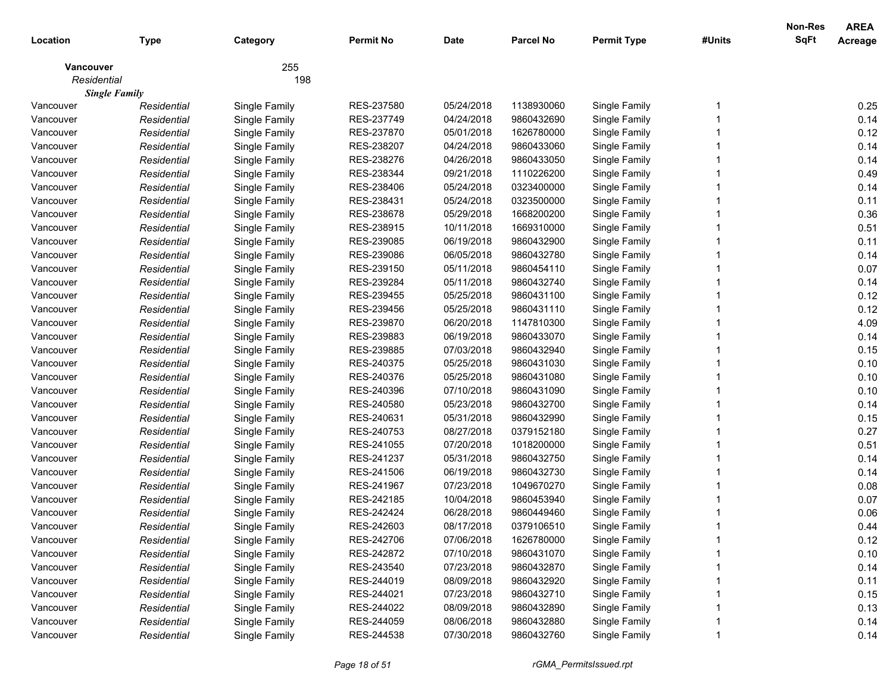| Location | Type | Category | Permit No | Date | Parcel No | Permit Type | #Units | Non-Res SqFt | AREA Acreage |
|---|---|---|---|---|---|---|---|---|---|
| **Vancouver** | | 255 | | | | | | | |
| *Residential* | | 198 | | | | | | | |
| ***Single Family*** | | | | | | | | | |
| Vancouver | *Residential* | Single Family | RES-237580 | 05/24/2018 | 1138930060 | Single Family | 1 | | 0.25 |
| Vancouver | *Residential* | Single Family | RES-237749 | 04/24/2018 | 9860432690 | Single Family | 1 | | 0.14 |
| Vancouver | *Residential* | Single Family | RES-237870 | 05/01/2018 | 1626780000 | Single Family | 1 | | 0.12 |
| Vancouver | *Residential* | Single Family | RES-238207 | 04/24/2018 | 9860433060 | Single Family | 1 | | 0.14 |
| Vancouver | *Residential* | Single Family | RES-238276 | 04/26/2018 | 9860433050 | Single Family | 1 | | 0.14 |
| Vancouver | *Residential* | Single Family | RES-238344 | 09/21/2018 | 1110226200 | Single Family | 1 | | 0.49 |
| Vancouver | *Residential* | Single Family | RES-238406 | 05/24/2018 | 0323400000 | Single Family | 1 | | 0.14 |
| Vancouver | *Residential* | Single Family | RES-238431 | 05/24/2018 | 0323500000 | Single Family | 1 | | 0.11 |
| Vancouver | *Residential* | Single Family | RES-238678 | 05/29/2018 | 1668200200 | Single Family | 1 | | 0.36 |
| Vancouver | *Residential* | Single Family | RES-238915 | 10/11/2018 | 1669310000 | Single Family | 1 | | 0.51 |
| Vancouver | *Residential* | Single Family | RES-239085 | 06/19/2018 | 9860432900 | Single Family | 1 | | 0.11 |
| Vancouver | *Residential* | Single Family | RES-239086 | 06/05/2018 | 9860432780 | Single Family | 1 | | 0.14 |
| Vancouver | *Residential* | Single Family | RES-239150 | 05/11/2018 | 9860454110 | Single Family | 1 | | 0.07 |
| Vancouver | *Residential* | Single Family | RES-239284 | 05/11/2018 | 9860432740 | Single Family | 1 | | 0.14 |
| Vancouver | *Residential* | Single Family | RES-239455 | 05/25/2018 | 9860431100 | Single Family | 1 | | 0.12 |
| Vancouver | *Residential* | Single Family | RES-239456 | 05/25/2018 | 9860431110 | Single Family | 1 | | 0.12 |
| Vancouver | *Residential* | Single Family | RES-239870 | 06/20/2018 | 1147810300 | Single Family | 1 | | 4.09 |
| Vancouver | *Residential* | Single Family | RES-239883 | 06/19/2018 | 9860433070 | Single Family | 1 | | 0.14 |
| Vancouver | *Residential* | Single Family | RES-239885 | 07/03/2018 | 9860432940 | Single Family | 1 | | 0.15 |
| Vancouver | *Residential* | Single Family | RES-240375 | 05/25/2018 | 9860431030 | Single Family | 1 | | 0.10 |
| Vancouver | *Residential* | Single Family | RES-240376 | 05/25/2018 | 9860431080 | Single Family | 1 | | 0.10 |
| Vancouver | *Residential* | Single Family | RES-240396 | 07/10/2018 | 9860431090 | Single Family | 1 | | 0.10 |
| Vancouver | *Residential* | Single Family | RES-240580 | 05/23/2018 | 9860432700 | Single Family | 1 | | 0.14 |
| Vancouver | *Residential* | Single Family | RES-240631 | 05/31/2018 | 9860432990 | Single Family | 1 | | 0.15 |
| Vancouver | *Residential* | Single Family | RES-240753 | 08/27/2018 | 0379152180 | Single Family | 1 | | 0.27 |
| Vancouver | *Residential* | Single Family | RES-241055 | 07/20/2018 | 1018200000 | Single Family | 1 | | 0.51 |
| Vancouver | *Residential* | Single Family | RES-241237 | 05/31/2018 | 9860432750 | Single Family | 1 | | 0.14 |
| Vancouver | *Residential* | Single Family | RES-241506 | 06/19/2018 | 9860432730 | Single Family | 1 | | 0.14 |
| Vancouver | *Residential* | Single Family | RES-241967 | 07/23/2018 | 1049670270 | Single Family | 1 | | 0.08 |
| Vancouver | *Residential* | Single Family | RES-242185 | 10/04/2018 | 9860453940 | Single Family | 1 | | 0.07 |
| Vancouver | *Residential* | Single Family | RES-242424 | 06/28/2018 | 9860449460 | Single Family | 1 | | 0.06 |
| Vancouver | *Residential* | Single Family | RES-242603 | 08/17/2018 | 0379106510 | Single Family | 1 | | 0.44 |
| Vancouver | *Residential* | Single Family | RES-242706 | 07/06/2018 | 1626780000 | Single Family | 1 | | 0.12 |
| Vancouver | *Residential* | Single Family | RES-242872 | 07/10/2018 | 9860431070 | Single Family | 1 | | 0.10 |
| Vancouver | *Residential* | Single Family | RES-243540 | 07/23/2018 | 9860432870 | Single Family | 1 | | 0.14 |
| Vancouver | *Residential* | Single Family | RES-244019 | 08/09/2018 | 9860432920 | Single Family | 1 | | 0.11 |
| Vancouver | *Residential* | Single Family | RES-244021 | 07/23/2018 | 9860432710 | Single Family | 1 | | 0.15 |
| Vancouver | *Residential* | Single Family | RES-244022 | 08/09/2018 | 9860432890 | Single Family | 1 | | 0.13 |
| Vancouver | *Residential* | Single Family | RES-244059 | 08/06/2018 | 9860432880 | Single Family | 1 | | 0.14 |
| Vancouver | *Residential* | Single Family | RES-244538 | 07/30/2018 | 9860432760 | Single Family | 1 | | 0.14 |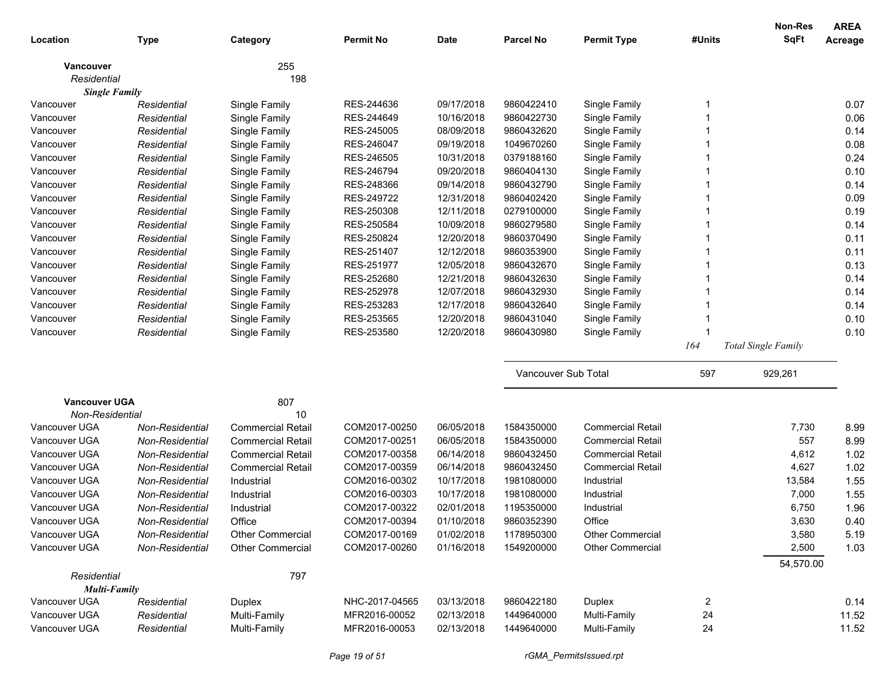| Location | Type | Category | Permit No | Date | Parcel No | Permit Type | #Units | Non-Res SqFt | AREA Acreage |
|---|---|---|---|---|---|---|---|---|---|
| **Vancouver** | | 255 | | | | | | | |
| *Residential* | | 198 | | | | | | | |
| ***Single Family*** | | | | | | | | | |
| Vancouver | *Residential* | Single Family | RES-244636 | 09/17/2018 | 9860422410 | Single Family | 1 | | 0.07 |
| Vancouver | *Residential* | Single Family | RES-244649 | 10/16/2018 | 9860422730 | Single Family | 1 | | 0.06 |
| Vancouver | *Residential* | Single Family | RES-245005 | 08/09/2018 | 9860432620 | Single Family | 1 | | 0.14 |
| Vancouver | *Residential* | Single Family | RES-246047 | 09/19/2018 | 1049670260 | Single Family | 1 | | 0.08 |
| Vancouver | *Residential* | Single Family | RES-246505 | 10/31/2018 | 0379188160 | Single Family | 1 | | 0.24 |
| Vancouver | *Residential* | Single Family | RES-246794 | 09/20/2018 | 9860404130 | Single Family | 1 | | 0.10 |
| Vancouver | *Residential* | Single Family | RES-248366 | 09/14/2018 | 9860432790 | Single Family | 1 | | 0.14 |
| Vancouver | *Residential* | Single Family | RES-249722 | 12/31/2018 | 9860402420 | Single Family | 1 | | 0.09 |
| Vancouver | *Residential* | Single Family | RES-250308 | 12/11/2018 | 0279100000 | Single Family | 1 | | 0.19 |
| Vancouver | *Residential* | Single Family | RES-250584 | 10/09/2018 | 9860279580 | Single Family | 1 | | 0.14 |
| Vancouver | *Residential* | Single Family | RES-250824 | 12/20/2018 | 9860370490 | Single Family | 1 | | 0.11 |
| Vancouver | *Residential* | Single Family | RES-251407 | 12/12/2018 | 9860353900 | Single Family | 1 | | 0.11 |
| Vancouver | *Residential* | Single Family | RES-251977 | 12/05/2018 | 9860432670 | Single Family | 1 | | 0.13 |
| Vancouver | *Residential* | Single Family | RES-252680 | 12/21/2018 | 9860432630 | Single Family | 1 | | 0.14 |
| Vancouver | *Residential* | Single Family | RES-252978 | 12/07/2018 | 9860432930 | Single Family | 1 | | 0.14 |
| Vancouver | *Residential* | Single Family | RES-253283 | 12/17/2018 | 9860432640 | Single Family | 1 | | 0.14 |
| Vancouver | *Residential* | Single Family | RES-253565 | 12/20/2018 | 9860431040 | Single Family | 1 | | 0.10 |
| Vancouver | *Residential* | Single Family | RES-253580 | 12/20/2018 | 9860430980 | Single Family | 1 | | 0.10 |
| | | | | | | | *164* | *Total Single Family* | |
| | | | | | Vancouver Sub Total | | 597 | 929,261 | |
| **Vancouver UGA** | | 807 | | | | | | | |
| *Non-Residential* | | 10 | | | | | | | |
| Vancouver UGA | *Non-Residential* | Commercial Retail | COM2017-00250 | 06/05/2018 | 1584350000 | Commercial Retail | | 7,730 | 8.99 |
| Vancouver UGA | *Non-Residential* | Commercial Retail | COM2017-00251 | 06/05/2018 | 1584350000 | Commercial Retail | | 557 | 8.99 |
| Vancouver UGA | *Non-Residential* | Commercial Retail | COM2017-00358 | 06/14/2018 | 9860432450 | Commercial Retail | | 4,612 | 1.02 |
| Vancouver UGA | *Non-Residential* | Commercial Retail | COM2017-00359 | 06/14/2018 | 9860432450 | Commercial Retail | | 4,627 | 1.02 |
| Vancouver UGA | *Non-Residential* | Industrial | COM2016-00302 | 10/17/2018 | 1981080000 | Industrial | | 13,584 | 1.55 |
| Vancouver UGA | *Non-Residential* | Industrial | COM2016-00303 | 10/17/2018 | 1981080000 | Industrial | | 7,000 | 1.55 |
| Vancouver UGA | *Non-Residential* | Industrial | COM2017-00322 | 02/01/2018 | 1195350000 | Industrial | | 6,750 | 1.96 |
| Vancouver UGA | *Non-Residential* | Office | COM2017-00394 | 01/10/2018 | 9860352390 | Office | | 3,630 | 0.40 |
| Vancouver UGA | *Non-Residential* | Other Commercial | COM2017-00169 | 01/02/2018 | 1178950300 | Other Commercial | | 3,580 | 5.19 |
| Vancouver UGA | *Non-Residential* | Other Commercial | COM2017-00260 | 01/16/2018 | 1549200000 | Other Commercial | | 2,500 | 1.03 |
| | | | | | | | | 54,570.00 | |
| *Residential* | | 797 | | | | | | | |
| ***Multi-Family*** | | | | | | | | | |
| Vancouver UGA | *Residential* | Duplex | NHC-2017-04565 | 03/13/2018 | 9860422180 | Duplex | 2 | | 0.14 |
| Vancouver UGA | *Residential* | Multi-Family | MFR2016-00052 | 02/13/2018 | 1449640000 | Multi-Family | 24 | | 11.52 |
| Vancouver UGA | *Residential* | Multi-Family | MFR2016-00053 | 02/13/2018 | 1449640000 | Multi-Family | 24 | | 11.52 |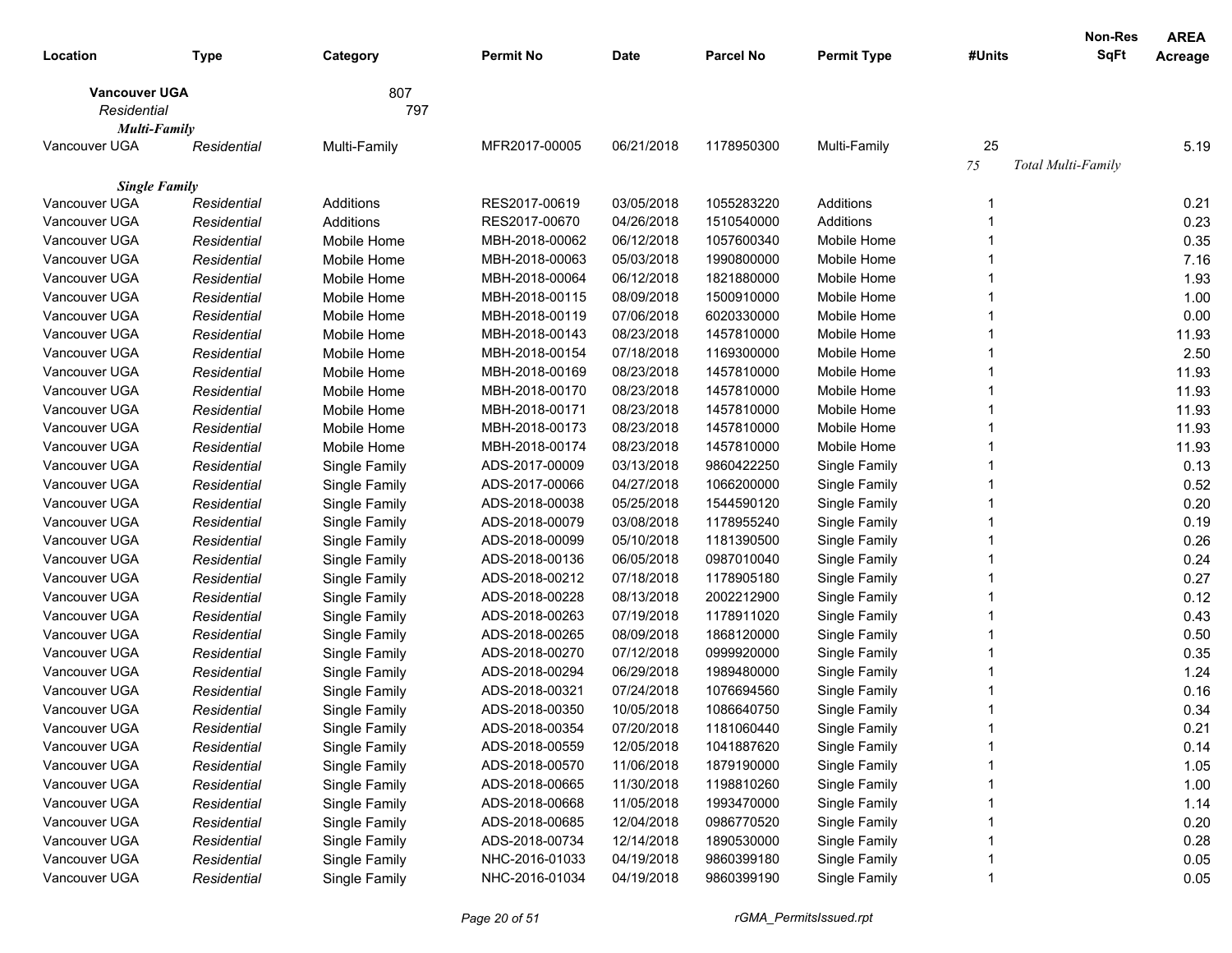| Location | Type | Category | Permit No | Date | Parcel No | Permit Type | #Units | Non-Res SqFt | AREA Acreage |
|---|---|---|---|---|---|---|---|---|---|
| **Vancouver UGA** | | 807 | | | | | | | |
| *Residential* | | 797 | | | | | | | |
| ***Multi-Family*** | | | | | | | | | |
| Vancouver UGA | *Residential* | Multi-Family | MFR2017-00005 | 06/21/2018 | 1178950300 | Multi-Family | 25 | | 5.19 |
| | | | | | | | *75* | *Total Multi-Family* | |
| ***Single Family*** | | | | | | | | | |
| Vancouver UGA | *Residential* | Additions | RES2017-00619 | 03/05/2018 | 1055283220 | Additions | 1 | | 0.21 |
| Vancouver UGA | *Residential* | Additions | RES2017-00670 | 04/26/2018 | 1510540000 | Additions | 1 | | 0.23 |
| Vancouver UGA | *Residential* | Mobile Home | MBH-2018-00062 | 06/12/2018 | 1057600340 | Mobile Home | 1 | | 0.35 |
| Vancouver UGA | *Residential* | Mobile Home | MBH-2018-00063 | 05/03/2018 | 1990800000 | Mobile Home | 1 | | 7.16 |
| Vancouver UGA | *Residential* | Mobile Home | MBH-2018-00064 | 06/12/2018 | 1821880000 | Mobile Home | 1 | | 1.93 |
| Vancouver UGA | *Residential* | Mobile Home | MBH-2018-00115 | 08/09/2018 | 1500910000 | Mobile Home | 1 | | 1.00 |
| Vancouver UGA | *Residential* | Mobile Home | MBH-2018-00119 | 07/06/2018 | 6020330000 | Mobile Home | 1 | | 0.00 |
| Vancouver UGA | *Residential* | Mobile Home | MBH-2018-00143 | 08/23/2018 | 1457810000 | Mobile Home | 1 | | 11.93 |
| Vancouver UGA | *Residential* | Mobile Home | MBH-2018-00154 | 07/18/2018 | 1169300000 | Mobile Home | 1 | | 2.50 |
| Vancouver UGA | *Residential* | Mobile Home | MBH-2018-00169 | 08/23/2018 | 1457810000 | Mobile Home | 1 | | 11.93 |
| Vancouver UGA | *Residential* | Mobile Home | MBH-2018-00170 | 08/23/2018 | 1457810000 | Mobile Home | 1 | | 11.93 |
| Vancouver UGA | *Residential* | Mobile Home | MBH-2018-00171 | 08/23/2018 | 1457810000 | Mobile Home | 1 | | 11.93 |
| Vancouver UGA | *Residential* | Mobile Home | MBH-2018-00173 | 08/23/2018 | 1457810000 | Mobile Home | 1 | | 11.93 |
| Vancouver UGA | *Residential* | Mobile Home | MBH-2018-00174 | 08/23/2018 | 1457810000 | Mobile Home | 1 | | 11.93 |
| Vancouver UGA | *Residential* | Single Family | ADS-2017-00009 | 03/13/2018 | 9860422250 | Single Family | 1 | | 0.13 |
| Vancouver UGA | *Residential* | Single Family | ADS-2017-00066 | 04/27/2018 | 1066200000 | Single Family | 1 | | 0.52 |
| Vancouver UGA | *Residential* | Single Family | ADS-2018-00038 | 05/25/2018 | 1544590120 | Single Family | 1 | | 0.20 |
| Vancouver UGA | *Residential* | Single Family | ADS-2018-00079 | 03/08/2018 | 1178955240 | Single Family | 1 | | 0.19 |
| Vancouver UGA | *Residential* | Single Family | ADS-2018-00099 | 05/10/2018 | 1181390500 | Single Family | 1 | | 0.26 |
| Vancouver UGA | *Residential* | Single Family | ADS-2018-00136 | 06/05/2018 | 0987010040 | Single Family | 1 | | 0.24 |
| Vancouver UGA | *Residential* | Single Family | ADS-2018-00212 | 07/18/2018 | 1178905180 | Single Family | 1 | | 0.27 |
| Vancouver UGA | *Residential* | Single Family | ADS-2018-00228 | 08/13/2018 | 2002212900 | Single Family | 1 | | 0.12 |
| Vancouver UGA | *Residential* | Single Family | ADS-2018-00263 | 07/19/2018 | 1178911020 | Single Family | 1 | | 0.43 |
| Vancouver UGA | *Residential* | Single Family | ADS-2018-00265 | 08/09/2018 | 1868120000 | Single Family | 1 | | 0.50 |
| Vancouver UGA | *Residential* | Single Family | ADS-2018-00270 | 07/12/2018 | 0999920000 | Single Family | 1 | | 0.35 |
| Vancouver UGA | *Residential* | Single Family | ADS-2018-00294 | 06/29/2018 | 1989480000 | Single Family | 1 | | 1.24 |
| Vancouver UGA | *Residential* | Single Family | ADS-2018-00321 | 07/24/2018 | 1076694560 | Single Family | 1 | | 0.16 |
| Vancouver UGA | *Residential* | Single Family | ADS-2018-00350 | 10/05/2018 | 1086640750 | Single Family | 1 | | 0.34 |
| Vancouver UGA | *Residential* | Single Family | ADS-2018-00354 | 07/20/2018 | 1181060440 | Single Family | 1 | | 0.21 |
| Vancouver UGA | *Residential* | Single Family | ADS-2018-00559 | 12/05/2018 | 1041887620 | Single Family | 1 | | 0.14 |
| Vancouver UGA | *Residential* | Single Family | ADS-2018-00570 | 11/06/2018 | 1879190000 | Single Family | 1 | | 1.05 |
| Vancouver UGA | *Residential* | Single Family | ADS-2018-00665 | 11/30/2018 | 1198810260 | Single Family | 1 | | 1.00 |
| Vancouver UGA | *Residential* | Single Family | ADS-2018-00668 | 11/05/2018 | 1993470000 | Single Family | 1 | | 1.14 |
| Vancouver UGA | *Residential* | Single Family | ADS-2018-00685 | 12/04/2018 | 0986770520 | Single Family | 1 | | 0.20 |
| Vancouver UGA | *Residential* | Single Family | ADS-2018-00734 | 12/14/2018 | 1890530000 | Single Family | 1 | | 0.28 |
| Vancouver UGA | *Residential* | Single Family | NHC-2016-01033 | 04/19/2018 | 9860399180 | Single Family | 1 | | 0.05 |
| Vancouver UGA | *Residential* | Single Family | NHC-2016-01034 | 04/19/2018 | 9860399190 | Single Family | 1 | | 0.05 |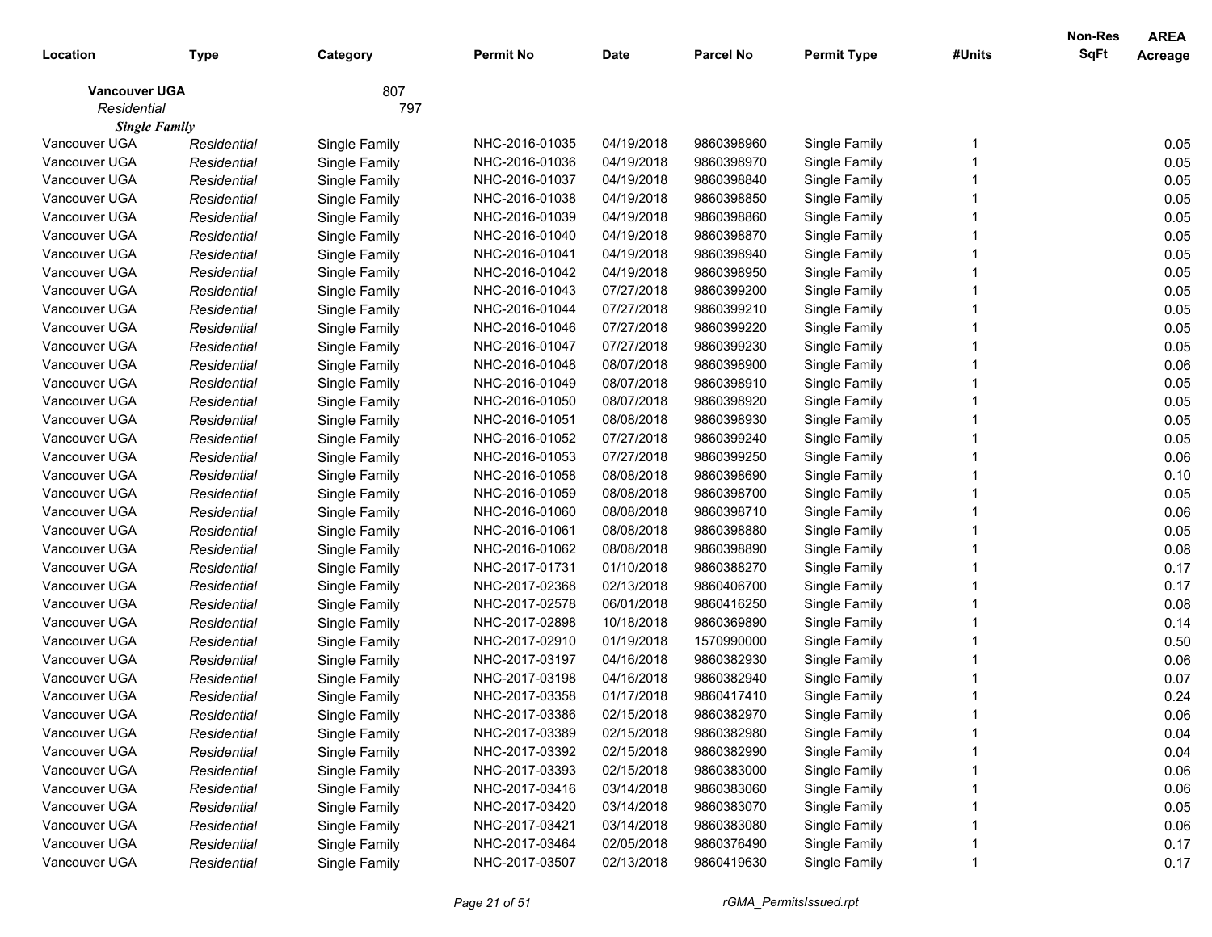| Location | Type | Category | Permit No | Date | Parcel No | Permit Type | #Units | Non-Res SqFt | AREA Acreage |
|---|---|---|---|---|---|---|---|---|---|
| **Vancouver UGA** | | 807 | | | | | | | |
| *Residential* | | 797 | | | | | | | |
| ***Single Family*** | | | | | | | | | |
| Vancouver UGA | *Residential* | Single Family | NHC-2016-01035 | 04/19/2018 | 9860398960 | Single Family | 1 | | 0.05 |
| Vancouver UGA | *Residential* | Single Family | NHC-2016-01036 | 04/19/2018 | 9860398970 | Single Family | 1 | | 0.05 |
| Vancouver UGA | *Residential* | Single Family | NHC-2016-01037 | 04/19/2018 | 9860398840 | Single Family | 1 | | 0.05 |
| Vancouver UGA | *Residential* | Single Family | NHC-2016-01038 | 04/19/2018 | 9860398850 | Single Family | 1 | | 0.05 |
| Vancouver UGA | *Residential* | Single Family | NHC-2016-01039 | 04/19/2018 | 9860398860 | Single Family | 1 | | 0.05 |
| Vancouver UGA | *Residential* | Single Family | NHC-2016-01040 | 04/19/2018 | 9860398870 | Single Family | 1 | | 0.05 |
| Vancouver UGA | *Residential* | Single Family | NHC-2016-01041 | 04/19/2018 | 9860398940 | Single Family | 1 | | 0.05 |
| Vancouver UGA | *Residential* | Single Family | NHC-2016-01042 | 04/19/2018 | 9860398950 | Single Family | 1 | | 0.05 |
| Vancouver UGA | *Residential* | Single Family | NHC-2016-01043 | 07/27/2018 | 9860399200 | Single Family | 1 | | 0.05 |
| Vancouver UGA | *Residential* | Single Family | NHC-2016-01044 | 07/27/2018 | 9860399210 | Single Family | 1 | | 0.05 |
| Vancouver UGA | *Residential* | Single Family | NHC-2016-01046 | 07/27/2018 | 9860399220 | Single Family | 1 | | 0.05 |
| Vancouver UGA | *Residential* | Single Family | NHC-2016-01047 | 07/27/2018 | 9860399230 | Single Family | 1 | | 0.05 |
| Vancouver UGA | *Residential* | Single Family | NHC-2016-01048 | 08/07/2018 | 9860398900 | Single Family | 1 | | 0.06 |
| Vancouver UGA | *Residential* | Single Family | NHC-2016-01049 | 08/07/2018 | 9860398910 | Single Family | 1 | | 0.05 |
| Vancouver UGA | *Residential* | Single Family | NHC-2016-01050 | 08/07/2018 | 9860398920 | Single Family | 1 | | 0.05 |
| Vancouver UGA | *Residential* | Single Family | NHC-2016-01051 | 08/08/2018 | 9860398930 | Single Family | 1 | | 0.05 |
| Vancouver UGA | *Residential* | Single Family | NHC-2016-01052 | 07/27/2018 | 9860399240 | Single Family | 1 | | 0.05 |
| Vancouver UGA | *Residential* | Single Family | NHC-2016-01053 | 07/27/2018 | 9860399250 | Single Family | 1 | | 0.06 |
| Vancouver UGA | *Residential* | Single Family | NHC-2016-01058 | 08/08/2018 | 9860398690 | Single Family | 1 | | 0.10 |
| Vancouver UGA | *Residential* | Single Family | NHC-2016-01059 | 08/08/2018 | 9860398700 | Single Family | 1 | | 0.05 |
| Vancouver UGA | *Residential* | Single Family | NHC-2016-01060 | 08/08/2018 | 9860398710 | Single Family | 1 | | 0.06 |
| Vancouver UGA | *Residential* | Single Family | NHC-2016-01061 | 08/08/2018 | 9860398880 | Single Family | 1 | | 0.05 |
| Vancouver UGA | *Residential* | Single Family | NHC-2016-01062 | 08/08/2018 | 9860398890 | Single Family | 1 | | 0.08 |
| Vancouver UGA | *Residential* | Single Family | NHC-2017-01731 | 01/10/2018 | 9860388270 | Single Family | 1 | | 0.17 |
| Vancouver UGA | *Residential* | Single Family | NHC-2017-02368 | 02/13/2018 | 9860406700 | Single Family | 1 | | 0.17 |
| Vancouver UGA | *Residential* | Single Family | NHC-2017-02578 | 06/01/2018 | 9860416250 | Single Family | 1 | | 0.08 |
| Vancouver UGA | *Residential* | Single Family | NHC-2017-02898 | 10/18/2018 | 9860369890 | Single Family | 1 | | 0.14 |
| Vancouver UGA | *Residential* | Single Family | NHC-2017-02910 | 01/19/2018 | 1570990000 | Single Family | 1 | | 0.50 |
| Vancouver UGA | *Residential* | Single Family | NHC-2017-03197 | 04/16/2018 | 9860382930 | Single Family | 1 | | 0.06 |
| Vancouver UGA | *Residential* | Single Family | NHC-2017-03198 | 04/16/2018 | 9860382940 | Single Family | 1 | | 0.07 |
| Vancouver UGA | *Residential* | Single Family | NHC-2017-03358 | 01/17/2018 | 9860417410 | Single Family | 1 | | 0.24 |
| Vancouver UGA | *Residential* | Single Family | NHC-2017-03386 | 02/15/2018 | 9860382970 | Single Family | 1 | | 0.06 |
| Vancouver UGA | *Residential* | Single Family | NHC-2017-03389 | 02/15/2018 | 9860382980 | Single Family | 1 | | 0.04 |
| Vancouver UGA | *Residential* | Single Family | NHC-2017-03392 | 02/15/2018 | 9860382990 | Single Family | 1 | | 0.04 |
| Vancouver UGA | *Residential* | Single Family | NHC-2017-03393 | 02/15/2018 | 9860383000 | Single Family | 1 | | 0.06 |
| Vancouver UGA | *Residential* | Single Family | NHC-2017-03416 | 03/14/2018 | 9860383060 | Single Family | 1 | | 0.06 |
| Vancouver UGA | *Residential* | Single Family | NHC-2017-03420 | 03/14/2018 | 9860383070 | Single Family | 1 | | 0.05 |
| Vancouver UGA | *Residential* | Single Family | NHC-2017-03421 | 03/14/2018 | 9860383080 | Single Family | 1 | | 0.06 |
| Vancouver UGA | *Residential* | Single Family | NHC-2017-03464 | 02/05/2018 | 9860376490 | Single Family | 1 | | 0.17 |
| Vancouver UGA | *Residential* | Single Family | NHC-2017-03507 | 02/13/2018 | 9860419630 | Single Family | 1 | | 0.17 |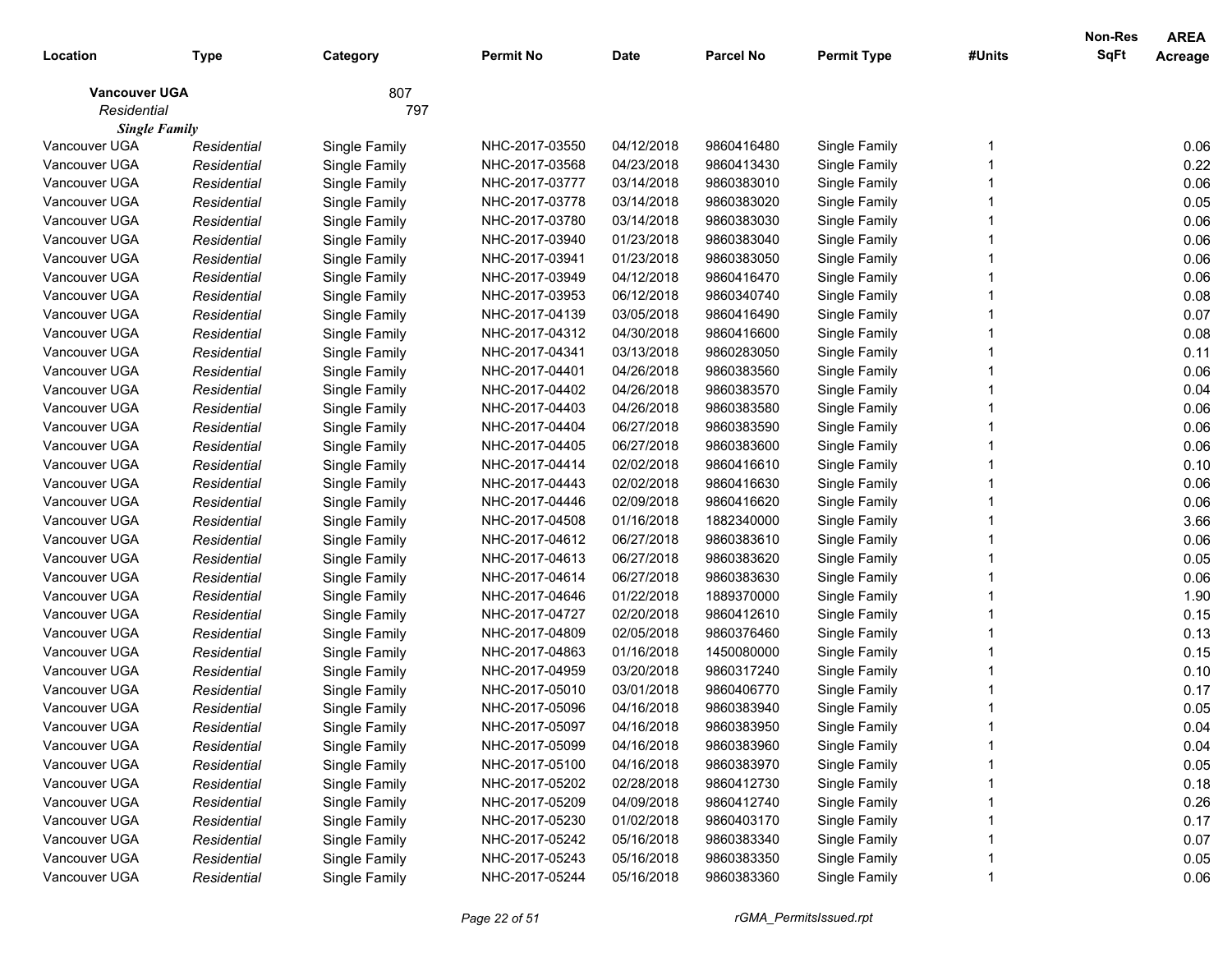| Location | Type | Category | Permit No | Date | Parcel No | Permit Type | #Units | Non-Res SqFt | AREA Acreage |
|---|---|---|---|---|---|---|---|---|---|
| **Vancouver UGA** | | 807 | | | | | | | |
| *Residential* | | 797 | | | | | | | |
| ***Single Family*** | | | | | | | | | |
| Vancouver UGA | *Residential* | Single Family | NHC-2017-03550 | 04/12/2018 | 9860416480 | Single Family | 1 | | 0.06 |
| Vancouver UGA | *Residential* | Single Family | NHC-2017-03568 | 04/23/2018 | 9860413430 | Single Family | 1 | | 0.22 |
| Vancouver UGA | *Residential* | Single Family | NHC-2017-03777 | 03/14/2018 | 9860383010 | Single Family | 1 | | 0.06 |
| Vancouver UGA | *Residential* | Single Family | NHC-2017-03778 | 03/14/2018 | 9860383020 | Single Family | 1 | | 0.05 |
| Vancouver UGA | *Residential* | Single Family | NHC-2017-03780 | 03/14/2018 | 9860383030 | Single Family | 1 | | 0.06 |
| Vancouver UGA | *Residential* | Single Family | NHC-2017-03940 | 01/23/2018 | 9860383040 | Single Family | 1 | | 0.06 |
| Vancouver UGA | *Residential* | Single Family | NHC-2017-03941 | 01/23/2018 | 9860383050 | Single Family | 1 | | 0.06 |
| Vancouver UGA | *Residential* | Single Family | NHC-2017-03949 | 04/12/2018 | 9860416470 | Single Family | 1 | | 0.06 |
| Vancouver UGA | *Residential* | Single Family | NHC-2017-03953 | 06/12/2018 | 9860340740 | Single Family | 1 | | 0.08 |
| Vancouver UGA | *Residential* | Single Family | NHC-2017-04139 | 03/05/2018 | 9860416490 | Single Family | 1 | | 0.07 |
| Vancouver UGA | *Residential* | Single Family | NHC-2017-04312 | 04/30/2018 | 9860416600 | Single Family | 1 | | 0.08 |
| Vancouver UGA | *Residential* | Single Family | NHC-2017-04341 | 03/13/2018 | 9860283050 | Single Family | 1 | | 0.11 |
| Vancouver UGA | *Residential* | Single Family | NHC-2017-04401 | 04/26/2018 | 9860383560 | Single Family | 1 | | 0.06 |
| Vancouver UGA | *Residential* | Single Family | NHC-2017-04402 | 04/26/2018 | 9860383570 | Single Family | 1 | | 0.04 |
| Vancouver UGA | *Residential* | Single Family | NHC-2017-04403 | 04/26/2018 | 9860383580 | Single Family | 1 | | 0.06 |
| Vancouver UGA | *Residential* | Single Family | NHC-2017-04404 | 06/27/2018 | 9860383590 | Single Family | 1 | | 0.06 |
| Vancouver UGA | *Residential* | Single Family | NHC-2017-04405 | 06/27/2018 | 9860383600 | Single Family | 1 | | 0.06 |
| Vancouver UGA | *Residential* | Single Family | NHC-2017-04414 | 02/02/2018 | 9860416610 | Single Family | 1 | | 0.10 |
| Vancouver UGA | *Residential* | Single Family | NHC-2017-04443 | 02/02/2018 | 9860416630 | Single Family | 1 | | 0.06 |
| Vancouver UGA | *Residential* | Single Family | NHC-2017-04446 | 02/09/2018 | 9860416620 | Single Family | 1 | | 0.06 |
| Vancouver UGA | *Residential* | Single Family | NHC-2017-04508 | 01/16/2018 | 1882340000 | Single Family | 1 | | 3.66 |
| Vancouver UGA | *Residential* | Single Family | NHC-2017-04612 | 06/27/2018 | 9860383610 | Single Family | 1 | | 0.06 |
| Vancouver UGA | *Residential* | Single Family | NHC-2017-04613 | 06/27/2018 | 9860383620 | Single Family | 1 | | 0.05 |
| Vancouver UGA | *Residential* | Single Family | NHC-2017-04614 | 06/27/2018 | 9860383630 | Single Family | 1 | | 0.06 |
| Vancouver UGA | *Residential* | Single Family | NHC-2017-04646 | 01/22/2018 | 1889370000 | Single Family | 1 | | 1.90 |
| Vancouver UGA | *Residential* | Single Family | NHC-2017-04727 | 02/20/2018 | 9860412610 | Single Family | 1 | | 0.15 |
| Vancouver UGA | *Residential* | Single Family | NHC-2017-04809 | 02/05/2018 | 9860376460 | Single Family | 1 | | 0.13 |
| Vancouver UGA | *Residential* | Single Family | NHC-2017-04863 | 01/16/2018 | 1450080000 | Single Family | 1 | | 0.15 |
| Vancouver UGA | *Residential* | Single Family | NHC-2017-04959 | 03/20/2018 | 9860317240 | Single Family | 1 | | 0.10 |
| Vancouver UGA | *Residential* | Single Family | NHC-2017-05010 | 03/01/2018 | 9860406770 | Single Family | 1 | | 0.17 |
| Vancouver UGA | *Residential* | Single Family | NHC-2017-05096 | 04/16/2018 | 9860383940 | Single Family | 1 | | 0.05 |
| Vancouver UGA | *Residential* | Single Family | NHC-2017-05097 | 04/16/2018 | 9860383950 | Single Family | 1 | | 0.04 |
| Vancouver UGA | *Residential* | Single Family | NHC-2017-05099 | 04/16/2018 | 9860383960 | Single Family | 1 | | 0.04 |
| Vancouver UGA | *Residential* | Single Family | NHC-2017-05100 | 04/16/2018 | 9860383970 | Single Family | 1 | | 0.05 |
| Vancouver UGA | *Residential* | Single Family | NHC-2017-05202 | 02/28/2018 | 9860412730 | Single Family | 1 | | 0.18 |
| Vancouver UGA | *Residential* | Single Family | NHC-2017-05209 | 04/09/2018 | 9860412740 | Single Family | 1 | | 0.26 |
| Vancouver UGA | *Residential* | Single Family | NHC-2017-05230 | 01/02/2018 | 9860403170 | Single Family | 1 | | 0.17 |
| Vancouver UGA | *Residential* | Single Family | NHC-2017-05242 | 05/16/2018 | 9860383340 | Single Family | 1 | | 0.07 |
| Vancouver UGA | *Residential* | Single Family | NHC-2017-05243 | 05/16/2018 | 9860383350 | Single Family | 1 | | 0.05 |
| Vancouver UGA | *Residential* | Single Family | NHC-2017-05244 | 05/16/2018 | 9860383360 | Single Family | 1 | | 0.06 |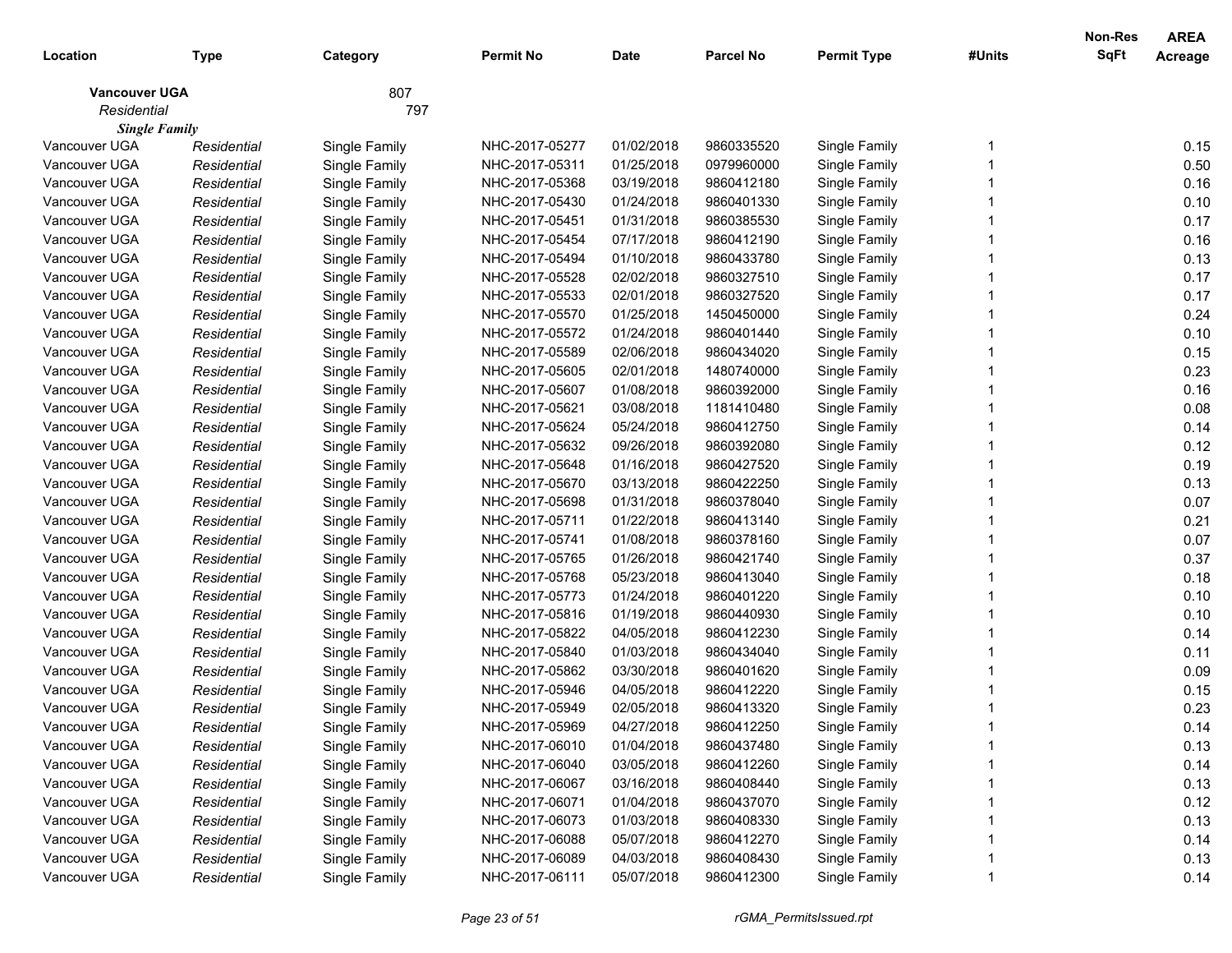| Location | Type | Category | Permit No | Date | Parcel No | Permit Type | #Units | Non-Res SqFt | AREA Acreage |
|---|---|---|---|---|---|---|---|---|---|
| **Vancouver UGA** | | 807 | | | | | | | |
| *Residential* | | 797 | | | | | | | |
| ***Single Family*** | | | | | | | | | |
| Vancouver UGA | *Residential* | Single Family | NHC-2017-05277 | 01/02/2018 | 9860335520 | Single Family | 1 | | 0.15 |
| Vancouver UGA | *Residential* | Single Family | NHC-2017-05311 | 01/25/2018 | 0979960000 | Single Family | 1 | | 0.50 |
| Vancouver UGA | *Residential* | Single Family | NHC-2017-05368 | 03/19/2018 | 9860412180 | Single Family | 1 | | 0.16 |
| Vancouver UGA | *Residential* | Single Family | NHC-2017-05430 | 01/24/2018 | 9860401330 | Single Family | 1 | | 0.10 |
| Vancouver UGA | *Residential* | Single Family | NHC-2017-05451 | 01/31/2018 | 9860385530 | Single Family | 1 | | 0.17 |
| Vancouver UGA | *Residential* | Single Family | NHC-2017-05454 | 07/17/2018 | 9860412190 | Single Family | 1 | | 0.16 |
| Vancouver UGA | *Residential* | Single Family | NHC-2017-05494 | 01/10/2018 | 9860433780 | Single Family | 1 | | 0.13 |
| Vancouver UGA | *Residential* | Single Family | NHC-2017-05528 | 02/02/2018 | 9860327510 | Single Family | 1 | | 0.17 |
| Vancouver UGA | *Residential* | Single Family | NHC-2017-05533 | 02/01/2018 | 9860327520 | Single Family | 1 | | 0.17 |
| Vancouver UGA | *Residential* | Single Family | NHC-2017-05570 | 01/25/2018 | 1450450000 | Single Family | 1 | | 0.24 |
| Vancouver UGA | *Residential* | Single Family | NHC-2017-05572 | 01/24/2018 | 9860401440 | Single Family | 1 | | 0.10 |
| Vancouver UGA | *Residential* | Single Family | NHC-2017-05589 | 02/06/2018 | 9860434020 | Single Family | 1 | | 0.15 |
| Vancouver UGA | *Residential* | Single Family | NHC-2017-05605 | 02/01/2018 | 1480740000 | Single Family | 1 | | 0.23 |
| Vancouver UGA | *Residential* | Single Family | NHC-2017-05607 | 01/08/2018 | 9860392000 | Single Family | 1 | | 0.16 |
| Vancouver UGA | *Residential* | Single Family | NHC-2017-05621 | 03/08/2018 | 1181410480 | Single Family | 1 | | 0.08 |
| Vancouver UGA | *Residential* | Single Family | NHC-2017-05624 | 05/24/2018 | 9860412750 | Single Family | 1 | | 0.14 |
| Vancouver UGA | *Residential* | Single Family | NHC-2017-05632 | 09/26/2018 | 9860392080 | Single Family | 1 | | 0.12 |
| Vancouver UGA | *Residential* | Single Family | NHC-2017-05648 | 01/16/2018 | 9860427520 | Single Family | 1 | | 0.19 |
| Vancouver UGA | *Residential* | Single Family | NHC-2017-05670 | 03/13/2018 | 9860422250 | Single Family | 1 | | 0.13 |
| Vancouver UGA | *Residential* | Single Family | NHC-2017-05698 | 01/31/2018 | 9860378040 | Single Family | 1 | | 0.07 |
| Vancouver UGA | *Residential* | Single Family | NHC-2017-05711 | 01/22/2018 | 9860413140 | Single Family | 1 | | 0.21 |
| Vancouver UGA | *Residential* | Single Family | NHC-2017-05741 | 01/08/2018 | 9860378160 | Single Family | 1 | | 0.07 |
| Vancouver UGA | *Residential* | Single Family | NHC-2017-05765 | 01/26/2018 | 9860421740 | Single Family | 1 | | 0.37 |
| Vancouver UGA | *Residential* | Single Family | NHC-2017-05768 | 05/23/2018 | 9860413040 | Single Family | 1 | | 0.18 |
| Vancouver UGA | *Residential* | Single Family | NHC-2017-05773 | 01/24/2018 | 9860401220 | Single Family | 1 | | 0.10 |
| Vancouver UGA | *Residential* | Single Family | NHC-2017-05816 | 01/19/2018 | 9860440930 | Single Family | 1 | | 0.10 |
| Vancouver UGA | *Residential* | Single Family | NHC-2017-05822 | 04/05/2018 | 9860412230 | Single Family | 1 | | 0.14 |
| Vancouver UGA | *Residential* | Single Family | NHC-2017-05840 | 01/03/2018 | 9860434040 | Single Family | 1 | | 0.11 |
| Vancouver UGA | *Residential* | Single Family | NHC-2017-05862 | 03/30/2018 | 9860401620 | Single Family | 1 | | 0.09 |
| Vancouver UGA | *Residential* | Single Family | NHC-2017-05946 | 04/05/2018 | 9860412220 | Single Family | 1 | | 0.15 |
| Vancouver UGA | *Residential* | Single Family | NHC-2017-05949 | 02/05/2018 | 9860413320 | Single Family | 1 | | 0.23 |
| Vancouver UGA | *Residential* | Single Family | NHC-2017-05969 | 04/27/2018 | 9860412250 | Single Family | 1 | | 0.14 |
| Vancouver UGA | *Residential* | Single Family | NHC-2017-06010 | 01/04/2018 | 9860437480 | Single Family | 1 | | 0.13 |
| Vancouver UGA | *Residential* | Single Family | NHC-2017-06040 | 03/05/2018 | 9860412260 | Single Family | 1 | | 0.14 |
| Vancouver UGA | *Residential* | Single Family | NHC-2017-06067 | 03/16/2018 | 9860408440 | Single Family | 1 | | 0.13 |
| Vancouver UGA | *Residential* | Single Family | NHC-2017-06071 | 01/04/2018 | 9860437070 | Single Family | 1 | | 0.12 |
| Vancouver UGA | *Residential* | Single Family | NHC-2017-06073 | 01/03/2018 | 9860408330 | Single Family | 1 | | 0.13 |
| Vancouver UGA | *Residential* | Single Family | NHC-2017-06088 | 05/07/2018 | 9860412270 | Single Family | 1 | | 0.14 |
| Vancouver UGA | *Residential* | Single Family | NHC-2017-06089 | 04/03/2018 | 9860408430 | Single Family | 1 | | 0.13 |
| Vancouver UGA | *Residential* | Single Family | NHC-2017-06111 | 05/07/2018 | 9860412300 | Single Family | 1 | | 0.14 |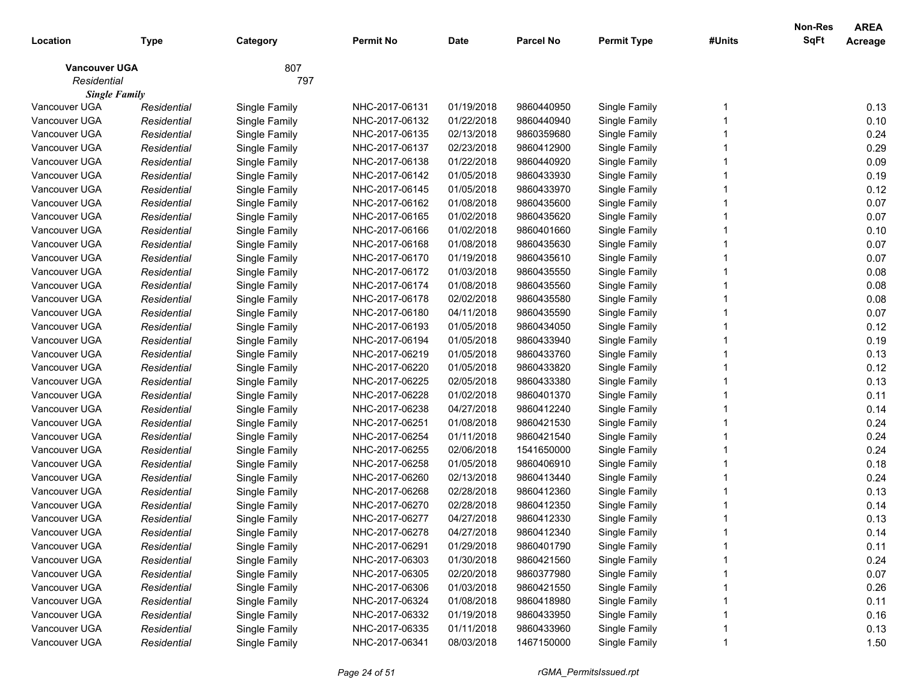| Location | Type | Category | Permit No | Date | Parcel No | Permit Type | #Units | Non-Res SqFt | AREA Acreage |
|---|---|---|---|---|---|---|---|---|---|
| **Vancouver UGA** | | 807 | | | | | | | |
| *Residential* | | 797 | | | | | | | |
| ***Single Family*** | | | | | | | | | |
| Vancouver UGA | *Residential* | Single Family | NHC-2017-06131 | 01/19/2018 | 9860440950 | Single Family | 1 | | 0.13 |
| Vancouver UGA | *Residential* | Single Family | NHC-2017-06132 | 01/22/2018 | 9860440940 | Single Family | 1 | | 0.10 |
| Vancouver UGA | *Residential* | Single Family | NHC-2017-06135 | 02/13/2018 | 9860359680 | Single Family | 1 | | 0.24 |
| Vancouver UGA | *Residential* | Single Family | NHC-2017-06137 | 02/23/2018 | 9860412900 | Single Family | 1 | | 0.29 |
| Vancouver UGA | *Residential* | Single Family | NHC-2017-06138 | 01/22/2018 | 9860440920 | Single Family | 1 | | 0.09 |
| Vancouver UGA | *Residential* | Single Family | NHC-2017-06142 | 01/05/2018 | 9860433930 | Single Family | 1 | | 0.19 |
| Vancouver UGA | *Residential* | Single Family | NHC-2017-06145 | 01/05/2018 | 9860433970 | Single Family | 1 | | 0.12 |
| Vancouver UGA | *Residential* | Single Family | NHC-2017-06162 | 01/08/2018 | 9860435600 | Single Family | 1 | | 0.07 |
| Vancouver UGA | *Residential* | Single Family | NHC-2017-06165 | 01/02/2018 | 9860435620 | Single Family | 1 | | 0.07 |
| Vancouver UGA | *Residential* | Single Family | NHC-2017-06166 | 01/02/2018 | 9860401660 | Single Family | 1 | | 0.10 |
| Vancouver UGA | *Residential* | Single Family | NHC-2017-06168 | 01/08/2018 | 9860435630 | Single Family | 1 | | 0.07 |
| Vancouver UGA | *Residential* | Single Family | NHC-2017-06170 | 01/19/2018 | 9860435610 | Single Family | 1 | | 0.07 |
| Vancouver UGA | *Residential* | Single Family | NHC-2017-06172 | 01/03/2018 | 9860435550 | Single Family | 1 | | 0.08 |
| Vancouver UGA | *Residential* | Single Family | NHC-2017-06174 | 01/08/2018 | 9860435560 | Single Family | 1 | | 0.08 |
| Vancouver UGA | *Residential* | Single Family | NHC-2017-06178 | 02/02/2018 | 9860435580 | Single Family | 1 | | 0.08 |
| Vancouver UGA | *Residential* | Single Family | NHC-2017-06180 | 04/11/2018 | 9860435590 | Single Family | 1 | | 0.07 |
| Vancouver UGA | *Residential* | Single Family | NHC-2017-06193 | 01/05/2018 | 9860434050 | Single Family | 1 | | 0.12 |
| Vancouver UGA | *Residential* | Single Family | NHC-2017-06194 | 01/05/2018 | 9860433940 | Single Family | 1 | | 0.19 |
| Vancouver UGA | *Residential* | Single Family | NHC-2017-06219 | 01/05/2018 | 9860433760 | Single Family | 1 | | 0.13 |
| Vancouver UGA | *Residential* | Single Family | NHC-2017-06220 | 01/05/2018 | 9860433820 | Single Family | 1 | | 0.12 |
| Vancouver UGA | *Residential* | Single Family | NHC-2017-06225 | 02/05/2018 | 9860433380 | Single Family | 1 | | 0.13 |
| Vancouver UGA | *Residential* | Single Family | NHC-2017-06228 | 01/02/2018 | 9860401370 | Single Family | 1 | | 0.11 |
| Vancouver UGA | *Residential* | Single Family | NHC-2017-06238 | 04/27/2018 | 9860412240 | Single Family | 1 | | 0.14 |
| Vancouver UGA | *Residential* | Single Family | NHC-2017-06251 | 01/08/2018 | 9860421530 | Single Family | 1 | | 0.24 |
| Vancouver UGA | *Residential* | Single Family | NHC-2017-06254 | 01/11/2018 | 9860421540 | Single Family | 1 | | 0.24 |
| Vancouver UGA | *Residential* | Single Family | NHC-2017-06255 | 02/06/2018 | 1541650000 | Single Family | 1 | | 0.24 |
| Vancouver UGA | *Residential* | Single Family | NHC-2017-06258 | 01/05/2018 | 9860406910 | Single Family | 1 | | 0.18 |
| Vancouver UGA | *Residential* | Single Family | NHC-2017-06260 | 02/13/2018 | 9860413440 | Single Family | 1 | | 0.24 |
| Vancouver UGA | *Residential* | Single Family | NHC-2017-06268 | 02/28/2018 | 9860412360 | Single Family | 1 | | 0.13 |
| Vancouver UGA | *Residential* | Single Family | NHC-2017-06270 | 02/28/2018 | 9860412350 | Single Family | 1 | | 0.14 |
| Vancouver UGA | *Residential* | Single Family | NHC-2017-06277 | 04/27/2018 | 9860412330 | Single Family | 1 | | 0.13 |
| Vancouver UGA | *Residential* | Single Family | NHC-2017-06278 | 04/27/2018 | 9860412340 | Single Family | 1 | | 0.14 |
| Vancouver UGA | *Residential* | Single Family | NHC-2017-06291 | 01/29/2018 | 9860401790 | Single Family | 1 | | 0.11 |
| Vancouver UGA | *Residential* | Single Family | NHC-2017-06303 | 01/30/2018 | 9860421560 | Single Family | 1 | | 0.24 |
| Vancouver UGA | *Residential* | Single Family | NHC-2017-06305 | 02/20/2018 | 9860377980 | Single Family | 1 | | 0.07 |
| Vancouver UGA | *Residential* | Single Family | NHC-2017-06306 | 01/03/2018 | 9860421550 | Single Family | 1 | | 0.26 |
| Vancouver UGA | *Residential* | Single Family | NHC-2017-06324 | 01/08/2018 | 9860418980 | Single Family | 1 | | 0.11 |
| Vancouver UGA | *Residential* | Single Family | NHC-2017-06332 | 01/19/2018 | 9860433950 | Single Family | 1 | | 0.16 |
| Vancouver UGA | *Residential* | Single Family | NHC-2017-06335 | 01/11/2018 | 9860433960 | Single Family | 1 | | 0.13 |
| Vancouver UGA | *Residential* | Single Family | NHC-2017-06341 | 08/03/2018 | 1467150000 | Single Family | 1 | | 1.50 |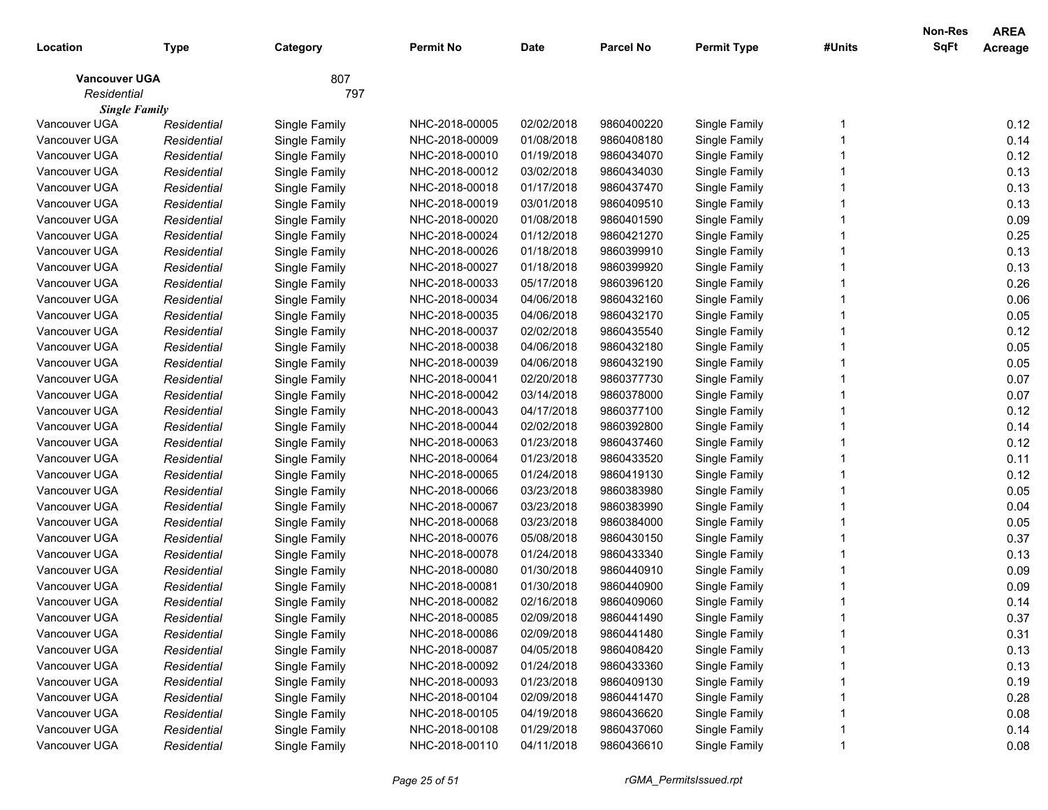| Location | Type | Category | Permit No | Date | Parcel No | Permit Type | #Units | Non-Res SqFt | AREA Acreage |
|---|---|---|---|---|---|---|---|---|---|
| **Vancouver UGA** | | 807 | | | | | | | |
| *Residential* | | 797 | | | | | | | |
| ***Single Family*** | | | | | | | | | |
| Vancouver UGA | *Residential* | Single Family | NHC-2018-00005 | 02/02/2018 | 9860400220 | Single Family | 1 | | 0.12 |
| Vancouver UGA | *Residential* | Single Family | NHC-2018-00009 | 01/08/2018 | 9860408180 | Single Family | 1 | | 0.14 |
| Vancouver UGA | *Residential* | Single Family | NHC-2018-00010 | 01/19/2018 | 9860434070 | Single Family | 1 | | 0.12 |
| Vancouver UGA | *Residential* | Single Family | NHC-2018-00012 | 03/02/2018 | 9860434030 | Single Family | 1 | | 0.13 |
| Vancouver UGA | *Residential* | Single Family | NHC-2018-00018 | 01/17/2018 | 9860437470 | Single Family | 1 | | 0.13 |
| Vancouver UGA | *Residential* | Single Family | NHC-2018-00019 | 03/01/2018 | 9860409510 | Single Family | 1 | | 0.13 |
| Vancouver UGA | *Residential* | Single Family | NHC-2018-00020 | 01/08/2018 | 9860401590 | Single Family | 1 | | 0.09 |
| Vancouver UGA | *Residential* | Single Family | NHC-2018-00024 | 01/12/2018 | 9860421270 | Single Family | 1 | | 0.25 |
| Vancouver UGA | *Residential* | Single Family | NHC-2018-00026 | 01/18/2018 | 9860399910 | Single Family | 1 | | 0.13 |
| Vancouver UGA | *Residential* | Single Family | NHC-2018-00027 | 01/18/2018 | 9860399920 | Single Family | 1 | | 0.13 |
| Vancouver UGA | *Residential* | Single Family | NHC-2018-00033 | 05/17/2018 | 9860396120 | Single Family | 1 | | 0.26 |
| Vancouver UGA | *Residential* | Single Family | NHC-2018-00034 | 04/06/2018 | 9860432160 | Single Family | 1 | | 0.06 |
| Vancouver UGA | *Residential* | Single Family | NHC-2018-00035 | 04/06/2018 | 9860432170 | Single Family | 1 | | 0.05 |
| Vancouver UGA | *Residential* | Single Family | NHC-2018-00037 | 02/02/2018 | 9860435540 | Single Family | 1 | | 0.12 |
| Vancouver UGA | *Residential* | Single Family | NHC-2018-00038 | 04/06/2018 | 9860432180 | Single Family | 1 | | 0.05 |
| Vancouver UGA | *Residential* | Single Family | NHC-2018-00039 | 04/06/2018 | 9860432190 | Single Family | 1 | | 0.05 |
| Vancouver UGA | *Residential* | Single Family | NHC-2018-00041 | 02/20/2018 | 9860377730 | Single Family | 1 | | 0.07 |
| Vancouver UGA | *Residential* | Single Family | NHC-2018-00042 | 03/14/2018 | 9860378000 | Single Family | 1 | | 0.07 |
| Vancouver UGA | *Residential* | Single Family | NHC-2018-00043 | 04/17/2018 | 9860377100 | Single Family | 1 | | 0.12 |
| Vancouver UGA | *Residential* | Single Family | NHC-2018-00044 | 02/02/2018 | 9860392800 | Single Family | 1 | | 0.14 |
| Vancouver UGA | *Residential* | Single Family | NHC-2018-00063 | 01/23/2018 | 9860437460 | Single Family | 1 | | 0.12 |
| Vancouver UGA | *Residential* | Single Family | NHC-2018-00064 | 01/23/2018 | 9860433520 | Single Family | 1 | | 0.11 |
| Vancouver UGA | *Residential* | Single Family | NHC-2018-00065 | 01/24/2018 | 9860419130 | Single Family | 1 | | 0.12 |
| Vancouver UGA | *Residential* | Single Family | NHC-2018-00066 | 03/23/2018 | 9860383980 | Single Family | 1 | | 0.05 |
| Vancouver UGA | *Residential* | Single Family | NHC-2018-00067 | 03/23/2018 | 9860383990 | Single Family | 1 | | 0.04 |
| Vancouver UGA | *Residential* | Single Family | NHC-2018-00068 | 03/23/2018 | 9860384000 | Single Family | 1 | | 0.05 |
| Vancouver UGA | *Residential* | Single Family | NHC-2018-00076 | 05/08/2018 | 9860430150 | Single Family | 1 | | 0.37 |
| Vancouver UGA | *Residential* | Single Family | NHC-2018-00078 | 01/24/2018 | 9860433340 | Single Family | 1 | | 0.13 |
| Vancouver UGA | *Residential* | Single Family | NHC-2018-00080 | 01/30/2018 | 9860440910 | Single Family | 1 | | 0.09 |
| Vancouver UGA | *Residential* | Single Family | NHC-2018-00081 | 01/30/2018 | 9860440900 | Single Family | 1 | | 0.09 |
| Vancouver UGA | *Residential* | Single Family | NHC-2018-00082 | 02/16/2018 | 9860409060 | Single Family | 1 | | 0.14 |
| Vancouver UGA | *Residential* | Single Family | NHC-2018-00085 | 02/09/2018 | 9860441490 | Single Family | 1 | | 0.37 |
| Vancouver UGA | *Residential* | Single Family | NHC-2018-00086 | 02/09/2018 | 9860441480 | Single Family | 1 | | 0.31 |
| Vancouver UGA | *Residential* | Single Family | NHC-2018-00087 | 04/05/2018 | 9860408420 | Single Family | 1 | | 0.13 |
| Vancouver UGA | *Residential* | Single Family | NHC-2018-00092 | 01/24/2018 | 9860433360 | Single Family | 1 | | 0.13 |
| Vancouver UGA | *Residential* | Single Family | NHC-2018-00093 | 01/23/2018 | 9860409130 | Single Family | 1 | | 0.19 |
| Vancouver UGA | *Residential* | Single Family | NHC-2018-00104 | 02/09/2018 | 9860441470 | Single Family | 1 | | 0.28 |
| Vancouver UGA | *Residential* | Single Family | NHC-2018-00105 | 04/19/2018 | 9860436620 | Single Family | 1 | | 0.08 |
| Vancouver UGA | *Residential* | Single Family | NHC-2018-00108 | 01/29/2018 | 9860437060 | Single Family | 1 | | 0.14 |
| Vancouver UGA | *Residential* | Single Family | NHC-2018-00110 | 04/11/2018 | 9860436610 | Single Family | 1 | | 0.08 |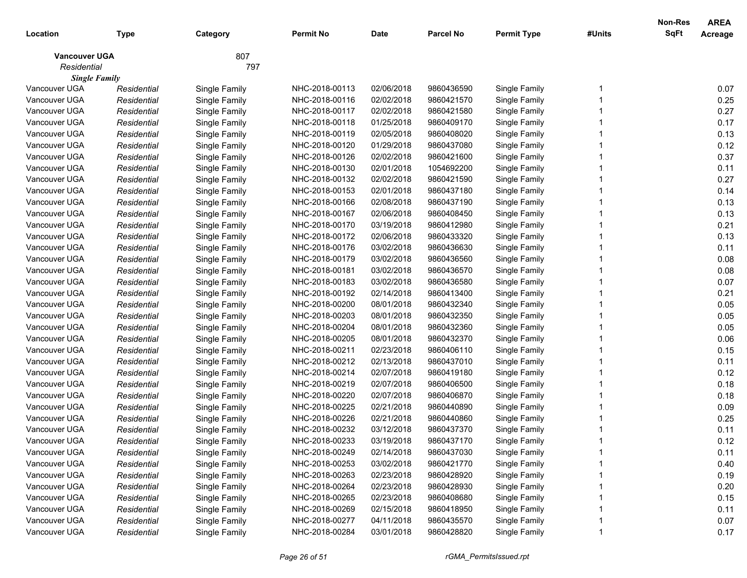| Location | Type | Category | Permit No | Date | Parcel No | Permit Type | #Units | Non-Res SqFt | AREA Acreage |
|---|---|---|---|---|---|---|---|---|---|
| **Vancouver UGA** | | 807 | | | | | | | |
| *Residential* | | 797 | | | | | | | |
| ***Single Family*** | | | | | | | | | |
| Vancouver UGA | *Residential* | Single Family | NHC-2018-00113 | 02/06/2018 | 9860436590 | Single Family | 1 | | 0.07 |
| Vancouver UGA | *Residential* | Single Family | NHC-2018-00116 | 02/02/2018 | 9860421570 | Single Family | 1 | | 0.25 |
| Vancouver UGA | *Residential* | Single Family | NHC-2018-00117 | 02/02/2018 | 9860421580 | Single Family | 1 | | 0.27 |
| Vancouver UGA | *Residential* | Single Family | NHC-2018-00118 | 01/25/2018 | 9860409170 | Single Family | 1 | | 0.17 |
| Vancouver UGA | *Residential* | Single Family | NHC-2018-00119 | 02/05/2018 | 9860408020 | Single Family | 1 | | 0.13 |
| Vancouver UGA | *Residential* | Single Family | NHC-2018-00120 | 01/29/2018 | 9860437080 | Single Family | 1 | | 0.12 |
| Vancouver UGA | *Residential* | Single Family | NHC-2018-00126 | 02/02/2018 | 9860421600 | Single Family | 1 | | 0.37 |
| Vancouver UGA | *Residential* | Single Family | NHC-2018-00130 | 02/01/2018 | 1054692200 | Single Family | 1 | | 0.11 |
| Vancouver UGA | *Residential* | Single Family | NHC-2018-00132 | 02/02/2018 | 9860421590 | Single Family | 1 | | 0.27 |
| Vancouver UGA | *Residential* | Single Family | NHC-2018-00153 | 02/01/2018 | 9860437180 | Single Family | 1 | | 0.14 |
| Vancouver UGA | *Residential* | Single Family | NHC-2018-00166 | 02/08/2018 | 9860437190 | Single Family | 1 | | 0.13 |
| Vancouver UGA | *Residential* | Single Family | NHC-2018-00167 | 02/06/2018 | 9860408450 | Single Family | 1 | | 0.13 |
| Vancouver UGA | *Residential* | Single Family | NHC-2018-00170 | 03/19/2018 | 9860412980 | Single Family | 1 | | 0.21 |
| Vancouver UGA | *Residential* | Single Family | NHC-2018-00172 | 02/06/2018 | 9860433320 | Single Family | 1 | | 0.13 |
| Vancouver UGA | *Residential* | Single Family | NHC-2018-00176 | 03/02/2018 | 9860436630 | Single Family | 1 | | 0.11 |
| Vancouver UGA | *Residential* | Single Family | NHC-2018-00179 | 03/02/2018 | 9860436560 | Single Family | 1 | | 0.08 |
| Vancouver UGA | *Residential* | Single Family | NHC-2018-00181 | 03/02/2018 | 9860436570 | Single Family | 1 | | 0.08 |
| Vancouver UGA | *Residential* | Single Family | NHC-2018-00183 | 03/02/2018 | 9860436580 | Single Family | 1 | | 0.07 |
| Vancouver UGA | *Residential* | Single Family | NHC-2018-00192 | 02/14/2018 | 9860413400 | Single Family | 1 | | 0.21 |
| Vancouver UGA | *Residential* | Single Family | NHC-2018-00200 | 08/01/2018 | 9860432340 | Single Family | 1 | | 0.05 |
| Vancouver UGA | *Residential* | Single Family | NHC-2018-00203 | 08/01/2018 | 9860432350 | Single Family | 1 | | 0.05 |
| Vancouver UGA | *Residential* | Single Family | NHC-2018-00204 | 08/01/2018 | 9860432360 | Single Family | 1 | | 0.05 |
| Vancouver UGA | *Residential* | Single Family | NHC-2018-00205 | 08/01/2018 | 9860432370 | Single Family | 1 | | 0.06 |
| Vancouver UGA | *Residential* | Single Family | NHC-2018-00211 | 02/23/2018 | 9860406110 | Single Family | 1 | | 0.15 |
| Vancouver UGA | *Residential* | Single Family | NHC-2018-00212 | 02/13/2018 | 9860437010 | Single Family | 1 | | 0.11 |
| Vancouver UGA | *Residential* | Single Family | NHC-2018-00214 | 02/07/2018 | 9860419180 | Single Family | 1 | | 0.12 |
| Vancouver UGA | *Residential* | Single Family | NHC-2018-00219 | 02/07/2018 | 9860406500 | Single Family | 1 | | 0.18 |
| Vancouver UGA | *Residential* | Single Family | NHC-2018-00220 | 02/07/2018 | 9860406870 | Single Family | 1 | | 0.18 |
| Vancouver UGA | *Residential* | Single Family | NHC-2018-00225 | 02/21/2018 | 9860440890 | Single Family | 1 | | 0.09 |
| Vancouver UGA | *Residential* | Single Family | NHC-2018-00226 | 02/21/2018 | 9860440860 | Single Family | 1 | | 0.25 |
| Vancouver UGA | *Residential* | Single Family | NHC-2018-00232 | 03/12/2018 | 9860437370 | Single Family | 1 | | 0.11 |
| Vancouver UGA | *Residential* | Single Family | NHC-2018-00233 | 03/19/2018 | 9860437170 | Single Family | 1 | | 0.12 |
| Vancouver UGA | *Residential* | Single Family | NHC-2018-00249 | 02/14/2018 | 9860437030 | Single Family | 1 | | 0.11 |
| Vancouver UGA | *Residential* | Single Family | NHC-2018-00253 | 03/02/2018 | 9860421770 | Single Family | 1 | | 0.40 |
| Vancouver UGA | *Residential* | Single Family | NHC-2018-00263 | 02/23/2018 | 9860428920 | Single Family | 1 | | 0.19 |
| Vancouver UGA | *Residential* | Single Family | NHC-2018-00264 | 02/23/2018 | 9860428930 | Single Family | 1 | | 0.20 |
| Vancouver UGA | *Residential* | Single Family | NHC-2018-00265 | 02/23/2018 | 9860408680 | Single Family | 1 | | 0.15 |
| Vancouver UGA | *Residential* | Single Family | NHC-2018-00269 | 02/15/2018 | 9860418950 | Single Family | 1 | | 0.11 |
| Vancouver UGA | *Residential* | Single Family | NHC-2018-00277 | 04/11/2018 | 9860435570 | Single Family | 1 | | 0.07 |
| Vancouver UGA | *Residential* | Single Family | NHC-2018-00284 | 03/01/2018 | 9860428820 | Single Family | 1 | | 0.17 |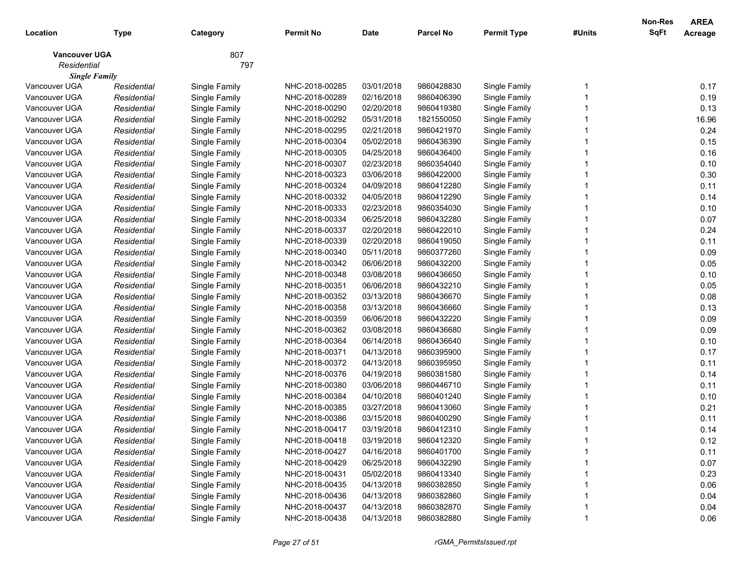| Location | Type | Category | Permit No | Date | Parcel No | Permit Type | #Units | Non-Res SqFt | AREA Acreage |
|---|---|---|---|---|---|---|---|---|---|
| **Vancouver UGA** | | 807 | | | | | | | |
| *Residential* | | 797 | | | | | | | |
| ***Single Family*** | | | | | | | | | |
| Vancouver UGA | *Residential* | Single Family | NHC-2018-00285 | 03/01/2018 | 9860428830 | Single Family | 1 | | 0.17 |
| Vancouver UGA | *Residential* | Single Family | NHC-2018-00289 | 02/16/2018 | 9860406390 | Single Family | 1 | | 0.19 |
| Vancouver UGA | *Residential* | Single Family | NHC-2018-00290 | 02/20/2018 | 9860419380 | Single Family | 1 | | 0.13 |
| Vancouver UGA | *Residential* | Single Family | NHC-2018-00292 | 05/31/2018 | 1821550050 | Single Family | 1 | | 16.96 |
| Vancouver UGA | *Residential* | Single Family | NHC-2018-00295 | 02/21/2018 | 9860421970 | Single Family | 1 | | 0.24 |
| Vancouver UGA | *Residential* | Single Family | NHC-2018-00304 | 05/02/2018 | 9860436390 | Single Family | 1 | | 0.15 |
| Vancouver UGA | *Residential* | Single Family | NHC-2018-00305 | 04/25/2018 | 9860436400 | Single Family | 1 | | 0.16 |
| Vancouver UGA | *Residential* | Single Family | NHC-2018-00307 | 02/23/2018 | 9860354040 | Single Family | 1 | | 0.10 |
| Vancouver UGA | *Residential* | Single Family | NHC-2018-00323 | 03/06/2018 | 9860422000 | Single Family | 1 | | 0.30 |
| Vancouver UGA | *Residential* | Single Family | NHC-2018-00324 | 04/09/2018 | 9860412280 | Single Family | 1 | | 0.11 |
| Vancouver UGA | *Residential* | Single Family | NHC-2018-00332 | 04/05/2018 | 9860412290 | Single Family | 1 | | 0.14 |
| Vancouver UGA | *Residential* | Single Family | NHC-2018-00333 | 02/23/2018 | 9860354030 | Single Family | 1 | | 0.10 |
| Vancouver UGA | *Residential* | Single Family | NHC-2018-00334 | 06/25/2018 | 9860432280 | Single Family | 1 | | 0.07 |
| Vancouver UGA | *Residential* | Single Family | NHC-2018-00337 | 02/20/2018 | 9860422010 | Single Family | 1 | | 0.24 |
| Vancouver UGA | *Residential* | Single Family | NHC-2018-00339 | 02/20/2018 | 9860419050 | Single Family | 1 | | 0.11 |
| Vancouver UGA | *Residential* | Single Family | NHC-2018-00340 | 05/11/2018 | 9860377260 | Single Family | 1 | | 0.09 |
| Vancouver UGA | *Residential* | Single Family | NHC-2018-00342 | 06/06/2018 | 9860432200 | Single Family | 1 | | 0.05 |
| Vancouver UGA | *Residential* | Single Family | NHC-2018-00348 | 03/08/2018 | 9860436650 | Single Family | 1 | | 0.10 |
| Vancouver UGA | *Residential* | Single Family | NHC-2018-00351 | 06/06/2018 | 9860432210 | Single Family | 1 | | 0.05 |
| Vancouver UGA | *Residential* | Single Family | NHC-2018-00352 | 03/13/2018 | 9860436670 | Single Family | 1 | | 0.08 |
| Vancouver UGA | *Residential* | Single Family | NHC-2018-00358 | 03/13/2018 | 9860436660 | Single Family | 1 | | 0.13 |
| Vancouver UGA | *Residential* | Single Family | NHC-2018-00359 | 06/06/2018 | 9860432220 | Single Family | 1 | | 0.09 |
| Vancouver UGA | *Residential* | Single Family | NHC-2018-00362 | 03/08/2018 | 9860436680 | Single Family | 1 | | 0.09 |
| Vancouver UGA | *Residential* | Single Family | NHC-2018-00364 | 06/14/2018 | 9860436640 | Single Family | 1 | | 0.10 |
| Vancouver UGA | *Residential* | Single Family | NHC-2018-00371 | 04/13/2018 | 9860395900 | Single Family | 1 | | 0.17 |
| Vancouver UGA | *Residential* | Single Family | NHC-2018-00372 | 04/13/2018 | 9860395950 | Single Family | 1 | | 0.11 |
| Vancouver UGA | *Residential* | Single Family | NHC-2018-00376 | 04/19/2018 | 9860381580 | Single Family | 1 | | 0.14 |
| Vancouver UGA | *Residential* | Single Family | NHC-2018-00380 | 03/06/2018 | 9860446710 | Single Family | 1 | | 0.11 |
| Vancouver UGA | *Residential* | Single Family | NHC-2018-00384 | 04/10/2018 | 9860401240 | Single Family | 1 | | 0.10 |
| Vancouver UGA | *Residential* | Single Family | NHC-2018-00385 | 03/27/2018 | 9860413060 | Single Family | 1 | | 0.21 |
| Vancouver UGA | *Residential* | Single Family | NHC-2018-00386 | 03/15/2018 | 9860400290 | Single Family | 1 | | 0.11 |
| Vancouver UGA | *Residential* | Single Family | NHC-2018-00417 | 03/19/2018 | 9860412310 | Single Family | 1 | | 0.14 |
| Vancouver UGA | *Residential* | Single Family | NHC-2018-00418 | 03/19/2018 | 9860412320 | Single Family | 1 | | 0.12 |
| Vancouver UGA | *Residential* | Single Family | NHC-2018-00427 | 04/16/2018 | 9860401700 | Single Family | 1 | | 0.11 |
| Vancouver UGA | *Residential* | Single Family | NHC-2018-00429 | 06/25/2018 | 9860432290 | Single Family | 1 | | 0.07 |
| Vancouver UGA | *Residential* | Single Family | NHC-2018-00431 | 05/02/2018 | 9860413340 | Single Family | 1 | | 0.23 |
| Vancouver UGA | *Residential* | Single Family | NHC-2018-00435 | 04/13/2018 | 9860382850 | Single Family | 1 | | 0.06 |
| Vancouver UGA | *Residential* | Single Family | NHC-2018-00436 | 04/13/2018 | 9860382860 | Single Family | 1 | | 0.04 |
| Vancouver UGA | *Residential* | Single Family | NHC-2018-00437 | 04/13/2018 | 9860382870 | Single Family | 1 | | 0.04 |
| Vancouver UGA | *Residential* | Single Family | NHC-2018-00438 | 04/13/2018 | 9860382880 | Single Family | 1 | | 0.06 |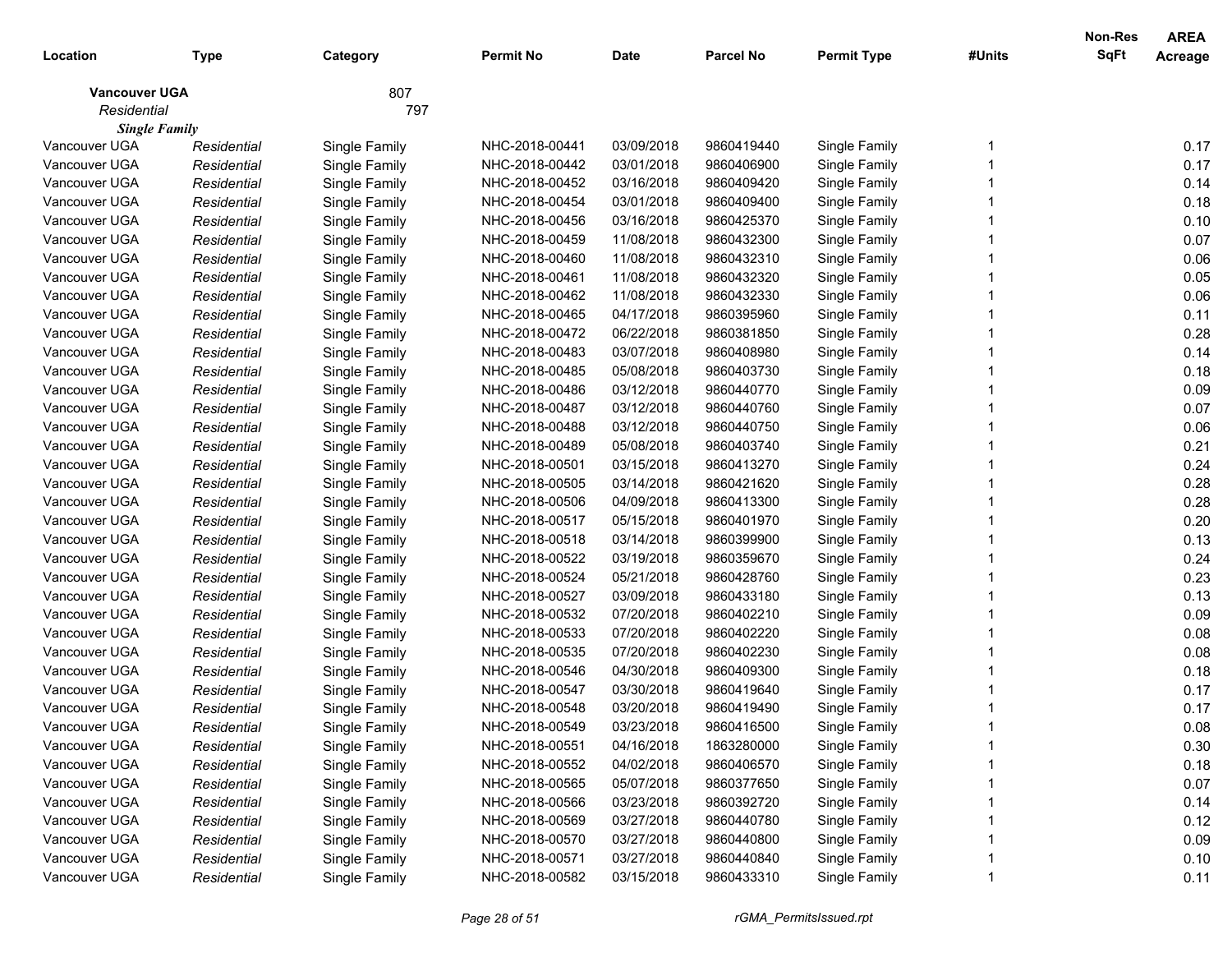| Location | Type | Category | Permit No | Date | Parcel No | Permit Type | #Units | Non-Res SqFt | AREA Acreage |
|---|---|---|---|---|---|---|---|---|---|
| **Vancouver UGA** | | 807 | | | | | | | |
| *Residential* | | 797 | | | | | | | |
| ***Single Family*** | | | | | | | | | |
| Vancouver UGA | *Residential* | Single Family | NHC-2018-00441 | 03/09/2018 | 9860419440 | Single Family | 1 | | 0.17 |
| Vancouver UGA | *Residential* | Single Family | NHC-2018-00442 | 03/01/2018 | 9860406900 | Single Family | 1 | | 0.17 |
| Vancouver UGA | *Residential* | Single Family | NHC-2018-00452 | 03/16/2018 | 9860409420 | Single Family | 1 | | 0.14 |
| Vancouver UGA | *Residential* | Single Family | NHC-2018-00454 | 03/01/2018 | 9860409400 | Single Family | 1 | | 0.18 |
| Vancouver UGA | *Residential* | Single Family | NHC-2018-00456 | 03/16/2018 | 9860425370 | Single Family | 1 | | 0.10 |
| Vancouver UGA | *Residential* | Single Family | NHC-2018-00459 | 11/08/2018 | 9860432300 | Single Family | 1 | | 0.07 |
| Vancouver UGA | *Residential* | Single Family | NHC-2018-00460 | 11/08/2018 | 9860432310 | Single Family | 1 | | 0.06 |
| Vancouver UGA | *Residential* | Single Family | NHC-2018-00461 | 11/08/2018 | 9860432320 | Single Family | 1 | | 0.05 |
| Vancouver UGA | *Residential* | Single Family | NHC-2018-00462 | 11/08/2018 | 9860432330 | Single Family | 1 | | 0.06 |
| Vancouver UGA | *Residential* | Single Family | NHC-2018-00465 | 04/17/2018 | 9860395960 | Single Family | 1 | | 0.11 |
| Vancouver UGA | *Residential* | Single Family | NHC-2018-00472 | 06/22/2018 | 9860381850 | Single Family | 1 | | 0.28 |
| Vancouver UGA | *Residential* | Single Family | NHC-2018-00483 | 03/07/2018 | 9860408980 | Single Family | 1 | | 0.14 |
| Vancouver UGA | *Residential* | Single Family | NHC-2018-00485 | 05/08/2018 | 9860403730 | Single Family | 1 | | 0.18 |
| Vancouver UGA | *Residential* | Single Family | NHC-2018-00486 | 03/12/2018 | 9860440770 | Single Family | 1 | | 0.09 |
| Vancouver UGA | *Residential* | Single Family | NHC-2018-00487 | 03/12/2018 | 9860440760 | Single Family | 1 | | 0.07 |
| Vancouver UGA | *Residential* | Single Family | NHC-2018-00488 | 03/12/2018 | 9860440750 | Single Family | 1 | | 0.06 |
| Vancouver UGA | *Residential* | Single Family | NHC-2018-00489 | 05/08/2018 | 9860403740 | Single Family | 1 | | 0.21 |
| Vancouver UGA | *Residential* | Single Family | NHC-2018-00501 | 03/15/2018 | 9860413270 | Single Family | 1 | | 0.24 |
| Vancouver UGA | *Residential* | Single Family | NHC-2018-00505 | 03/14/2018 | 9860421620 | Single Family | 1 | | 0.28 |
| Vancouver UGA | *Residential* | Single Family | NHC-2018-00506 | 04/09/2018 | 9860413300 | Single Family | 1 | | 0.28 |
| Vancouver UGA | *Residential* | Single Family | NHC-2018-00517 | 05/15/2018 | 9860401970 | Single Family | 1 | | 0.20 |
| Vancouver UGA | *Residential* | Single Family | NHC-2018-00518 | 03/14/2018 | 9860399900 | Single Family | 1 | | 0.13 |
| Vancouver UGA | *Residential* | Single Family | NHC-2018-00522 | 03/19/2018 | 9860359670 | Single Family | 1 | | 0.24 |
| Vancouver UGA | *Residential* | Single Family | NHC-2018-00524 | 05/21/2018 | 9860428760 | Single Family | 1 | | 0.23 |
| Vancouver UGA | *Residential* | Single Family | NHC-2018-00527 | 03/09/2018 | 9860433180 | Single Family | 1 | | 0.13 |
| Vancouver UGA | *Residential* | Single Family | NHC-2018-00532 | 07/20/2018 | 9860402210 | Single Family | 1 | | 0.09 |
| Vancouver UGA | *Residential* | Single Family | NHC-2018-00533 | 07/20/2018 | 9860402220 | Single Family | 1 | | 0.08 |
| Vancouver UGA | *Residential* | Single Family | NHC-2018-00535 | 07/20/2018 | 9860402230 | Single Family | 1 | | 0.08 |
| Vancouver UGA | *Residential* | Single Family | NHC-2018-00546 | 04/30/2018 | 9860409300 | Single Family | 1 | | 0.18 |
| Vancouver UGA | *Residential* | Single Family | NHC-2018-00547 | 03/30/2018 | 9860419640 | Single Family | 1 | | 0.17 |
| Vancouver UGA | *Residential* | Single Family | NHC-2018-00548 | 03/20/2018 | 9860419490 | Single Family | 1 | | 0.17 |
| Vancouver UGA | *Residential* | Single Family | NHC-2018-00549 | 03/23/2018 | 9860416500 | Single Family | 1 | | 0.08 |
| Vancouver UGA | *Residential* | Single Family | NHC-2018-00551 | 04/16/2018 | 1863280000 | Single Family | 1 | | 0.30 |
| Vancouver UGA | *Residential* | Single Family | NHC-2018-00552 | 04/02/2018 | 9860406570 | Single Family | 1 | | 0.18 |
| Vancouver UGA | *Residential* | Single Family | NHC-2018-00565 | 05/07/2018 | 9860377650 | Single Family | 1 | | 0.07 |
| Vancouver UGA | *Residential* | Single Family | NHC-2018-00566 | 03/23/2018 | 9860392720 | Single Family | 1 | | 0.14 |
| Vancouver UGA | *Residential* | Single Family | NHC-2018-00569 | 03/27/2018 | 9860440780 | Single Family | 1 | | 0.12 |
| Vancouver UGA | *Residential* | Single Family | NHC-2018-00570 | 03/27/2018 | 9860440800 | Single Family | 1 | | 0.09 |
| Vancouver UGA | *Residential* | Single Family | NHC-2018-00571 | 03/27/2018 | 9860440840 | Single Family | 1 | | 0.10 |
| Vancouver UGA | *Residential* | Single Family | NHC-2018-00582 | 03/15/2018 | 9860433310 | Single Family | 1 | | 0.11 |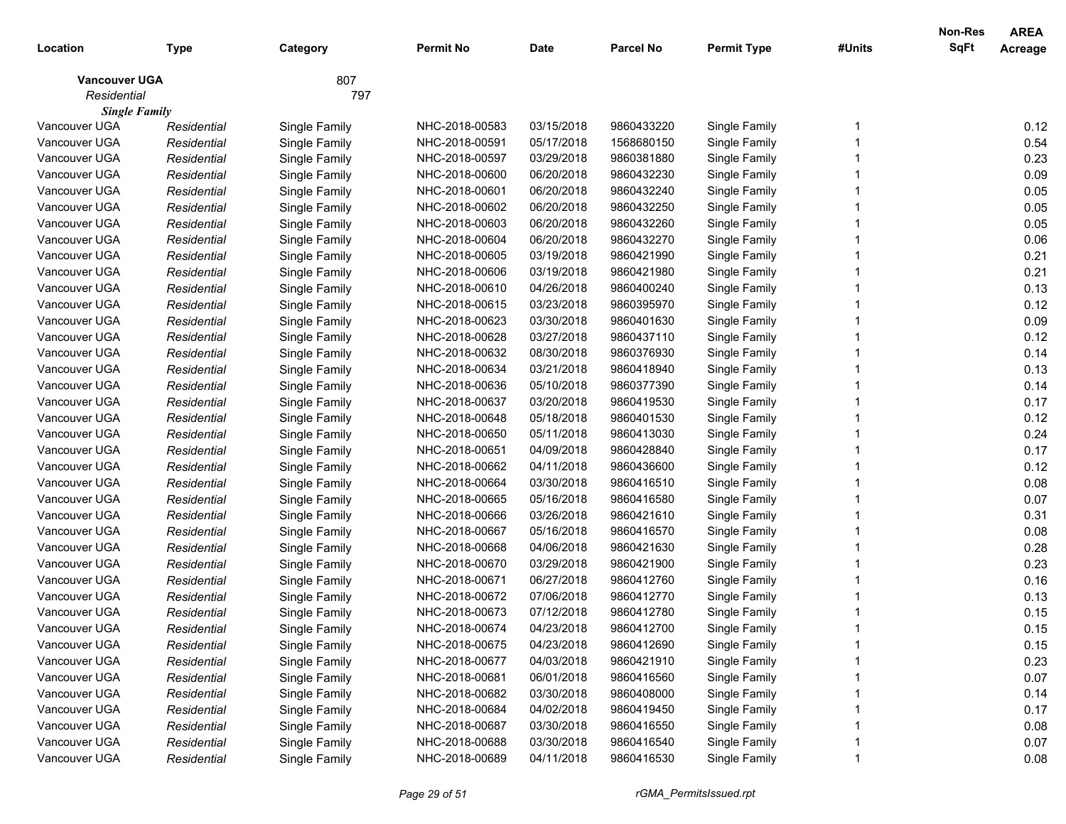| Location | Type | Category | Permit No | Date | Parcel No | Permit Type | #Units | Non-Res SqFt | AREA Acreage |
|---|---|---|---|---|---|---|---|---|---|
| **Vancouver UGA** | | 807 | | | | | | | |
| *Residential* | | 797 | | | | | | | |
| ***Single Family*** | | | | | | | | | |
| Vancouver UGA | *Residential* | Single Family | NHC-2018-00583 | 03/15/2018 | 9860433220 | Single Family | 1 | | 0.12 |
| Vancouver UGA | *Residential* | Single Family | NHC-2018-00591 | 05/17/2018 | 1568680150 | Single Family | 1 | | 0.54 |
| Vancouver UGA | *Residential* | Single Family | NHC-2018-00597 | 03/29/2018 | 9860381880 | Single Family | 1 | | 0.23 |
| Vancouver UGA | *Residential* | Single Family | NHC-2018-00600 | 06/20/2018 | 9860432230 | Single Family | 1 | | 0.09 |
| Vancouver UGA | *Residential* | Single Family | NHC-2018-00601 | 06/20/2018 | 9860432240 | Single Family | 1 | | 0.05 |
| Vancouver UGA | *Residential* | Single Family | NHC-2018-00602 | 06/20/2018 | 9860432250 | Single Family | 1 | | 0.05 |
| Vancouver UGA | *Residential* | Single Family | NHC-2018-00603 | 06/20/2018 | 9860432260 | Single Family | 1 | | 0.05 |
| Vancouver UGA | *Residential* | Single Family | NHC-2018-00604 | 06/20/2018 | 9860432270 | Single Family | 1 | | 0.06 |
| Vancouver UGA | *Residential* | Single Family | NHC-2018-00605 | 03/19/2018 | 9860421990 | Single Family | 1 | | 0.21 |
| Vancouver UGA | *Residential* | Single Family | NHC-2018-00606 | 03/19/2018 | 9860421980 | Single Family | 1 | | 0.21 |
| Vancouver UGA | *Residential* | Single Family | NHC-2018-00610 | 04/26/2018 | 9860400240 | Single Family | 1 | | 0.13 |
| Vancouver UGA | *Residential* | Single Family | NHC-2018-00615 | 03/23/2018 | 9860395970 | Single Family | 1 | | 0.12 |
| Vancouver UGA | *Residential* | Single Family | NHC-2018-00623 | 03/30/2018 | 9860401630 | Single Family | 1 | | 0.09 |
| Vancouver UGA | *Residential* | Single Family | NHC-2018-00628 | 03/27/2018 | 9860437110 | Single Family | 1 | | 0.12 |
| Vancouver UGA | *Residential* | Single Family | NHC-2018-00632 | 08/30/2018 | 9860376930 | Single Family | 1 | | 0.14 |
| Vancouver UGA | *Residential* | Single Family | NHC-2018-00634 | 03/21/2018 | 9860418940 | Single Family | 1 | | 0.13 |
| Vancouver UGA | *Residential* | Single Family | NHC-2018-00636 | 05/10/2018 | 9860377390 | Single Family | 1 | | 0.14 |
| Vancouver UGA | *Residential* | Single Family | NHC-2018-00637 | 03/20/2018 | 9860419530 | Single Family | 1 | | 0.17 |
| Vancouver UGA | *Residential* | Single Family | NHC-2018-00648 | 05/18/2018 | 9860401530 | Single Family | 1 | | 0.12 |
| Vancouver UGA | *Residential* | Single Family | NHC-2018-00650 | 05/11/2018 | 9860413030 | Single Family | 1 | | 0.24 |
| Vancouver UGA | *Residential* | Single Family | NHC-2018-00651 | 04/09/2018 | 9860428840 | Single Family | 1 | | 0.17 |
| Vancouver UGA | *Residential* | Single Family | NHC-2018-00662 | 04/11/2018 | 9860436600 | Single Family | 1 | | 0.12 |
| Vancouver UGA | *Residential* | Single Family | NHC-2018-00664 | 03/30/2018 | 9860416510 | Single Family | 1 | | 0.08 |
| Vancouver UGA | *Residential* | Single Family | NHC-2018-00665 | 05/16/2018 | 9860416580 | Single Family | 1 | | 0.07 |
| Vancouver UGA | *Residential* | Single Family | NHC-2018-00666 | 03/26/2018 | 9860421610 | Single Family | 1 | | 0.31 |
| Vancouver UGA | *Residential* | Single Family | NHC-2018-00667 | 05/16/2018 | 9860416570 | Single Family | 1 | | 0.08 |
| Vancouver UGA | *Residential* | Single Family | NHC-2018-00668 | 04/06/2018 | 9860421630 | Single Family | 1 | | 0.28 |
| Vancouver UGA | *Residential* | Single Family | NHC-2018-00670 | 03/29/2018 | 9860421900 | Single Family | 1 | | 0.23 |
| Vancouver UGA | *Residential* | Single Family | NHC-2018-00671 | 06/27/2018 | 9860412760 | Single Family | 1 | | 0.16 |
| Vancouver UGA | *Residential* | Single Family | NHC-2018-00672 | 07/06/2018 | 9860412770 | Single Family | 1 | | 0.13 |
| Vancouver UGA | *Residential* | Single Family | NHC-2018-00673 | 07/12/2018 | 9860412780 | Single Family | 1 | | 0.15 |
| Vancouver UGA | *Residential* | Single Family | NHC-2018-00674 | 04/23/2018 | 9860412700 | Single Family | 1 | | 0.15 |
| Vancouver UGA | *Residential* | Single Family | NHC-2018-00675 | 04/23/2018 | 9860412690 | Single Family | 1 | | 0.15 |
| Vancouver UGA | *Residential* | Single Family | NHC-2018-00677 | 04/03/2018 | 9860421910 | Single Family | 1 | | 0.23 |
| Vancouver UGA | *Residential* | Single Family | NHC-2018-00681 | 06/01/2018 | 9860416560 | Single Family | 1 | | 0.07 |
| Vancouver UGA | *Residential* | Single Family | NHC-2018-00682 | 03/30/2018 | 9860408000 | Single Family | 1 | | 0.14 |
| Vancouver UGA | *Residential* | Single Family | NHC-2018-00684 | 04/02/2018 | 9860419450 | Single Family | 1 | | 0.17 |
| Vancouver UGA | *Residential* | Single Family | NHC-2018-00687 | 03/30/2018 | 9860416550 | Single Family | 1 | | 0.08 |
| Vancouver UGA | *Residential* | Single Family | NHC-2018-00688 | 03/30/2018 | 9860416540 | Single Family | 1 | | 0.07 |
| Vancouver UGA | *Residential* | Single Family | NHC-2018-00689 | 04/11/2018 | 9860416530 | Single Family | 1 | | 0.08 |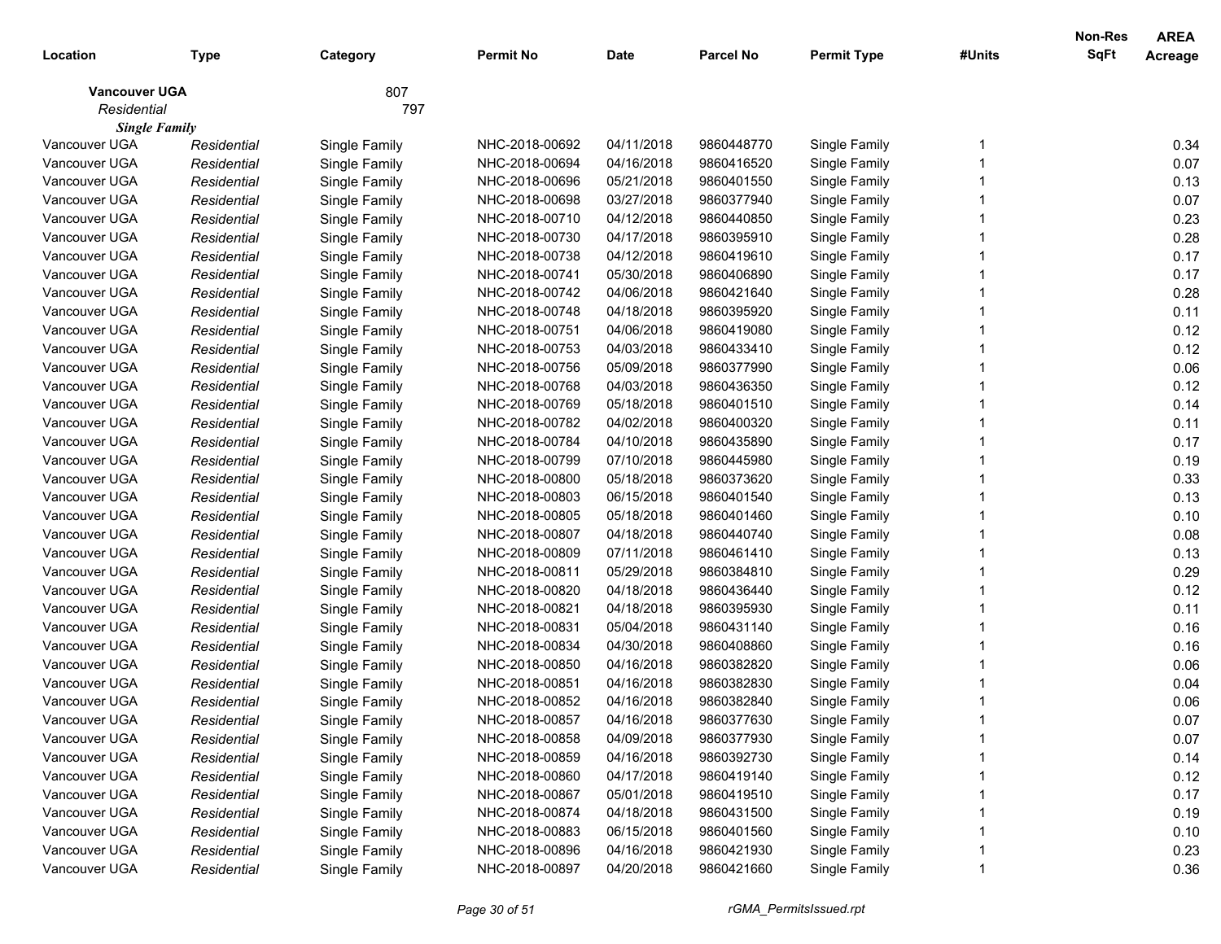| Location | Type | Category | Permit No | Date | Parcel No | Permit Type | #Units | Non-Res SqFt | AREA Acreage |
|---|---|---|---|---|---|---|---|---|---|
| **Vancouver UGA** | | 807 | | | | | | | |
| *Residential* | | 797 | | | | | | | |
| ***Single Family*** | | | | | | | | | |
| Vancouver UGA | *Residential* | Single Family | NHC-2018-00692 | 04/11/2018 | 9860448770 | Single Family | 1 | | 0.34 |
| Vancouver UGA | *Residential* | Single Family | NHC-2018-00694 | 04/16/2018 | 9860416520 | Single Family | 1 | | 0.07 |
| Vancouver UGA | *Residential* | Single Family | NHC-2018-00696 | 05/21/2018 | 9860401550 | Single Family | 1 | | 0.13 |
| Vancouver UGA | *Residential* | Single Family | NHC-2018-00698 | 03/27/2018 | 9860377940 | Single Family | 1 | | 0.07 |
| Vancouver UGA | *Residential* | Single Family | NHC-2018-00710 | 04/12/2018 | 9860440850 | Single Family | 1 | | 0.23 |
| Vancouver UGA | *Residential* | Single Family | NHC-2018-00730 | 04/17/2018 | 9860395910 | Single Family | 1 | | 0.28 |
| Vancouver UGA | *Residential* | Single Family | NHC-2018-00738 | 04/12/2018 | 9860419610 | Single Family | 1 | | 0.17 |
| Vancouver UGA | *Residential* | Single Family | NHC-2018-00741 | 05/30/2018 | 9860406890 | Single Family | 1 | | 0.17 |
| Vancouver UGA | *Residential* | Single Family | NHC-2018-00742 | 04/06/2018 | 9860421640 | Single Family | 1 | | 0.28 |
| Vancouver UGA | *Residential* | Single Family | NHC-2018-00748 | 04/18/2018 | 9860395920 | Single Family | 1 | | 0.11 |
| Vancouver UGA | *Residential* | Single Family | NHC-2018-00751 | 04/06/2018 | 9860419080 | Single Family | 1 | | 0.12 |
| Vancouver UGA | *Residential* | Single Family | NHC-2018-00753 | 04/03/2018 | 9860433410 | Single Family | 1 | | 0.12 |
| Vancouver UGA | *Residential* | Single Family | NHC-2018-00756 | 05/09/2018 | 9860377990 | Single Family | 1 | | 0.06 |
| Vancouver UGA | *Residential* | Single Family | NHC-2018-00768 | 04/03/2018 | 9860436350 | Single Family | 1 | | 0.12 |
| Vancouver UGA | *Residential* | Single Family | NHC-2018-00769 | 05/18/2018 | 9860401510 | Single Family | 1 | | 0.14 |
| Vancouver UGA | *Residential* | Single Family | NHC-2018-00782 | 04/02/2018 | 9860400320 | Single Family | 1 | | 0.11 |
| Vancouver UGA | *Residential* | Single Family | NHC-2018-00784 | 04/10/2018 | 9860435890 | Single Family | 1 | | 0.17 |
| Vancouver UGA | *Residential* | Single Family | NHC-2018-00799 | 07/10/2018 | 9860445980 | Single Family | 1 | | 0.19 |
| Vancouver UGA | *Residential* | Single Family | NHC-2018-00800 | 05/18/2018 | 9860373620 | Single Family | 1 | | 0.33 |
| Vancouver UGA | *Residential* | Single Family | NHC-2018-00803 | 06/15/2018 | 9860401540 | Single Family | 1 | | 0.13 |
| Vancouver UGA | *Residential* | Single Family | NHC-2018-00805 | 05/18/2018 | 9860401460 | Single Family | 1 | | 0.10 |
| Vancouver UGA | *Residential* | Single Family | NHC-2018-00807 | 04/18/2018 | 9860440740 | Single Family | 1 | | 0.08 |
| Vancouver UGA | *Residential* | Single Family | NHC-2018-00809 | 07/11/2018 | 9860461410 | Single Family | 1 | | 0.13 |
| Vancouver UGA | *Residential* | Single Family | NHC-2018-00811 | 05/29/2018 | 9860384810 | Single Family | 1 | | 0.29 |
| Vancouver UGA | *Residential* | Single Family | NHC-2018-00820 | 04/18/2018 | 9860436440 | Single Family | 1 | | 0.12 |
| Vancouver UGA | *Residential* | Single Family | NHC-2018-00821 | 04/18/2018 | 9860395930 | Single Family | 1 | | 0.11 |
| Vancouver UGA | *Residential* | Single Family | NHC-2018-00831 | 05/04/2018 | 9860431140 | Single Family | 1 | | 0.16 |
| Vancouver UGA | *Residential* | Single Family | NHC-2018-00834 | 04/30/2018 | 9860408860 | Single Family | 1 | | 0.16 |
| Vancouver UGA | *Residential* | Single Family | NHC-2018-00850 | 04/16/2018 | 9860382820 | Single Family | 1 | | 0.06 |
| Vancouver UGA | *Residential* | Single Family | NHC-2018-00851 | 04/16/2018 | 9860382830 | Single Family | 1 | | 0.04 |
| Vancouver UGA | *Residential* | Single Family | NHC-2018-00852 | 04/16/2018 | 9860382840 | Single Family | 1 | | 0.06 |
| Vancouver UGA | *Residential* | Single Family | NHC-2018-00857 | 04/16/2018 | 9860377630 | Single Family | 1 | | 0.07 |
| Vancouver UGA | *Residential* | Single Family | NHC-2018-00858 | 04/09/2018 | 9860377930 | Single Family | 1 | | 0.07 |
| Vancouver UGA | *Residential* | Single Family | NHC-2018-00859 | 04/16/2018 | 9860392730 | Single Family | 1 | | 0.14 |
| Vancouver UGA | *Residential* | Single Family | NHC-2018-00860 | 04/17/2018 | 9860419140 | Single Family | 1 | | 0.12 |
| Vancouver UGA | *Residential* | Single Family | NHC-2018-00867 | 05/01/2018 | 9860419510 | Single Family | 1 | | 0.17 |
| Vancouver UGA | *Residential* | Single Family | NHC-2018-00874 | 04/18/2018 | 9860431500 | Single Family | 1 | | 0.19 |
| Vancouver UGA | *Residential* | Single Family | NHC-2018-00883 | 06/15/2018 | 9860401560 | Single Family | 1 | | 0.10 |
| Vancouver UGA | *Residential* | Single Family | NHC-2018-00896 | 04/16/2018 | 9860421930 | Single Family | 1 | | 0.23 |
| Vancouver UGA | *Residential* | Single Family | NHC-2018-00897 | 04/20/2018 | 9860421660 | Single Family | 1 | | 0.36 |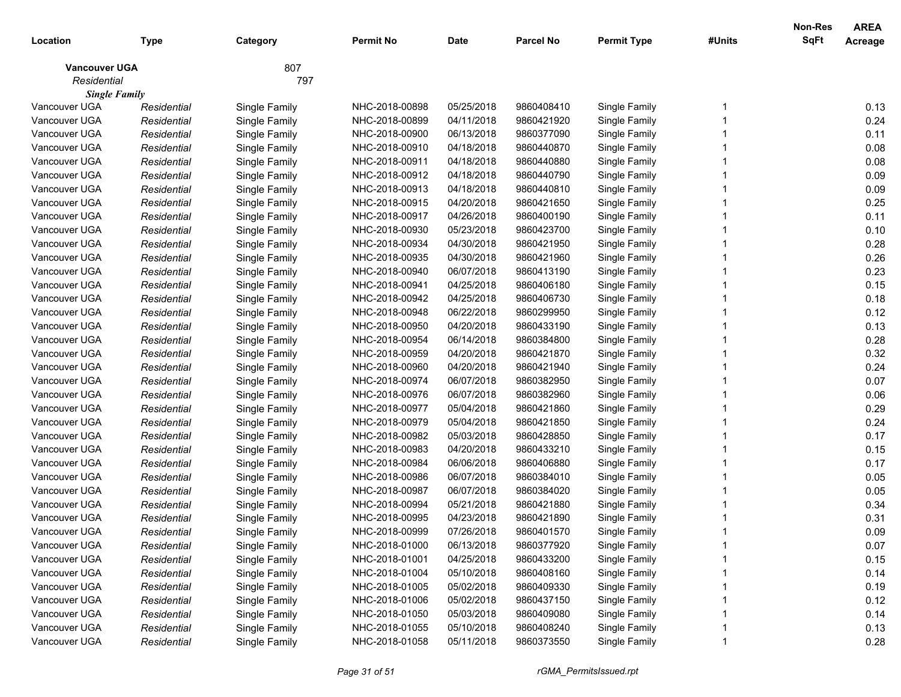| Location | Type | Category | Permit No | Date | Parcel No | Permit Type | #Units | Non-Res SqFt | AREA Acreage |
|---|---|---|---|---|---|---|---|---|---|
| **Vancouver UGA** | | 807 | | | | | | | |
| *Residential* | | 797 | | | | | | | |
| ***Single Family*** | | | | | | | | | |
| Vancouver UGA | *Residential* | Single Family | NHC-2018-00898 | 05/25/2018 | 9860408410 | Single Family | 1 | | 0.13 |
| Vancouver UGA | *Residential* | Single Family | NHC-2018-00899 | 04/11/2018 | 9860421920 | Single Family | 1 | | 0.24 |
| Vancouver UGA | *Residential* | Single Family | NHC-2018-00900 | 06/13/2018 | 9860377090 | Single Family | 1 | | 0.11 |
| Vancouver UGA | *Residential* | Single Family | NHC-2018-00910 | 04/18/2018 | 9860440870 | Single Family | 1 | | 0.08 |
| Vancouver UGA | *Residential* | Single Family | NHC-2018-00911 | 04/18/2018 | 9860440880 | Single Family | 1 | | 0.08 |
| Vancouver UGA | *Residential* | Single Family | NHC-2018-00912 | 04/18/2018 | 9860440790 | Single Family | 1 | | 0.09 |
| Vancouver UGA | *Residential* | Single Family | NHC-2018-00913 | 04/18/2018 | 9860440810 | Single Family | 1 | | 0.09 |
| Vancouver UGA | *Residential* | Single Family | NHC-2018-00915 | 04/20/2018 | 9860421650 | Single Family | 1 | | 0.25 |
| Vancouver UGA | *Residential* | Single Family | NHC-2018-00917 | 04/26/2018 | 9860400190 | Single Family | 1 | | 0.11 |
| Vancouver UGA | *Residential* | Single Family | NHC-2018-00930 | 05/23/2018 | 9860423700 | Single Family | 1 | | 0.10 |
| Vancouver UGA | *Residential* | Single Family | NHC-2018-00934 | 04/30/2018 | 9860421950 | Single Family | 1 | | 0.28 |
| Vancouver UGA | *Residential* | Single Family | NHC-2018-00935 | 04/30/2018 | 9860421960 | Single Family | 1 | | 0.26 |
| Vancouver UGA | *Residential* | Single Family | NHC-2018-00940 | 06/07/2018 | 9860413190 | Single Family | 1 | | 0.23 |
| Vancouver UGA | *Residential* | Single Family | NHC-2018-00941 | 04/25/2018 | 9860406180 | Single Family | 1 | | 0.15 |
| Vancouver UGA | *Residential* | Single Family | NHC-2018-00942 | 04/25/2018 | 9860406730 | Single Family | 1 | | 0.18 |
| Vancouver UGA | *Residential* | Single Family | NHC-2018-00948 | 06/22/2018 | 9860299950 | Single Family | 1 | | 0.12 |
| Vancouver UGA | *Residential* | Single Family | NHC-2018-00950 | 04/20/2018 | 9860433190 | Single Family | 1 | | 0.13 |
| Vancouver UGA | *Residential* | Single Family | NHC-2018-00954 | 06/14/2018 | 9860384800 | Single Family | 1 | | 0.28 |
| Vancouver UGA | *Residential* | Single Family | NHC-2018-00959 | 04/20/2018 | 9860421870 | Single Family | 1 | | 0.32 |
| Vancouver UGA | *Residential* | Single Family | NHC-2018-00960 | 04/20/2018 | 9860421940 | Single Family | 1 | | 0.24 |
| Vancouver UGA | *Residential* | Single Family | NHC-2018-00974 | 06/07/2018 | 9860382950 | Single Family | 1 | | 0.07 |
| Vancouver UGA | *Residential* | Single Family | NHC-2018-00976 | 06/07/2018 | 9860382960 | Single Family | 1 | | 0.06 |
| Vancouver UGA | *Residential* | Single Family | NHC-2018-00977 | 05/04/2018 | 9860421860 | Single Family | 1 | | 0.29 |
| Vancouver UGA | *Residential* | Single Family | NHC-2018-00979 | 05/04/2018 | 9860421850 | Single Family | 1 | | 0.24 |
| Vancouver UGA | *Residential* | Single Family | NHC-2018-00982 | 05/03/2018 | 9860428850 | Single Family | 1 | | 0.17 |
| Vancouver UGA | *Residential* | Single Family | NHC-2018-00983 | 04/20/2018 | 9860433210 | Single Family | 1 | | 0.15 |
| Vancouver UGA | *Residential* | Single Family | NHC-2018-00984 | 06/06/2018 | 9860406880 | Single Family | 1 | | 0.17 |
| Vancouver UGA | *Residential* | Single Family | NHC-2018-00986 | 06/07/2018 | 9860384010 | Single Family | 1 | | 0.05 |
| Vancouver UGA | *Residential* | Single Family | NHC-2018-00987 | 06/07/2018 | 9860384020 | Single Family | 1 | | 0.05 |
| Vancouver UGA | *Residential* | Single Family | NHC-2018-00994 | 05/21/2018 | 9860421880 | Single Family | 1 | | 0.34 |
| Vancouver UGA | *Residential* | Single Family | NHC-2018-00995 | 04/23/2018 | 9860421890 | Single Family | 1 | | 0.31 |
| Vancouver UGA | *Residential* | Single Family | NHC-2018-00999 | 07/26/2018 | 9860401570 | Single Family | 1 | | 0.09 |
| Vancouver UGA | *Residential* | Single Family | NHC-2018-01000 | 06/13/2018 | 9860377920 | Single Family | 1 | | 0.07 |
| Vancouver UGA | *Residential* | Single Family | NHC-2018-01001 | 04/25/2018 | 9860433200 | Single Family | 1 | | 0.15 |
| Vancouver UGA | *Residential* | Single Family | NHC-2018-01004 | 05/10/2018 | 9860408160 | Single Family | 1 | | 0.14 |
| Vancouver UGA | *Residential* | Single Family | NHC-2018-01005 | 05/02/2018 | 9860409330 | Single Family | 1 | | 0.19 |
| Vancouver UGA | *Residential* | Single Family | NHC-2018-01006 | 05/02/2018 | 9860437150 | Single Family | 1 | | 0.12 |
| Vancouver UGA | *Residential* | Single Family | NHC-2018-01050 | 05/03/2018 | 9860409080 | Single Family | 1 | | 0.14 |
| Vancouver UGA | *Residential* | Single Family | NHC-2018-01055 | 05/10/2018 | 9860408240 | Single Family | 1 | | 0.13 |
| Vancouver UGA | *Residential* | Single Family | NHC-2018-01058 | 05/11/2018 | 9860373550 | Single Family | 1 | | 0.28 |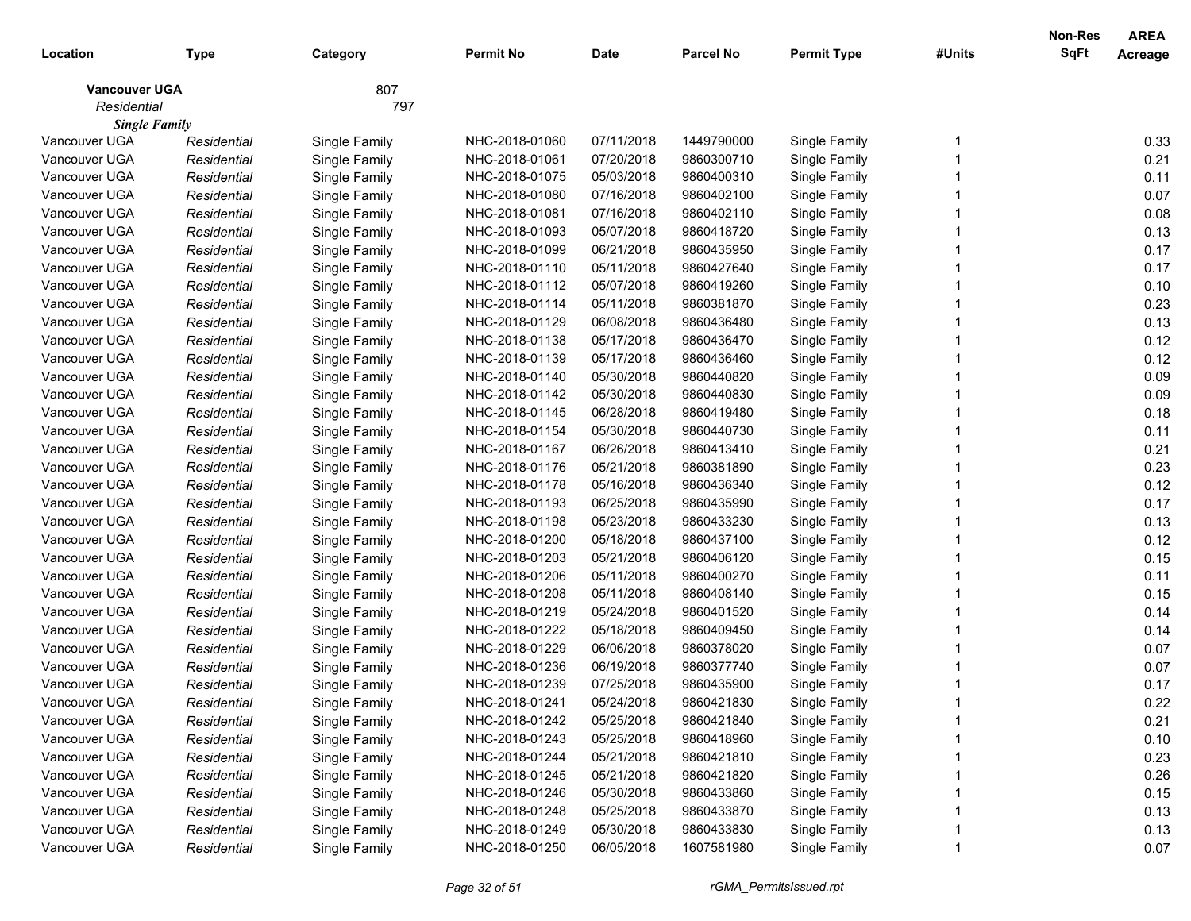| Location | Type | Category | Permit No | Date | Parcel No | Permit Type | #Units | Non-Res SqFt | AREA Acreage |
|---|---|---|---|---|---|---|---|---|---|
| **Vancouver UGA** | | 807 | | | | | | | |
| *Residential* | | 797 | | | | | | | |
| ***Single Family*** | | | | | | | | | |
| Vancouver UGA | *Residential* | Single Family | NHC-2018-01060 | 07/11/2018 | 1449790000 | Single Family | 1 | | 0.33 |
| Vancouver UGA | *Residential* | Single Family | NHC-2018-01061 | 07/20/2018 | 9860300710 | Single Family | 1 | | 0.21 |
| Vancouver UGA | *Residential* | Single Family | NHC-2018-01075 | 05/03/2018 | 9860400310 | Single Family | 1 | | 0.11 |
| Vancouver UGA | *Residential* | Single Family | NHC-2018-01080 | 07/16/2018 | 9860402100 | Single Family | 1 | | 0.07 |
| Vancouver UGA | *Residential* | Single Family | NHC-2018-01081 | 07/16/2018 | 9860402110 | Single Family | 1 | | 0.08 |
| Vancouver UGA | *Residential* | Single Family | NHC-2018-01093 | 05/07/2018 | 9860418720 | Single Family | 1 | | 0.13 |
| Vancouver UGA | *Residential* | Single Family | NHC-2018-01099 | 06/21/2018 | 9860435950 | Single Family | 1 | | 0.17 |
| Vancouver UGA | *Residential* | Single Family | NHC-2018-01110 | 05/11/2018 | 9860427640 | Single Family | 1 | | 0.17 |
| Vancouver UGA | *Residential* | Single Family | NHC-2018-01112 | 05/07/2018 | 9860419260 | Single Family | 1 | | 0.10 |
| Vancouver UGA | *Residential* | Single Family | NHC-2018-01114 | 05/11/2018 | 9860381870 | Single Family | 1 | | 0.23 |
| Vancouver UGA | *Residential* | Single Family | NHC-2018-01129 | 06/08/2018 | 9860436480 | Single Family | 1 | | 0.13 |
| Vancouver UGA | *Residential* | Single Family | NHC-2018-01138 | 05/17/2018 | 9860436470 | Single Family | 1 | | 0.12 |
| Vancouver UGA | *Residential* | Single Family | NHC-2018-01139 | 05/17/2018 | 9860436460 | Single Family | 1 | | 0.12 |
| Vancouver UGA | *Residential* | Single Family | NHC-2018-01140 | 05/30/2018 | 9860440820 | Single Family | 1 | | 0.09 |
| Vancouver UGA | *Residential* | Single Family | NHC-2018-01142 | 05/30/2018 | 9860440830 | Single Family | 1 | | 0.09 |
| Vancouver UGA | *Residential* | Single Family | NHC-2018-01145 | 06/28/2018 | 9860419480 | Single Family | 1 | | 0.18 |
| Vancouver UGA | *Residential* | Single Family | NHC-2018-01154 | 05/30/2018 | 9860440730 | Single Family | 1 | | 0.11 |
| Vancouver UGA | *Residential* | Single Family | NHC-2018-01167 | 06/26/2018 | 9860413410 | Single Family | 1 | | 0.21 |
| Vancouver UGA | *Residential* | Single Family | NHC-2018-01176 | 05/21/2018 | 9860381890 | Single Family | 1 | | 0.23 |
| Vancouver UGA | *Residential* | Single Family | NHC-2018-01178 | 05/16/2018 | 9860436340 | Single Family | 1 | | 0.12 |
| Vancouver UGA | *Residential* | Single Family | NHC-2018-01193 | 06/25/2018 | 9860435990 | Single Family | 1 | | 0.17 |
| Vancouver UGA | *Residential* | Single Family | NHC-2018-01198 | 05/23/2018 | 9860433230 | Single Family | 1 | | 0.13 |
| Vancouver UGA | *Residential* | Single Family | NHC-2018-01200 | 05/18/2018 | 9860437100 | Single Family | 1 | | 0.12 |
| Vancouver UGA | *Residential* | Single Family | NHC-2018-01203 | 05/21/2018 | 9860406120 | Single Family | 1 | | 0.15 |
| Vancouver UGA | *Residential* | Single Family | NHC-2018-01206 | 05/11/2018 | 9860400270 | Single Family | 1 | | 0.11 |
| Vancouver UGA | *Residential* | Single Family | NHC-2018-01208 | 05/11/2018 | 9860408140 | Single Family | 1 | | 0.15 |
| Vancouver UGA | *Residential* | Single Family | NHC-2018-01219 | 05/24/2018 | 9860401520 | Single Family | 1 | | 0.14 |
| Vancouver UGA | *Residential* | Single Family | NHC-2018-01222 | 05/18/2018 | 9860409450 | Single Family | 1 | | 0.14 |
| Vancouver UGA | *Residential* | Single Family | NHC-2018-01229 | 06/06/2018 | 9860378020 | Single Family | 1 | | 0.07 |
| Vancouver UGA | *Residential* | Single Family | NHC-2018-01236 | 06/19/2018 | 9860377740 | Single Family | 1 | | 0.07 |
| Vancouver UGA | *Residential* | Single Family | NHC-2018-01239 | 07/25/2018 | 9860435900 | Single Family | 1 | | 0.17 |
| Vancouver UGA | *Residential* | Single Family | NHC-2018-01241 | 05/24/2018 | 9860421830 | Single Family | 1 | | 0.22 |
| Vancouver UGA | *Residential* | Single Family | NHC-2018-01242 | 05/25/2018 | 9860421840 | Single Family | 1 | | 0.21 |
| Vancouver UGA | *Residential* | Single Family | NHC-2018-01243 | 05/25/2018 | 9860418960 | Single Family | 1 | | 0.10 |
| Vancouver UGA | *Residential* | Single Family | NHC-2018-01244 | 05/21/2018 | 9860421810 | Single Family | 1 | | 0.23 |
| Vancouver UGA | *Residential* | Single Family | NHC-2018-01245 | 05/21/2018 | 9860421820 | Single Family | 1 | | 0.26 |
| Vancouver UGA | *Residential* | Single Family | NHC-2018-01246 | 05/30/2018 | 9860433860 | Single Family | 1 | | 0.15 |
| Vancouver UGA | *Residential* | Single Family | NHC-2018-01248 | 05/25/2018 | 9860433870 | Single Family | 1 | | 0.13 |
| Vancouver UGA | *Residential* | Single Family | NHC-2018-01249 | 05/30/2018 | 9860433830 | Single Family | 1 | | 0.13 |
| Vancouver UGA | *Residential* | Single Family | NHC-2018-01250 | 06/05/2018 | 1607581980 | Single Family | 1 | | 0.07 |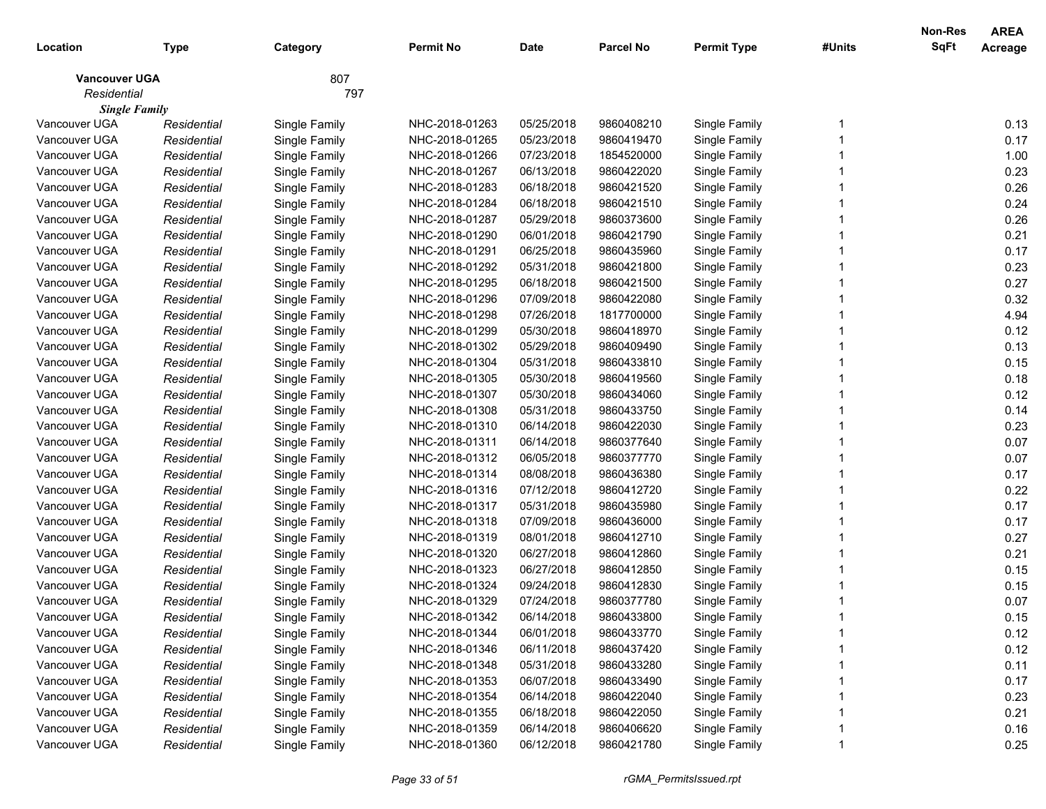| Location | Type | Category | Permit No | Date | Parcel No | Permit Type | #Units | Non-Res SqFt | AREA Acreage |
|---|---|---|---|---|---|---|---|---|---|
| **Vancouver UGA** | | 807 | | | | | | | |
| *Residential* | | 797 | | | | | | | |
| ***Single Family*** | | | | | | | | | |
| Vancouver UGA | *Residential* | Single Family | NHC-2018-01263 | 05/25/2018 | 9860408210 | Single Family | 1 | | 0.13 |
| Vancouver UGA | *Residential* | Single Family | NHC-2018-01265 | 05/23/2018 | 9860419470 | Single Family | 1 | | 0.17 |
| Vancouver UGA | *Residential* | Single Family | NHC-2018-01266 | 07/23/2018 | 1854520000 | Single Family | 1 | | 1.00 |
| Vancouver UGA | *Residential* | Single Family | NHC-2018-01267 | 06/13/2018 | 9860422020 | Single Family | 1 | | 0.23 |
| Vancouver UGA | *Residential* | Single Family | NHC-2018-01283 | 06/18/2018 | 9860421520 | Single Family | 1 | | 0.26 |
| Vancouver UGA | *Residential* | Single Family | NHC-2018-01284 | 06/18/2018 | 9860421510 | Single Family | 1 | | 0.24 |
| Vancouver UGA | *Residential* | Single Family | NHC-2018-01287 | 05/29/2018 | 9860373600 | Single Family | 1 | | 0.26 |
| Vancouver UGA | *Residential* | Single Family | NHC-2018-01290 | 06/01/2018 | 9860421790 | Single Family | 1 | | 0.21 |
| Vancouver UGA | *Residential* | Single Family | NHC-2018-01291 | 06/25/2018 | 9860435960 | Single Family | 1 | | 0.17 |
| Vancouver UGA | *Residential* | Single Family | NHC-2018-01292 | 05/31/2018 | 9860421800 | Single Family | 1 | | 0.23 |
| Vancouver UGA | *Residential* | Single Family | NHC-2018-01295 | 06/18/2018 | 9860421500 | Single Family | 1 | | 0.27 |
| Vancouver UGA | *Residential* | Single Family | NHC-2018-01296 | 07/09/2018 | 9860422080 | Single Family | 1 | | 0.32 |
| Vancouver UGA | *Residential* | Single Family | NHC-2018-01298 | 07/26/2018 | 1817700000 | Single Family | 1 | | 4.94 |
| Vancouver UGA | *Residential* | Single Family | NHC-2018-01299 | 05/30/2018 | 9860418970 | Single Family | 1 | | 0.12 |
| Vancouver UGA | *Residential* | Single Family | NHC-2018-01302 | 05/29/2018 | 9860409490 | Single Family | 1 | | 0.13 |
| Vancouver UGA | *Residential* | Single Family | NHC-2018-01304 | 05/31/2018 | 9860433810 | Single Family | 1 | | 0.15 |
| Vancouver UGA | *Residential* | Single Family | NHC-2018-01305 | 05/30/2018 | 9860419560 | Single Family | 1 | | 0.18 |
| Vancouver UGA | *Residential* | Single Family | NHC-2018-01307 | 05/30/2018 | 9860434060 | Single Family | 1 | | 0.12 |
| Vancouver UGA | *Residential* | Single Family | NHC-2018-01308 | 05/31/2018 | 9860433750 | Single Family | 1 | | 0.14 |
| Vancouver UGA | *Residential* | Single Family | NHC-2018-01310 | 06/14/2018 | 9860422030 | Single Family | 1 | | 0.23 |
| Vancouver UGA | *Residential* | Single Family | NHC-2018-01311 | 06/14/2018 | 9860377640 | Single Family | 1 | | 0.07 |
| Vancouver UGA | *Residential* | Single Family | NHC-2018-01312 | 06/05/2018 | 9860377770 | Single Family | 1 | | 0.07 |
| Vancouver UGA | *Residential* | Single Family | NHC-2018-01314 | 08/08/2018 | 9860436380 | Single Family | 1 | | 0.17 |
| Vancouver UGA | *Residential* | Single Family | NHC-2018-01316 | 07/12/2018 | 9860412720 | Single Family | 1 | | 0.22 |
| Vancouver UGA | *Residential* | Single Family | NHC-2018-01317 | 05/31/2018 | 9860435980 | Single Family | 1 | | 0.17 |
| Vancouver UGA | *Residential* | Single Family | NHC-2018-01318 | 07/09/2018 | 9860436000 | Single Family | 1 | | 0.17 |
| Vancouver UGA | *Residential* | Single Family | NHC-2018-01319 | 08/01/2018 | 9860412710 | Single Family | 1 | | 0.27 |
| Vancouver UGA | *Residential* | Single Family | NHC-2018-01320 | 06/27/2018 | 9860412860 | Single Family | 1 | | 0.21 |
| Vancouver UGA | *Residential* | Single Family | NHC-2018-01323 | 06/27/2018 | 9860412850 | Single Family | 1 | | 0.15 |
| Vancouver UGA | *Residential* | Single Family | NHC-2018-01324 | 09/24/2018 | 9860412830 | Single Family | 1 | | 0.15 |
| Vancouver UGA | *Residential* | Single Family | NHC-2018-01329 | 07/24/2018 | 9860377780 | Single Family | 1 | | 0.07 |
| Vancouver UGA | *Residential* | Single Family | NHC-2018-01342 | 06/14/2018 | 9860433800 | Single Family | 1 | | 0.15 |
| Vancouver UGA | *Residential* | Single Family | NHC-2018-01344 | 06/01/2018 | 9860433770 | Single Family | 1 | | 0.12 |
| Vancouver UGA | *Residential* | Single Family | NHC-2018-01346 | 06/11/2018 | 9860437420 | Single Family | 1 | | 0.12 |
| Vancouver UGA | *Residential* | Single Family | NHC-2018-01348 | 05/31/2018 | 9860433280 | Single Family | 1 | | 0.11 |
| Vancouver UGA | *Residential* | Single Family | NHC-2018-01353 | 06/07/2018 | 9860433490 | Single Family | 1 | | 0.17 |
| Vancouver UGA | *Residential* | Single Family | NHC-2018-01354 | 06/14/2018 | 9860422040 | Single Family | 1 | | 0.23 |
| Vancouver UGA | *Residential* | Single Family | NHC-2018-01355 | 06/18/2018 | 9860422050 | Single Family | 1 | | 0.21 |
| Vancouver UGA | *Residential* | Single Family | NHC-2018-01359 | 06/14/2018 | 9860406620 | Single Family | 1 | | 0.16 |
| Vancouver UGA | *Residential* | Single Family | NHC-2018-01360 | 06/12/2018 | 9860421780 | Single Family | 1 | | 0.25 |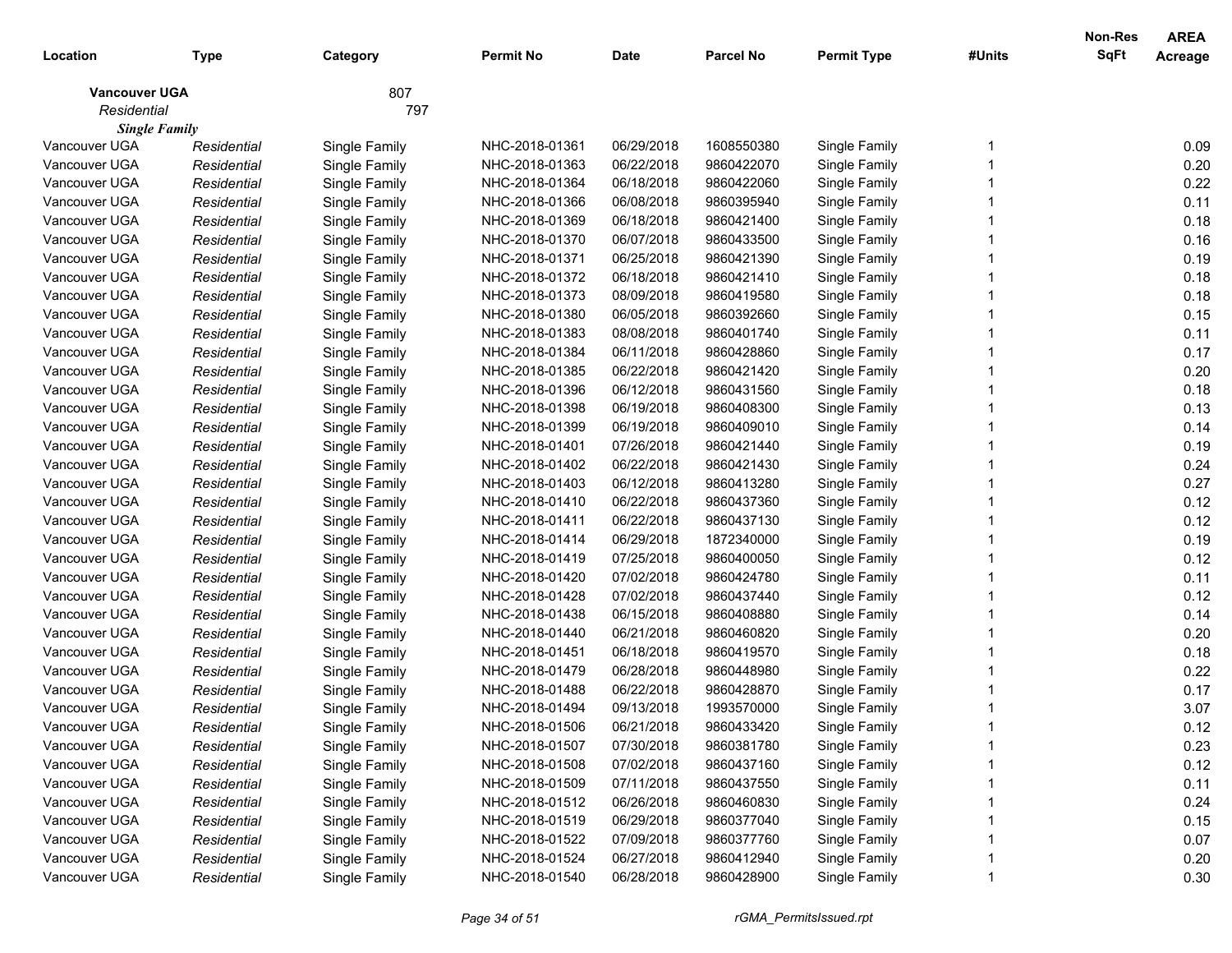| Location | Type | Category | Permit No | Date | Parcel No | Permit Type | #Units | Non-Res SqFt | AREA Acreage |
|---|---|---|---|---|---|---|---|---|---|
| **Vancouver UGA** | | 807 | | | | | | | |
| *Residential* | | 797 | | | | | | | |
| ***Single Family*** | | | | | | | | | |
| Vancouver UGA | *Residential* | Single Family | NHC-2018-01361 | 06/29/2018 | 1608550380 | Single Family | 1 | | 0.09 |
| Vancouver UGA | *Residential* | Single Family | NHC-2018-01363 | 06/22/2018 | 9860422070 | Single Family | 1 | | 0.20 |
| Vancouver UGA | *Residential* | Single Family | NHC-2018-01364 | 06/18/2018 | 9860422060 | Single Family | 1 | | 0.22 |
| Vancouver UGA | *Residential* | Single Family | NHC-2018-01366 | 06/08/2018 | 9860395940 | Single Family | 1 | | 0.11 |
| Vancouver UGA | *Residential* | Single Family | NHC-2018-01369 | 06/18/2018 | 9860421400 | Single Family | 1 | | 0.18 |
| Vancouver UGA | *Residential* | Single Family | NHC-2018-01370 | 06/07/2018 | 9860433500 | Single Family | 1 | | 0.16 |
| Vancouver UGA | *Residential* | Single Family | NHC-2018-01371 | 06/25/2018 | 9860421390 | Single Family | 1 | | 0.19 |
| Vancouver UGA | *Residential* | Single Family | NHC-2018-01372 | 06/18/2018 | 9860421410 | Single Family | 1 | | 0.18 |
| Vancouver UGA | *Residential* | Single Family | NHC-2018-01373 | 08/09/2018 | 9860419580 | Single Family | 1 | | 0.18 |
| Vancouver UGA | *Residential* | Single Family | NHC-2018-01380 | 06/05/2018 | 9860392660 | Single Family | 1 | | 0.15 |
| Vancouver UGA | *Residential* | Single Family | NHC-2018-01383 | 08/08/2018 | 9860401740 | Single Family | 1 | | 0.11 |
| Vancouver UGA | *Residential* | Single Family | NHC-2018-01384 | 06/11/2018 | 9860428860 | Single Family | 1 | | 0.17 |
| Vancouver UGA | *Residential* | Single Family | NHC-2018-01385 | 06/22/2018 | 9860421420 | Single Family | 1 | | 0.20 |
| Vancouver UGA | *Residential* | Single Family | NHC-2018-01396 | 06/12/2018 | 9860431560 | Single Family | 1 | | 0.18 |
| Vancouver UGA | *Residential* | Single Family | NHC-2018-01398 | 06/19/2018 | 9860408300 | Single Family | 1 | | 0.13 |
| Vancouver UGA | *Residential* | Single Family | NHC-2018-01399 | 06/19/2018 | 9860409010 | Single Family | 1 | | 0.14 |
| Vancouver UGA | *Residential* | Single Family | NHC-2018-01401 | 07/26/2018 | 9860421440 | Single Family | 1 | | 0.19 |
| Vancouver UGA | *Residential* | Single Family | NHC-2018-01402 | 06/22/2018 | 9860421430 | Single Family | 1 | | 0.24 |
| Vancouver UGA | *Residential* | Single Family | NHC-2018-01403 | 06/12/2018 | 9860413280 | Single Family | 1 | | 0.27 |
| Vancouver UGA | *Residential* | Single Family | NHC-2018-01410 | 06/22/2018 | 9860437360 | Single Family | 1 | | 0.12 |
| Vancouver UGA | *Residential* | Single Family | NHC-2018-01411 | 06/22/2018 | 9860437130 | Single Family | 1 | | 0.12 |
| Vancouver UGA | *Residential* | Single Family | NHC-2018-01414 | 06/29/2018 | 1872340000 | Single Family | 1 | | 0.19 |
| Vancouver UGA | *Residential* | Single Family | NHC-2018-01419 | 07/25/2018 | 9860400050 | Single Family | 1 | | 0.12 |
| Vancouver UGA | *Residential* | Single Family | NHC-2018-01420 | 07/02/2018 | 9860424780 | Single Family | 1 | | 0.11 |
| Vancouver UGA | *Residential* | Single Family | NHC-2018-01428 | 07/02/2018 | 9860437440 | Single Family | 1 | | 0.12 |
| Vancouver UGA | *Residential* | Single Family | NHC-2018-01438 | 06/15/2018 | 9860408880 | Single Family | 1 | | 0.14 |
| Vancouver UGA | *Residential* | Single Family | NHC-2018-01440 | 06/21/2018 | 9860460820 | Single Family | 1 | | 0.20 |
| Vancouver UGA | *Residential* | Single Family | NHC-2018-01451 | 06/18/2018 | 9860419570 | Single Family | 1 | | 0.18 |
| Vancouver UGA | *Residential* | Single Family | NHC-2018-01479 | 06/28/2018 | 9860448980 | Single Family | 1 | | 0.22 |
| Vancouver UGA | *Residential* | Single Family | NHC-2018-01488 | 06/22/2018 | 9860428870 | Single Family | 1 | | 0.17 |
| Vancouver UGA | *Residential* | Single Family | NHC-2018-01494 | 09/13/2018 | 1993570000 | Single Family | 1 | | 3.07 |
| Vancouver UGA | *Residential* | Single Family | NHC-2018-01506 | 06/21/2018 | 9860433420 | Single Family | 1 | | 0.12 |
| Vancouver UGA | *Residential* | Single Family | NHC-2018-01507 | 07/30/2018 | 9860381780 | Single Family | 1 | | 0.23 |
| Vancouver UGA | *Residential* | Single Family | NHC-2018-01508 | 07/02/2018 | 9860437160 | Single Family | 1 | | 0.12 |
| Vancouver UGA | *Residential* | Single Family | NHC-2018-01509 | 07/11/2018 | 9860437550 | Single Family | 1 | | 0.11 |
| Vancouver UGA | *Residential* | Single Family | NHC-2018-01512 | 06/26/2018 | 9860460830 | Single Family | 1 | | 0.24 |
| Vancouver UGA | *Residential* | Single Family | NHC-2018-01519 | 06/29/2018 | 9860377040 | Single Family | 1 | | 0.15 |
| Vancouver UGA | *Residential* | Single Family | NHC-2018-01522 | 07/09/2018 | 9860377760 | Single Family | 1 | | 0.07 |
| Vancouver UGA | *Residential* | Single Family | NHC-2018-01524 | 06/27/2018 | 9860412940 | Single Family | 1 | | 0.20 |
| Vancouver UGA | *Residential* | Single Family | NHC-2018-01540 | 06/28/2018 | 9860428900 | Single Family | 1 | | 0.30 |

rGMA_PermitsIssued.rpt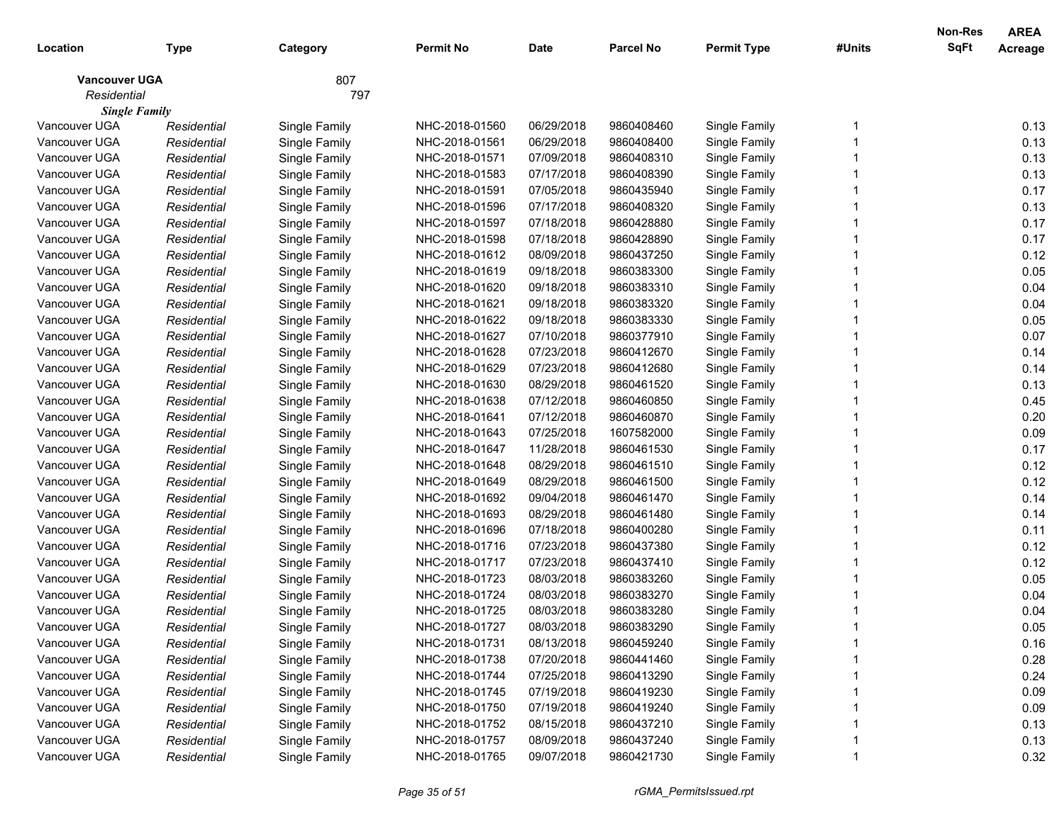| Location | Type | Category | Permit No | Date | Parcel No | Permit Type | #Units | Non-Res SqFt | AREA Acreage |
|---|---|---|---|---|---|---|---|---|---|
| **Vancouver UGA** | | 807 | | | | | | | |
| *Residential* | | 797 | | | | | | | |
| ***Single Family*** | | | | | | | | | |
| Vancouver UGA | *Residential* | Single Family | NHC-2018-01560 | 06/29/2018 | 9860408460 | Single Family | 1 | | 0.13 |
| Vancouver UGA | *Residential* | Single Family | NHC-2018-01561 | 06/29/2018 | 9860408400 | Single Family | 1 | | 0.13 |
| Vancouver UGA | *Residential* | Single Family | NHC-2018-01571 | 07/09/2018 | 9860408310 | Single Family | 1 | | 0.13 |
| Vancouver UGA | *Residential* | Single Family | NHC-2018-01583 | 07/17/2018 | 9860408390 | Single Family | 1 | | 0.13 |
| Vancouver UGA | *Residential* | Single Family | NHC-2018-01591 | 07/05/2018 | 9860435940 | Single Family | 1 | | 0.17 |
| Vancouver UGA | *Residential* | Single Family | NHC-2018-01596 | 07/17/2018 | 9860408320 | Single Family | 1 | | 0.13 |
| Vancouver UGA | *Residential* | Single Family | NHC-2018-01597 | 07/18/2018 | 9860428880 | Single Family | 1 | | 0.17 |
| Vancouver UGA | *Residential* | Single Family | NHC-2018-01598 | 07/18/2018 | 9860428890 | Single Family | 1 | | 0.17 |
| Vancouver UGA | *Residential* | Single Family | NHC-2018-01612 | 08/09/2018 | 9860437250 | Single Family | 1 | | 0.12 |
| Vancouver UGA | *Residential* | Single Family | NHC-2018-01619 | 09/18/2018 | 9860383300 | Single Family | 1 | | 0.05 |
| Vancouver UGA | *Residential* | Single Family | NHC-2018-01620 | 09/18/2018 | 9860383310 | Single Family | 1 | | 0.04 |
| Vancouver UGA | *Residential* | Single Family | NHC-2018-01621 | 09/18/2018 | 9860383320 | Single Family | 1 | | 0.04 |
| Vancouver UGA | *Residential* | Single Family | NHC-2018-01622 | 09/18/2018 | 9860383330 | Single Family | 1 | | 0.05 |
| Vancouver UGA | *Residential* | Single Family | NHC-2018-01627 | 07/10/2018 | 9860377910 | Single Family | 1 | | 0.07 |
| Vancouver UGA | *Residential* | Single Family | NHC-2018-01628 | 07/23/2018 | 9860412670 | Single Family | 1 | | 0.14 |
| Vancouver UGA | *Residential* | Single Family | NHC-2018-01629 | 07/23/2018 | 9860412680 | Single Family | 1 | | 0.14 |
| Vancouver UGA | *Residential* | Single Family | NHC-2018-01630 | 08/29/2018 | 9860461520 | Single Family | 1 | | 0.13 |
| Vancouver UGA | *Residential* | Single Family | NHC-2018-01638 | 07/12/2018 | 9860460850 | Single Family | 1 | | 0.45 |
| Vancouver UGA | *Residential* | Single Family | NHC-2018-01641 | 07/12/2018 | 9860460870 | Single Family | 1 | | 0.20 |
| Vancouver UGA | *Residential* | Single Family | NHC-2018-01643 | 07/25/2018 | 1607582000 | Single Family | 1 | | 0.09 |
| Vancouver UGA | *Residential* | Single Family | NHC-2018-01647 | 11/28/2018 | 9860461530 | Single Family | 1 | | 0.17 |
| Vancouver UGA | *Residential* | Single Family | NHC-2018-01648 | 08/29/2018 | 9860461510 | Single Family | 1 | | 0.12 |
| Vancouver UGA | *Residential* | Single Family | NHC-2018-01649 | 08/29/2018 | 9860461500 | Single Family | 1 | | 0.12 |
| Vancouver UGA | *Residential* | Single Family | NHC-2018-01692 | 09/04/2018 | 9860461470 | Single Family | 1 | | 0.14 |
| Vancouver UGA | *Residential* | Single Family | NHC-2018-01693 | 08/29/2018 | 9860461480 | Single Family | 1 | | 0.14 |
| Vancouver UGA | *Residential* | Single Family | NHC-2018-01696 | 07/18/2018 | 9860400280 | Single Family | 1 | | 0.11 |
| Vancouver UGA | *Residential* | Single Family | NHC-2018-01716 | 07/23/2018 | 9860437380 | Single Family | 1 | | 0.12 |
| Vancouver UGA | *Residential* | Single Family | NHC-2018-01717 | 07/23/2018 | 9860437410 | Single Family | 1 | | 0.12 |
| Vancouver UGA | *Residential* | Single Family | NHC-2018-01723 | 08/03/2018 | 9860383260 | Single Family | 1 | | 0.05 |
| Vancouver UGA | *Residential* | Single Family | NHC-2018-01724 | 08/03/2018 | 9860383270 | Single Family | 1 | | 0.04 |
| Vancouver UGA | *Residential* | Single Family | NHC-2018-01725 | 08/03/2018 | 9860383280 | Single Family | 1 | | 0.04 |
| Vancouver UGA | *Residential* | Single Family | NHC-2018-01727 | 08/03/2018 | 9860383290 | Single Family | 1 | | 0.05 |
| Vancouver UGA | *Residential* | Single Family | NHC-2018-01731 | 08/13/2018 | 9860459240 | Single Family | 1 | | 0.16 |
| Vancouver UGA | *Residential* | Single Family | NHC-2018-01738 | 07/20/2018 | 9860441460 | Single Family | 1 | | 0.28 |
| Vancouver UGA | *Residential* | Single Family | NHC-2018-01744 | 07/25/2018 | 9860413290 | Single Family | 1 | | 0.24 |
| Vancouver UGA | *Residential* | Single Family | NHC-2018-01745 | 07/19/2018 | 9860419230 | Single Family | 1 | | 0.09 |
| Vancouver UGA | *Residential* | Single Family | NHC-2018-01750 | 07/19/2018 | 9860419240 | Single Family | 1 | | 0.09 |
| Vancouver UGA | *Residential* | Single Family | NHC-2018-01752 | 08/15/2018 | 9860437210 | Single Family | 1 | | 0.13 |
| Vancouver UGA | *Residential* | Single Family | NHC-2018-01757 | 08/09/2018 | 9860437240 | Single Family | 1 | | 0.13 |
| Vancouver UGA | *Residential* | Single Family | NHC-2018-01765 | 09/07/2018 | 9860421730 | Single Family | 1 | | 0.32 |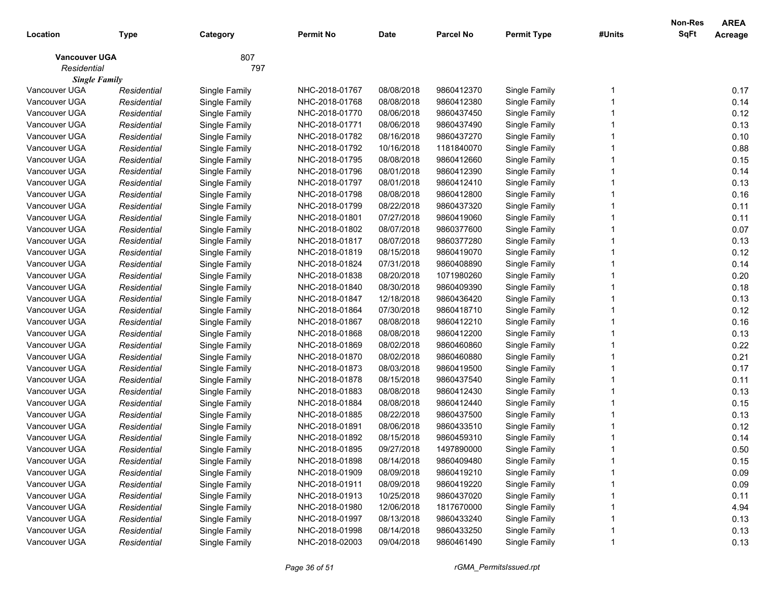| Location | Type | Category | Permit No | Date | Parcel No | Permit Type | #Units | Non-Res SqFt | AREA Acreage |
|---|---|---|---|---|---|---|---|---|---|
| **Vancouver UGA** | | 807 | | | | | | | |
| *Residential* | | 797 | | | | | | | |
| ***Single Family*** | | | | | | | | | |
| Vancouver UGA | *Residential* | Single Family | NHC-2018-01767 | 08/08/2018 | 9860412370 | Single Family | 1 | | 0.17 |
| Vancouver UGA | *Residential* | Single Family | NHC-2018-01768 | 08/08/2018 | 9860412380 | Single Family | 1 | | 0.14 |
| Vancouver UGA | *Residential* | Single Family | NHC-2018-01770 | 08/06/2018 | 9860437450 | Single Family | 1 | | 0.12 |
| Vancouver UGA | *Residential* | Single Family | NHC-2018-01771 | 08/06/2018 | 9860437490 | Single Family | 1 | | 0.13 |
| Vancouver UGA | *Residential* | Single Family | NHC-2018-01782 | 08/16/2018 | 9860437270 | Single Family | 1 | | 0.10 |
| Vancouver UGA | *Residential* | Single Family | NHC-2018-01792 | 10/16/2018 | 1181840070 | Single Family | 1 | | 0.88 |
| Vancouver UGA | *Residential* | Single Family | NHC-2018-01795 | 08/08/2018 | 9860412660 | Single Family | 1 | | 0.15 |
| Vancouver UGA | *Residential* | Single Family | NHC-2018-01796 | 08/01/2018 | 9860412390 | Single Family | 1 | | 0.14 |
| Vancouver UGA | *Residential* | Single Family | NHC-2018-01797 | 08/01/2018 | 9860412410 | Single Family | 1 | | 0.13 |
| Vancouver UGA | *Residential* | Single Family | NHC-2018-01798 | 08/08/2018 | 9860412800 | Single Family | 1 | | 0.16 |
| Vancouver UGA | *Residential* | Single Family | NHC-2018-01799 | 08/22/2018 | 9860437320 | Single Family | 1 | | 0.11 |
| Vancouver UGA | *Residential* | Single Family | NHC-2018-01801 | 07/27/2018 | 9860419060 | Single Family | 1 | | 0.11 |
| Vancouver UGA | *Residential* | Single Family | NHC-2018-01802 | 08/07/2018 | 9860377600 | Single Family | 1 | | 0.07 |
| Vancouver UGA | *Residential* | Single Family | NHC-2018-01817 | 08/07/2018 | 9860377280 | Single Family | 1 | | 0.13 |
| Vancouver UGA | *Residential* | Single Family | NHC-2018-01819 | 08/15/2018 | 9860419070 | Single Family | 1 | | 0.12 |
| Vancouver UGA | *Residential* | Single Family | NHC-2018-01824 | 07/31/2018 | 9860408890 | Single Family | 1 | | 0.14 |
| Vancouver UGA | *Residential* | Single Family | NHC-2018-01838 | 08/20/2018 | 1071980260 | Single Family | 1 | | 0.20 |
| Vancouver UGA | *Residential* | Single Family | NHC-2018-01840 | 08/30/2018 | 9860409390 | Single Family | 1 | | 0.18 |
| Vancouver UGA | *Residential* | Single Family | NHC-2018-01847 | 12/18/2018 | 9860436420 | Single Family | 1 | | 0.13 |
| Vancouver UGA | *Residential* | Single Family | NHC-2018-01864 | 07/30/2018 | 9860418710 | Single Family | 1 | | 0.12 |
| Vancouver UGA | *Residential* | Single Family | NHC-2018-01867 | 08/08/2018 | 9860412210 | Single Family | 1 | | 0.16 |
| Vancouver UGA | *Residential* | Single Family | NHC-2018-01868 | 08/08/2018 | 9860412200 | Single Family | 1 | | 0.13 |
| Vancouver UGA | *Residential* | Single Family | NHC-2018-01869 | 08/02/2018 | 9860460860 | Single Family | 1 | | 0.22 |
| Vancouver UGA | *Residential* | Single Family | NHC-2018-01870 | 08/02/2018 | 9860460880 | Single Family | 1 | | 0.21 |
| Vancouver UGA | *Residential* | Single Family | NHC-2018-01873 | 08/03/2018 | 9860419500 | Single Family | 1 | | 0.17 |
| Vancouver UGA | *Residential* | Single Family | NHC-2018-01878 | 08/15/2018 | 9860437540 | Single Family | 1 | | 0.11 |
| Vancouver UGA | *Residential* | Single Family | NHC-2018-01883 | 08/08/2018 | 9860412430 | Single Family | 1 | | 0.13 |
| Vancouver UGA | *Residential* | Single Family | NHC-2018-01884 | 08/08/2018 | 9860412440 | Single Family | 1 | | 0.15 |
| Vancouver UGA | *Residential* | Single Family | NHC-2018-01885 | 08/22/2018 | 9860437500 | Single Family | 1 | | 0.13 |
| Vancouver UGA | *Residential* | Single Family | NHC-2018-01891 | 08/06/2018 | 9860433510 | Single Family | 1 | | 0.12 |
| Vancouver UGA | *Residential* | Single Family | NHC-2018-01892 | 08/15/2018 | 9860459310 | Single Family | 1 | | 0.14 |
| Vancouver UGA | *Residential* | Single Family | NHC-2018-01895 | 09/27/2018 | 1497890000 | Single Family | 1 | | 0.50 |
| Vancouver UGA | *Residential* | Single Family | NHC-2018-01898 | 08/14/2018 | 9860409480 | Single Family | 1 | | 0.15 |
| Vancouver UGA | *Residential* | Single Family | NHC-2018-01909 | 08/09/2018 | 9860419210 | Single Family | 1 | | 0.09 |
| Vancouver UGA | *Residential* | Single Family | NHC-2018-01911 | 08/09/2018 | 9860419220 | Single Family | 1 | | 0.09 |
| Vancouver UGA | *Residential* | Single Family | NHC-2018-01913 | 10/25/2018 | 9860437020 | Single Family | 1 | | 0.11 |
| Vancouver UGA | *Residential* | Single Family | NHC-2018-01980 | 12/06/2018 | 1817670000 | Single Family | 1 | | 4.94 |
| Vancouver UGA | *Residential* | Single Family | NHC-2018-01997 | 08/13/2018 | 9860433240 | Single Family | 1 | | 0.13 |
| Vancouver UGA | *Residential* | Single Family | NHC-2018-01998 | 08/14/2018 | 9860433250 | Single Family | 1 | | 0.13 |
| Vancouver UGA | *Residential* | Single Family | NHC-2018-02003 | 09/04/2018 | 9860461490 | Single Family | 1 | | 0.13 |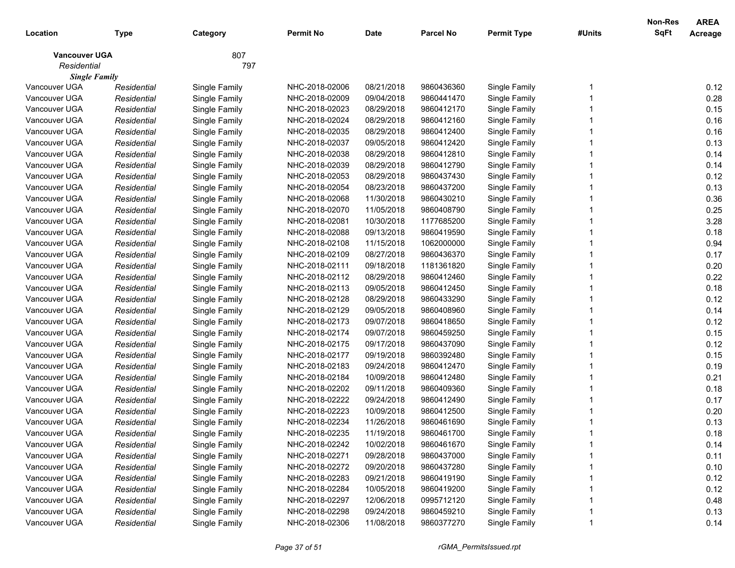| Location | Type | Category | Permit No | Date | Parcel No | Permit Type | #Units | Non-Res SqFt | AREA Acreage |
|---|---|---|---|---|---|---|---|---|---|
| **Vancouver UGA** | | 807 | | | | | | | |
| *Residential* | | 797 | | | | | | | |
| ***Single Family*** | | | | | | | | | |
| Vancouver UGA | *Residential* | Single Family | NHC-2018-02006 | 08/21/2018 | 9860436360 | Single Family | 1 | | 0.12 |
| Vancouver UGA | *Residential* | Single Family | NHC-2018-02009 | 09/04/2018 | 9860441470 | Single Family | 1 | | 0.28 |
| Vancouver UGA | *Residential* | Single Family | NHC-2018-02023 | 08/29/2018 | 9860412170 | Single Family | 1 | | 0.15 |
| Vancouver UGA | *Residential* | Single Family | NHC-2018-02024 | 08/29/2018 | 9860412160 | Single Family | 1 | | 0.16 |
| Vancouver UGA | *Residential* | Single Family | NHC-2018-02035 | 08/29/2018 | 9860412400 | Single Family | 1 | | 0.16 |
| Vancouver UGA | *Residential* | Single Family | NHC-2018-02037 | 09/05/2018 | 9860412420 | Single Family | 1 | | 0.13 |
| Vancouver UGA | *Residential* | Single Family | NHC-2018-02038 | 08/29/2018 | 9860412810 | Single Family | 1 | | 0.14 |
| Vancouver UGA | *Residential* | Single Family | NHC-2018-02039 | 08/29/2018 | 9860412790 | Single Family | 1 | | 0.14 |
| Vancouver UGA | *Residential* | Single Family | NHC-2018-02053 | 08/29/2018 | 9860437430 | Single Family | 1 | | 0.12 |
| Vancouver UGA | *Residential* | Single Family | NHC-2018-02054 | 08/23/2018 | 9860437200 | Single Family | 1 | | 0.13 |
| Vancouver UGA | *Residential* | Single Family | NHC-2018-02068 | 11/30/2018 | 9860430210 | Single Family | 1 | | 0.36 |
| Vancouver UGA | *Residential* | Single Family | NHC-2018-02070 | 11/05/2018 | 9860408790 | Single Family | 1 | | 0.25 |
| Vancouver UGA | *Residential* | Single Family | NHC-2018-02081 | 10/30/2018 | 1177685200 | Single Family | 1 | | 3.28 |
| Vancouver UGA | *Residential* | Single Family | NHC-2018-02088 | 09/13/2018 | 9860419590 | Single Family | 1 | | 0.18 |
| Vancouver UGA | *Residential* | Single Family | NHC-2018-02108 | 11/15/2018 | 1062000000 | Single Family | 1 | | 0.94 |
| Vancouver UGA | *Residential* | Single Family | NHC-2018-02109 | 08/27/2018 | 9860436370 | Single Family | 1 | | 0.17 |
| Vancouver UGA | *Residential* | Single Family | NHC-2018-02111 | 09/18/2018 | 1181361820 | Single Family | 1 | | 0.20 |
| Vancouver UGA | *Residential* | Single Family | NHC-2018-02112 | 08/29/2018 | 9860412460 | Single Family | 1 | | 0.22 |
| Vancouver UGA | *Residential* | Single Family | NHC-2018-02113 | 09/05/2018 | 9860412450 | Single Family | 1 | | 0.18 |
| Vancouver UGA | *Residential* | Single Family | NHC-2018-02128 | 08/29/2018 | 9860433290 | Single Family | 1 | | 0.12 |
| Vancouver UGA | *Residential* | Single Family | NHC-2018-02129 | 09/05/2018 | 9860408960 | Single Family | 1 | | 0.14 |
| Vancouver UGA | *Residential* | Single Family | NHC-2018-02173 | 09/07/2018 | 9860418650 | Single Family | 1 | | 0.12 |
| Vancouver UGA | *Residential* | Single Family | NHC-2018-02174 | 09/07/2018 | 9860459250 | Single Family | 1 | | 0.15 |
| Vancouver UGA | *Residential* | Single Family | NHC-2018-02175 | 09/17/2018 | 9860437090 | Single Family | 1 | | 0.12 |
| Vancouver UGA | *Residential* | Single Family | NHC-2018-02177 | 09/19/2018 | 9860392480 | Single Family | 1 | | 0.15 |
| Vancouver UGA | *Residential* | Single Family | NHC-2018-02183 | 09/24/2018 | 9860412470 | Single Family | 1 | | 0.19 |
| Vancouver UGA | *Residential* | Single Family | NHC-2018-02184 | 10/09/2018 | 9860412480 | Single Family | 1 | | 0.21 |
| Vancouver UGA | *Residential* | Single Family | NHC-2018-02202 | 09/11/2018 | 9860409360 | Single Family | 1 | | 0.18 |
| Vancouver UGA | *Residential* | Single Family | NHC-2018-02222 | 09/24/2018 | 9860412490 | Single Family | 1 | | 0.17 |
| Vancouver UGA | *Residential* | Single Family | NHC-2018-02223 | 10/09/2018 | 9860412500 | Single Family | 1 | | 0.20 |
| Vancouver UGA | *Residential* | Single Family | NHC-2018-02234 | 11/26/2018 | 9860461690 | Single Family | 1 | | 0.13 |
| Vancouver UGA | *Residential* | Single Family | NHC-2018-02235 | 11/19/2018 | 9860461700 | Single Family | 1 | | 0.18 |
| Vancouver UGA | *Residential* | Single Family | NHC-2018-02242 | 10/02/2018 | 9860461670 | Single Family | 1 | | 0.14 |
| Vancouver UGA | *Residential* | Single Family | NHC-2018-02271 | 09/28/2018 | 9860437000 | Single Family | 1 | | 0.11 |
| Vancouver UGA | *Residential* | Single Family | NHC-2018-02272 | 09/20/2018 | 9860437280 | Single Family | 1 | | 0.10 |
| Vancouver UGA | *Residential* | Single Family | NHC-2018-02283 | 09/21/2018 | 9860419190 | Single Family | 1 | | 0.12 |
| Vancouver UGA | *Residential* | Single Family | NHC-2018-02284 | 10/05/2018 | 9860419200 | Single Family | 1 | | 0.12 |
| Vancouver UGA | *Residential* | Single Family | NHC-2018-02297 | 12/06/2018 | 0995712120 | Single Family | 1 | | 0.48 |
| Vancouver UGA | *Residential* | Single Family | NHC-2018-02298 | 09/24/2018 | 9860459210 | Single Family | 1 | | 0.13 |
| Vancouver UGA | *Residential* | Single Family | NHC-2018-02306 | 11/08/2018 | 9860377270 | Single Family | 1 | | 0.14 |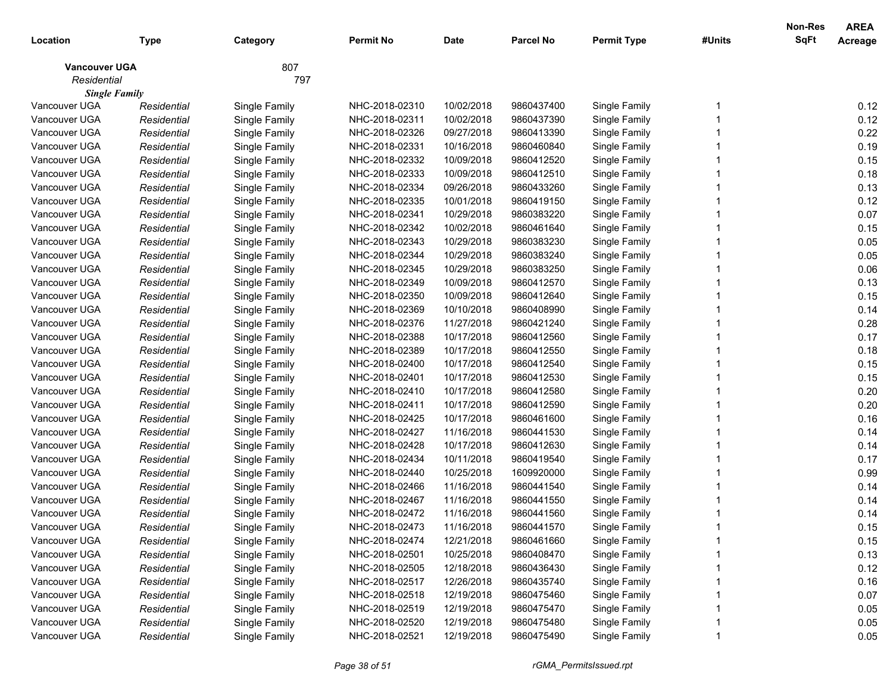| Location | Type | Category | Permit No | Date | Parcel No | Permit Type | #Units | Non-Res SqFt | AREA Acreage |
|---|---|---|---|---|---|---|---|---|---|
| **Vancouver UGA** | | 807 | | | | | | | |
| *Residential* | | 797 | | | | | | | |
| ***Single Family*** | | | | | | | | | |
| Vancouver UGA | *Residential* | Single Family | NHC-2018-02310 | 10/02/2018 | 9860437400 | Single Family | 1 | | 0.12 |
| Vancouver UGA | *Residential* | Single Family | NHC-2018-02311 | 10/02/2018 | 9860437390 | Single Family | 1 | | 0.12 |
| Vancouver UGA | *Residential* | Single Family | NHC-2018-02326 | 09/27/2018 | 9860413390 | Single Family | 1 | | 0.22 |
| Vancouver UGA | *Residential* | Single Family | NHC-2018-02331 | 10/16/2018 | 9860460840 | Single Family | 1 | | 0.19 |
| Vancouver UGA | *Residential* | Single Family | NHC-2018-02332 | 10/09/2018 | 9860412520 | Single Family | 1 | | 0.15 |
| Vancouver UGA | *Residential* | Single Family | NHC-2018-02333 | 10/09/2018 | 9860412510 | Single Family | 1 | | 0.18 |
| Vancouver UGA | *Residential* | Single Family | NHC-2018-02334 | 09/26/2018 | 9860433260 | Single Family | 1 | | 0.13 |
| Vancouver UGA | *Residential* | Single Family | NHC-2018-02335 | 10/01/2018 | 9860419150 | Single Family | 1 | | 0.12 |
| Vancouver UGA | *Residential* | Single Family | NHC-2018-02341 | 10/29/2018 | 9860383220 | Single Family | 1 | | 0.07 |
| Vancouver UGA | *Residential* | Single Family | NHC-2018-02342 | 10/02/2018 | 9860461640 | Single Family | 1 | | 0.15 |
| Vancouver UGA | *Residential* | Single Family | NHC-2018-02343 | 10/29/2018 | 9860383230 | Single Family | 1 | | 0.05 |
| Vancouver UGA | *Residential* | Single Family | NHC-2018-02344 | 10/29/2018 | 9860383240 | Single Family | 1 | | 0.05 |
| Vancouver UGA | *Residential* | Single Family | NHC-2018-02345 | 10/29/2018 | 9860383250 | Single Family | 1 | | 0.06 |
| Vancouver UGA | *Residential* | Single Family | NHC-2018-02349 | 10/09/2018 | 9860412570 | Single Family | 1 | | 0.13 |
| Vancouver UGA | *Residential* | Single Family | NHC-2018-02350 | 10/09/2018 | 9860412640 | Single Family | 1 | | 0.15 |
| Vancouver UGA | *Residential* | Single Family | NHC-2018-02369 | 10/10/2018 | 9860408990 | Single Family | 1 | | 0.14 |
| Vancouver UGA | *Residential* | Single Family | NHC-2018-02376 | 11/27/2018 | 9860421240 | Single Family | 1 | | 0.28 |
| Vancouver UGA | *Residential* | Single Family | NHC-2018-02388 | 10/17/2018 | 9860412560 | Single Family | 1 | | 0.17 |
| Vancouver UGA | *Residential* | Single Family | NHC-2018-02389 | 10/17/2018 | 9860412550 | Single Family | 1 | | 0.18 |
| Vancouver UGA | *Residential* | Single Family | NHC-2018-02400 | 10/17/2018 | 9860412540 | Single Family | 1 | | 0.15 |
| Vancouver UGA | *Residential* | Single Family | NHC-2018-02401 | 10/17/2018 | 9860412530 | Single Family | 1 | | 0.15 |
| Vancouver UGA | *Residential* | Single Family | NHC-2018-02410 | 10/17/2018 | 9860412580 | Single Family | 1 | | 0.20 |
| Vancouver UGA | *Residential* | Single Family | NHC-2018-02411 | 10/17/2018 | 9860412590 | Single Family | 1 | | 0.20 |
| Vancouver UGA | *Residential* | Single Family | NHC-2018-02425 | 10/17/2018 | 9860461600 | Single Family | 1 | | 0.16 |
| Vancouver UGA | *Residential* | Single Family | NHC-2018-02427 | 11/16/2018 | 9860441530 | Single Family | 1 | | 0.14 |
| Vancouver UGA | *Residential* | Single Family | NHC-2018-02428 | 10/17/2018 | 9860412630 | Single Family | 1 | | 0.14 |
| Vancouver UGA | *Residential* | Single Family | NHC-2018-02434 | 10/11/2018 | 9860419540 | Single Family | 1 | | 0.17 |
| Vancouver UGA | *Residential* | Single Family | NHC-2018-02440 | 10/25/2018 | 1609920000 | Single Family | 1 | | 0.99 |
| Vancouver UGA | *Residential* | Single Family | NHC-2018-02466 | 11/16/2018 | 9860441540 | Single Family | 1 | | 0.14 |
| Vancouver UGA | *Residential* | Single Family | NHC-2018-02467 | 11/16/2018 | 9860441550 | Single Family | 1 | | 0.14 |
| Vancouver UGA | *Residential* | Single Family | NHC-2018-02472 | 11/16/2018 | 9860441560 | Single Family | 1 | | 0.14 |
| Vancouver UGA | *Residential* | Single Family | NHC-2018-02473 | 11/16/2018 | 9860441570 | Single Family | 1 | | 0.15 |
| Vancouver UGA | *Residential* | Single Family | NHC-2018-02474 | 12/21/2018 | 9860461660 | Single Family | 1 | | 0.15 |
| Vancouver UGA | *Residential* | Single Family | NHC-2018-02501 | 10/25/2018 | 9860408470 | Single Family | 1 | | 0.13 |
| Vancouver UGA | *Residential* | Single Family | NHC-2018-02505 | 12/18/2018 | 9860436430 | Single Family | 1 | | 0.12 |
| Vancouver UGA | *Residential* | Single Family | NHC-2018-02517 | 12/26/2018 | 9860435740 | Single Family | 1 | | 0.16 |
| Vancouver UGA | *Residential* | Single Family | NHC-2018-02518 | 12/19/2018 | 9860475460 | Single Family | 1 | | 0.07 |
| Vancouver UGA | *Residential* | Single Family | NHC-2018-02519 | 12/19/2018 | 9860475470 | Single Family | 1 | | 0.05 |
| Vancouver UGA | *Residential* | Single Family | NHC-2018-02520 | 12/19/2018 | 9860475480 | Single Family | 1 | | 0.05 |
| Vancouver UGA | *Residential* | Single Family | NHC-2018-02521 | 12/19/2018 | 9860475490 | Single Family | 1 | | 0.05 |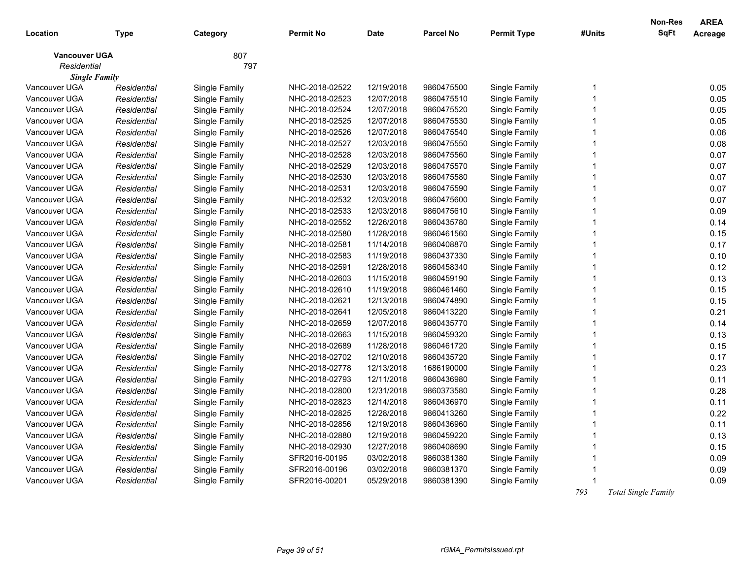| Location | Type | Category | Permit No | Date | Parcel No | Permit Type | #Units | Non-Res SqFt | AREA Acreage |
|---|---|---|---|---|---|---|---|---|---|
| **Vancouver UGA** | | 807 | | | | | | | |
| *Residential* | | 797 | | | | | | | |
| ***Single Family*** | | | | | | | | | |
| Vancouver UGA | *Residential* | Single Family | NHC-2018-02522 | 12/19/2018 | 9860475500 | Single Family | 1 | | 0.05 |
| Vancouver UGA | *Residential* | Single Family | NHC-2018-02523 | 12/07/2018 | 9860475510 | Single Family | 1 | | 0.05 |
| Vancouver UGA | *Residential* | Single Family | NHC-2018-02524 | 12/07/2018 | 9860475520 | Single Family | 1 | | 0.05 |
| Vancouver UGA | *Residential* | Single Family | NHC-2018-02525 | 12/07/2018 | 9860475530 | Single Family | 1 | | 0.05 |
| Vancouver UGA | *Residential* | Single Family | NHC-2018-02526 | 12/07/2018 | 9860475540 | Single Family | 1 | | 0.06 |
| Vancouver UGA | *Residential* | Single Family | NHC-2018-02527 | 12/03/2018 | 9860475550 | Single Family | 1 | | 0.08 |
| Vancouver UGA | *Residential* | Single Family | NHC-2018-02528 | 12/03/2018 | 9860475560 | Single Family | 1 | | 0.07 |
| Vancouver UGA | *Residential* | Single Family | NHC-2018-02529 | 12/03/2018 | 9860475570 | Single Family | 1 | | 0.07 |
| Vancouver UGA | *Residential* | Single Family | NHC-2018-02530 | 12/03/2018 | 9860475580 | Single Family | 1 | | 0.07 |
| Vancouver UGA | *Residential* | Single Family | NHC-2018-02531 | 12/03/2018 | 9860475590 | Single Family | 1 | | 0.07 |
| Vancouver UGA | *Residential* | Single Family | NHC-2018-02532 | 12/03/2018 | 9860475600 | Single Family | 1 | | 0.07 |
| Vancouver UGA | *Residential* | Single Family | NHC-2018-02533 | 12/03/2018 | 9860475610 | Single Family | 1 | | 0.09 |
| Vancouver UGA | *Residential* | Single Family | NHC-2018-02552 | 12/26/2018 | 9860435780 | Single Family | 1 | | 0.14 |
| Vancouver UGA | *Residential* | Single Family | NHC-2018-02580 | 11/28/2018 | 9860461560 | Single Family | 1 | | 0.15 |
| Vancouver UGA | *Residential* | Single Family | NHC-2018-02581 | 11/14/2018 | 9860408870 | Single Family | 1 | | 0.17 |
| Vancouver UGA | *Residential* | Single Family | NHC-2018-02583 | 11/19/2018 | 9860437330 | Single Family | 1 | | 0.10 |
| Vancouver UGA | *Residential* | Single Family | NHC-2018-02591 | 12/28/2018 | 9860458340 | Single Family | 1 | | 0.12 |
| Vancouver UGA | *Residential* | Single Family | NHC-2018-02603 | 11/15/2018 | 9860459190 | Single Family | 1 | | 0.13 |
| Vancouver UGA | *Residential* | Single Family | NHC-2018-02610 | 11/19/2018 | 9860461460 | Single Family | 1 | | 0.15 |
| Vancouver UGA | *Residential* | Single Family | NHC-2018-02621 | 12/13/2018 | 9860474890 | Single Family | 1 | | 0.15 |
| Vancouver UGA | *Residential* | Single Family | NHC-2018-02641 | 12/05/2018 | 9860413220 | Single Family | 1 | | 0.21 |
| Vancouver UGA | *Residential* | Single Family | NHC-2018-02659 | 12/07/2018 | 9860435770 | Single Family | 1 | | 0.14 |
| Vancouver UGA | *Residential* | Single Family | NHC-2018-02663 | 11/15/2018 | 9860459320 | Single Family | 1 | | 0.13 |
| Vancouver UGA | *Residential* | Single Family | NHC-2018-02689 | 11/28/2018 | 9860461720 | Single Family | 1 | | 0.15 |
| Vancouver UGA | *Residential* | Single Family | NHC-2018-02702 | 12/10/2018 | 9860435720 | Single Family | 1 | | 0.17 |
| Vancouver UGA | *Residential* | Single Family | NHC-2018-02778 | 12/13/2018 | 1686190000 | Single Family | 1 | | 0.23 |
| Vancouver UGA | *Residential* | Single Family | NHC-2018-02793 | 12/11/2018 | 9860436980 | Single Family | 1 | | 0.11 |
| Vancouver UGA | *Residential* | Single Family | NHC-2018-02800 | 12/31/2018 | 9860373580 | Single Family | 1 | | 0.28 |
| Vancouver UGA | *Residential* | Single Family | NHC-2018-02823 | 12/14/2018 | 9860436970 | Single Family | 1 | | 0.11 |
| Vancouver UGA | *Residential* | Single Family | NHC-2018-02825 | 12/28/2018 | 9860413260 | Single Family | 1 | | 0.22 |
| Vancouver UGA | *Residential* | Single Family | NHC-2018-02856 | 12/19/2018 | 9860436960 | Single Family | 1 | | 0.11 |
| Vancouver UGA | *Residential* | Single Family | NHC-2018-02880 | 12/19/2018 | 9860459220 | Single Family | 1 | | 0.13 |
| Vancouver UGA | *Residential* | Single Family | NHC-2018-02930 | 12/27/2018 | 9860408690 | Single Family | 1 | | 0.15 |
| Vancouver UGA | *Residential* | Single Family | SFR2016-00195 | 03/02/2018 | 9860381380 | Single Family | 1 | | 0.09 |
| Vancouver UGA | *Residential* | Single Family | SFR2016-00196 | 03/02/2018 | 9860381370 | Single Family | 1 | | 0.09 |
| Vancouver UGA | *Residential* | Single Family | SFR2016-00201 | 05/29/2018 | 9860381390 | Single Family | 1 | | 0.09 |
| | | | | | | | *793* | *Total Single Family* | |

rGMA_PermitsIssued.rpt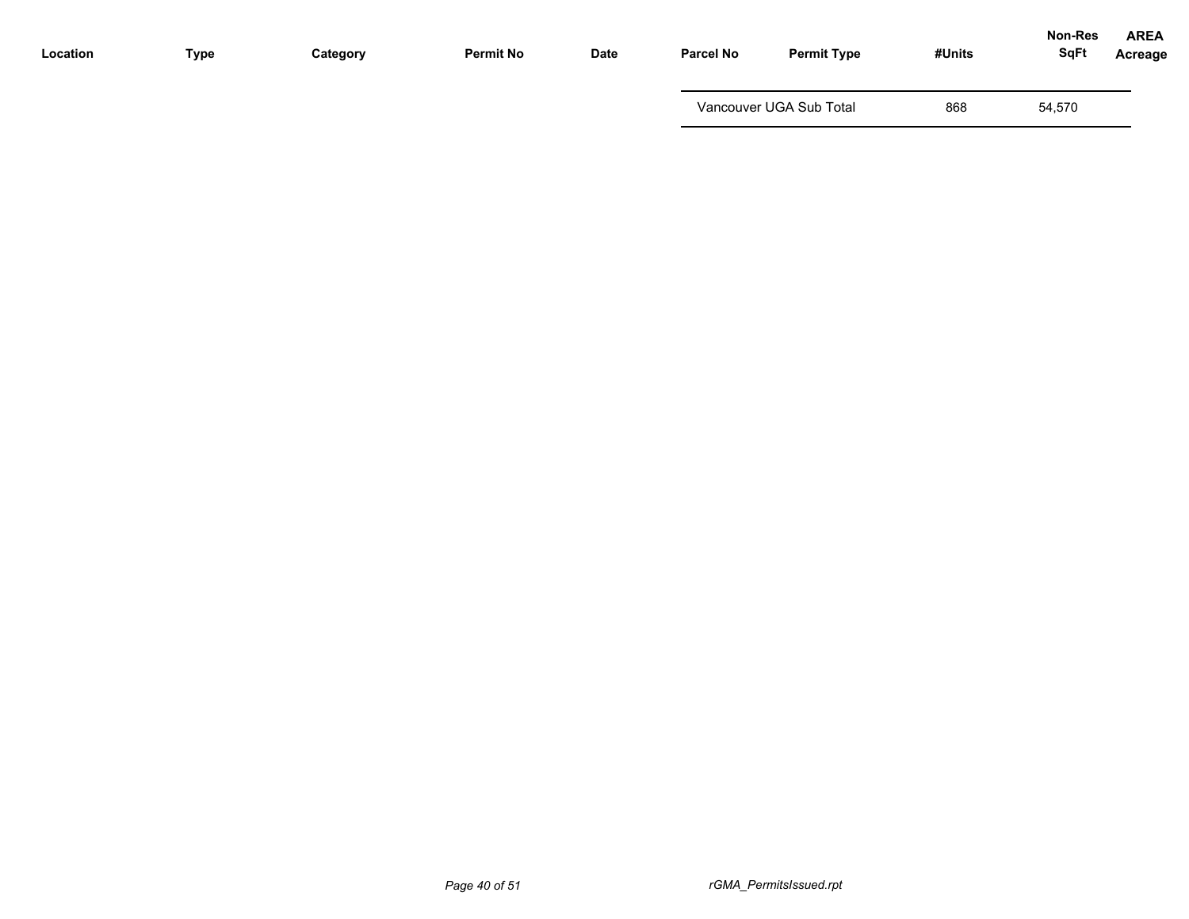| Location | Type | Category | Permit No | Date | Parcel No | Permit Type | #Units | Non-Res SqFt | AREA Acreage |
|---|---|---|---|---|---|---|---|---|---|
| | | | | | Vancouver UGA Sub Total | | 868 | 54,570 | |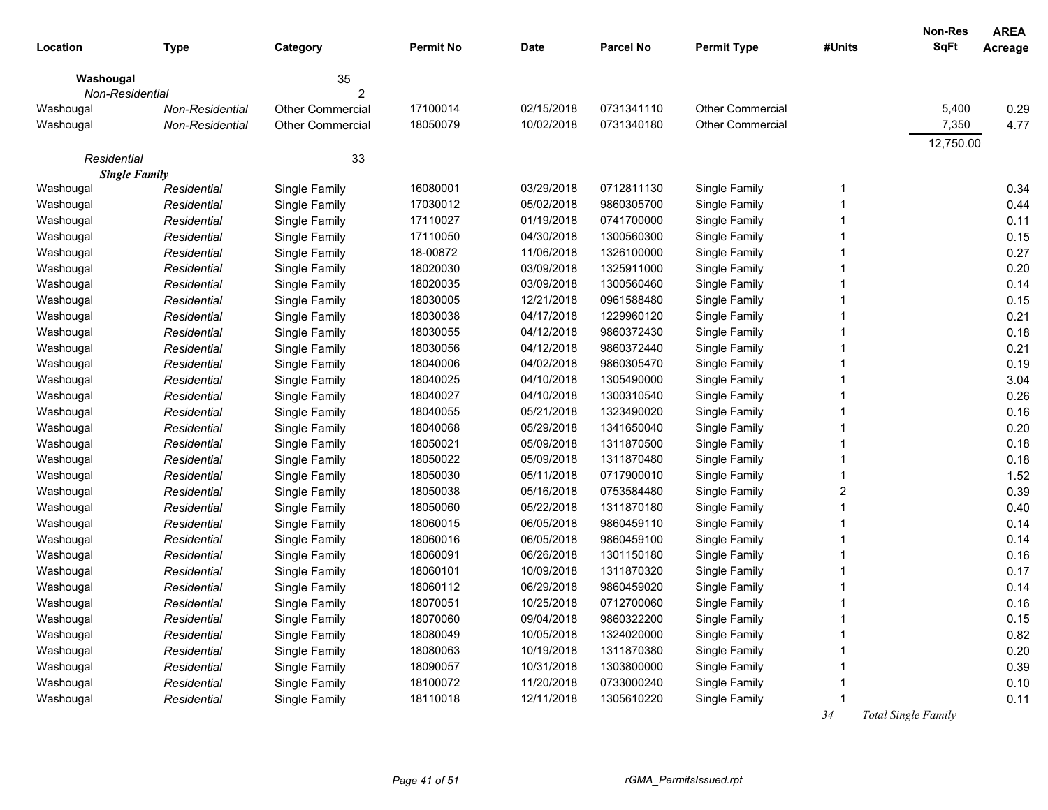| Location | Type | Category | Permit No | Date | Parcel No | Permit Type | #Units | Non-Res SqFt | AREA Acreage |
|---|---|---|---|---|---|---|---|---|---|
| **Washougal** | | 35 | | | | | | | |
| *Non-Residential* | | 2 | | | | | | | |
| Washougal | *Non-Residential* | Other Commercial | 17100014 | 02/15/2018 | 0731341110 | Other Commercial | | 5,400 | 0.29 |
| Washougal | *Non-Residential* | Other Commercial | 18050079 | 10/02/2018 | 0731340180 | Other Commercial | | 7,350 | 4.77 |
| | | | | | | | | 12,750.00 | |
| *Residential* | | 33 | | | | | | | |
| ***Single Family*** | | | | | | | | | |
| Washougal | *Residential* | Single Family | 16080001 | 03/29/2018 | 0712811130 | Single Family | 1 | | 0.34 |
| Washougal | *Residential* | Single Family | 17030012 | 05/02/2018 | 9860305700 | Single Family | 1 | | 0.44 |
| Washougal | *Residential* | Single Family | 17110027 | 01/19/2018 | 0741700000 | Single Family | 1 | | 0.11 |
| Washougal | *Residential* | Single Family | 17110050 | 04/30/2018 | 1300560300 | Single Family | 1 | | 0.15 |
| Washougal | *Residential* | Single Family | 18-00872 | 11/06/2018 | 1326100000 | Single Family | 1 | | 0.27 |
| Washougal | *Residential* | Single Family | 18020030 | 03/09/2018 | 1325911000 | Single Family | 1 | | 0.20 |
| Washougal | *Residential* | Single Family | 18020035 | 03/09/2018 | 1300560460 | Single Family | 1 | | 0.14 |
| Washougal | *Residential* | Single Family | 18030005 | 12/21/2018 | 0961588480 | Single Family | 1 | | 0.15 |
| Washougal | *Residential* | Single Family | 18030038 | 04/17/2018 | 1229960120 | Single Family | 1 | | 0.21 |
| Washougal | *Residential* | Single Family | 18030055 | 04/12/2018 | 9860372430 | Single Family | 1 | | 0.18 |
| Washougal | *Residential* | Single Family | 18030056 | 04/12/2018 | 9860372440 | Single Family | 1 | | 0.21 |
| Washougal | *Residential* | Single Family | 18040006 | 04/02/2018 | 9860305470 | Single Family | 1 | | 0.19 |
| Washougal | *Residential* | Single Family | 18040025 | 04/10/2018 | 1305490000 | Single Family | 1 | | 3.04 |
| Washougal | *Residential* | Single Family | 18040027 | 04/10/2018 | 1300310540 | Single Family | 1 | | 0.26 |
| Washougal | *Residential* | Single Family | 18040055 | 05/21/2018 | 1323490020 | Single Family | 1 | | 0.16 |
| Washougal | *Residential* | Single Family | 18040068 | 05/29/2018 | 1341650040 | Single Family | 1 | | 0.20 |
| Washougal | *Residential* | Single Family | 18050021 | 05/09/2018 | 1311870500 | Single Family | 1 | | 0.18 |
| Washougal | *Residential* | Single Family | 18050022 | 05/09/2018 | 1311870480 | Single Family | 1 | | 0.18 |
| Washougal | *Residential* | Single Family | 18050030 | 05/11/2018 | 0717900010 | Single Family | 1 | | 1.52 |
| Washougal | *Residential* | Single Family | 18050038 | 05/16/2018 | 0753584480 | Single Family | 2 | | 0.39 |
| Washougal | *Residential* | Single Family | 18050060 | 05/22/2018 | 1311870180 | Single Family | 1 | | 0.40 |
| Washougal | *Residential* | Single Family | 18060015 | 06/05/2018 | 9860459110 | Single Family | 1 | | 0.14 |
| Washougal | *Residential* | Single Family | 18060016 | 06/05/2018 | 9860459100 | Single Family | 1 | | 0.14 |
| Washougal | *Residential* | Single Family | 18060091 | 06/26/2018 | 1301150180 | Single Family | 1 | | 0.16 |
| Washougal | *Residential* | Single Family | 18060101 | 10/09/2018 | 1311870320 | Single Family | 1 | | 0.17 |
| Washougal | *Residential* | Single Family | 18060112 | 06/29/2018 | 9860459020 | Single Family | 1 | | 0.14 |
| Washougal | *Residential* | Single Family | 18070051 | 10/25/2018 | 0712700060 | Single Family | 1 | | 0.16 |
| Washougal | *Residential* | Single Family | 18070060 | 09/04/2018 | 9860322200 | Single Family | 1 | | 0.15 |
| Washougal | *Residential* | Single Family | 18080049 | 10/05/2018 | 1324020000 | Single Family | 1 | | 0.82 |
| Washougal | *Residential* | Single Family | 18080063 | 10/19/2018 | 1311870380 | Single Family | 1 | | 0.20 |
| Washougal | *Residential* | Single Family | 18090057 | 10/31/2018 | 1303800000 | Single Family | 1 | | 0.39 |
| Washougal | *Residential* | Single Family | 18100072 | 11/20/2018 | 0733000240 | Single Family | 1 | | 0.10 |
| Washougal | *Residential* | Single Family | 18110018 | 12/11/2018 | 1305610220 | Single Family | 1 | | 0.11 |
| | | | | | | | *34* | *Total Single Family* | |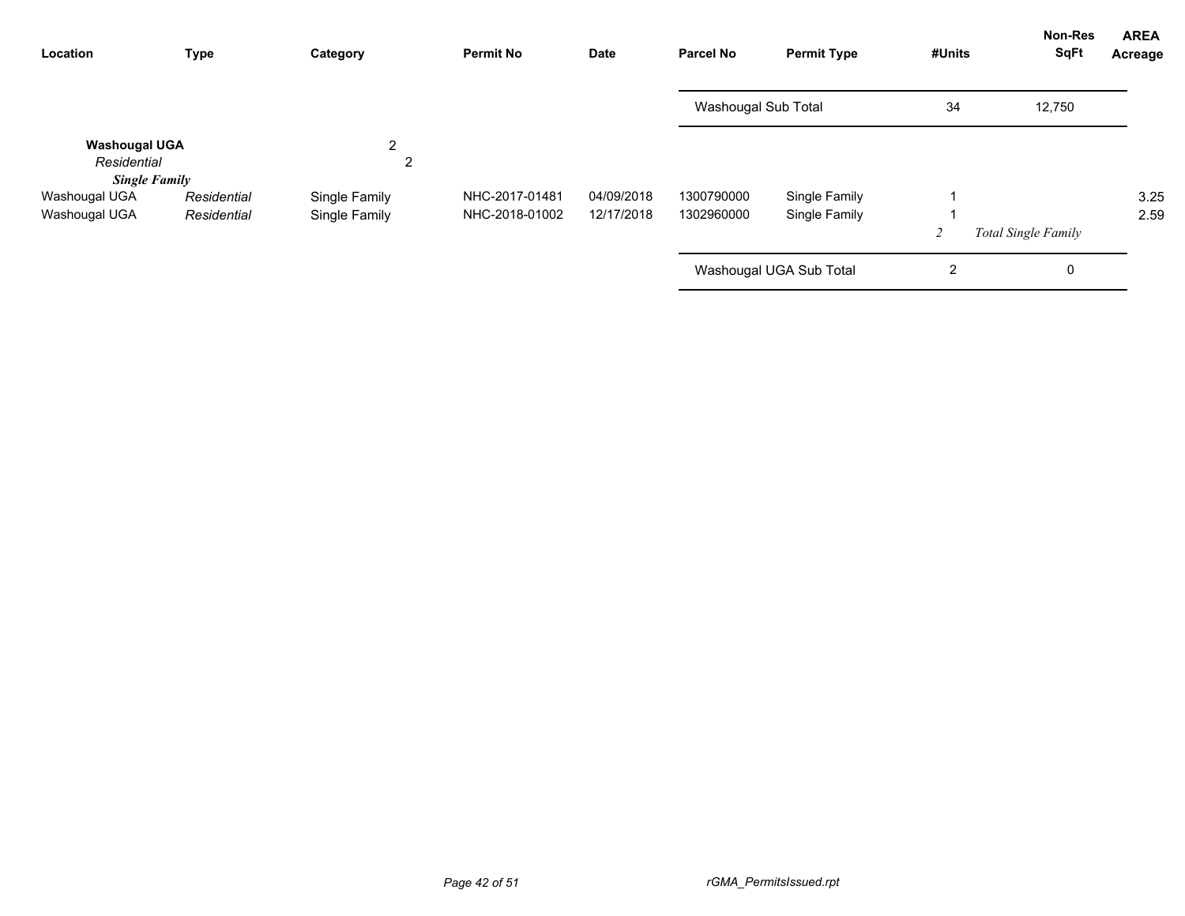| Location | Type | Category | Permit No | Date | Parcel No | Permit Type | #Units | Non-Res SqFt | AREA Acreage |
|---|---|---|---|---|---|---|---|---|---|
| | | | | | Washougal Sub Total | | 34 | 12,750 | |
| **Washougal UGA** | | 2 | | | | | | | |
| *Residential* | | 2 | | | | | | | |
| ***Single Family*** | | | | | | | | | |
| Washougal UGA | *Residential* | Single Family | NHC-2017-01481 | 04/09/2018 | 1300790000 | Single Family | 1 | | 3.25 |
| Washougal UGA | *Residential* | Single Family | NHC-2018-01002 | 12/17/2018 | 1302960000 | Single Family | 1 | | 2.59 |
| | | | | | | | *2* | *Total Single Family* | |
| | | | | | Washougal UGA Sub Total | | 2 | 0 | |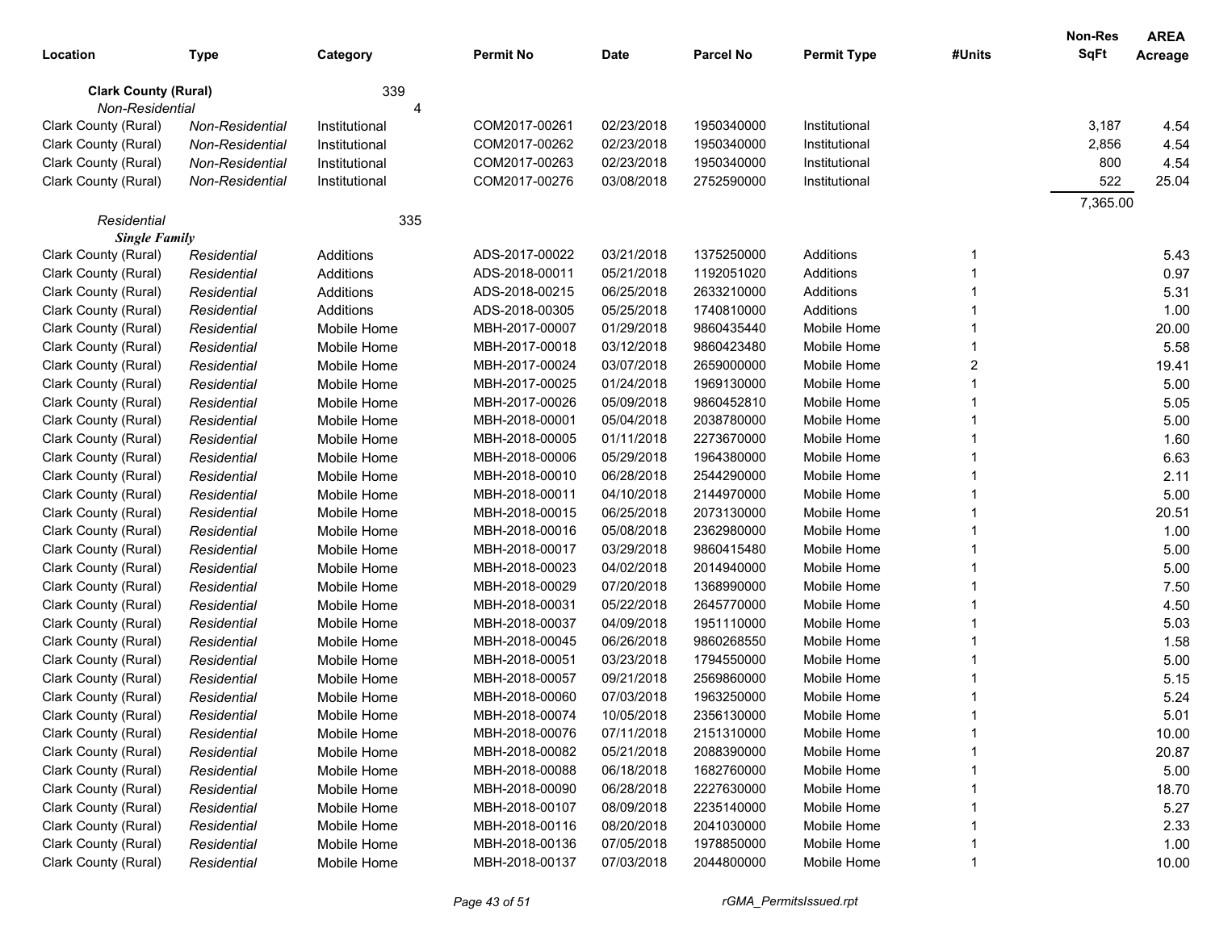| Location | Type | Category | Permit No | Date | Parcel No | Permit Type | #Units | Non-Res SqFt | AREA Acreage |
|---|---|---|---|---|---|---|---|---|---|
| **Clark County (Rural)** | | 339 | | | | | | | |
| *Non-Residential* | | 4 | | | | | | | |
| Clark County (Rural) | *Non-Residential* | Institutional | COM2017-00261 | 02/23/2018 | 1950340000 | Institutional | | 3,187 | 4.54 |
| Clark County (Rural) | *Non-Residential* | Institutional | COM2017-00262 | 02/23/2018 | 1950340000 | Institutional | | 2,856 | 4.54 |
| Clark County (Rural) | *Non-Residential* | Institutional | COM2017-00263 | 02/23/2018 | 1950340000 | Institutional | | 800 | 4.54 |
| Clark County (Rural) | *Non-Residential* | Institutional | COM2017-00276 | 03/08/2018 | 2752590000 | Institutional | | 522 | 25.04 |
| | | | | | | | | 7,365.00 | |
| *Residential* | | 335 | | | | | | | |
| ***Single Family*** | | | | | | | | | |
| Clark County (Rural) | *Residential* | Additions | ADS-2017-00022 | 03/21/2018 | 1375250000 | Additions | 1 | | 5.43 |
| Clark County (Rural) | *Residential* | Additions | ADS-2018-00011 | 05/21/2018 | 1192051020 | Additions | 1 | | 0.97 |
| Clark County (Rural) | *Residential* | Additions | ADS-2018-00215 | 06/25/2018 | 2633210000 | Additions | 1 | | 5.31 |
| Clark County (Rural) | *Residential* | Additions | ADS-2018-00305 | 05/25/2018 | 1740810000 | Additions | 1 | | 1.00 |
| Clark County (Rural) | *Residential* | Mobile Home | MBH-2017-00007 | 01/29/2018 | 9860435440 | Mobile Home | 1 | | 20.00 |
| Clark County (Rural) | *Residential* | Mobile Home | MBH-2017-00018 | 03/12/2018 | 9860423480 | Mobile Home | 1 | | 5.58 |
| Clark County (Rural) | *Residential* | Mobile Home | MBH-2017-00024 | 03/07/2018 | 2659000000 | Mobile Home | 2 | | 19.41 |
| Clark County (Rural) | *Residential* | Mobile Home | MBH-2017-00025 | 01/24/2018 | 1969130000 | Mobile Home | 1 | | 5.00 |
| Clark County (Rural) | *Residential* | Mobile Home | MBH-2017-00026 | 05/09/2018 | 9860452810 | Mobile Home | 1 | | 5.05 |
| Clark County (Rural) | *Residential* | Mobile Home | MBH-2018-00001 | 05/04/2018 | 2038780000 | Mobile Home | 1 | | 5.00 |
| Clark County (Rural) | *Residential* | Mobile Home | MBH-2018-00005 | 01/11/2018 | 2273670000 | Mobile Home | 1 | | 1.60 |
| Clark County (Rural) | *Residential* | Mobile Home | MBH-2018-00006 | 05/29/2018 | 1964380000 | Mobile Home | 1 | | 6.63 |
| Clark County (Rural) | *Residential* | Mobile Home | MBH-2018-00010 | 06/28/2018 | 2544290000 | Mobile Home | 1 | | 2.11 |
| Clark County (Rural) | *Residential* | Mobile Home | MBH-2018-00011 | 04/10/2018 | 2144970000 | Mobile Home | 1 | | 5.00 |
| Clark County (Rural) | *Residential* | Mobile Home | MBH-2018-00015 | 06/25/2018 | 2073130000 | Mobile Home | 1 | | 20.51 |
| Clark County (Rural) | *Residential* | Mobile Home | MBH-2018-00016 | 05/08/2018 | 2362980000 | Mobile Home | 1 | | 1.00 |
| Clark County (Rural) | *Residential* | Mobile Home | MBH-2018-00017 | 03/29/2018 | 9860415480 | Mobile Home | 1 | | 5.00 |
| Clark County (Rural) | *Residential* | Mobile Home | MBH-2018-00023 | 04/02/2018 | 2014940000 | Mobile Home | 1 | | 5.00 |
| Clark County (Rural) | *Residential* | Mobile Home | MBH-2018-00029 | 07/20/2018 | 1368990000 | Mobile Home | 1 | | 7.50 |
| Clark County (Rural) | *Residential* | Mobile Home | MBH-2018-00031 | 05/22/2018 | 2645770000 | Mobile Home | 1 | | 4.50 |
| Clark County (Rural) | *Residential* | Mobile Home | MBH-2018-00037 | 04/09/2018 | 1951110000 | Mobile Home | 1 | | 5.03 |
| Clark County (Rural) | *Residential* | Mobile Home | MBH-2018-00045 | 06/26/2018 | 9860268550 | Mobile Home | 1 | | 1.58 |
| Clark County (Rural) | *Residential* | Mobile Home | MBH-2018-00051 | 03/23/2018 | 1794550000 | Mobile Home | 1 | | 5.00 |
| Clark County (Rural) | *Residential* | Mobile Home | MBH-2018-00057 | 09/21/2018 | 2569860000 | Mobile Home | 1 | | 5.15 |
| Clark County (Rural) | *Residential* | Mobile Home | MBH-2018-00060 | 07/03/2018 | 1963250000 | Mobile Home | 1 | | 5.24 |
| Clark County (Rural) | *Residential* | Mobile Home | MBH-2018-00074 | 10/05/2018 | 2356130000 | Mobile Home | 1 | | 5.01 |
| Clark County (Rural) | *Residential* | Mobile Home | MBH-2018-00076 | 07/11/2018 | 2151310000 | Mobile Home | 1 | | 10.00 |
| Clark County (Rural) | *Residential* | Mobile Home | MBH-2018-00082 | 05/21/2018 | 2088390000 | Mobile Home | 1 | | 20.87 |
| Clark County (Rural) | *Residential* | Mobile Home | MBH-2018-00088 | 06/18/2018 | 1682760000 | Mobile Home | 1 | | 5.00 |
| Clark County (Rural) | *Residential* | Mobile Home | MBH-2018-00090 | 06/28/2018 | 2227630000 | Mobile Home | 1 | | 18.70 |
| Clark County (Rural) | *Residential* | Mobile Home | MBH-2018-00107 | 08/09/2018 | 2235140000 | Mobile Home | 1 | | 5.27 |
| Clark County (Rural) | *Residential* | Mobile Home | MBH-2018-00116 | 08/20/2018 | 2041030000 | Mobile Home | 1 | | 2.33 |
| Clark County (Rural) | *Residential* | Mobile Home | MBH-2018-00136 | 07/05/2018 | 1978850000 | Mobile Home | 1 | | 1.00 |
| Clark County (Rural) | *Residential* | Mobile Home | MBH-2018-00137 | 07/03/2018 | 2044800000 | Mobile Home | 1 | | 10.00 |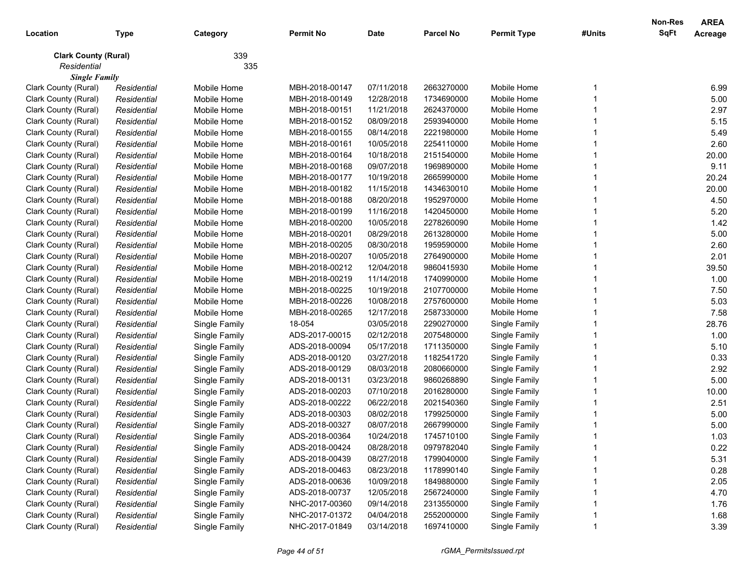| Location | Type | Category | Permit No | Date | Parcel No | Permit Type | #Units | Non-Res SqFt | AREA Acreage |
|---|---|---|---|---|---|---|---|---|---|
| **Clark County (Rural)** | | 339 | | | | | | | |
| *Residential* | | 335 | | | | | | | |
| ***Single Family*** | | | | | | | | | |
| Clark County (Rural) | *Residential* | Mobile Home | MBH-2018-00147 | 07/11/2018 | 2663270000 | Mobile Home | 1 | | 6.99 |
| Clark County (Rural) | *Residential* | Mobile Home | MBH-2018-00149 | 12/28/2018 | 1734690000 | Mobile Home | 1 | | 5.00 |
| Clark County (Rural) | *Residential* | Mobile Home | MBH-2018-00151 | 11/21/2018 | 2624370000 | Mobile Home | 1 | | 2.97 |
| Clark County (Rural) | *Residential* | Mobile Home | MBH-2018-00152 | 08/09/2018 | 2593940000 | Mobile Home | 1 | | 5.15 |
| Clark County (Rural) | *Residential* | Mobile Home | MBH-2018-00155 | 08/14/2018 | 2221980000 | Mobile Home | 1 | | 5.49 |
| Clark County (Rural) | *Residential* | Mobile Home | MBH-2018-00161 | 10/05/2018 | 2254110000 | Mobile Home | 1 | | 2.60 |
| Clark County (Rural) | *Residential* | Mobile Home | MBH-2018-00164 | 10/18/2018 | 2151540000 | Mobile Home | 1 | | 20.00 |
| Clark County (Rural) | *Residential* | Mobile Home | MBH-2018-00168 | 09/07/2018 | 1969890000 | Mobile Home | 1 | | 9.11 |
| Clark County (Rural) | *Residential* | Mobile Home | MBH-2018-00177 | 10/19/2018 | 2665990000 | Mobile Home | 1 | | 20.24 |
| Clark County (Rural) | *Residential* | Mobile Home | MBH-2018-00182 | 11/15/2018 | 1434630010 | Mobile Home | 1 | | 20.00 |
| Clark County (Rural) | *Residential* | Mobile Home | MBH-2018-00188 | 08/20/2018 | 1952970000 | Mobile Home | 1 | | 4.50 |
| Clark County (Rural) | *Residential* | Mobile Home | MBH-2018-00199 | 11/16/2018 | 1420450000 | Mobile Home | 1 | | 5.20 |
| Clark County (Rural) | *Residential* | Mobile Home | MBH-2018-00200 | 10/05/2018 | 2278260090 | Mobile Home | 1 | | 1.42 |
| Clark County (Rural) | *Residential* | Mobile Home | MBH-2018-00201 | 08/29/2018 | 2613280000 | Mobile Home | 1 | | 5.00 |
| Clark County (Rural) | *Residential* | Mobile Home | MBH-2018-00205 | 08/30/2018 | 1959590000 | Mobile Home | 1 | | 2.60 |
| Clark County (Rural) | *Residential* | Mobile Home | MBH-2018-00207 | 10/05/2018 | 2764900000 | Mobile Home | 1 | | 2.01 |
| Clark County (Rural) | *Residential* | Mobile Home | MBH-2018-00212 | 12/04/2018 | 9860415930 | Mobile Home | 1 | | 39.50 |
| Clark County (Rural) | *Residential* | Mobile Home | MBH-2018-00219 | 11/14/2018 | 1740990000 | Mobile Home | 1 | | 1.00 |
| Clark County (Rural) | *Residential* | Mobile Home | MBH-2018-00225 | 10/19/2018 | 2107700000 | Mobile Home | 1 | | 7.50 |
| Clark County (Rural) | *Residential* | Mobile Home | MBH-2018-00226 | 10/08/2018 | 2757600000 | Mobile Home | 1 | | 5.03 |
| Clark County (Rural) | *Residential* | Mobile Home | MBH-2018-00265 | 12/17/2018 | 2587330000 | Mobile Home | 1 | | 7.58 |
| Clark County (Rural) | *Residential* | Single Family | 18-054 | 03/05/2018 | 2290270000 | Single Family | 1 | | 28.76 |
| Clark County (Rural) | *Residential* | Single Family | ADS-2017-00015 | 02/12/2018 | 2075480000 | Single Family | 1 | | 1.00 |
| Clark County (Rural) | *Residential* | Single Family | ADS-2018-00094 | 05/17/2018 | 1711350000 | Single Family | 1 | | 5.10 |
| Clark County (Rural) | *Residential* | Single Family | ADS-2018-00120 | 03/27/2018 | 1182541720 | Single Family | 1 | | 0.33 |
| Clark County (Rural) | *Residential* | Single Family | ADS-2018-00129 | 08/03/2018 | 2080660000 | Single Family | 1 | | 2.92 |
| Clark County (Rural) | *Residential* | Single Family | ADS-2018-00131 | 03/23/2018 | 9860268890 | Single Family | 1 | | 5.00 |
| Clark County (Rural) | *Residential* | Single Family | ADS-2018-00203 | 07/10/2018 | 2016280000 | Single Family | 1 | | 10.00 |
| Clark County (Rural) | *Residential* | Single Family | ADS-2018-00222 | 06/22/2018 | 2021540360 | Single Family | 1 | | 2.51 |
| Clark County (Rural) | *Residential* | Single Family | ADS-2018-00303 | 08/02/2018 | 1799250000 | Single Family | 1 | | 5.00 |
| Clark County (Rural) | *Residential* | Single Family | ADS-2018-00327 | 08/07/2018 | 2667990000 | Single Family | 1 | | 5.00 |
| Clark County (Rural) | *Residential* | Single Family | ADS-2018-00364 | 10/24/2018 | 1745710100 | Single Family | 1 | | 1.03 |
| Clark County (Rural) | *Residential* | Single Family | ADS-2018-00424 | 08/28/2018 | 0979782040 | Single Family | 1 | | 0.22 |
| Clark County (Rural) | *Residential* | Single Family | ADS-2018-00439 | 08/27/2018 | 1799040000 | Single Family | 1 | | 5.31 |
| Clark County (Rural) | *Residential* | Single Family | ADS-2018-00463 | 08/23/2018 | 1178990140 | Single Family | 1 | | 0.28 |
| Clark County (Rural) | *Residential* | Single Family | ADS-2018-00636 | 10/09/2018 | 1849880000 | Single Family | 1 | | 2.05 |
| Clark County (Rural) | *Residential* | Single Family | ADS-2018-00737 | 12/05/2018 | 2567240000 | Single Family | 1 | | 4.70 |
| Clark County (Rural) | *Residential* | Single Family | NHC-2017-00360 | 09/14/2018 | 2313550000 | Single Family | 1 | | 1.76 |
| Clark County (Rural) | *Residential* | Single Family | NHC-2017-01372 | 04/04/2018 | 2552000000 | Single Family | 1 | | 1.68 |
| Clark County (Rural) | *Residential* | Single Family | NHC-2017-01849 | 03/14/2018 | 1697410000 | Single Family | 1 | | 3.39 |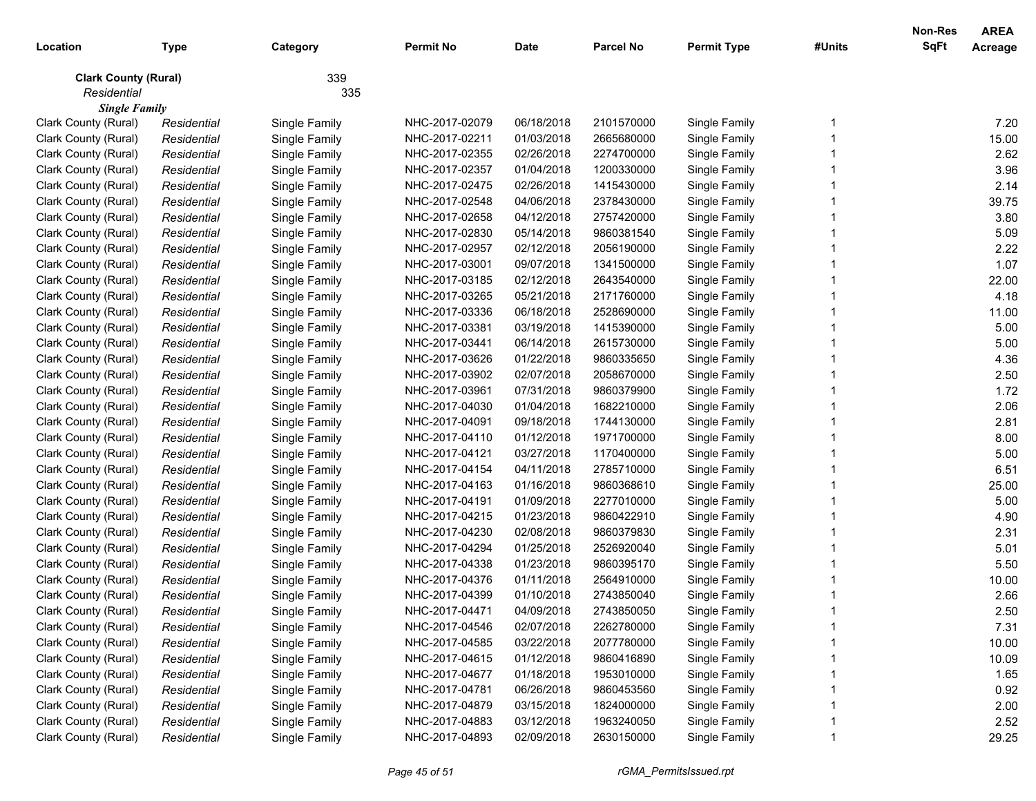| Location | Type | Category | Permit No | Date | Parcel No | Permit Type | #Units | Non-Res SqFt | AREA Acreage |
|---|---|---|---|---|---|---|---|---|---|
| **Clark County (Rural)** | | 339 | | | | | | | |
| *Residential* | | 335 | | | | | | | |
| ***Single Family*** | | | | | | | | | |
| Clark County (Rural) | *Residential* | Single Family | NHC-2017-02079 | 06/18/2018 | 2101570000 | Single Family | 1 | | 7.20 |
| Clark County (Rural) | *Residential* | Single Family | NHC-2017-02211 | 01/03/2018 | 2665680000 | Single Family | 1 | | 15.00 |
| Clark County (Rural) | *Residential* | Single Family | NHC-2017-02355 | 02/26/2018 | 2274700000 | Single Family | 1 | | 2.62 |
| Clark County (Rural) | *Residential* | Single Family | NHC-2017-02357 | 01/04/2018 | 1200330000 | Single Family | 1 | | 3.96 |
| Clark County (Rural) | *Residential* | Single Family | NHC-2017-02475 | 02/26/2018 | 1415430000 | Single Family | 1 | | 2.14 |
| Clark County (Rural) | *Residential* | Single Family | NHC-2017-02548 | 04/06/2018 | 2378430000 | Single Family | 1 | | 39.75 |
| Clark County (Rural) | *Residential* | Single Family | NHC-2017-02658 | 04/12/2018 | 2757420000 | Single Family | 1 | | 3.80 |
| Clark County (Rural) | *Residential* | Single Family | NHC-2017-02830 | 05/14/2018 | 9860381540 | Single Family | 1 | | 5.09 |
| Clark County (Rural) | *Residential* | Single Family | NHC-2017-02957 | 02/12/2018 | 2056190000 | Single Family | 1 | | 2.22 |
| Clark County (Rural) | *Residential* | Single Family | NHC-2017-03001 | 09/07/2018 | 1341500000 | Single Family | 1 | | 1.07 |
| Clark County (Rural) | *Residential* | Single Family | NHC-2017-03185 | 02/12/2018 | 2643540000 | Single Family | 1 | | 22.00 |
| Clark County (Rural) | *Residential* | Single Family | NHC-2017-03265 | 05/21/2018 | 2171760000 | Single Family | 1 | | 4.18 |
| Clark County (Rural) | *Residential* | Single Family | NHC-2017-03336 | 06/18/2018 | 2528690000 | Single Family | 1 | | 11.00 |
| Clark County (Rural) | *Residential* | Single Family | NHC-2017-03381 | 03/19/2018 | 1415390000 | Single Family | 1 | | 5.00 |
| Clark County (Rural) | *Residential* | Single Family | NHC-2017-03441 | 06/14/2018 | 2615730000 | Single Family | 1 | | 5.00 |
| Clark County (Rural) | *Residential* | Single Family | NHC-2017-03626 | 01/22/2018 | 9860335650 | Single Family | 1 | | 4.36 |
| Clark County (Rural) | *Residential* | Single Family | NHC-2017-03902 | 02/07/2018 | 2058670000 | Single Family | 1 | | 2.50 |
| Clark County (Rural) | *Residential* | Single Family | NHC-2017-03961 | 07/31/2018 | 9860379900 | Single Family | 1 | | 1.72 |
| Clark County (Rural) | *Residential* | Single Family | NHC-2017-04030 | 01/04/2018 | 1682210000 | Single Family | 1 | | 2.06 |
| Clark County (Rural) | *Residential* | Single Family | NHC-2017-04091 | 09/18/2018 | 1744130000 | Single Family | 1 | | 2.81 |
| Clark County (Rural) | *Residential* | Single Family | NHC-2017-04110 | 01/12/2018 | 1971700000 | Single Family | 1 | | 8.00 |
| Clark County (Rural) | *Residential* | Single Family | NHC-2017-04121 | 03/27/2018 | 1170400000 | Single Family | 1 | | 5.00 |
| Clark County (Rural) | *Residential* | Single Family | NHC-2017-04154 | 04/11/2018 | 2785710000 | Single Family | 1 | | 6.51 |
| Clark County (Rural) | *Residential* | Single Family | NHC-2017-04163 | 01/16/2018 | 9860368610 | Single Family | 1 | | 25.00 |
| Clark County (Rural) | *Residential* | Single Family | NHC-2017-04191 | 01/09/2018 | 2277010000 | Single Family | 1 | | 5.00 |
| Clark County (Rural) | *Residential* | Single Family | NHC-2017-04215 | 01/23/2018 | 9860422910 | Single Family | 1 | | 4.90 |
| Clark County (Rural) | *Residential* | Single Family | NHC-2017-04230 | 02/08/2018 | 9860379830 | Single Family | 1 | | 2.31 |
| Clark County (Rural) | *Residential* | Single Family | NHC-2017-04294 | 01/25/2018 | 2526920040 | Single Family | 1 | | 5.01 |
| Clark County (Rural) | *Residential* | Single Family | NHC-2017-04338 | 01/23/2018 | 9860395170 | Single Family | 1 | | 5.50 |
| Clark County (Rural) | *Residential* | Single Family | NHC-2017-04376 | 01/11/2018 | 2564910000 | Single Family | 1 | | 10.00 |
| Clark County (Rural) | *Residential* | Single Family | NHC-2017-04399 | 01/10/2018 | 2743850040 | Single Family | 1 | | 2.66 |
| Clark County (Rural) | *Residential* | Single Family | NHC-2017-04471 | 04/09/2018 | 2743850050 | Single Family | 1 | | 2.50 |
| Clark County (Rural) | *Residential* | Single Family | NHC-2017-04546 | 02/07/2018 | 2262780000 | Single Family | 1 | | 7.31 |
| Clark County (Rural) | *Residential* | Single Family | NHC-2017-04585 | 03/22/2018 | 2077780000 | Single Family | 1 | | 10.00 |
| Clark County (Rural) | *Residential* | Single Family | NHC-2017-04615 | 01/12/2018 | 9860416890 | Single Family | 1 | | 10.09 |
| Clark County (Rural) | *Residential* | Single Family | NHC-2017-04677 | 01/18/2018 | 1953010000 | Single Family | 1 | | 1.65 |
| Clark County (Rural) | *Residential* | Single Family | NHC-2017-04781 | 06/26/2018 | 9860453560 | Single Family | 1 | | 0.92 |
| Clark County (Rural) | *Residential* | Single Family | NHC-2017-04879 | 03/15/2018 | 1824000000 | Single Family | 1 | | 2.00 |
| Clark County (Rural) | *Residential* | Single Family | NHC-2017-04883 | 03/12/2018 | 1963240050 | Single Family | 1 | | 2.52 |
| Clark County (Rural) | *Residential* | Single Family | NHC-2017-04893 | 02/09/2018 | 2630150000 | Single Family | 1 | | 29.25 |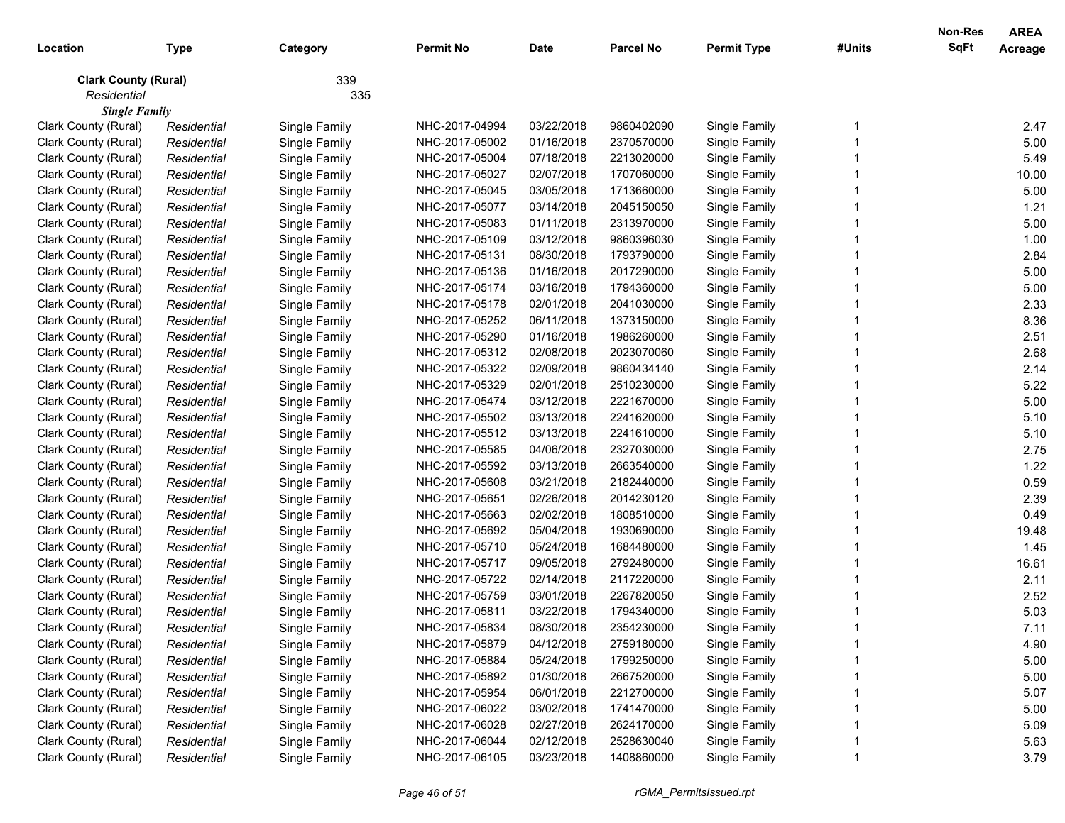| Location | Type | Category | Permit No | Date | Parcel No | Permit Type | #Units | Non-Res SqFt | AREA Acreage |
|---|---|---|---|---|---|---|---|---|---|
| **Clark County (Rural)** | | 339 | | | | | | | |
| *Residential* | | 335 | | | | | | | |
| ***Single Family*** | | | | | | | | | |
| Clark County (Rural) | *Residential* | Single Family | NHC-2017-04994 | 03/22/2018 | 9860402090 | Single Family | 1 | | 2.47 |
| Clark County (Rural) | *Residential* | Single Family | NHC-2017-05002 | 01/16/2018 | 2370570000 | Single Family | 1 | | 5.00 |
| Clark County (Rural) | *Residential* | Single Family | NHC-2017-05004 | 07/18/2018 | 2213020000 | Single Family | 1 | | 5.49 |
| Clark County (Rural) | *Residential* | Single Family | NHC-2017-05027 | 02/07/2018 | 1707060000 | Single Family | 1 | | 10.00 |
| Clark County (Rural) | *Residential* | Single Family | NHC-2017-05045 | 03/05/2018 | 1713660000 | Single Family | 1 | | 5.00 |
| Clark County (Rural) | *Residential* | Single Family | NHC-2017-05077 | 03/14/2018 | 2045150050 | Single Family | 1 | | 1.21 |
| Clark County (Rural) | *Residential* | Single Family | NHC-2017-05083 | 01/11/2018 | 2313970000 | Single Family | 1 | | 5.00 |
| Clark County (Rural) | *Residential* | Single Family | NHC-2017-05109 | 03/12/2018 | 9860396030 | Single Family | 1 | | 1.00 |
| Clark County (Rural) | *Residential* | Single Family | NHC-2017-05131 | 08/30/2018 | 1793790000 | Single Family | 1 | | 2.84 |
| Clark County (Rural) | *Residential* | Single Family | NHC-2017-05136 | 01/16/2018 | 2017290000 | Single Family | 1 | | 5.00 |
| Clark County (Rural) | *Residential* | Single Family | NHC-2017-05174 | 03/16/2018 | 1794360000 | Single Family | 1 | | 5.00 |
| Clark County (Rural) | *Residential* | Single Family | NHC-2017-05178 | 02/01/2018 | 2041030000 | Single Family | 1 | | 2.33 |
| Clark County (Rural) | *Residential* | Single Family | NHC-2017-05252 | 06/11/2018 | 1373150000 | Single Family | 1 | | 8.36 |
| Clark County (Rural) | *Residential* | Single Family | NHC-2017-05290 | 01/16/2018 | 1986260000 | Single Family | 1 | | 2.51 |
| Clark County (Rural) | *Residential* | Single Family | NHC-2017-05312 | 02/08/2018 | 2023070060 | Single Family | 1 | | 2.68 |
| Clark County (Rural) | *Residential* | Single Family | NHC-2017-05322 | 02/09/2018 | 9860434140 | Single Family | 1 | | 2.14 |
| Clark County (Rural) | *Residential* | Single Family | NHC-2017-05329 | 02/01/2018 | 2510230000 | Single Family | 1 | | 5.22 |
| Clark County (Rural) | *Residential* | Single Family | NHC-2017-05474 | 03/12/2018 | 2221670000 | Single Family | 1 | | 5.00 |
| Clark County (Rural) | *Residential* | Single Family | NHC-2017-05502 | 03/13/2018 | 2241620000 | Single Family | 1 | | 5.10 |
| Clark County (Rural) | *Residential* | Single Family | NHC-2017-05512 | 03/13/2018 | 2241610000 | Single Family | 1 | | 5.10 |
| Clark County (Rural) | *Residential* | Single Family | NHC-2017-05585 | 04/06/2018 | 2327030000 | Single Family | 1 | | 2.75 |
| Clark County (Rural) | *Residential* | Single Family | NHC-2017-05592 | 03/13/2018 | 2663540000 | Single Family | 1 | | 1.22 |
| Clark County (Rural) | *Residential* | Single Family | NHC-2017-05608 | 03/21/2018 | 2182440000 | Single Family | 1 | | 0.59 |
| Clark County (Rural) | *Residential* | Single Family | NHC-2017-05651 | 02/26/2018 | 2014230120 | Single Family | 1 | | 2.39 |
| Clark County (Rural) | *Residential* | Single Family | NHC-2017-05663 | 02/02/2018 | 1808510000 | Single Family | 1 | | 0.49 |
| Clark County (Rural) | *Residential* | Single Family | NHC-2017-05692 | 05/04/2018 | 1930690000 | Single Family | 1 | | 19.48 |
| Clark County (Rural) | *Residential* | Single Family | NHC-2017-05710 | 05/24/2018 | 1684480000 | Single Family | 1 | | 1.45 |
| Clark County (Rural) | *Residential* | Single Family | NHC-2017-05717 | 09/05/2018 | 2792480000 | Single Family | 1 | | 16.61 |
| Clark County (Rural) | *Residential* | Single Family | NHC-2017-05722 | 02/14/2018 | 2117220000 | Single Family | 1 | | 2.11 |
| Clark County (Rural) | *Residential* | Single Family | NHC-2017-05759 | 03/01/2018 | 2267820050 | Single Family | 1 | | 2.52 |
| Clark County (Rural) | *Residential* | Single Family | NHC-2017-05811 | 03/22/2018 | 1794340000 | Single Family | 1 | | 5.03 |
| Clark County (Rural) | *Residential* | Single Family | NHC-2017-05834 | 08/30/2018 | 2354230000 | Single Family | 1 | | 7.11 |
| Clark County (Rural) | *Residential* | Single Family | NHC-2017-05879 | 04/12/2018 | 2759180000 | Single Family | 1 | | 4.90 |
| Clark County (Rural) | *Residential* | Single Family | NHC-2017-05884 | 05/24/2018 | 1799250000 | Single Family | 1 | | 5.00 |
| Clark County (Rural) | *Residential* | Single Family | NHC-2017-05892 | 01/30/2018 | 2667520000 | Single Family | 1 | | 5.00 |
| Clark County (Rural) | *Residential* | Single Family | NHC-2017-05954 | 06/01/2018 | 2212700000 | Single Family | 1 | | 5.07 |
| Clark County (Rural) | *Residential* | Single Family | NHC-2017-06022 | 03/02/2018 | 1741470000 | Single Family | 1 | | 5.00 |
| Clark County (Rural) | *Residential* | Single Family | NHC-2017-06028 | 02/27/2018 | 2624170000 | Single Family | 1 | | 5.09 |
| Clark County (Rural) | *Residential* | Single Family | NHC-2017-06044 | 02/12/2018 | 2528630040 | Single Family | 1 | | 5.63 |
| Clark County (Rural) | *Residential* | Single Family | NHC-2017-06105 | 03/23/2018 | 1408860000 | Single Family | 1 | | 3.79 |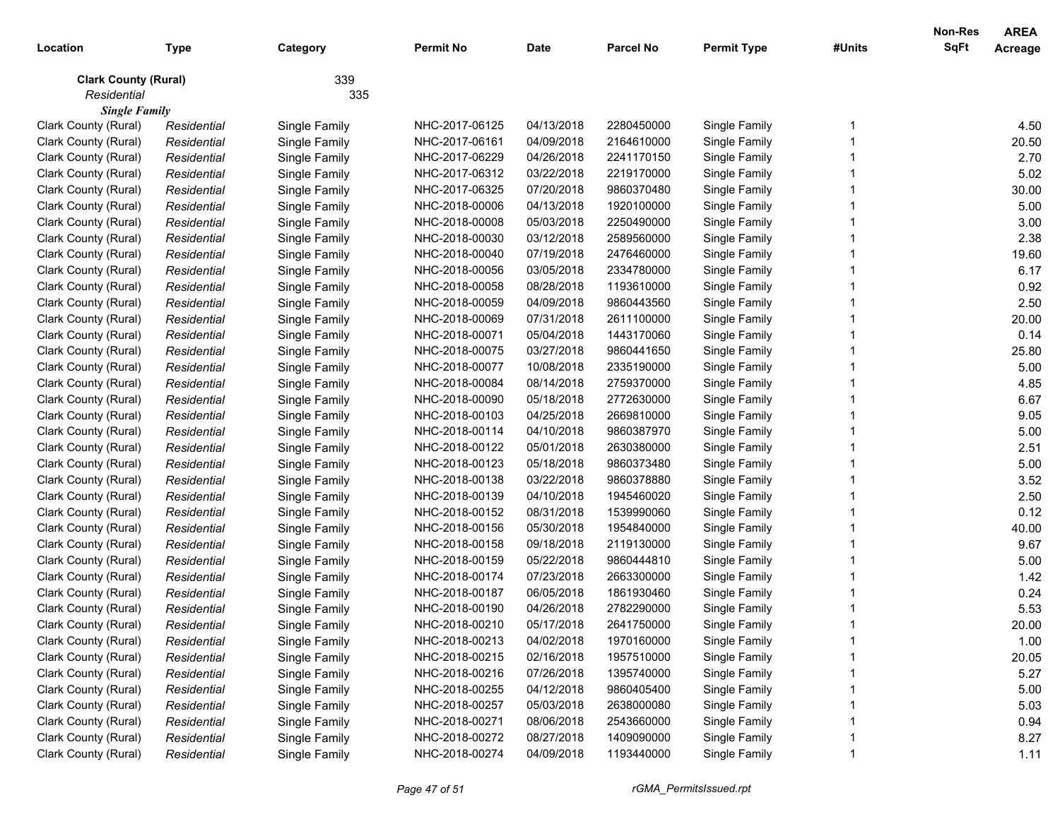| Location | Type | Category | Permit No | Date | Parcel No | Permit Type | #Units | Non-Res SqFt | AREA Acreage |
|---|---|---|---|---|---|---|---|---|---|
| **Clark County (Rural)** | | 339 | | | | | | | |
| *Residential* | | 335 | | | | | | | |
| ***Single Family*** | | | | | | | | | |
| Clark County (Rural) | *Residential* | Single Family | NHC-2017-06125 | 04/13/2018 | 2280450000 | Single Family | 1 | | 4.50 |
| Clark County (Rural) | *Residential* | Single Family | NHC-2017-06161 | 04/09/2018 | 2164610000 | Single Family | 1 | | 20.50 |
| Clark County (Rural) | *Residential* | Single Family | NHC-2017-06229 | 04/26/2018 | 2241170150 | Single Family | 1 | | 2.70 |
| Clark County (Rural) | *Residential* | Single Family | NHC-2017-06312 | 03/22/2018 | 2219170000 | Single Family | 1 | | 5.02 |
| Clark County (Rural) | *Residential* | Single Family | NHC-2017-06325 | 07/20/2018 | 9860370480 | Single Family | 1 | | 30.00 |
| Clark County (Rural) | *Residential* | Single Family | NHC-2018-00006 | 04/13/2018 | 1920100000 | Single Family | 1 | | 5.00 |
| Clark County (Rural) | *Residential* | Single Family | NHC-2018-00008 | 05/03/2018 | 2250490000 | Single Family | 1 | | 3.00 |
| Clark County (Rural) | *Residential* | Single Family | NHC-2018-00030 | 03/12/2018 | 2589560000 | Single Family | 1 | | 2.38 |
| Clark County (Rural) | *Residential* | Single Family | NHC-2018-00040 | 07/19/2018 | 2476460000 | Single Family | 1 | | 19.60 |
| Clark County (Rural) | *Residential* | Single Family | NHC-2018-00056 | 03/05/2018 | 2334780000 | Single Family | 1 | | 6.17 |
| Clark County (Rural) | *Residential* | Single Family | NHC-2018-00058 | 08/28/2018 | 1193610000 | Single Family | 1 | | 0.92 |
| Clark County (Rural) | *Residential* | Single Family | NHC-2018-00059 | 04/09/2018 | 9860443560 | Single Family | 1 | | 2.50 |
| Clark County (Rural) | *Residential* | Single Family | NHC-2018-00069 | 07/31/2018 | 2611100000 | Single Family | 1 | | 20.00 |
| Clark County (Rural) | *Residential* | Single Family | NHC-2018-00071 | 05/04/2018 | 1443170060 | Single Family | 1 | | 0.14 |
| Clark County (Rural) | *Residential* | Single Family | NHC-2018-00075 | 03/27/2018 | 9860441650 | Single Family | 1 | | 25.80 |
| Clark County (Rural) | *Residential* | Single Family | NHC-2018-00077 | 10/08/2018 | 2335190000 | Single Family | 1 | | 5.00 |
| Clark County (Rural) | *Residential* | Single Family | NHC-2018-00084 | 08/14/2018 | 2759370000 | Single Family | 1 | | 4.85 |
| Clark County (Rural) | *Residential* | Single Family | NHC-2018-00090 | 05/18/2018 | 2772630000 | Single Family | 1 | | 6.67 |
| Clark County (Rural) | *Residential* | Single Family | NHC-2018-00103 | 04/25/2018 | 2669810000 | Single Family | 1 | | 9.05 |
| Clark County (Rural) | *Residential* | Single Family | NHC-2018-00114 | 04/10/2018 | 9860387970 | Single Family | 1 | | 5.00 |
| Clark County (Rural) | *Residential* | Single Family | NHC-2018-00122 | 05/01/2018 | 2630380000 | Single Family | 1 | | 2.51 |
| Clark County (Rural) | *Residential* | Single Family | NHC-2018-00123 | 05/18/2018 | 9860373480 | Single Family | 1 | | 5.00 |
| Clark County (Rural) | *Residential* | Single Family | NHC-2018-00138 | 03/22/2018 | 9860378880 | Single Family | 1 | | 3.52 |
| Clark County (Rural) | *Residential* | Single Family | NHC-2018-00139 | 04/10/2018 | 1945460020 | Single Family | 1 | | 2.50 |
| Clark County (Rural) | *Residential* | Single Family | NHC-2018-00152 | 08/31/2018 | 1539990060 | Single Family | 1 | | 0.12 |
| Clark County (Rural) | *Residential* | Single Family | NHC-2018-00156 | 05/30/2018 | 1954840000 | Single Family | 1 | | 40.00 |
| Clark County (Rural) | *Residential* | Single Family | NHC-2018-00158 | 09/18/2018 | 2119130000 | Single Family | 1 | | 9.67 |
| Clark County (Rural) | *Residential* | Single Family | NHC-2018-00159 | 05/22/2018 | 9860444810 | Single Family | 1 | | 5.00 |
| Clark County (Rural) | *Residential* | Single Family | NHC-2018-00174 | 07/23/2018 | 2663300000 | Single Family | 1 | | 1.42 |
| Clark County (Rural) | *Residential* | Single Family | NHC-2018-00187 | 06/05/2018 | 1861930460 | Single Family | 1 | | 0.24 |
| Clark County (Rural) | *Residential* | Single Family | NHC-2018-00190 | 04/26/2018 | 2782290000 | Single Family | 1 | | 5.53 |
| Clark County (Rural) | *Residential* | Single Family | NHC-2018-00210 | 05/17/2018 | 2641750000 | Single Family | 1 | | 20.00 |
| Clark County (Rural) | *Residential* | Single Family | NHC-2018-00213 | 04/02/2018 | 1970160000 | Single Family | 1 | | 1.00 |
| Clark County (Rural) | *Residential* | Single Family | NHC-2018-00215 | 02/16/2018 | 1957510000 | Single Family | 1 | | 20.05 |
| Clark County (Rural) | *Residential* | Single Family | NHC-2018-00216 | 07/26/2018 | 1395740000 | Single Family | 1 | | 5.27 |
| Clark County (Rural) | *Residential* | Single Family | NHC-2018-00255 | 04/12/2018 | 9860405400 | Single Family | 1 | | 5.00 |
| Clark County (Rural) | *Residential* | Single Family | NHC-2018-00257 | 05/03/2018 | 2638000080 | Single Family | 1 | | 5.03 |
| Clark County (Rural) | *Residential* | Single Family | NHC-2018-00271 | 08/06/2018 | 2543660000 | Single Family | 1 | | 0.94 |
| Clark County (Rural) | *Residential* | Single Family | NHC-2018-00272 | 08/27/2018 | 1409090000 | Single Family | 1 | | 8.27 |
| Clark County (Rural) | *Residential* | Single Family | NHC-2018-00274 | 04/09/2018 | 1193440000 | Single Family | 1 | | 1.11 |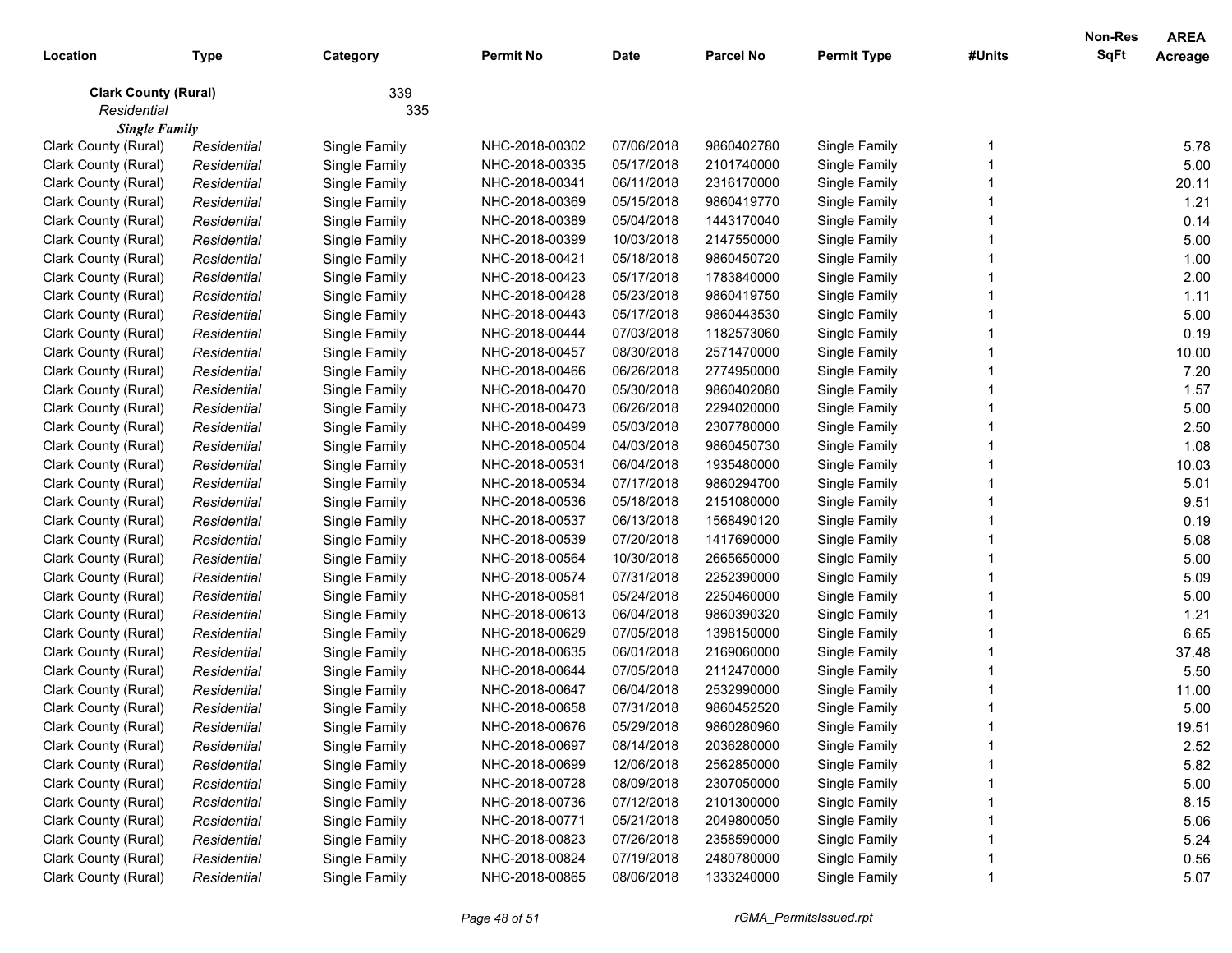| Location | Type | Category | Permit No | Date | Parcel No | Permit Type | #Units | Non-Res SqFt | AREA Acreage |
|---|---|---|---|---|---|---|---|---|---|
| **Clark County (Rural)** | | 339 | | | | | | | |
| *Residential* | | 335 | | | | | | | |
| ***Single Family*** | | | | | | | | | |
| Clark County (Rural) | *Residential* | Single Family | NHC-2018-00302 | 07/06/2018 | 9860402780 | Single Family | 1 | | 5.78 |
| Clark County (Rural) | *Residential* | Single Family | NHC-2018-00335 | 05/17/2018 | 2101740000 | Single Family | 1 | | 5.00 |
| Clark County (Rural) | *Residential* | Single Family | NHC-2018-00341 | 06/11/2018 | 2316170000 | Single Family | 1 | | 20.11 |
| Clark County (Rural) | *Residential* | Single Family | NHC-2018-00369 | 05/15/2018 | 9860419770 | Single Family | 1 | | 1.21 |
| Clark County (Rural) | *Residential* | Single Family | NHC-2018-00389 | 05/04/2018 | 1443170040 | Single Family | 1 | | 0.14 |
| Clark County (Rural) | *Residential* | Single Family | NHC-2018-00399 | 10/03/2018 | 2147550000 | Single Family | 1 | | 5.00 |
| Clark County (Rural) | *Residential* | Single Family | NHC-2018-00421 | 05/18/2018 | 9860450720 | Single Family | 1 | | 1.00 |
| Clark County (Rural) | *Residential* | Single Family | NHC-2018-00423 | 05/17/2018 | 1783840000 | Single Family | 1 | | 2.00 |
| Clark County (Rural) | *Residential* | Single Family | NHC-2018-00428 | 05/23/2018 | 9860419750 | Single Family | 1 | | 1.11 |
| Clark County (Rural) | *Residential* | Single Family | NHC-2018-00443 | 05/17/2018 | 9860443530 | Single Family | 1 | | 5.00 |
| Clark County (Rural) | *Residential* | Single Family | NHC-2018-00444 | 07/03/2018 | 1182573060 | Single Family | 1 | | 0.19 |
| Clark County (Rural) | *Residential* | Single Family | NHC-2018-00457 | 08/30/2018 | 2571470000 | Single Family | 1 | | 10.00 |
| Clark County (Rural) | *Residential* | Single Family | NHC-2018-00466 | 06/26/2018 | 2774950000 | Single Family | 1 | | 7.20 |
| Clark County (Rural) | *Residential* | Single Family | NHC-2018-00470 | 05/30/2018 | 9860402080 | Single Family | 1 | | 1.57 |
| Clark County (Rural) | *Residential* | Single Family | NHC-2018-00473 | 06/26/2018 | 2294020000 | Single Family | 1 | | 5.00 |
| Clark County (Rural) | *Residential* | Single Family | NHC-2018-00499 | 05/03/2018 | 2307780000 | Single Family | 1 | | 2.50 |
| Clark County (Rural) | *Residential* | Single Family | NHC-2018-00504 | 04/03/2018 | 9860450730 | Single Family | 1 | | 1.08 |
| Clark County (Rural) | *Residential* | Single Family | NHC-2018-00531 | 06/04/2018 | 1935480000 | Single Family | 1 | | 10.03 |
| Clark County (Rural) | *Residential* | Single Family | NHC-2018-00534 | 07/17/2018 | 9860294700 | Single Family | 1 | | 5.01 |
| Clark County (Rural) | *Residential* | Single Family | NHC-2018-00536 | 05/18/2018 | 2151080000 | Single Family | 1 | | 9.51 |
| Clark County (Rural) | *Residential* | Single Family | NHC-2018-00537 | 06/13/2018 | 1568490120 | Single Family | 1 | | 0.19 |
| Clark County (Rural) | *Residential* | Single Family | NHC-2018-00539 | 07/20/2018 | 1417690000 | Single Family | 1 | | 5.08 |
| Clark County (Rural) | *Residential* | Single Family | NHC-2018-00564 | 10/30/2018 | 2665650000 | Single Family | 1 | | 5.00 |
| Clark County (Rural) | *Residential* | Single Family | NHC-2018-00574 | 07/31/2018 | 2252390000 | Single Family | 1 | | 5.09 |
| Clark County (Rural) | *Residential* | Single Family | NHC-2018-00581 | 05/24/2018 | 2250460000 | Single Family | 1 | | 5.00 |
| Clark County (Rural) | *Residential* | Single Family | NHC-2018-00613 | 06/04/2018 | 9860390320 | Single Family | 1 | | 1.21 |
| Clark County (Rural) | *Residential* | Single Family | NHC-2018-00629 | 07/05/2018 | 1398150000 | Single Family | 1 | | 6.65 |
| Clark County (Rural) | *Residential* | Single Family | NHC-2018-00635 | 06/01/2018 | 2169060000 | Single Family | 1 | | 37.48 |
| Clark County (Rural) | *Residential* | Single Family | NHC-2018-00644 | 07/05/2018 | 2112470000 | Single Family | 1 | | 5.50 |
| Clark County (Rural) | *Residential* | Single Family | NHC-2018-00647 | 06/04/2018 | 2532990000 | Single Family | 1 | | 11.00 |
| Clark County (Rural) | *Residential* | Single Family | NHC-2018-00658 | 07/31/2018 | 9860452520 | Single Family | 1 | | 5.00 |
| Clark County (Rural) | *Residential* | Single Family | NHC-2018-00676 | 05/29/2018 | 9860280960 | Single Family | 1 | | 19.51 |
| Clark County (Rural) | *Residential* | Single Family | NHC-2018-00697 | 08/14/2018 | 2036280000 | Single Family | 1 | | 2.52 |
| Clark County (Rural) | *Residential* | Single Family | NHC-2018-00699 | 12/06/2018 | 2562850000 | Single Family | 1 | | 5.82 |
| Clark County (Rural) | *Residential* | Single Family | NHC-2018-00728 | 08/09/2018 | 2307050000 | Single Family | 1 | | 5.00 |
| Clark County (Rural) | *Residential* | Single Family | NHC-2018-00736 | 07/12/2018 | 2101300000 | Single Family | 1 | | 8.15 |
| Clark County (Rural) | *Residential* | Single Family | NHC-2018-00771 | 05/21/2018 | 2049800050 | Single Family | 1 | | 5.06 |
| Clark County (Rural) | *Residential* | Single Family | NHC-2018-00823 | 07/26/2018 | 2358590000 | Single Family | 1 | | 5.24 |
| Clark County (Rural) | *Residential* | Single Family | NHC-2018-00824 | 07/19/2018 | 2480780000 | Single Family | 1 | | 0.56 |
| Clark County (Rural) | *Residential* | Single Family | NHC-2018-00865 | 08/06/2018 | 1333240000 | Single Family | 1 | | 5.07 |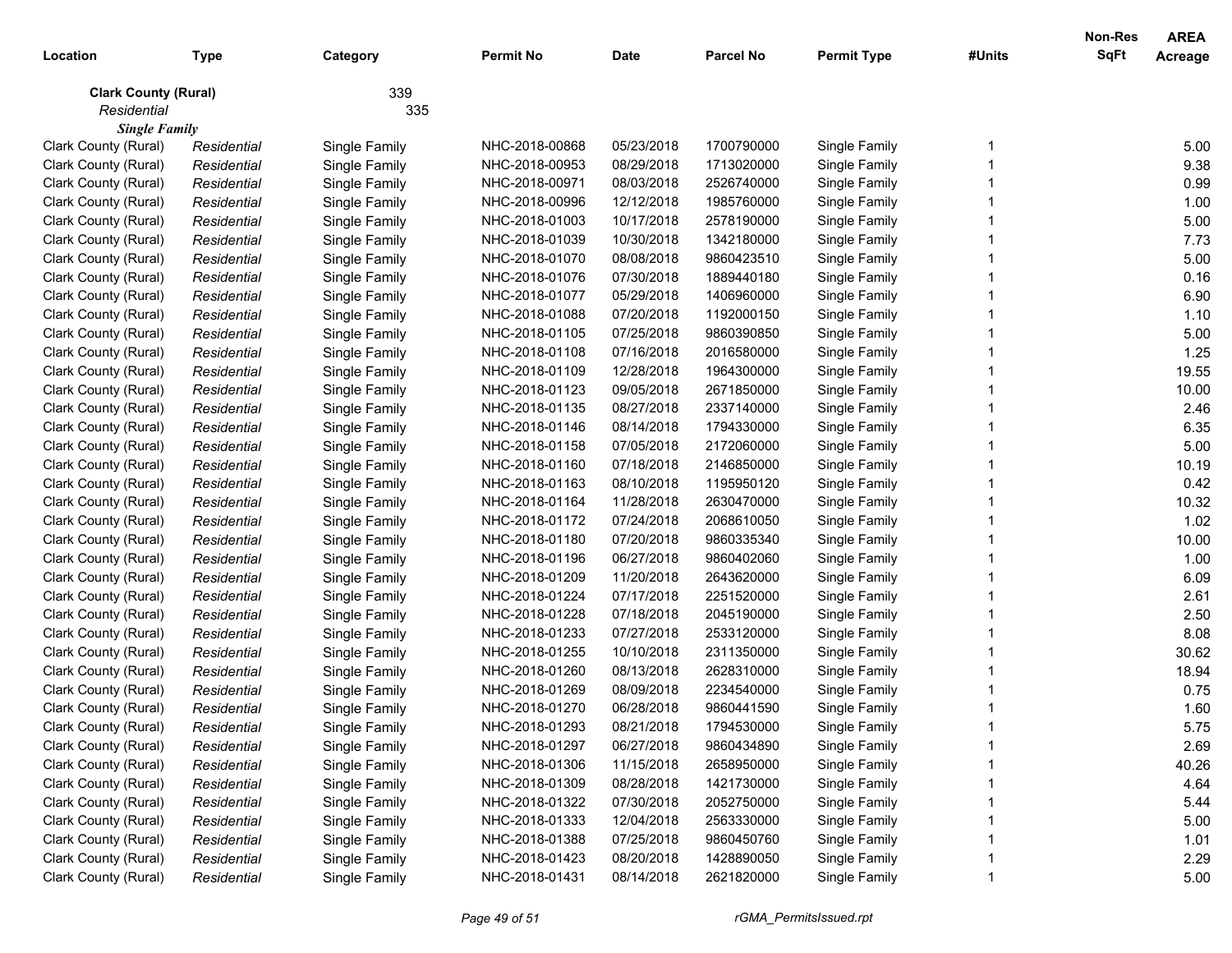| Location | Type | Category | Permit No | Date | Parcel No | Permit Type | #Units | Non-Res SqFt | AREA Acreage |
|---|---|---|---|---|---|---|---|---|---|
| **Clark County (Rural)** | | 339 | | | | | | | |
| *Residential* | | 335 | | | | | | | |
| ***Single Family*** | | | | | | | | | |
| Clark County (Rural) | *Residential* | Single Family | NHC-2018-00868 | 05/23/2018 | 1700790000 | Single Family | 1 | | 5.00 |
| Clark County (Rural) | *Residential* | Single Family | NHC-2018-00953 | 08/29/2018 | 1713020000 | Single Family | 1 | | 9.38 |
| Clark County (Rural) | *Residential* | Single Family | NHC-2018-00971 | 08/03/2018 | 2526740000 | Single Family | 1 | | 0.99 |
| Clark County (Rural) | *Residential* | Single Family | NHC-2018-00996 | 12/12/2018 | 1985760000 | Single Family | 1 | | 1.00 |
| Clark County (Rural) | *Residential* | Single Family | NHC-2018-01003 | 10/17/2018 | 2578190000 | Single Family | 1 | | 5.00 |
| Clark County (Rural) | *Residential* | Single Family | NHC-2018-01039 | 10/30/2018 | 1342180000 | Single Family | 1 | | 7.73 |
| Clark County (Rural) | *Residential* | Single Family | NHC-2018-01070 | 08/08/2018 | 9860423510 | Single Family | 1 | | 5.00 |
| Clark County (Rural) | *Residential* | Single Family | NHC-2018-01076 | 07/30/2018 | 1889440180 | Single Family | 1 | | 0.16 |
| Clark County (Rural) | *Residential* | Single Family | NHC-2018-01077 | 05/29/2018 | 1406960000 | Single Family | 1 | | 6.90 |
| Clark County (Rural) | *Residential* | Single Family | NHC-2018-01088 | 07/20/2018 | 1192000150 | Single Family | 1 | | 1.10 |
| Clark County (Rural) | *Residential* | Single Family | NHC-2018-01105 | 07/25/2018 | 9860390850 | Single Family | 1 | | 5.00 |
| Clark County (Rural) | *Residential* | Single Family | NHC-2018-01108 | 07/16/2018 | 2016580000 | Single Family | 1 | | 1.25 |
| Clark County (Rural) | *Residential* | Single Family | NHC-2018-01109 | 12/28/2018 | 1964300000 | Single Family | 1 | | 19.55 |
| Clark County (Rural) | *Residential* | Single Family | NHC-2018-01123 | 09/05/2018 | 2671850000 | Single Family | 1 | | 10.00 |
| Clark County (Rural) | *Residential* | Single Family | NHC-2018-01135 | 08/27/2018 | 2337140000 | Single Family | 1 | | 2.46 |
| Clark County (Rural) | *Residential* | Single Family | NHC-2018-01146 | 08/14/2018 | 1794330000 | Single Family | 1 | | 6.35 |
| Clark County (Rural) | *Residential* | Single Family | NHC-2018-01158 | 07/05/2018 | 2172060000 | Single Family | 1 | | 5.00 |
| Clark County (Rural) | *Residential* | Single Family | NHC-2018-01160 | 07/18/2018 | 2146850000 | Single Family | 1 | | 10.19 |
| Clark County (Rural) | *Residential* | Single Family | NHC-2018-01163 | 08/10/2018 | 1195950120 | Single Family | 1 | | 0.42 |
| Clark County (Rural) | *Residential* | Single Family | NHC-2018-01164 | 11/28/2018 | 2630470000 | Single Family | 1 | | 10.32 |
| Clark County (Rural) | *Residential* | Single Family | NHC-2018-01172 | 07/24/2018 | 2068610050 | Single Family | 1 | | 1.02 |
| Clark County (Rural) | *Residential* | Single Family | NHC-2018-01180 | 07/20/2018 | 9860335340 | Single Family | 1 | | 10.00 |
| Clark County (Rural) | *Residential* | Single Family | NHC-2018-01196 | 06/27/2018 | 9860402060 | Single Family | 1 | | 1.00 |
| Clark County (Rural) | *Residential* | Single Family | NHC-2018-01209 | 11/20/2018 | 2643620000 | Single Family | 1 | | 6.09 |
| Clark County (Rural) | *Residential* | Single Family | NHC-2018-01224 | 07/17/2018 | 2251520000 | Single Family | 1 | | 2.61 |
| Clark County (Rural) | *Residential* | Single Family | NHC-2018-01228 | 07/18/2018 | 2045190000 | Single Family | 1 | | 2.50 |
| Clark County (Rural) | *Residential* | Single Family | NHC-2018-01233 | 07/27/2018 | 2533120000 | Single Family | 1 | | 8.08 |
| Clark County (Rural) | *Residential* | Single Family | NHC-2018-01255 | 10/10/2018 | 2311350000 | Single Family | 1 | | 30.62 |
| Clark County (Rural) | *Residential* | Single Family | NHC-2018-01260 | 08/13/2018 | 2628310000 | Single Family | 1 | | 18.94 |
| Clark County (Rural) | *Residential* | Single Family | NHC-2018-01269 | 08/09/2018 | 2234540000 | Single Family | 1 | | 0.75 |
| Clark County (Rural) | *Residential* | Single Family | NHC-2018-01270 | 06/28/2018 | 9860441590 | Single Family | 1 | | 1.60 |
| Clark County (Rural) | *Residential* | Single Family | NHC-2018-01293 | 08/21/2018 | 1794530000 | Single Family | 1 | | 5.75 |
| Clark County (Rural) | *Residential* | Single Family | NHC-2018-01297 | 06/27/2018 | 9860434890 | Single Family | 1 | | 2.69 |
| Clark County (Rural) | *Residential* | Single Family | NHC-2018-01306 | 11/15/2018 | 2658950000 | Single Family | 1 | | 40.26 |
| Clark County (Rural) | *Residential* | Single Family | NHC-2018-01309 | 08/28/2018 | 1421730000 | Single Family | 1 | | 4.64 |
| Clark County (Rural) | *Residential* | Single Family | NHC-2018-01322 | 07/30/2018 | 2052750000 | Single Family | 1 | | 5.44 |
| Clark County (Rural) | *Residential* | Single Family | NHC-2018-01333 | 12/04/2018 | 2563330000 | Single Family | 1 | | 5.00 |
| Clark County (Rural) | *Residential* | Single Family | NHC-2018-01388 | 07/25/2018 | 9860450760 | Single Family | 1 | | 1.01 |
| Clark County (Rural) | *Residential* | Single Family | NHC-2018-01423 | 08/20/2018 | 1428890050 | Single Family | 1 | | 2.29 |
| Clark County (Rural) | *Residential* | Single Family | NHC-2018-01431 | 08/14/2018 | 2621820000 | Single Family | 1 | | 5.00 |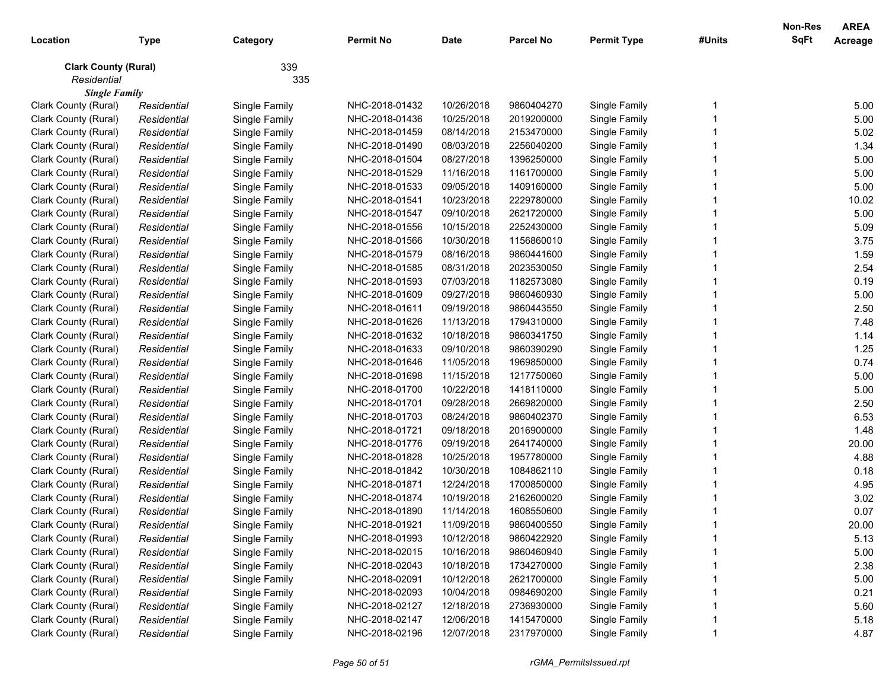| Location | Type | Category | Permit No | Date | Parcel No | Permit Type | #Units | Non-Res SqFt | AREA Acreage |
|---|---|---|---|---|---|---|---|---|---|
| **Clark County (Rural)** | | 339 | | | | | | | |
| *Residential* | | 335 | | | | | | | |
| ***Single Family*** | | | | | | | | | |
| Clark County (Rural) | *Residential* | Single Family | NHC-2018-01432 | 10/26/2018 | 9860404270 | Single Family | 1 | | 5.00 |
| Clark County (Rural) | *Residential* | Single Family | NHC-2018-01436 | 10/25/2018 | 2019200000 | Single Family | 1 | | 5.00 |
| Clark County (Rural) | *Residential* | Single Family | NHC-2018-01459 | 08/14/2018 | 2153470000 | Single Family | 1 | | 5.02 |
| Clark County (Rural) | *Residential* | Single Family | NHC-2018-01490 | 08/03/2018 | 2256040200 | Single Family | 1 | | 1.34 |
| Clark County (Rural) | *Residential* | Single Family | NHC-2018-01504 | 08/27/2018 | 1396250000 | Single Family | 1 | | 5.00 |
| Clark County (Rural) | *Residential* | Single Family | NHC-2018-01529 | 11/16/2018 | 1161700000 | Single Family | 1 | | 5.00 |
| Clark County (Rural) | *Residential* | Single Family | NHC-2018-01533 | 09/05/2018 | 1409160000 | Single Family | 1 | | 5.00 |
| Clark County (Rural) | *Residential* | Single Family | NHC-2018-01541 | 10/23/2018 | 2229780000 | Single Family | 1 | | 10.02 |
| Clark County (Rural) | *Residential* | Single Family | NHC-2018-01547 | 09/10/2018 | 2621720000 | Single Family | 1 | | 5.00 |
| Clark County (Rural) | *Residential* | Single Family | NHC-2018-01556 | 10/15/2018 | 2252430000 | Single Family | 1 | | 5.09 |
| Clark County (Rural) | *Residential* | Single Family | NHC-2018-01566 | 10/30/2018 | 1156860010 | Single Family | 1 | | 3.75 |
| Clark County (Rural) | *Residential* | Single Family | NHC-2018-01579 | 08/16/2018 | 9860441600 | Single Family | 1 | | 1.59 |
| Clark County (Rural) | *Residential* | Single Family | NHC-2018-01585 | 08/31/2018 | 2023530050 | Single Family | 1 | | 2.54 |
| Clark County (Rural) | *Residential* | Single Family | NHC-2018-01593 | 07/03/2018 | 1182573080 | Single Family | 1 | | 0.19 |
| Clark County (Rural) | *Residential* | Single Family | NHC-2018-01609 | 09/27/2018 | 9860460930 | Single Family | 1 | | 5.00 |
| Clark County (Rural) | *Residential* | Single Family | NHC-2018-01611 | 09/19/2018 | 9860443550 | Single Family | 1 | | 2.50 |
| Clark County (Rural) | *Residential* | Single Family | NHC-2018-01626 | 11/13/2018 | 1794310000 | Single Family | 1 | | 7.48 |
| Clark County (Rural) | *Residential* | Single Family | NHC-2018-01632 | 10/18/2018 | 9860341750 | Single Family | 1 | | 1.14 |
| Clark County (Rural) | *Residential* | Single Family | NHC-2018-01633 | 09/10/2018 | 9860390290 | Single Family | 1 | | 1.25 |
| Clark County (Rural) | *Residential* | Single Family | NHC-2018-01646 | 11/05/2018 | 1969850000 | Single Family | 1 | | 0.74 |
| Clark County (Rural) | *Residential* | Single Family | NHC-2018-01698 | 11/15/2018 | 1217750060 | Single Family | 1 | | 5.00 |
| Clark County (Rural) | *Residential* | Single Family | NHC-2018-01700 | 10/22/2018 | 1418110000 | Single Family | 1 | | 5.00 |
| Clark County (Rural) | *Residential* | Single Family | NHC-2018-01701 | 09/28/2018 | 2669820000 | Single Family | 1 | | 2.50 |
| Clark County (Rural) | *Residential* | Single Family | NHC-2018-01703 | 08/24/2018 | 9860402370 | Single Family | 1 | | 6.53 |
| Clark County (Rural) | *Residential* | Single Family | NHC-2018-01721 | 09/18/2018 | 2016900000 | Single Family | 1 | | 1.48 |
| Clark County (Rural) | *Residential* | Single Family | NHC-2018-01776 | 09/19/2018 | 2641740000 | Single Family | 1 | | 20.00 |
| Clark County (Rural) | *Residential* | Single Family | NHC-2018-01828 | 10/25/2018 | 1957780000 | Single Family | 1 | | 4.88 |
| Clark County (Rural) | *Residential* | Single Family | NHC-2018-01842 | 10/30/2018 | 1084862110 | Single Family | 1 | | 0.18 |
| Clark County (Rural) | *Residential* | Single Family | NHC-2018-01871 | 12/24/2018 | 1700850000 | Single Family | 1 | | 4.95 |
| Clark County (Rural) | *Residential* | Single Family | NHC-2018-01874 | 10/19/2018 | 2162600020 | Single Family | 1 | | 3.02 |
| Clark County (Rural) | *Residential* | Single Family | NHC-2018-01890 | 11/14/2018 | 1608550600 | Single Family | 1 | | 0.07 |
| Clark County (Rural) | *Residential* | Single Family | NHC-2018-01921 | 11/09/2018 | 9860400550 | Single Family | 1 | | 20.00 |
| Clark County (Rural) | *Residential* | Single Family | NHC-2018-01993 | 10/12/2018 | 9860422920 | Single Family | 1 | | 5.13 |
| Clark County (Rural) | *Residential* | Single Family | NHC-2018-02015 | 10/16/2018 | 9860460940 | Single Family | 1 | | 5.00 |
| Clark County (Rural) | *Residential* | Single Family | NHC-2018-02043 | 10/18/2018 | 1734270000 | Single Family | 1 | | 2.38 |
| Clark County (Rural) | *Residential* | Single Family | NHC-2018-02091 | 10/12/2018 | 2621700000 | Single Family | 1 | | 5.00 |
| Clark County (Rural) | *Residential* | Single Family | NHC-2018-02093 | 10/04/2018 | 0984690200 | Single Family | 1 | | 0.21 |
| Clark County (Rural) | *Residential* | Single Family | NHC-2018-02127 | 12/18/2018 | 2736930000 | Single Family | 1 | | 5.60 |
| Clark County (Rural) | *Residential* | Single Family | NHC-2018-02147 | 12/06/2018 | 1415470000 | Single Family | 1 | | 5.18 |
| Clark County (Rural) | *Residential* | Single Family | NHC-2018-02196 | 12/07/2018 | 2317970000 | Single Family | 1 | | 4.87 |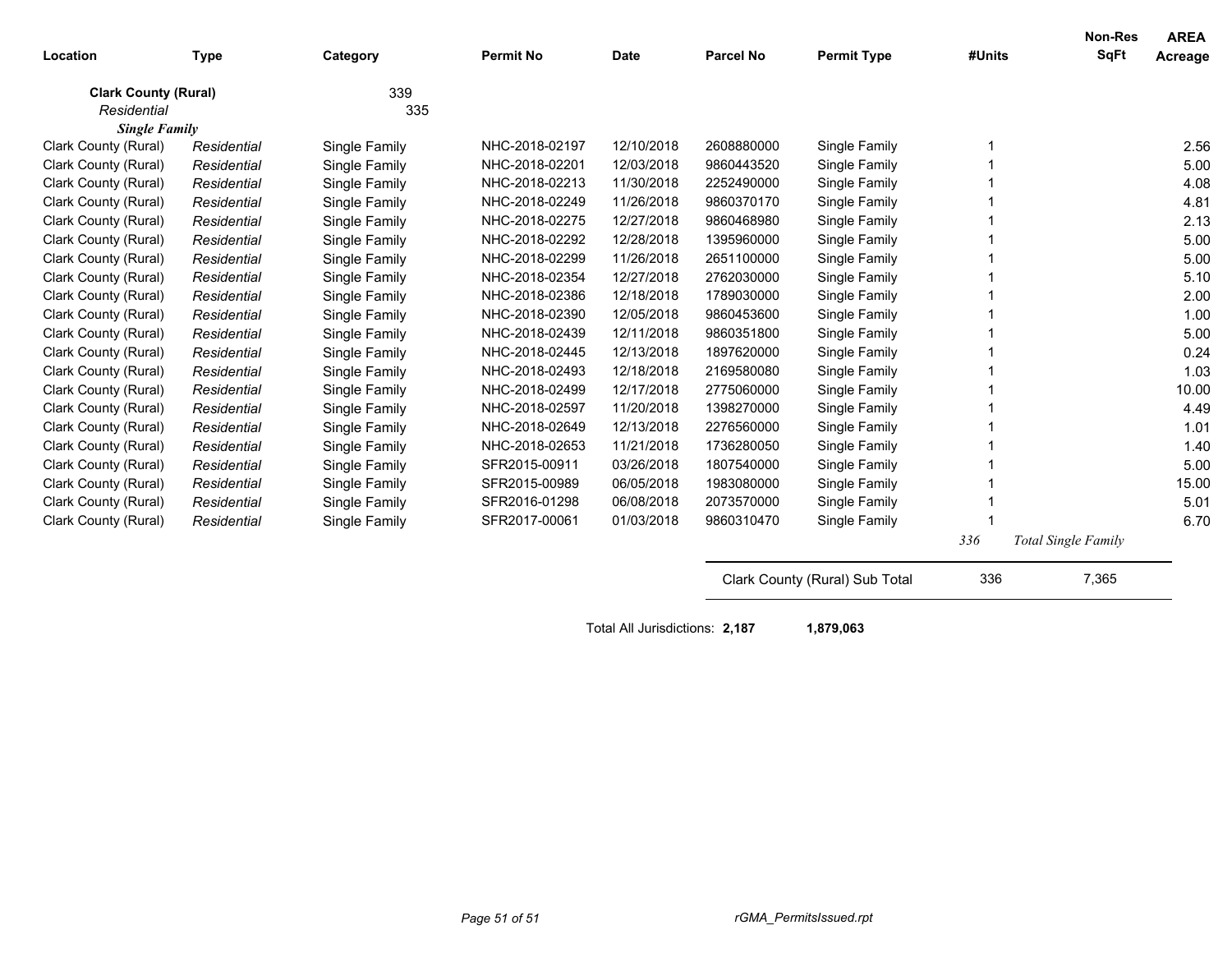| Location | Type | Category | Permit No | Date | Parcel No | Permit Type | #Units | Non-Res SqFt | AREA Acreage |
|---|---|---|---|---|---|---|---|---|---|
| **Clark County (Rural)** | | 339 | | | | | | | |
| *Residential* | | 335 | | | | | | | |
| ***Single Family*** | | | | | | | | | |
| Clark County (Rural) | *Residential* | Single Family | NHC-2018-02197 | 12/10/2018 | 2608880000 | Single Family | 1 | | 2.56 |
| Clark County (Rural) | *Residential* | Single Family | NHC-2018-02201 | 12/03/2018 | 9860443520 | Single Family | 1 | | 5.00 |
| Clark County (Rural) | *Residential* | Single Family | NHC-2018-02213 | 11/30/2018 | 2252490000 | Single Family | 1 | | 4.08 |
| Clark County (Rural) | *Residential* | Single Family | NHC-2018-02249 | 11/26/2018 | 9860370170 | Single Family | 1 | | 4.81 |
| Clark County (Rural) | *Residential* | Single Family | NHC-2018-02275 | 12/27/2018 | 9860468980 | Single Family | 1 | | 2.13 |
| Clark County (Rural) | *Residential* | Single Family | NHC-2018-02292 | 12/28/2018 | 1395960000 | Single Family | 1 | | 5.00 |
| Clark County (Rural) | *Residential* | Single Family | NHC-2018-02299 | 11/26/2018 | 2651100000 | Single Family | 1 | | 5.00 |
| Clark County (Rural) | *Residential* | Single Family | NHC-2018-02354 | 12/27/2018 | 2762030000 | Single Family | 1 | | 5.10 |
| Clark County (Rural) | *Residential* | Single Family | NHC-2018-02386 | 12/18/2018 | 1789030000 | Single Family | 1 | | 2.00 |
| Clark County (Rural) | *Residential* | Single Family | NHC-2018-02390 | 12/05/2018 | 9860453600 | Single Family | 1 | | 1.00 |
| Clark County (Rural) | *Residential* | Single Family | NHC-2018-02439 | 12/11/2018 | 9860351800 | Single Family | 1 | | 5.00 |
| Clark County (Rural) | *Residential* | Single Family | NHC-2018-02445 | 12/13/2018 | 1897620000 | Single Family | 1 | | 0.24 |
| Clark County (Rural) | *Residential* | Single Family | NHC-2018-02493 | 12/18/2018 | 2169580080 | Single Family | 1 | | 1.03 |
| Clark County (Rural) | *Residential* | Single Family | NHC-2018-02499 | 12/17/2018 | 2775060000 | Single Family | 1 | | 10.00 |
| Clark County (Rural) | *Residential* | Single Family | NHC-2018-02597 | 11/20/2018 | 1398270000 | Single Family | 1 | | 4.49 |
| Clark County (Rural) | *Residential* | Single Family | NHC-2018-02649 | 12/13/2018 | 2276560000 | Single Family | 1 | | 1.01 |
| Clark County (Rural) | *Residential* | Single Family | NHC-2018-02653 | 11/21/2018 | 1736280050 | Single Family | 1 | | 1.40 |
| Clark County (Rural) | *Residential* | Single Family | SFR2015-00911 | 03/26/2018 | 1807540000 | Single Family | 1 | | 5.00 |
| Clark County (Rural) | *Residential* | Single Family | SFR2015-00989 | 06/05/2018 | 1983080000 | Single Family | 1 | | 15.00 |
| Clark County (Rural) | *Residential* | Single Family | SFR2016-01298 | 06/08/2018 | 2073570000 | Single Family | 1 | | 5.01 |
| Clark County (Rural) | *Residential* | Single Family | SFR2017-00061 | 01/03/2018 | 9860310470 | Single Family | 1 | | 6.70 |
| | | | | | | | *336* | *Total Single Family* | |
| | | | | | Clark County (Rural) Sub Total | | 336 | 7,365 | |

Total All Jurisdictions: **2,187** **1,879,063**